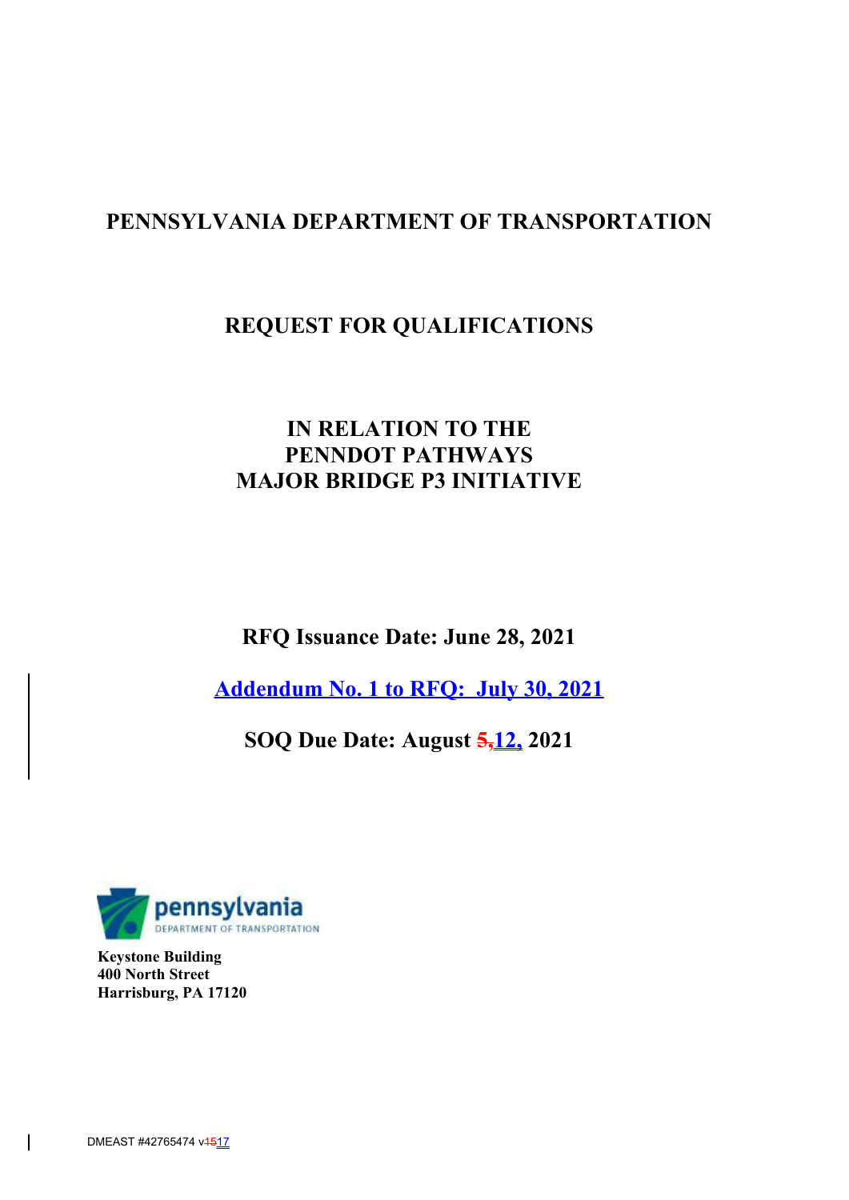# PENNSYLVANIA DEPARTMENT OF TRANSPORTATION

## REQUEST FOR QUALIFICATIONS

## IN RELATION TO THE PENNDOT PATHWAYS MAJOR BRIDGE P3 INITIATIVE

**RFQ Issuance Date: June 28, 2021**

**Addendum No. 1 to RFQ: July 30, 2021**

**SOQ Due Date: August ~~5,~~12, 2021**

pennsylvania
DEPARTMENT OF TRANSPORTATION

**Keystone Building**
**400 North Street**
**Harrisburg, PA 17120**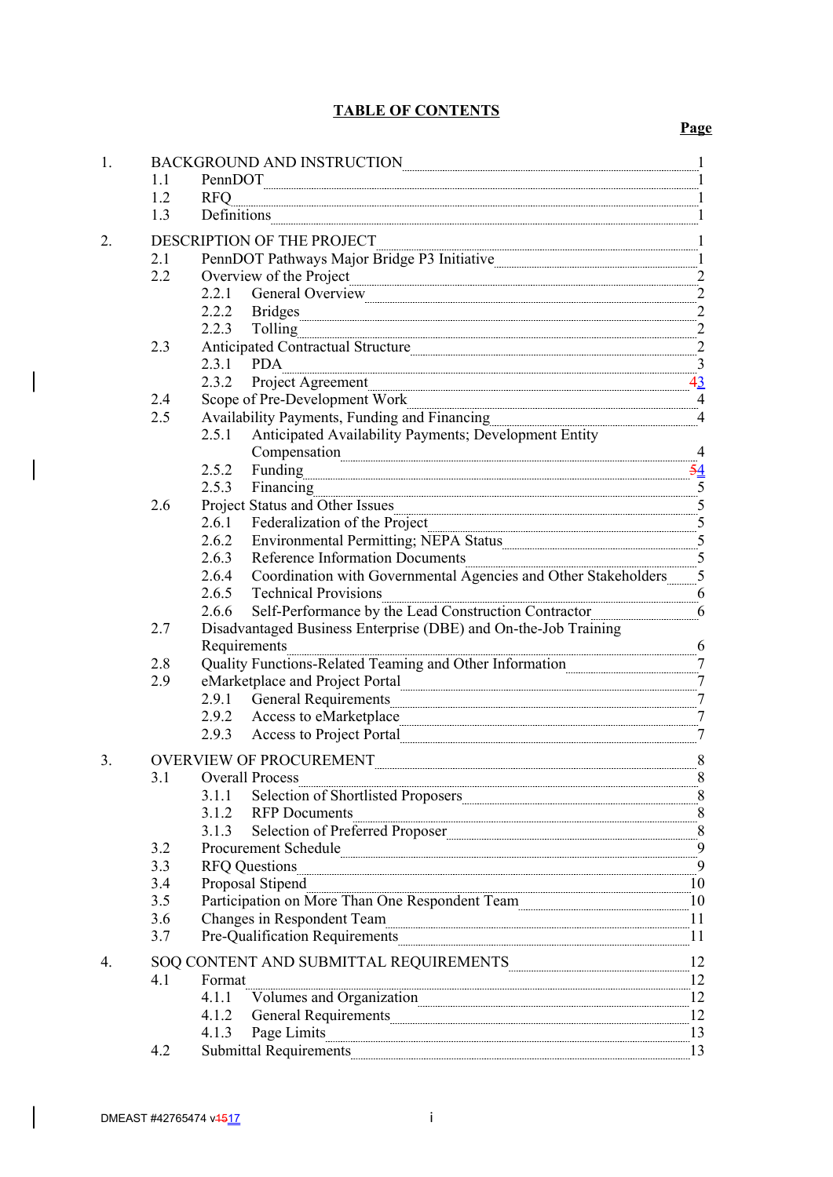**TABLE OF CONTENTS**

| | | Page |
|---|---|---|
| 1. | BACKGROUND AND INSTRUCTION | 1 |
| | 1.1 PennDOT | 1 |
| | 1.2 RFQ | 1 |
| | 1.3 Definitions | 1 |
| 2. | DESCRIPTION OF THE PROJECT | 1 |
| | 2.1 PennDOT Pathways Major Bridge P3 Initiative | 1 |
| | 2.2 Overview of the Project | 2 |
| | 2.2.1 General Overview | 2 |
| | 2.2.2 Bridges | 2 |
| | 2.2.3 Tolling | 2 |
| | 2.3 Anticipated Contractual Structure | 2 |
| | 2.3.1 PDA | 3 |
| | 2.3.2 Project Agreement | ~~4~~3 |
| | 2.4 Scope of Pre-Development Work | 4 |
| | 2.5 Availability Payments, Funding and Financing | 4 |
| | 2.5.1 Anticipated Availability Payments; Development Entity Compensation | 4 |
| | 2.5.2 Funding | ~~5~~4 |
| | 2.5.3 Financing | 5 |
| | 2.6 Project Status and Other Issues | 5 |
| | 2.6.1 Federalization of the Project | 5 |
| | 2.6.2 Environmental Permitting; NEPA Status | 5 |
| | 2.6.3 Reference Information Documents | 5 |
| | 2.6.4 Coordination with Governmental Agencies and Other Stakeholders | 5 |
| | 2.6.5 Technical Provisions | 6 |
| | 2.6.6 Self-Performance by the Lead Construction Contractor | 6 |
| | 2.7 Disadvantaged Business Enterprise (DBE) and On-the-Job Training Requirements | 6 |
| | 2.8 Quality Functions-Related Teaming and Other Information | 7 |
| | 2.9 eMarketplace and Project Portal | 7 |
| | 2.9.1 General Requirements | 7 |
| | 2.9.2 Access to eMarketplace | 7 |
| | 2.9.3 Access to Project Portal | 7 |
| 3. | OVERVIEW OF PROCUREMENT | 8 |
| | 3.1 Overall Process | 8 |
| | 3.1.1 Selection of Shortlisted Proposers | 8 |
| | 3.1.2 RFP Documents | 8 |
| | 3.1.3 Selection of Preferred Proposer | 8 |
| | 3.2 Procurement Schedule | 9 |
| | 3.3 RFQ Questions | 9 |
| | 3.4 Proposal Stipend | 10 |
| | 3.5 Participation on More Than One Respondent Team | 10 |
| | 3.6 Changes in Respondent Team | 11 |
| | 3.7 Pre-Qualification Requirements | 11 |
| 4. | SOQ CONTENT AND SUBMITTAL REQUIREMENTS | 12 |
| | 4.1 Format | 12 |
| | 4.1.1 Volumes and Organization | 12 |
| | 4.1.2 General Requirements | 12 |
| | 4.1.3 Page Limits | 13 |
| | 4.2 Submittal Requirements | 13 |

DMEAST #42765474 v~~15~~17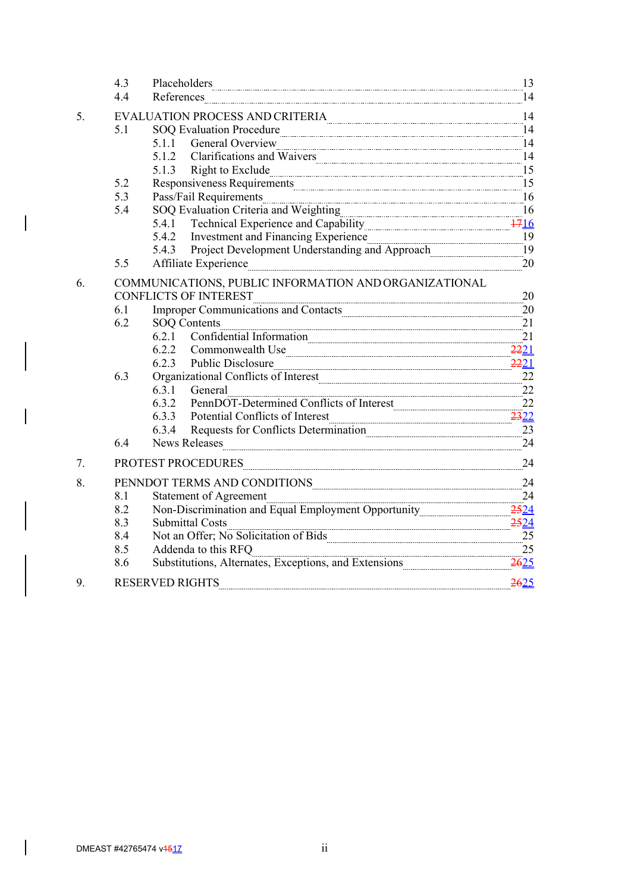| | | | Page |
|---|---|---|---|
| | 4.3 | Placeholders | 13 |
| | 4.4 | References | 14 |
| 5. | | EVALUATION PROCESS AND CRITERIA | 14 |
| | 5.1 | SOQ Evaluation Procedure | 14 |
| | | 5.1.1 General Overview | 14 |
| | | 5.1.2 Clarifications and Waivers | 14 |
| | | 5.1.3 Right to Exclude | 15 |
| | 5.2 | Responsiveness Requirements | 15 |
| | 5.3 | Pass/Fail Requirements | 16 |
| | 5.4 | SOQ Evaluation Criteria and Weighting | 16 |
| | | 5.4.1 Technical Experience and Capability | ~~17~~16 |
| | | 5.4.2 Investment and Financing Experience | 19 |
| | | 5.4.3 Project Development Understanding and Approach | 19 |
| | 5.5 | Affiliate Experience | 20 |
| 6. | | COMMUNICATIONS, PUBLIC INFORMATION AND ORGANIZATIONAL CONFLICTS OF INTEREST | 20 |
| | 6.1 | Improper Communications and Contacts | 20 |
| | 6.2 | SOQ Contents | 21 |
| | | 6.2.1 Confidential Information | 21 |
| | | 6.2.2 Commonwealth Use | ~~22~~21 |
| | | 6.2.3 Public Disclosure | ~~22~~21 |
| | 6.3 | Organizational Conflicts of Interest | 22 |
| | | 6.3.1 General | 22 |
| | | 6.3.2 PennDOT-Determined Conflicts of Interest | 22 |
| | | 6.3.3 Potential Conflicts of Interest | ~~23~~22 |
| | | 6.3.4 Requests for Conflicts Determination | 23 |
| | 6.4 | News Releases | 24 |
| 7. | | PROTEST PROCEDURES | 24 |
| 8. | | PENNDOT TERMS AND CONDITIONS | 24 |
| | 8.1 | Statement of Agreement | 24 |
| | 8.2 | Non-Discrimination and Equal Employment Opportunity | ~~25~~24 |
| | 8.3 | Submittal Costs | ~~25~~24 |
| | 8.4 | Not an Offer; No Solicitation of Bids | 25 |
| | 8.5 | Addenda to this RFQ | 25 |
| | 8.6 | Substitutions, Alternates, Exceptions, and Extensions | ~~26~~25 |
| 9. | | RESERVED RIGHTS | ~~26~~25 |

DMEAST #42765474 v~~15~~17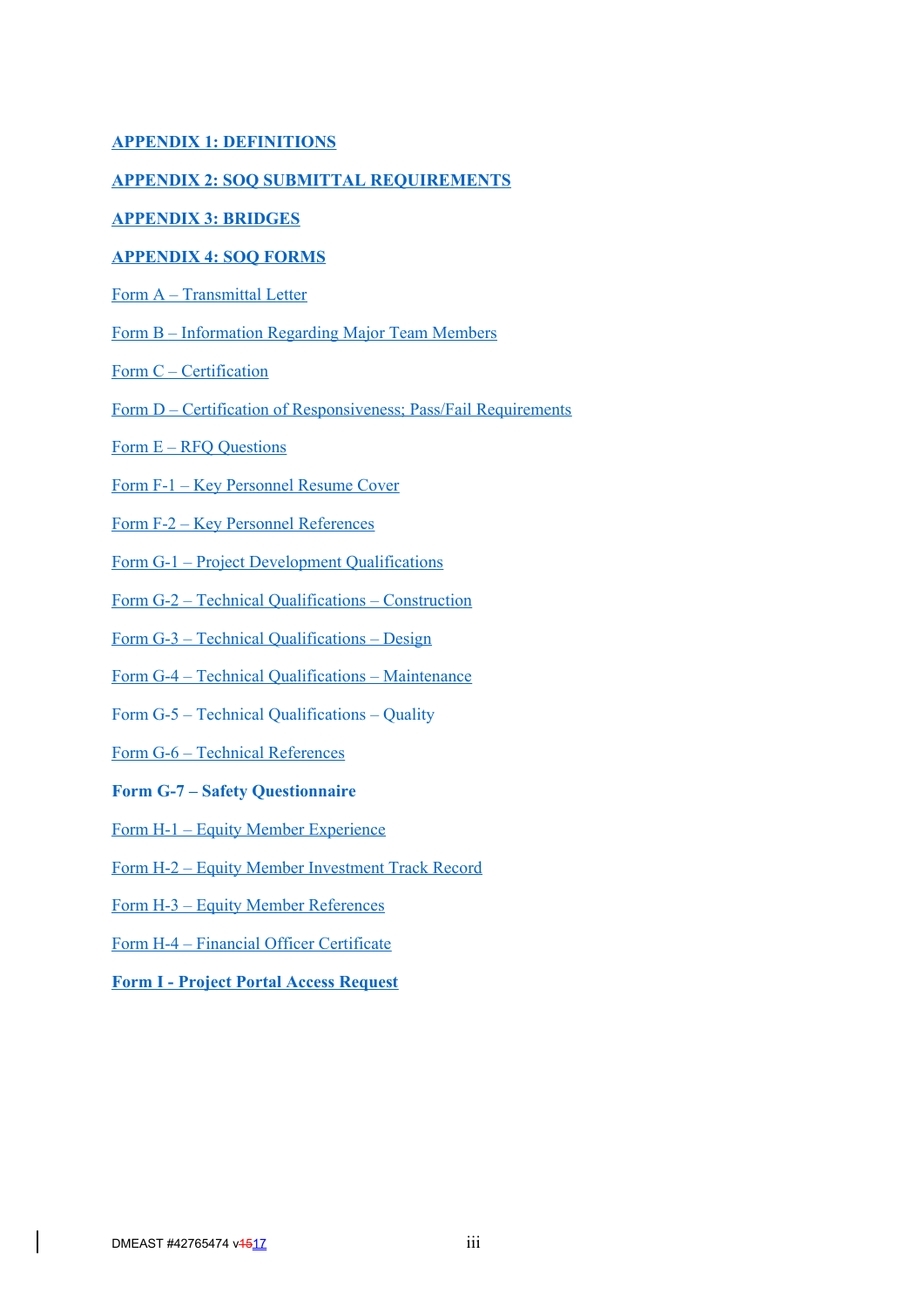**APPENDIX 1: DEFINITIONS**

**APPENDIX 2: SOQ SUBMITTAL REQUIREMENTS**

**APPENDIX 3: BRIDGES**

**APPENDIX 4: SOQ FORMS**

Form A – Transmittal Letter

Form B – Information Regarding Major Team Members

Form C – Certification

Form D – Certification of Responsiveness; Pass/Fail Requirements

Form E – RFQ Questions

Form F-1 – Key Personnel Resume Cover

Form F-2 – Key Personnel References

Form G-1 – Project Development Qualifications

Form G-2 – Technical Qualifications – Construction

Form G-3 – Technical Qualifications – Design

Form G-4 – Technical Qualifications – Maintenance

Form G-5 – Technical Qualifications – Quality

Form G-6 – Technical References

**Form G-7 – Safety Questionnaire**

Form H-1 – Equity Member Experience

Form H-2 – Equity Member Investment Track Record

Form H-3 – Equity Member References

Form H-4 – Financial Officer Certificate

**Form I - Project Portal Access Request**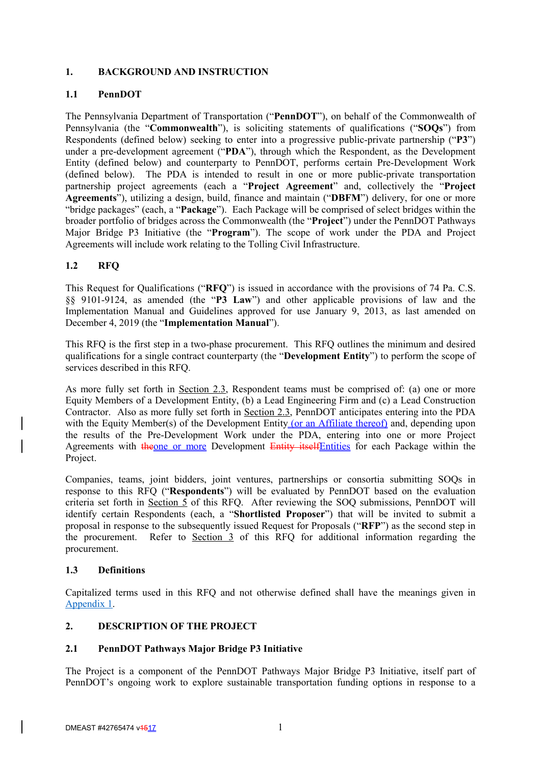## 1. BACKGROUND AND INSTRUCTION

### 1.1 PennDOT

The Pennsylvania Department of Transportation ("**PennDOT**"), on behalf of the Commonwealth of Pennsylvania (the "**Commonwealth**"), is soliciting statements of qualifications ("**SOQs**") from Respondents (defined below) seeking to enter into a progressive public-private partnership ("**P3**") under a pre-development agreement ("**PDA**"), through which the Respondent, as the Development Entity (defined below) and counterparty to PennDOT, performs certain Pre-Development Work (defined below). The PDA is intended to result in one or more public-private transportation partnership project agreements (each a "**Project Agreement**" and, collectively the "**Project Agreements**"), utilizing a design, build, finance and maintain ("**DBFM**") delivery, for one or more "bridge packages" (each, a "**Package**"). Each Package will be comprised of select bridges within the broader portfolio of bridges across the Commonwealth (the "**Project**") under the PennDOT Pathways Major Bridge P3 Initiative (the "**Program**"). The scope of work under the PDA and Project Agreements will include work relating to the Tolling Civil Infrastructure.

### 1.2 RFQ

This Request for Qualifications ("**RFQ**") is issued in accordance with the provisions of 74 Pa. C.S. §§ 9101-9124, as amended (the "**P3 Law**") and other applicable provisions of law and the Implementation Manual and Guidelines approved for use January 9, 2013, as last amended on December 4, 2019 (the "**Implementation Manual**").

This RFQ is the first step in a two-phase procurement. This RFQ outlines the minimum and desired qualifications for a single contract counterparty (the "**Development Entity**") to perform the scope of services described in this RFQ.

As more fully set forth in Section 2.3, Respondent teams must be comprised of: (a) one or more Equity Members of a Development Entity, (b) a Lead Engineering Firm and (c) a Lead Construction Contractor. Also as more fully set forth in Section 2.3, PennDOT anticipates entering into the PDA with the Equity Member(s) of the Development Entity (or an Affiliate thereof) and, depending upon the results of the Pre-Development Work under the PDA, entering into one or more Project Agreements with ~~the~~one or more Development ~~Entity itself~~Entities for each Package within the Project.

Companies, teams, joint bidders, joint ventures, partnerships or consortia submitting SOQs in response to this RFQ ("**Respondents**") will be evaluated by PennDOT based on the evaluation criteria set forth in Section 5 of this RFQ. After reviewing the SOQ submissions, PennDOT will identify certain Respondents (each, a "**Shortlisted Proposer**") that will be invited to submit a proposal in response to the subsequently issued Request for Proposals ("**RFP**") as the second step in the procurement. Refer to Section 3 of this RFQ for additional information regarding the procurement.

### 1.3 Definitions

Capitalized terms used in this RFQ and not otherwise defined shall have the meanings given in Appendix 1.

## 2. DESCRIPTION OF THE PROJECT

### 2.1 PennDOT Pathways Major Bridge P3 Initiative

The Project is a component of the PennDOT Pathways Major Bridge P3 Initiative, itself part of PennDOT's ongoing work to explore sustainable transportation funding options in response to a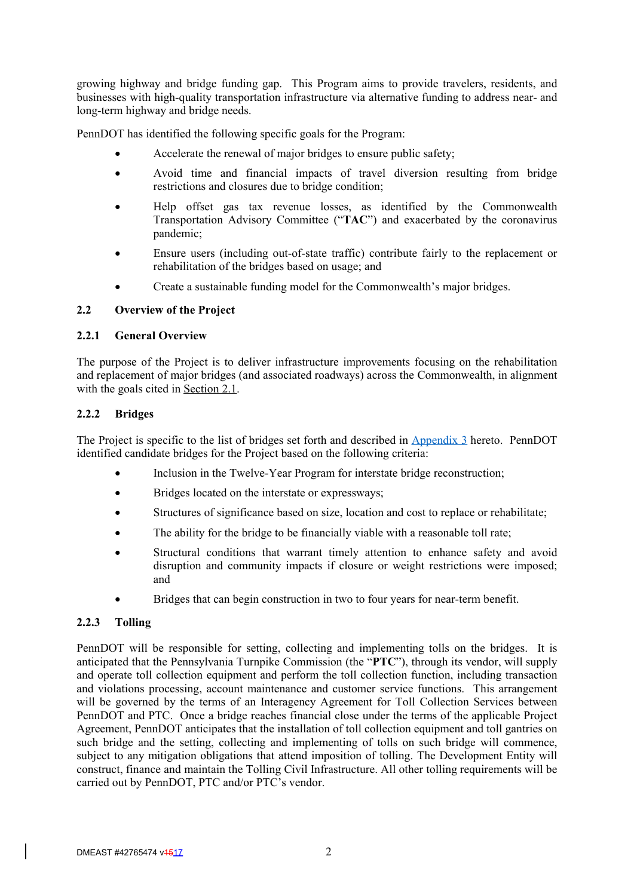growing highway and bridge funding gap. This Program aims to provide travelers, residents, and businesses with high-quality transportation infrastructure via alternative funding to address near- and long-term highway and bridge needs.

PennDOT has identified the following specific goals for the Program:

- Accelerate the renewal of major bridges to ensure public safety;
- Avoid time and financial impacts of travel diversion resulting from bridge restrictions and closures due to bridge condition;
- Help offset gas tax revenue losses, as identified by the Commonwealth Transportation Advisory Committee ("**TAC**") and exacerbated by the coronavirus pandemic;
- Ensure users (including out-of-state traffic) contribute fairly to the replacement or rehabilitation of the bridges based on usage; and
- Create a sustainable funding model for the Commonwealth's major bridges.

## 2.2 Overview of the Project

### 2.2.1 General Overview

The purpose of the Project is to deliver infrastructure improvements focusing on the rehabilitation and replacement of major bridges (and associated roadways) across the Commonwealth, in alignment with the goals cited in Section 2.1.

### 2.2.2 Bridges

The Project is specific to the list of bridges set forth and described in Appendix 3 hereto. PennDOT identified candidate bridges for the Project based on the following criteria:

- Inclusion in the Twelve-Year Program for interstate bridge reconstruction;
- Bridges located on the interstate or expressways;
- Structures of significance based on size, location and cost to replace or rehabilitate;
- The ability for the bridge to be financially viable with a reasonable toll rate;
- Structural conditions that warrant timely attention to enhance safety and avoid disruption and community impacts if closure or weight restrictions were imposed; and
- Bridges that can begin construction in two to four years for near-term benefit.

### 2.2.3 Tolling

PennDOT will be responsible for setting, collecting and implementing tolls on the bridges. It is anticipated that the Pennsylvania Turnpike Commission (the "**PTC**"), through its vendor, will supply and operate toll collection equipment and perform the toll collection function, including transaction and violations processing, account maintenance and customer service functions. This arrangement will be governed by the terms of an Interagency Agreement for Toll Collection Services between PennDOT and PTC. Once a bridge reaches financial close under the terms of the applicable Project Agreement, PennDOT anticipates that the installation of toll collection equipment and toll gantries on such bridge and the setting, collecting and implementing of tolls on such bridge will commence, subject to any mitigation obligations that attend imposition of tolling. The Development Entity will construct, finance and maintain the Tolling Civil Infrastructure. All other tolling requirements will be carried out by PennDOT, PTC and/or PTC's vendor.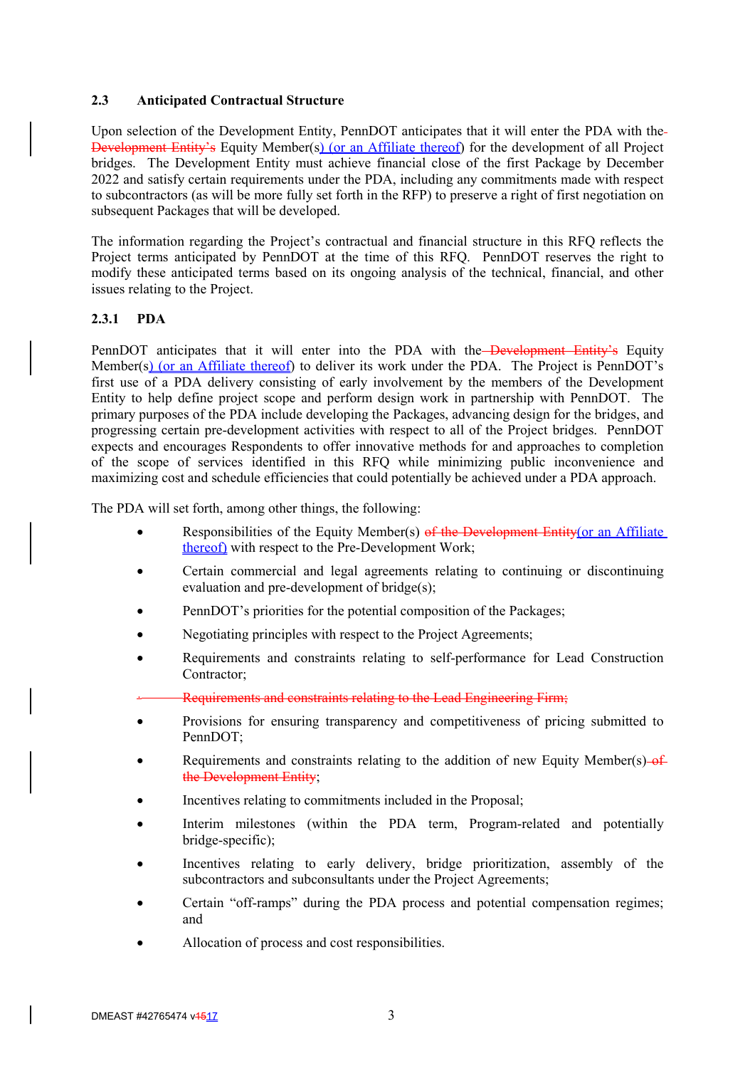### 2.3 Anticipated Contractual Structure

Upon selection of the Development Entity, PennDOT anticipates that it will enter the PDA with the ~~Development Entity's~~ Equity Member(s) (or an Affiliate thereof) for the development of all Project bridges. The Development Entity must achieve financial close of the first Package by December 2022 and satisfy certain requirements under the PDA, including any commitments made with respect to subcontractors (as will be more fully set forth in the RFP) to preserve a right of first negotiation on subsequent Packages that will be developed.

The information regarding the Project's contractual and financial structure in this RFQ reflects the Project terms anticipated by PennDOT at the time of this RFQ. PennDOT reserves the right to modify these anticipated terms based on its ongoing analysis of the technical, financial, and other issues relating to the Project.

#### 2.3.1 PDA

PennDOT anticipates that it will enter into the PDA with the ~~Development Entity's~~ Equity Member(s) (or an Affiliate thereof) to deliver its work under the PDA. The Project is PennDOT's first use of a PDA delivery consisting of early involvement by the members of the Development Entity to help define project scope and perform design work in partnership with PennDOT. The primary purposes of the PDA include developing the Packages, advancing design for the bridges, and progressing certain pre-development activities with respect to all of the Project bridges. PennDOT expects and encourages Respondents to offer innovative methods for and approaches to completion of the scope of services identified in this RFQ while minimizing public inconvenience and maximizing cost and schedule efficiencies that could potentially be achieved under a PDA approach.

The PDA will set forth, among other things, the following:

- Responsibilities of the Equity Member(s) ~~of the Development Entity~~(or an Affiliate thereof) with respect to the Pre-Development Work;
- Certain commercial and legal agreements relating to continuing or discontinuing evaluation and pre-development of bridge(s);
- PennDOT's priorities for the potential composition of the Packages;
- Negotiating principles with respect to the Project Agreements;
- Requirements and constraints relating to self-performance for Lead Construction Contractor;
- ~~Requirements and constraints relating to the Lead Engineering Firm;~~
- Provisions for ensuring transparency and competitiveness of pricing submitted to PennDOT;
- Requirements and constraints relating to the addition of new Equity Member(s) ~~of the Development Entity~~;
- Incentives relating to commitments included in the Proposal;
- Interim milestones (within the PDA term, Program-related and potentially bridge-specific);
- Incentives relating to early delivery, bridge prioritization, assembly of the subcontractors and subconsultants under the Project Agreements;
- Certain "off-ramps" during the PDA process and potential compensation regimes; and
- Allocation of process and cost responsibilities.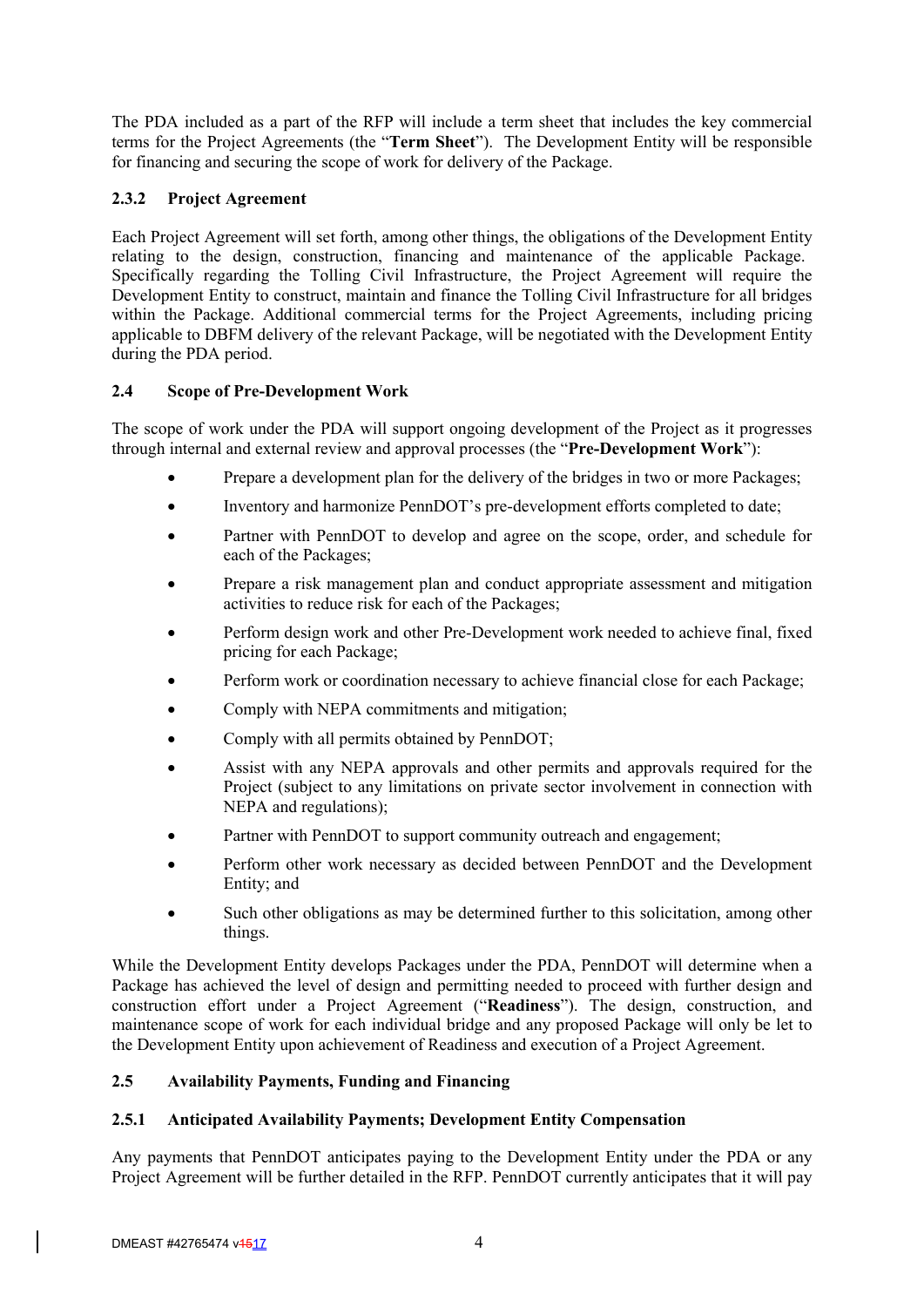The PDA included as a part of the RFP will include a term sheet that includes the key commercial terms for the Project Agreements (the "**Term Sheet**"). The Development Entity will be responsible for financing and securing the scope of work for delivery of the Package.

### 2.3.2 Project Agreement

Each Project Agreement will set forth, among other things, the obligations of the Development Entity relating to the design, construction, financing and maintenance of the applicable Package. Specifically regarding the Tolling Civil Infrastructure, the Project Agreement will require the Development Entity to construct, maintain and finance the Tolling Civil Infrastructure for all bridges within the Package. Additional commercial terms for the Project Agreements, including pricing applicable to DBFM delivery of the relevant Package, will be negotiated with the Development Entity during the PDA period.

## 2.4 Scope of Pre-Development Work

The scope of work under the PDA will support ongoing development of the Project as it progresses through internal and external review and approval processes (the "**Pre-Development Work**"):

- Prepare a development plan for the delivery of the bridges in two or more Packages;
- Inventory and harmonize PennDOT's pre-development efforts completed to date;
- Partner with PennDOT to develop and agree on the scope, order, and schedule for each of the Packages;
- Prepare a risk management plan and conduct appropriate assessment and mitigation activities to reduce risk for each of the Packages;
- Perform design work and other Pre-Development work needed to achieve final, fixed pricing for each Package;
- Perform work or coordination necessary to achieve financial close for each Package;
- Comply with NEPA commitments and mitigation;
- Comply with all permits obtained by PennDOT;
- Assist with any NEPA approvals and other permits and approvals required for the Project (subject to any limitations on private sector involvement in connection with NEPA and regulations);
- Partner with PennDOT to support community outreach and engagement;
- Perform other work necessary as decided between PennDOT and the Development Entity; and
- Such other obligations as may be determined further to this solicitation, among other things.

While the Development Entity develops Packages under the PDA, PennDOT will determine when a Package has achieved the level of design and permitting needed to proceed with further design and construction effort under a Project Agreement ("**Readiness**"). The design, construction, and maintenance scope of work for each individual bridge and any proposed Package will only be let to the Development Entity upon achievement of Readiness and execution of a Project Agreement.

## 2.5 Availability Payments, Funding and Financing

### 2.5.1 Anticipated Availability Payments; Development Entity Compensation

Any payments that PennDOT anticipates paying to the Development Entity under the PDA or any Project Agreement will be further detailed in the RFP. PennDOT currently anticipates that it will pay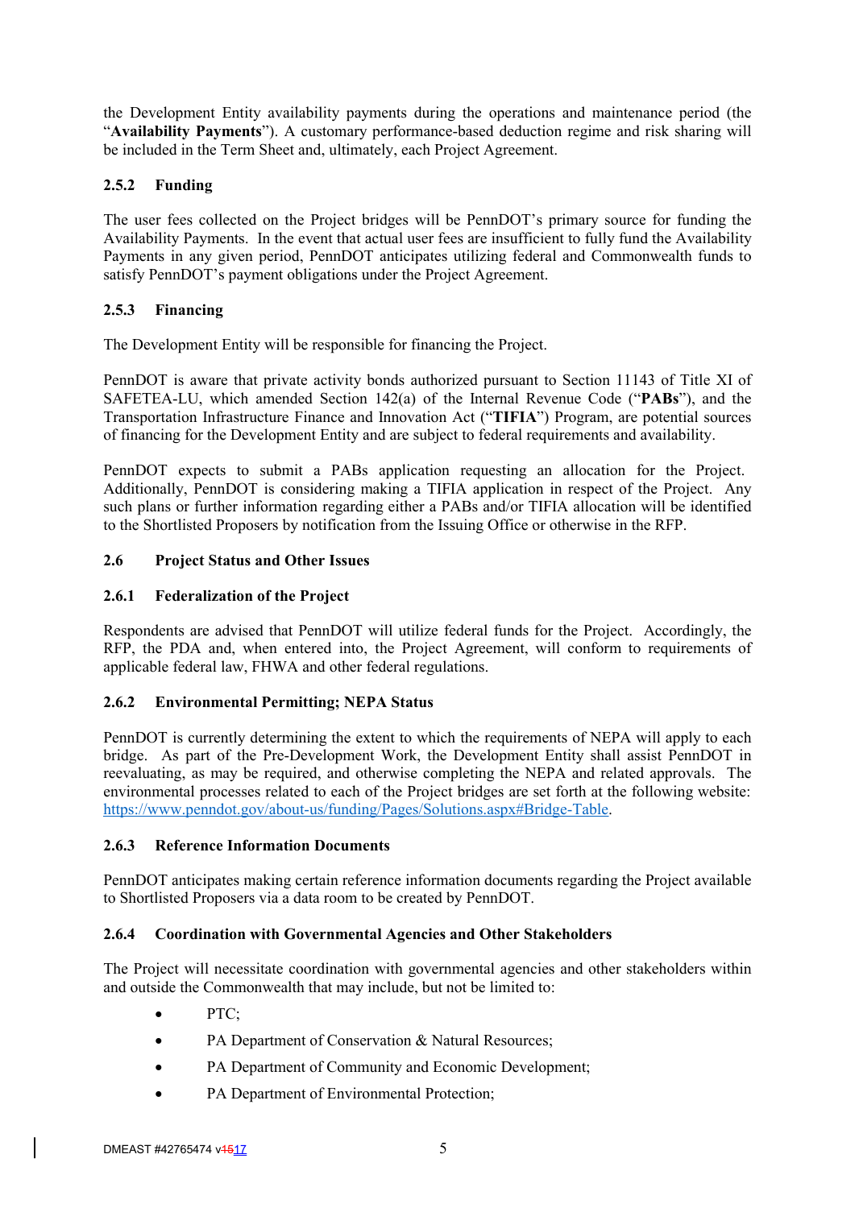the Development Entity availability payments during the operations and maintenance period (the "**Availability Payments**"). A customary performance-based deduction regime and risk sharing will be included in the Term Sheet and, ultimately, each Project Agreement.

### 2.5.2 Funding

The user fees collected on the Project bridges will be PennDOT's primary source for funding the Availability Payments. In the event that actual user fees are insufficient to fully fund the Availability Payments in any given period, PennDOT anticipates utilizing federal and Commonwealth funds to satisfy PennDOT's payment obligations under the Project Agreement.

### 2.5.3 Financing

The Development Entity will be responsible for financing the Project.

PennDOT is aware that private activity bonds authorized pursuant to Section 11143 of Title XI of SAFETEA-LU, which amended Section 142(a) of the Internal Revenue Code ("**PABs**"), and the Transportation Infrastructure Finance and Innovation Act ("**TIFIA**") Program, are potential sources of financing for the Development Entity and are subject to federal requirements and availability.

PennDOT expects to submit a PABs application requesting an allocation for the Project. Additionally, PennDOT is considering making a TIFIA application in respect of the Project. Any such plans or further information regarding either a PABs and/or TIFIA allocation will be identified to the Shortlisted Proposers by notification from the Issuing Office or otherwise in the RFP.

## 2.6 Project Status and Other Issues

### 2.6.1 Federalization of the Project

Respondents are advised that PennDOT will utilize federal funds for the Project. Accordingly, the RFP, the PDA and, when entered into, the Project Agreement, will conform to requirements of applicable federal law, FHWA and other federal regulations.

### 2.6.2 Environmental Permitting; NEPA Status

PennDOT is currently determining the extent to which the requirements of NEPA will apply to each bridge. As part of the Pre-Development Work, the Development Entity shall assist PennDOT in reevaluating, as may be required, and otherwise completing the NEPA and related approvals. The environmental processes related to each of the Project bridges are set forth at the following website: https://www.penndot.gov/about-us/funding/Pages/Solutions.aspx#Bridge-Table.

### 2.6.3 Reference Information Documents

PennDOT anticipates making certain reference information documents regarding the Project available to Shortlisted Proposers via a data room to be created by PennDOT.

### 2.6.4 Coordination with Governmental Agencies and Other Stakeholders

The Project will necessitate coordination with governmental agencies and other stakeholders within and outside the Commonwealth that may include, but not be limited to:

- PTC;
- PA Department of Conservation & Natural Resources;
- PA Department of Community and Economic Development;
- PA Department of Environmental Protection;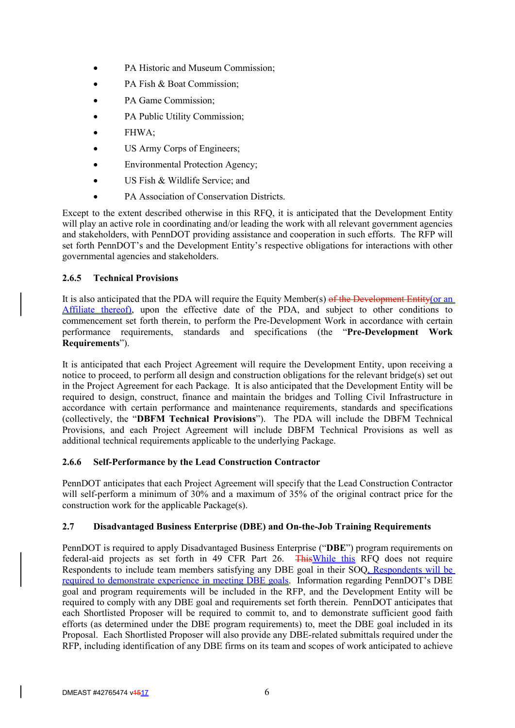- PA Historic and Museum Commission;
- PA Fish & Boat Commission;
- PA Game Commission;
- PA Public Utility Commission;
- FHWA;
- US Army Corps of Engineers;
- Environmental Protection Agency;
- US Fish & Wildlife Service; and
- PA Association of Conservation Districts.

Except to the extent described otherwise in this RFQ, it is anticipated that the Development Entity will play an active role in coordinating and/or leading the work with all relevant government agencies and stakeholders, with PennDOT providing assistance and cooperation in such efforts. The RFP will set forth PennDOT's and the Development Entity's respective obligations for interactions with other governmental agencies and stakeholders.

### 2.6.5 Technical Provisions

It is also anticipated that the PDA will require the Equity Member(s) ~~of the Development Entity~~(or an Affiliate thereof), upon the effective date of the PDA, and subject to other conditions to commencement set forth therein, to perform the Pre-Development Work in accordance with certain performance requirements, standards and specifications (the "**Pre-Development Work Requirements**").

It is anticipated that each Project Agreement will require the Development Entity, upon receiving a notice to proceed, to perform all design and construction obligations for the relevant bridge(s) set out in the Project Agreement for each Package. It is also anticipated that the Development Entity will be required to design, construct, finance and maintain the bridges and Tolling Civil Infrastructure in accordance with certain performance and maintenance requirements, standards and specifications (collectively, the "**DBFM Technical Provisions**"). The PDA will include the DBFM Technical Provisions, and each Project Agreement will include DBFM Technical Provisions as well as additional technical requirements applicable to the underlying Package.

### 2.6.6 Self-Performance by the Lead Construction Contractor

PennDOT anticipates that each Project Agreement will specify that the Lead Construction Contractor will self-perform a minimum of 30% and a maximum of 35% of the original contract price for the construction work for the applicable Package(s).

## 2.7 Disadvantaged Business Enterprise (DBE) and On-the-Job Training Requirements

PennDOT is required to apply Disadvantaged Business Enterprise ("**DBE**") program requirements on federal-aid projects as set forth in 49 CFR Part 26. ~~This~~While this RFQ does not require Respondents to include team members satisfying any DBE goal in their SOQ, Respondents will be required to demonstrate experience in meeting DBE goals. Information regarding PennDOT's DBE goal and program requirements will be included in the RFP, and the Development Entity will be required to comply with any DBE goal and requirements set forth therein. PennDOT anticipates that each Shortlisted Proposer will be required to commit to, and to demonstrate sufficient good faith efforts (as determined under the DBE program requirements) to, meet the DBE goal included in its Proposal. Each Shortlisted Proposer will also provide any DBE-related submittals required under the RFP, including identification of any DBE firms on its team and scopes of work anticipated to achieve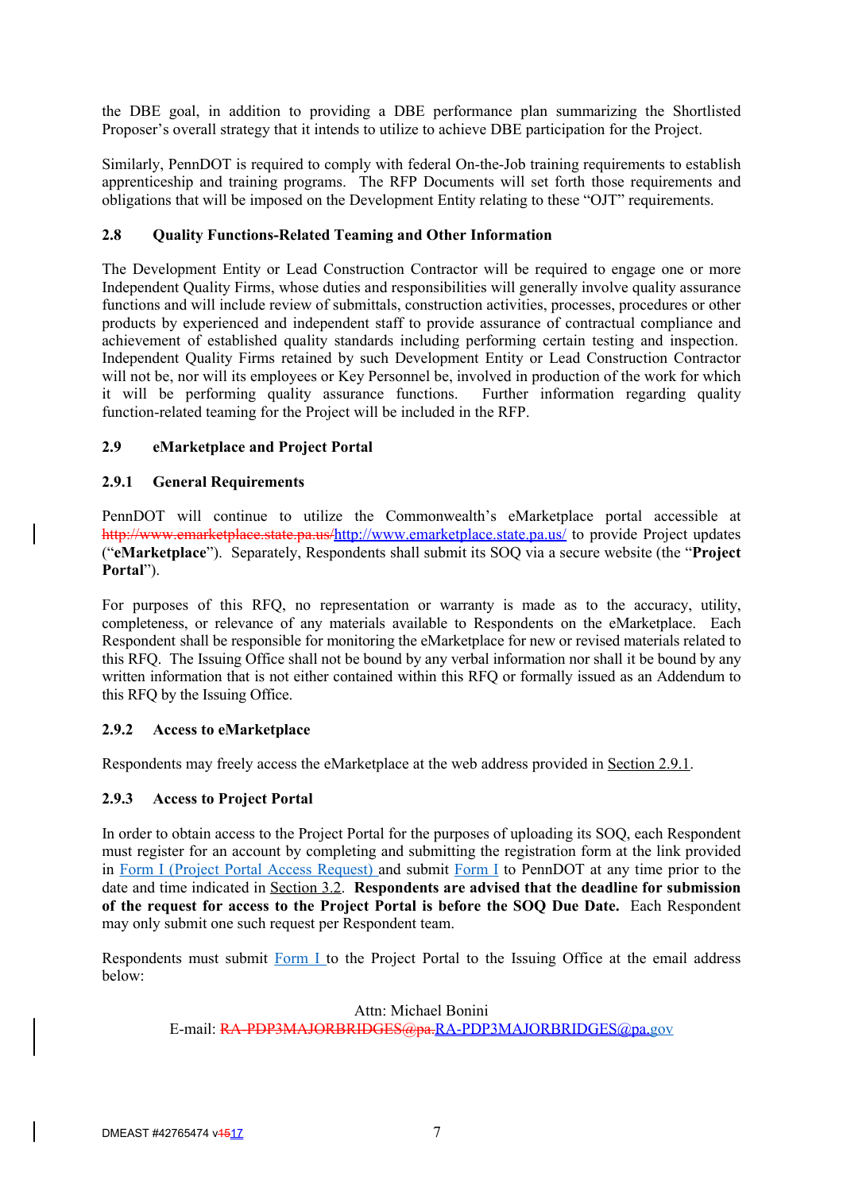the DBE goal, in addition to providing a DBE performance plan summarizing the Shortlisted Proposer's overall strategy that it intends to utilize to achieve DBE participation for the Project.

Similarly, PennDOT is required to comply with federal On-the-Job training requirements to establish apprenticeship and training programs. The RFP Documents will set forth those requirements and obligations that will be imposed on the Development Entity relating to these "OJT" requirements.

### 2.8 Quality Functions-Related Teaming and Other Information

The Development Entity or Lead Construction Contractor will be required to engage one or more Independent Quality Firms, whose duties and responsibilities will generally involve quality assurance functions and will include review of submittals, construction activities, processes, procedures or other products by experienced and independent staff to provide assurance of contractual compliance and achievement of established quality standards including performing certain testing and inspection. Independent Quality Firms retained by such Development Entity or Lead Construction Contractor will not be, nor will its employees or Key Personnel be, involved in production of the work for which it will be performing quality assurance functions. Further information regarding quality function-related teaming for the Project will be included in the RFP.

### 2.9 eMarketplace and Project Portal

#### 2.9.1 General Requirements

PennDOT will continue to utilize the Commonwealth's eMarketplace portal accessible at ~~http://www.emarketplace.state.pa.us/~~http://www.emarketplace.state.pa.us/ to provide Project updates ("**eMarketplace**"). Separately, Respondents shall submit its SOQ via a secure website (the "**Project Portal**").

For purposes of this RFQ, no representation or warranty is made as to the accuracy, utility, completeness, or relevance of any materials available to Respondents on the eMarketplace. Each Respondent shall be responsible for monitoring the eMarketplace for new or revised materials related to this RFQ. The Issuing Office shall not be bound by any verbal information nor shall it be bound by any written information that is not either contained within this RFQ or formally issued as an Addendum to this RFQ by the Issuing Office.

#### 2.9.2 Access to eMarketplace

Respondents may freely access the eMarketplace at the web address provided in Section 2.9.1.

#### 2.9.3 Access to Project Portal

In order to obtain access to the Project Portal for the purposes of uploading its SOQ, each Respondent must register for an account by completing and submitting the registration form at the link provided in Form I (Project Portal Access Request) and submit Form I to PennDOT at any time prior to the date and time indicated in Section 3.2. **Respondents are advised that the deadline for submission of the request for access to the Project Portal is before the SOQ Due Date.** Each Respondent may only submit one such request per Respondent team.

Respondents must submit Form I to the Project Portal to the Issuing Office at the email address below:

Attn: Michael Bonini
E-mail: ~~RA-PDP3MAJORBRIDGES@pa.~~RA-PDP3MAJORBRIDGES@pa.gov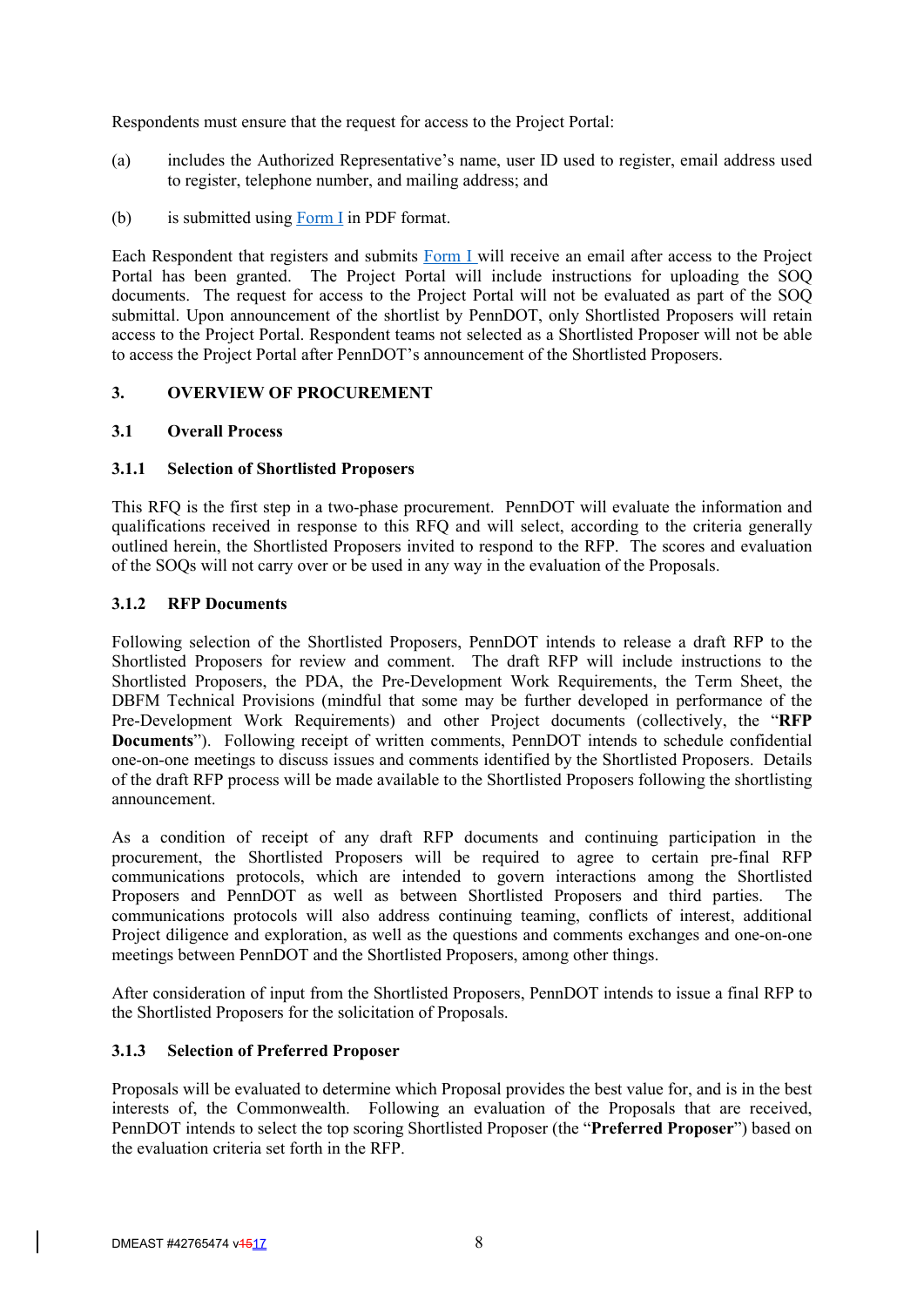Respondents must ensure that the request for access to the Project Portal:

(a) includes the Authorized Representative's name, user ID used to register, email address used to register, telephone number, and mailing address; and

(b) is submitted using Form I in PDF format.

Each Respondent that registers and submits Form I will receive an email after access to the Project Portal has been granted. The Project Portal will include instructions for uploading the SOQ documents. The request for access to the Project Portal will not be evaluated as part of the SOQ submittal. Upon announcement of the shortlist by PennDOT, only Shortlisted Proposers will retain access to the Project Portal. Respondent teams not selected as a Shortlisted Proposer will not be able to access the Project Portal after PennDOT's announcement of the Shortlisted Proposers.

## 3. OVERVIEW OF PROCUREMENT

### 3.1 Overall Process

#### 3.1.1 Selection of Shortlisted Proposers

This RFQ is the first step in a two-phase procurement. PennDOT will evaluate the information and qualifications received in response to this RFQ and will select, according to the criteria generally outlined herein, the Shortlisted Proposers invited to respond to the RFP. The scores and evaluation of the SOQs will not carry over or be used in any way in the evaluation of the Proposals.

#### 3.1.2 RFP Documents

Following selection of the Shortlisted Proposers, PennDOT intends to release a draft RFP to the Shortlisted Proposers for review and comment. The draft RFP will include instructions to the Shortlisted Proposers, the PDA, the Pre-Development Work Requirements, the Term Sheet, the DBFM Technical Provisions (mindful that some may be further developed in performance of the Pre-Development Work Requirements) and other Project documents (collectively, the "**RFP Documents**"). Following receipt of written comments, PennDOT intends to schedule confidential one-on-one meetings to discuss issues and comments identified by the Shortlisted Proposers. Details of the draft RFP process will be made available to the Shortlisted Proposers following the shortlisting announcement.

As a condition of receipt of any draft RFP documents and continuing participation in the procurement, the Shortlisted Proposers will be required to agree to certain pre-final RFP communications protocols, which are intended to govern interactions among the Shortlisted Proposers and PennDOT as well as between Shortlisted Proposers and third parties. The communications protocols will also address continuing teaming, conflicts of interest, additional Project diligence and exploration, as well as the questions and comments exchanges and one-on-one meetings between PennDOT and the Shortlisted Proposers, among other things.

After consideration of input from the Shortlisted Proposers, PennDOT intends to issue a final RFP to the Shortlisted Proposers for the solicitation of Proposals.

#### 3.1.3 Selection of Preferred Proposer

Proposals will be evaluated to determine which Proposal provides the best value for, and is in the best interests of, the Commonwealth. Following an evaluation of the Proposals that are received, PennDOT intends to select the top scoring Shortlisted Proposer (the "**Preferred Proposer**") based on the evaluation criteria set forth in the RFP.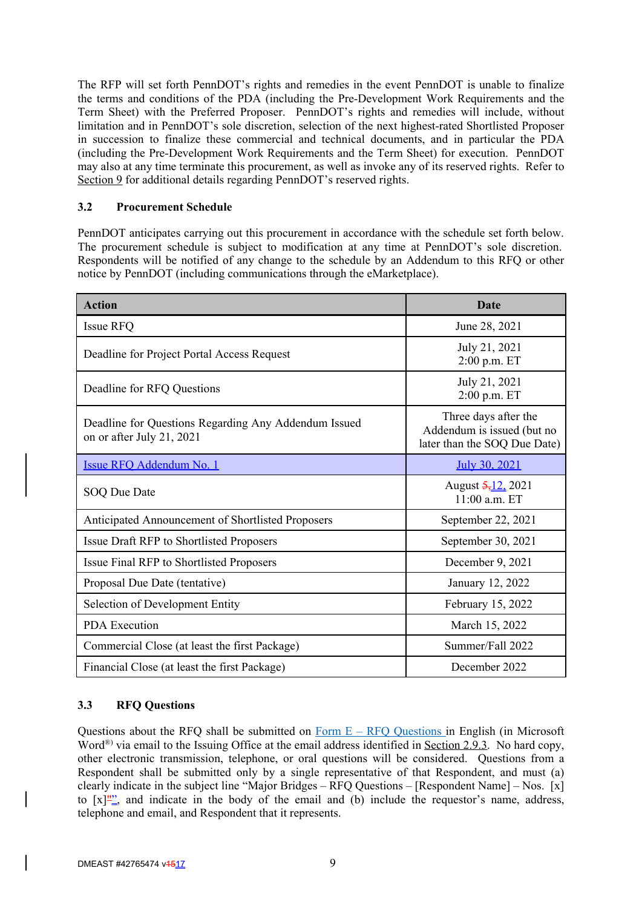The RFP will set forth PennDOT's rights and remedies in the event PennDOT is unable to finalize the terms and conditions of the PDA (including the Pre-Development Work Requirements and the Term Sheet) with the Preferred Proposer. PennDOT's rights and remedies will include, without limitation and in PennDOT's sole discretion, selection of the next highest-rated Shortlisted Proposer in succession to finalize these commercial and technical documents, and in particular the PDA (including the Pre-Development Work Requirements and the Term Sheet) for execution. PennDOT may also at any time terminate this procurement, as well as invoke any of its reserved rights. Refer to Section 9 for additional details regarding PennDOT's reserved rights.

### 3.2 Procurement Schedule

PennDOT anticipates carrying out this procurement in accordance with the schedule set forth below. The procurement schedule is subject to modification at any time at PennDOT's sole discretion. Respondents will be notified of any change to the schedule by an Addendum to this RFQ or other notice by PennDOT (including communications through the eMarketplace).

| Action | Date |
|---|---|
| Issue RFQ | June 28, 2021 |
| Deadline for Project Portal Access Request | July 21, 2021<br>2:00 p.m. ET |
| Deadline for RFQ Questions | July 21, 2021<br>2:00 p.m. ET |
| Deadline for Questions Regarding Any Addendum Issued on or after July 21, 2021 | Three days after the Addendum is issued (but no later than the SOQ Due Date) |
| Issue RFQ Addendum No. 1 | July 30, 2021 |
| SOQ Due Date | August ~~5,~~12, 2021<br>11:00 a.m. ET |
| Anticipated Announcement of Shortlisted Proposers | September 22, 2021 |
| Issue Draft RFP to Shortlisted Proposers | September 30, 2021 |
| Issue Final RFP to Shortlisted Proposers | December 9, 2021 |
| Proposal Due Date (tentative) | January 12, 2022 |
| Selection of Development Entity | February 15, 2022 |
| PDA Execution | March 15, 2022 |
| Commercial Close (at least the first Package) | Summer/Fall 2022 |
| Financial Close (at least the first Package) | December 2022 |

### 3.3 RFQ Questions

Questions about the RFQ shall be submitted on Form E – RFQ Questions in English (in Microsoft Word®) via email to the Issuing Office at the email address identified in Section 2.9.3. No hard copy, other electronic transmission, telephone, or oral questions will be considered. Questions from a Respondent shall be submitted only by a single representative of that Respondent, and must (a) clearly indicate in the subject line "Major Bridges – RFQ Questions – [Respondent Name] – Nos. [x] to [x]", and indicate in the body of the email and (b) include the requestor's name, address, telephone and email, and Respondent that it represents.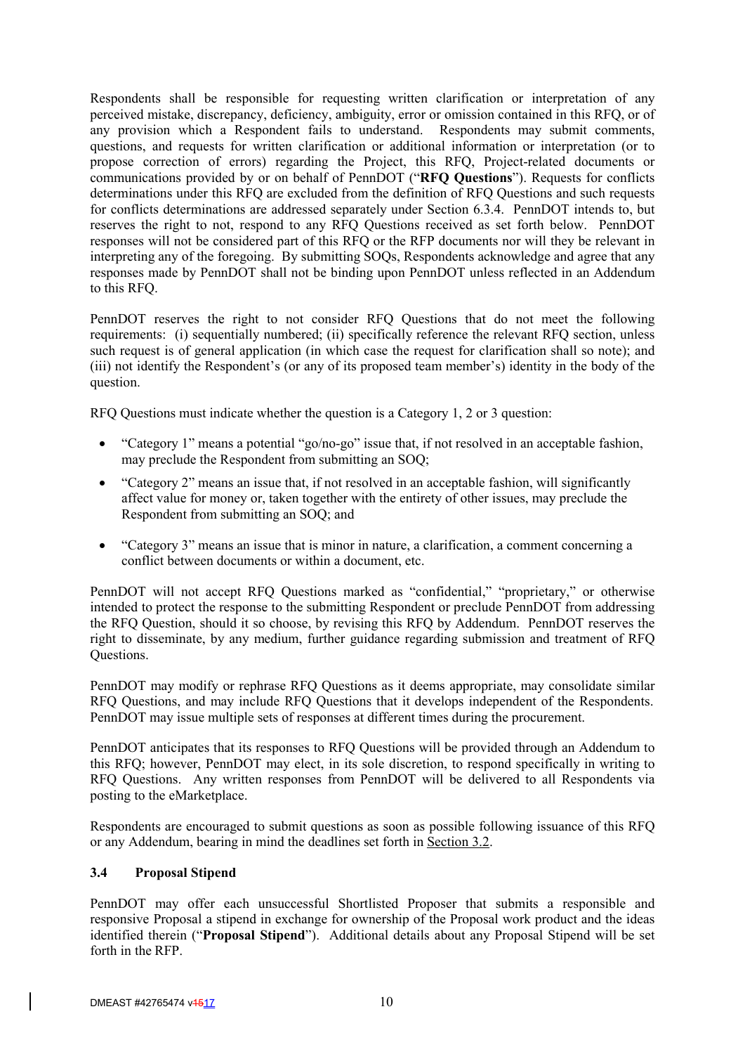Respondents shall be responsible for requesting written clarification or interpretation of any perceived mistake, discrepancy, deficiency, ambiguity, error or omission contained in this RFQ, or of any provision which a Respondent fails to understand. Respondents may submit comments, questions, and requests for written clarification or additional information or interpretation (or to propose correction of errors) regarding the Project, this RFQ, Project-related documents or communications provided by or on behalf of PennDOT ("**RFQ Questions**"). Requests for conflicts determinations under this RFQ are excluded from the definition of RFQ Questions and such requests for conflicts determinations are addressed separately under Section 6.3.4. PennDOT intends to, but reserves the right to not, respond to any RFQ Questions received as set forth below. PennDOT responses will not be considered part of this RFQ or the RFP documents nor will they be relevant in interpreting any of the foregoing. By submitting SOQs, Respondents acknowledge and agree that any responses made by PennDOT shall not be binding upon PennDOT unless reflected in an Addendum to this RFQ.

PennDOT reserves the right to not consider RFQ Questions that do not meet the following requirements: (i) sequentially numbered; (ii) specifically reference the relevant RFQ section, unless such request is of general application (in which case the request for clarification shall so note); and (iii) not identify the Respondent's (or any of its proposed team member's) identity in the body of the question.

RFQ Questions must indicate whether the question is a Category 1, 2 or 3 question:

- "Category 1" means a potential "go/no-go" issue that, if not resolved in an acceptable fashion, may preclude the Respondent from submitting an SOQ;
- "Category 2" means an issue that, if not resolved in an acceptable fashion, will significantly affect value for money or, taken together with the entirety of other issues, may preclude the Respondent from submitting an SOQ; and
- "Category 3" means an issue that is minor in nature, a clarification, a comment concerning a conflict between documents or within a document, etc.

PennDOT will not accept RFQ Questions marked as "confidential," "proprietary," or otherwise intended to protect the response to the submitting Respondent or preclude PennDOT from addressing the RFQ Question, should it so choose, by revising this RFQ by Addendum. PennDOT reserves the right to disseminate, by any medium, further guidance regarding submission and treatment of RFQ Questions.

PennDOT may modify or rephrase RFQ Questions as it deems appropriate, may consolidate similar RFQ Questions, and may include RFQ Questions that it develops independent of the Respondents. PennDOT may issue multiple sets of responses at different times during the procurement.

PennDOT anticipates that its responses to RFQ Questions will be provided through an Addendum to this RFQ; however, PennDOT may elect, in its sole discretion, to respond specifically in writing to RFQ Questions. Any written responses from PennDOT will be delivered to all Respondents via posting to the eMarketplace.

Respondents are encouraged to submit questions as soon as possible following issuance of this RFQ or any Addendum, bearing in mind the deadlines set forth in Section 3.2.

### 3.4 Proposal Stipend

PennDOT may offer each unsuccessful Shortlisted Proposer that submits a responsible and responsive Proposal a stipend in exchange for ownership of the Proposal work product and the ideas identified therein ("**Proposal Stipend**"). Additional details about any Proposal Stipend will be set forth in the RFP.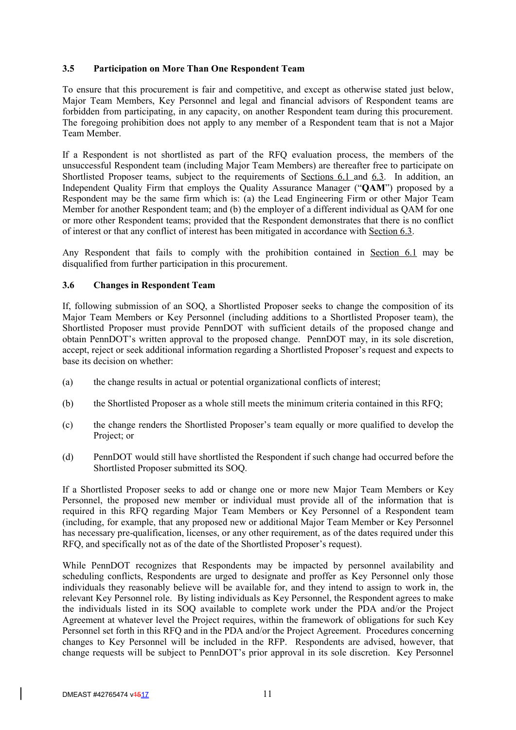### 3.5 Participation on More Than One Respondent Team

To ensure that this procurement is fair and competitive, and except as otherwise stated just below, Major Team Members, Key Personnel and legal and financial advisors of Respondent teams are forbidden from participating, in any capacity, on another Respondent team during this procurement. The foregoing prohibition does not apply to any member of a Respondent team that is not a Major Team Member.

If a Respondent is not shortlisted as part of the RFQ evaluation process, the members of the unsuccessful Respondent team (including Major Team Members) are thereafter free to participate on Shortlisted Proposer teams, subject to the requirements of Sections 6.1 and 6.3. In addition, an Independent Quality Firm that employs the Quality Assurance Manager ("**QAM**") proposed by a Respondent may be the same firm which is: (a) the Lead Engineering Firm or other Major Team Member for another Respondent team; and (b) the employer of a different individual as QAM for one or more other Respondent teams; provided that the Respondent demonstrates that there is no conflict of interest or that any conflict of interest has been mitigated in accordance with Section 6.3.

Any Respondent that fails to comply with the prohibition contained in Section 6.1 may be disqualified from further participation in this procurement.

### 3.6 Changes in Respondent Team

If, following submission of an SOQ, a Shortlisted Proposer seeks to change the composition of its Major Team Members or Key Personnel (including additions to a Shortlisted Proposer team), the Shortlisted Proposer must provide PennDOT with sufficient details of the proposed change and obtain PennDOT's written approval to the proposed change. PennDOT may, in its sole discretion, accept, reject or seek additional information regarding a Shortlisted Proposer's request and expects to base its decision on whether:

(a) the change results in actual or potential organizational conflicts of interest;

(b) the Shortlisted Proposer as a whole still meets the minimum criteria contained in this RFQ;

(c) the change renders the Shortlisted Proposer's team equally or more qualified to develop the Project; or

(d) PennDOT would still have shortlisted the Respondent if such change had occurred before the Shortlisted Proposer submitted its SOQ.

If a Shortlisted Proposer seeks to add or change one or more new Major Team Members or Key Personnel, the proposed new member or individual must provide all of the information that is required in this RFQ regarding Major Team Members or Key Personnel of a Respondent team (including, for example, that any proposed new or additional Major Team Member or Key Personnel has necessary pre-qualification, licenses, or any other requirement, as of the dates required under this RFQ, and specifically not as of the date of the Shortlisted Proposer's request).

While PennDOT recognizes that Respondents may be impacted by personnel availability and scheduling conflicts, Respondents are urged to designate and proffer as Key Personnel only those individuals they reasonably believe will be available for, and they intend to assign to work in, the relevant Key Personnel role. By listing individuals as Key Personnel, the Respondent agrees to make the individuals listed in its SOQ available to complete work under the PDA and/or the Project Agreement at whatever level the Project requires, within the framework of obligations for such Key Personnel set forth in this RFQ and in the PDA and/or the Project Agreement. Procedures concerning changes to Key Personnel will be included in the RFP. Respondents are advised, however, that change requests will be subject to PennDOT's prior approval in its sole discretion. Key Personnel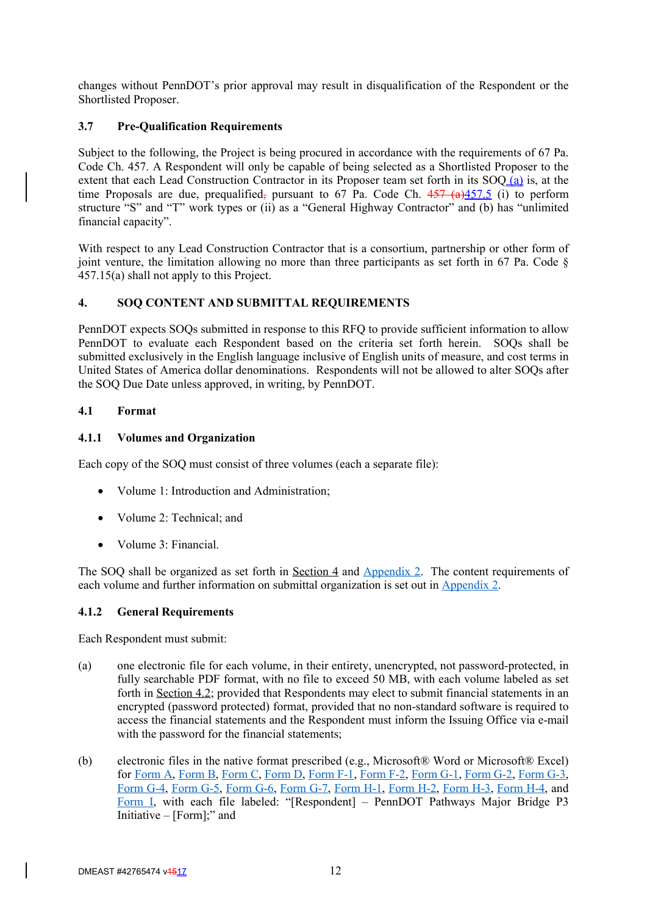changes without PennDOT's prior approval may result in disqualification of the Respondent or the Shortlisted Proposer.

### 3.7 Pre-Qualification Requirements

Subject to the following, the Project is being procured in accordance with the requirements of 67 Pa. Code Ch. 457. A Respondent will only be capable of being selected as a Shortlisted Proposer to the extent that each Lead Construction Contractor in its Proposer team set forth in its SOQ (a) is, at the time Proposals are due, prequalified, pursuant to 67 Pa. Code Ch. ~~457 (a)~~457.5 (i) to perform structure "S" and "T" work types or (ii) as a "General Highway Contractor" and (b) has "unlimited financial capacity".

With respect to any Lead Construction Contractor that is a consortium, partnership or other form of joint venture, the limitation allowing no more than three participants as set forth in 67 Pa. Code § 457.15(a) shall not apply to this Project.

## 4. SOQ CONTENT AND SUBMITTAL REQUIREMENTS

PennDOT expects SOQs submitted in response to this RFQ to provide sufficient information to allow PennDOT to evaluate each Respondent based on the criteria set forth herein. SOQs shall be submitted exclusively in the English language inclusive of English units of measure, and cost terms in United States of America dollar denominations. Respondents will not be allowed to alter SOQs after the SOQ Due Date unless approved, in writing, by PennDOT.

### 4.1 Format

#### 4.1.1 Volumes and Organization

Each copy of the SOQ must consist of three volumes (each a separate file):

- Volume 1: Introduction and Administration;
- Volume 2: Technical; and
- Volume 3: Financial.

The SOQ shall be organized as set forth in Section 4 and Appendix 2. The content requirements of each volume and further information on submittal organization is set out in Appendix 2.

#### 4.1.2 General Requirements

Each Respondent must submit:

(a) one electronic file for each volume, in their entirety, unencrypted, not password-protected, in fully searchable PDF format, with no file to exceed 50 MB, with each volume labeled as set forth in Section 4.2; provided that Respondents may elect to submit financial statements in an encrypted (password protected) format, provided that no non-standard software is required to access the financial statements and the Respondent must inform the Issuing Office via e-mail with the password for the financial statements;

(b) electronic files in the native format prescribed (e.g., Microsoft® Word or Microsoft® Excel) for Form A, Form B, Form C, Form D, Form F-1, Form F-2, Form G-1, Form G-2, Form G-3, Form G-4, Form G-5, Form G-6, Form G-7, Form H-1, Form H-2, Form H-3, Form H-4, and Form I, with each file labeled: "[Respondent] – PennDOT Pathways Major Bridge P3 Initiative – [Form];" and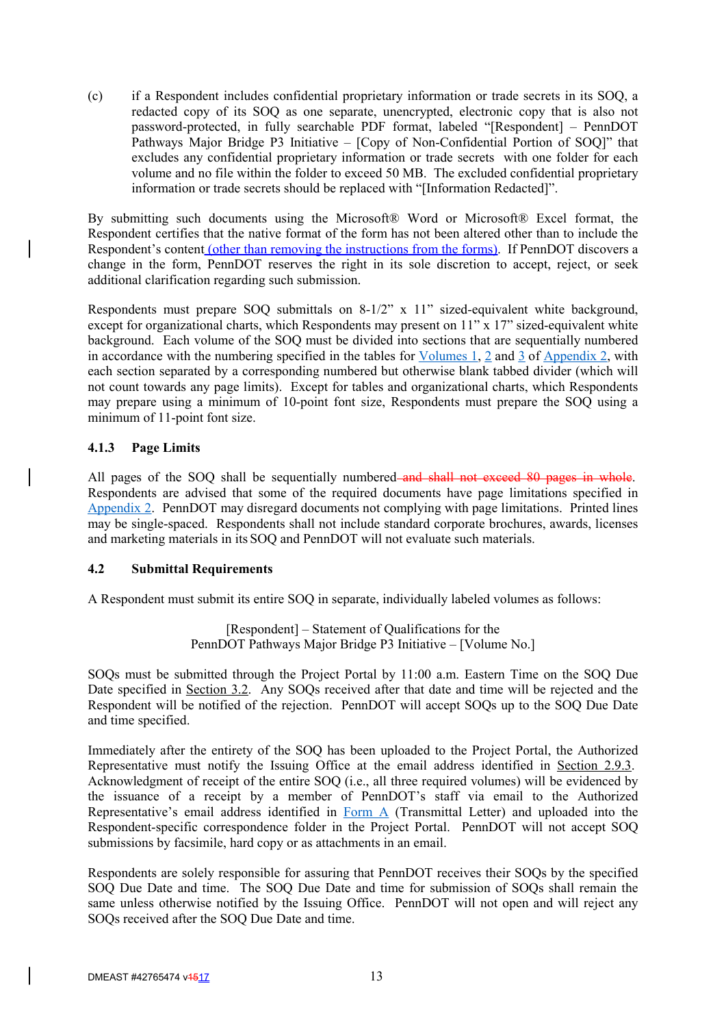(c) if a Respondent includes confidential proprietary information or trade secrets in its SOQ, a redacted copy of its SOQ as one separate, unencrypted, electronic copy that is also not password-protected, in fully searchable PDF format, labeled "[Respondent] – PennDOT Pathways Major Bridge P3 Initiative – [Copy of Non-Confidential Portion of SOQ]" that excludes any confidential proprietary information or trade secrets with one folder for each volume and no file within the folder to exceed 50 MB. The excluded confidential proprietary information or trade secrets should be replaced with "[Information Redacted]".

By submitting such documents using the Microsoft® Word or Microsoft® Excel format, the Respondent certifies that the native format of the form has not been altered other than to include the Respondent's content (other than removing the instructions from the forms). If PennDOT discovers a change in the form, PennDOT reserves the right in its sole discretion to accept, reject, or seek additional clarification regarding such submission.

Respondents must prepare SOQ submittals on 8-1/2" x 11" sized-equivalent white background, except for organizational charts, which Respondents may present on 11" x 17" sized-equivalent white background. Each volume of the SOQ must be divided into sections that are sequentially numbered in accordance with the numbering specified in the tables for Volumes 1, 2 and 3 of Appendix 2, with each section separated by a corresponding numbered but otherwise blank tabbed divider (which will not count towards any page limits). Except for tables and organizational charts, which Respondents may prepare using a minimum of 10-point font size, Respondents must prepare the SOQ using a minimum of 11-point font size.

### 4.1.3 Page Limits

All pages of the SOQ shall be sequentially numbered ~~and shall not exceed 80 pages in whole~~. Respondents are advised that some of the required documents have page limitations specified in Appendix 2. PennDOT may disregard documents not complying with page limitations. Printed lines may be single-spaced. Respondents shall not include standard corporate brochures, awards, licenses and marketing materials in its SOQ and PennDOT will not evaluate such materials.

## 4.2 Submittal Requirements

A Respondent must submit its entire SOQ in separate, individually labeled volumes as follows:

[Respondent] – Statement of Qualifications for the
PennDOT Pathways Major Bridge P3 Initiative – [Volume No.]

SOQs must be submitted through the Project Portal by 11:00 a.m. Eastern Time on the SOQ Due Date specified in Section 3.2. Any SOQs received after that date and time will be rejected and the Respondent will be notified of the rejection. PennDOT will accept SOQs up to the SOQ Due Date and time specified.

Immediately after the entirety of the SOQ has been uploaded to the Project Portal, the Authorized Representative must notify the Issuing Office at the email address identified in Section 2.9.3. Acknowledgment of receipt of the entire SOQ (i.e., all three required volumes) will be evidenced by the issuance of a receipt by a member of PennDOT's staff via email to the Authorized Representative's email address identified in Form A (Transmittal Letter) and uploaded into the Respondent-specific correspondence folder in the Project Portal. PennDOT will not accept SOQ submissions by facsimile, hard copy or as attachments in an email.

Respondents are solely responsible for assuring that PennDOT receives their SOQs by the specified SOQ Due Date and time. The SOQ Due Date and time for submission of SOQs shall remain the same unless otherwise notified by the Issuing Office. PennDOT will not open and will reject any SOQs received after the SOQ Due Date and time.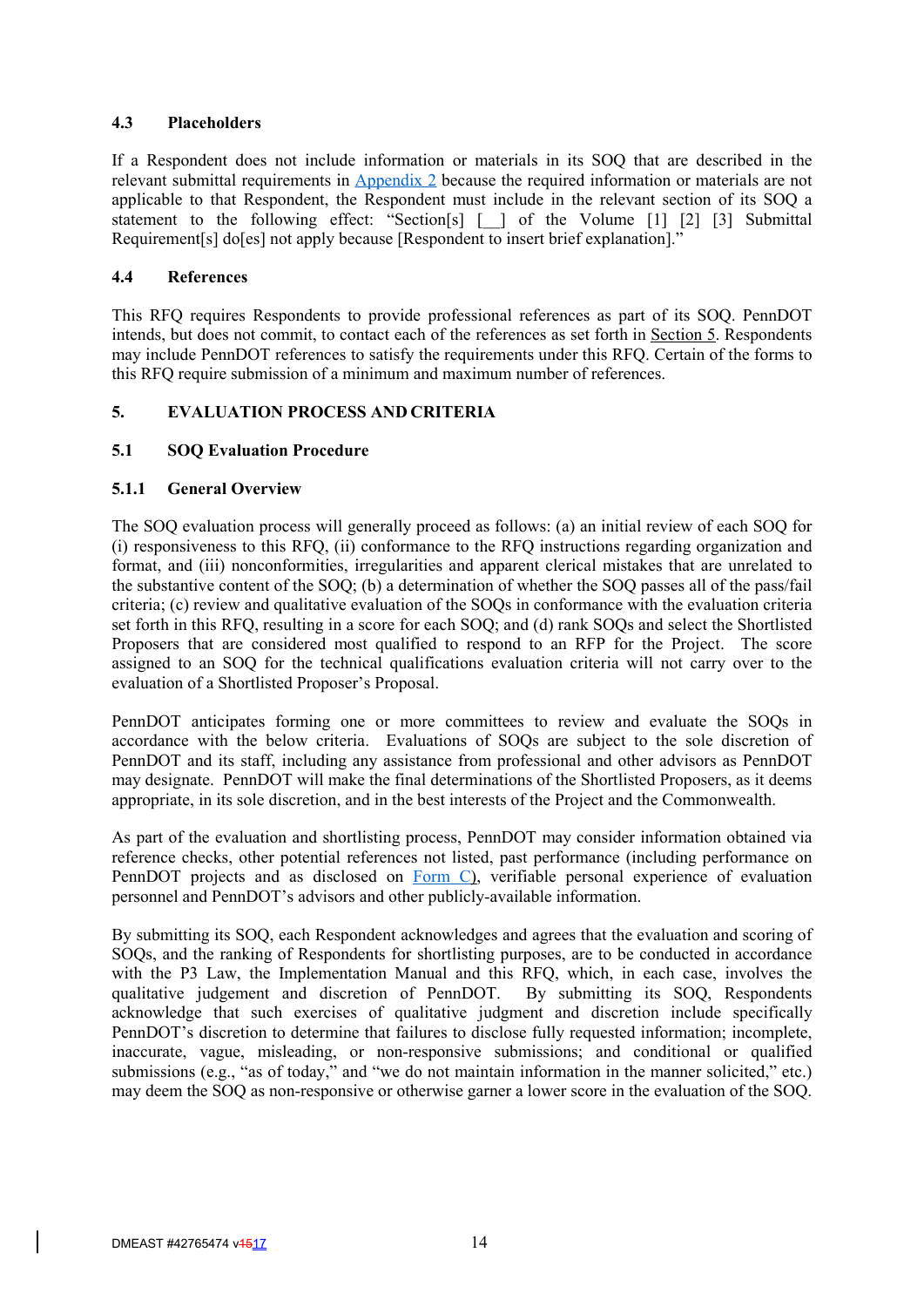### 4.3 Placeholders

If a Respondent does not include information or materials in its SOQ that are described in the relevant submittal requirements in Appendix 2 because the required information or materials are not applicable to that Respondent, the Respondent must include in the relevant section of its SOQ a statement to the following effect: "Section[s] [__] of the Volume [1] [2] [3] Submittal Requirement[s] do[es] not apply because [Respondent to insert brief explanation]."

### 4.4 References

This RFQ requires Respondents to provide professional references as part of its SOQ. PennDOT intends, but does not commit, to contact each of the references as set forth in Section 5. Respondents may include PennDOT references to satisfy the requirements under this RFQ. Certain of the forms to this RFQ require submission of a minimum and maximum number of references.

## 5. EVALUATION PROCESS AND CRITERIA

### 5.1 SOQ Evaluation Procedure

#### 5.1.1 General Overview

The SOQ evaluation process will generally proceed as follows: (a) an initial review of each SOQ for (i) responsiveness to this RFQ, (ii) conformance to the RFQ instructions regarding organization and format, and (iii) nonconformities, irregularities and apparent clerical mistakes that are unrelated to the substantive content of the SOQ; (b) a determination of whether the SOQ passes all of the pass/fail criteria; (c) review and qualitative evaluation of the SOQs in conformance with the evaluation criteria set forth in this RFQ, resulting in a score for each SOQ; and (d) rank SOQs and select the Shortlisted Proposers that are considered most qualified to respond to an RFP for the Project. The score assigned to an SOQ for the technical qualifications evaluation criteria will not carry over to the evaluation of a Shortlisted Proposer's Proposal.

PennDOT anticipates forming one or more committees to review and evaluate the SOQs in accordance with the below criteria. Evaluations of SOQs are subject to the sole discretion of PennDOT and its staff, including any assistance from professional and other advisors as PennDOT may designate. PennDOT will make the final determinations of the Shortlisted Proposers, as it deems appropriate, in its sole discretion, and in the best interests of the Project and the Commonwealth.

As part of the evaluation and shortlisting process, PennDOT may consider information obtained via reference checks, other potential references not listed, past performance (including performance on PennDOT projects and as disclosed on Form C), verifiable personal experience of evaluation personnel and PennDOT's advisors and other publicly-available information.

By submitting its SOQ, each Respondent acknowledges and agrees that the evaluation and scoring of SOQs, and the ranking of Respondents for shortlisting purposes, are to be conducted in accordance with the P3 Law, the Implementation Manual and this RFQ, which, in each case, involves the qualitative judgement and discretion of PennDOT. By submitting its SOQ, Respondents acknowledge that such exercises of qualitative judgment and discretion include specifically PennDOT's discretion to determine that failures to disclose fully requested information; incomplete, inaccurate, vague, misleading, or non-responsive submissions; and conditional or qualified submissions (e.g., "as of today," and "we do not maintain information in the manner solicited," etc.) may deem the SOQ as non-responsive or otherwise garner a lower score in the evaluation of the SOQ.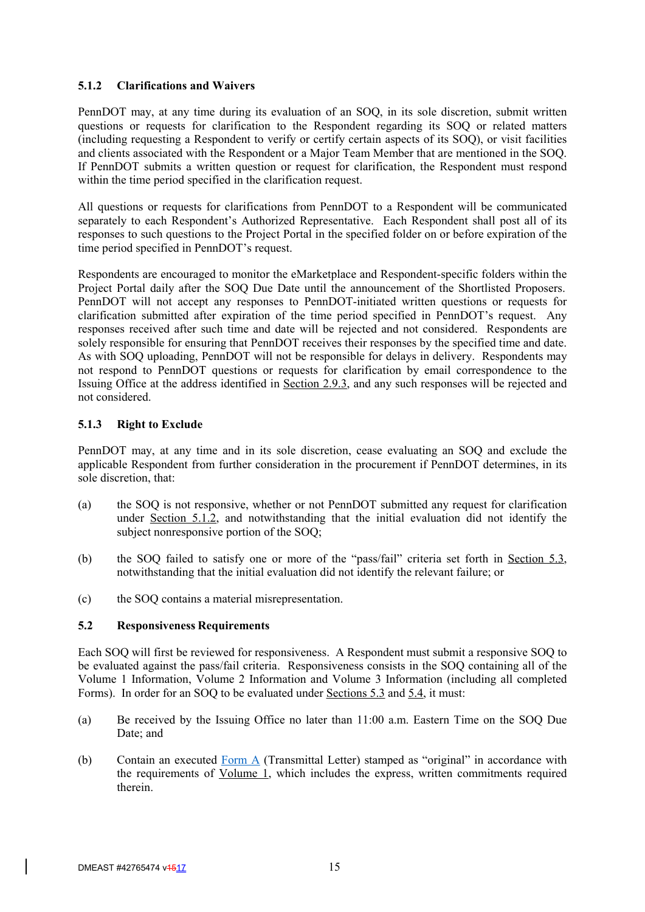### 5.1.2 Clarifications and Waivers

PennDOT may, at any time during its evaluation of an SOQ, in its sole discretion, submit written questions or requests for clarification to the Respondent regarding its SOQ or related matters (including requesting a Respondent to verify or certify certain aspects of its SOQ), or visit facilities and clients associated with the Respondent or a Major Team Member that are mentioned in the SOQ. If PennDOT submits a written question or request for clarification, the Respondent must respond within the time period specified in the clarification request.

All questions or requests for clarifications from PennDOT to a Respondent will be communicated separately to each Respondent's Authorized Representative. Each Respondent shall post all of its responses to such questions to the Project Portal in the specified folder on or before expiration of the time period specified in PennDOT's request.

Respondents are encouraged to monitor the eMarketplace and Respondent-specific folders within the Project Portal daily after the SOQ Due Date until the announcement of the Shortlisted Proposers. PennDOT will not accept any responses to PennDOT-initiated written questions or requests for clarification submitted after expiration of the time period specified in PennDOT's request. Any responses received after such time and date will be rejected and not considered. Respondents are solely responsible for ensuring that PennDOT receives their responses by the specified time and date. As with SOQ uploading, PennDOT will not be responsible for delays in delivery. Respondents may not respond to PennDOT questions or requests for clarification by email correspondence to the Issuing Office at the address identified in Section 2.9.3, and any such responses will be rejected and not considered.

### 5.1.3 Right to Exclude

PennDOT may, at any time and in its sole discretion, cease evaluating an SOQ and exclude the applicable Respondent from further consideration in the procurement if PennDOT determines, in its sole discretion, that:

(a) the SOQ is not responsive, whether or not PennDOT submitted any request for clarification under Section 5.1.2, and notwithstanding that the initial evaluation did not identify the subject nonresponsive portion of the SOQ;

(b) the SOQ failed to satisfy one or more of the "pass/fail" criteria set forth in Section 5.3, notwithstanding that the initial evaluation did not identify the relevant failure; or

(c) the SOQ contains a material misrepresentation.

## 5.2 Responsiveness Requirements

Each SOQ will first be reviewed for responsiveness. A Respondent must submit a responsive SOQ to be evaluated against the pass/fail criteria. Responsiveness consists in the SOQ containing all of the Volume 1 Information, Volume 2 Information and Volume 3 Information (including all completed Forms). In order for an SOQ to be evaluated under Sections 5.3 and 5.4, it must:

(a) Be received by the Issuing Office no later than 11:00 a.m. Eastern Time on the SOQ Due Date; and

(b) Contain an executed Form A (Transmittal Letter) stamped as "original" in accordance with the requirements of Volume 1, which includes the express, written commitments required therein.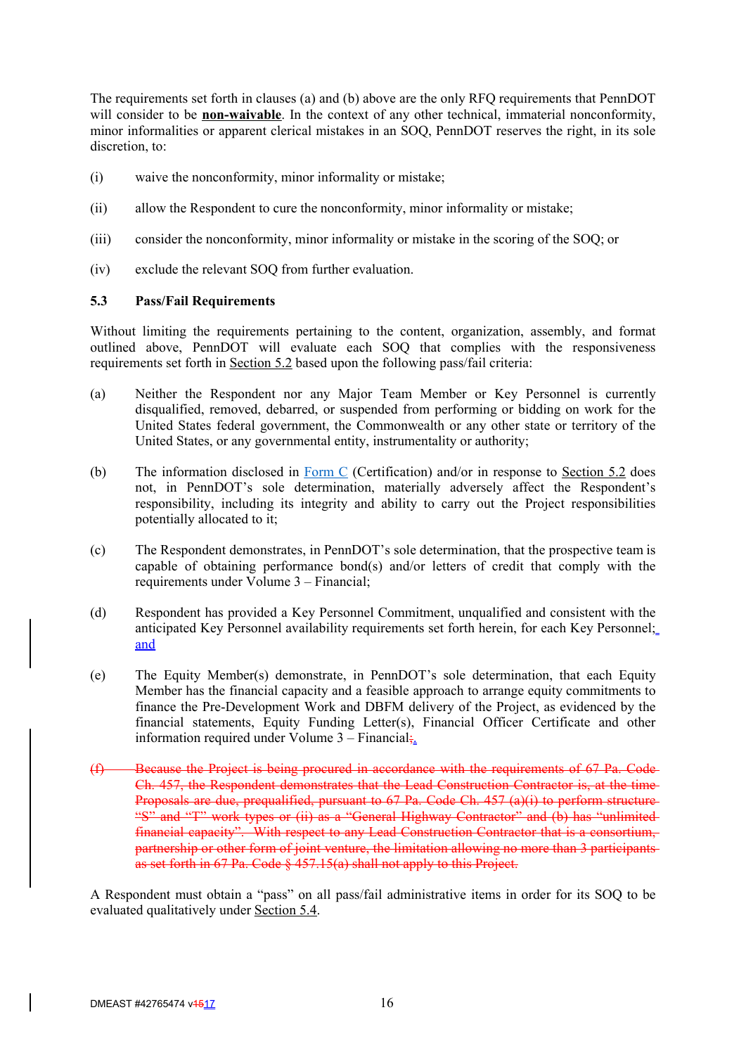The requirements set forth in clauses (a) and (b) above are the only RFQ requirements that PennDOT will consider to be **non-waivable**. In the context of any other technical, immaterial nonconformity, minor informalities or apparent clerical mistakes in an SOQ, PennDOT reserves the right, in its sole discretion, to:

(i) waive the nonconformity, minor informality or mistake;

(ii) allow the Respondent to cure the nonconformity, minor informality or mistake;

(iii) consider the nonconformity, minor informality or mistake in the scoring of the SOQ; or

(iv) exclude the relevant SOQ from further evaluation.

### 5.3 Pass/Fail Requirements

Without limiting the requirements pertaining to the content, organization, assembly, and format outlined above, PennDOT will evaluate each SOQ that complies with the responsiveness requirements set forth in Section 5.2 based upon the following pass/fail criteria:

(a) Neither the Respondent nor any Major Team Member or Key Personnel is currently disqualified, removed, debarred, or suspended from performing or bidding on work for the United States federal government, the Commonwealth or any other state or territory of the United States, or any governmental entity, instrumentality or authority;

(b) The information disclosed in Form C (Certification) and/or in response to Section 5.2 does not, in PennDOT's sole determination, materially adversely affect the Respondent's responsibility, including its integrity and ability to carry out the Project responsibilities potentially allocated to it;

(c) The Respondent demonstrates, in PennDOT's sole determination, that the prospective team is capable of obtaining performance bond(s) and/or letters of credit that comply with the requirements under Volume 3 – Financial;

(d) Respondent has provided a Key Personnel Commitment, unqualified and consistent with the anticipated Key Personnel availability requirements set forth herein, for each Key Personnel;~~;~~, and

(e) The Equity Member(s) demonstrate, in PennDOT's sole determination, that each Equity Member has the financial capacity and a feasible approach to arrange equity commitments to finance the Pre-Development Work and DBFM delivery of the Project, as evidenced by the financial statements, Equity Funding Letter(s), Financial Officer Certificate and other information required under Volume 3 – Financial~~;~~.

~~(f) Because the Project is being procured in accordance with the requirements of 67 Pa. Code Ch. 457, the Respondent demonstrates that the Lead Construction Contractor is, at the time Proposals are due, prequalified, pursuant to 67 Pa. Code Ch. 457 (a)(i) to perform structure "S" and "T" work types or (ii) as a "General Highway Contractor" and (b) has "unlimited financial capacity". With respect to any Lead Construction Contractor that is a consortium, partnership or other form of joint venture, the limitation allowing no more than 3 participants as set forth in 67 Pa. Code § 457.15(a) shall not apply to this Project.~~

A Respondent must obtain a "pass" on all pass/fail administrative items in order for its SOQ to be evaluated qualitatively under Section 5.4.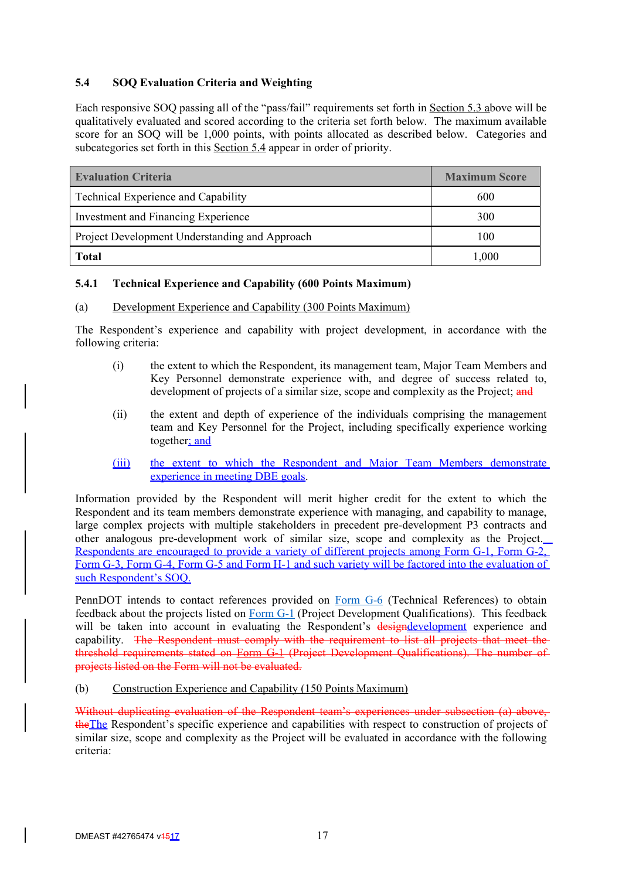### 5.4 SOQ Evaluation Criteria and Weighting

Each responsive SOQ passing all of the "pass/fail" requirements set forth in Section 5.3 above will be qualitatively evaluated and scored according to the criteria set forth below. The maximum available score for an SOQ will be 1,000 points, with points allocated as described below. Categories and subcategories set forth in this Section 5.4 appear in order of priority.

| Evaluation Criteria | Maximum Score |
|---|---|
| Technical Experience and Capability | 600 |
| Investment and Financing Experience | 300 |
| Project Development Understanding and Approach | 100 |
| **Total** | 1,000 |

#### 5.4.1 Technical Experience and Capability (600 Points Maximum)

(a) Development Experience and Capability (300 Points Maximum)

The Respondent's experience and capability with project development, in accordance with the following criteria:

(i) the extent to which the Respondent, its management team, Major Team Members and Key Personnel demonstrate experience with, and degree of success related to, development of projects of a similar size, scope and complexity as the Project; ~~and~~

(ii) the extent and depth of experience of the individuals comprising the management team and Key Personnel for the Project, including specifically experience working together; and

(iii) the extent to which the Respondent and Major Team Members demonstrate experience in meeting DBE goals.

Information provided by the Respondent will merit higher credit for the extent to which the Respondent and its team members demonstrate experience with managing, and capability to manage, large complex projects with multiple stakeholders in precedent pre-development P3 contracts and other analogous pre-development work of similar size, scope and complexity as the Project. Respondents are encouraged to provide a variety of different projects among Form G-1, Form G-2, Form G-3, Form G-4, Form G-5 and Form H-1 and such variety will be factored into the evaluation of such Respondent's SOQ.

PennDOT intends to contact references provided on Form G-6 (Technical References) to obtain feedback about the projects listed on Form G-1 (Project Development Qualifications). This feedback will be taken into account in evaluating the Respondent's ~~design~~development experience and capability. ~~The Respondent must comply with the requirement to list all projects that meet the threshold requirements stated on Form G-1 (Project Development Qualifications). The number of projects listed on the Form will not be evaluated.~~

(b) Construction Experience and Capability (150 Points Maximum)

~~Without duplicating evaluation of the Respondent team's experiences under subsection (a) above, the~~The Respondent's specific experience and capabilities with respect to construction of projects of similar size, scope and complexity as the Project will be evaluated in accordance with the following criteria: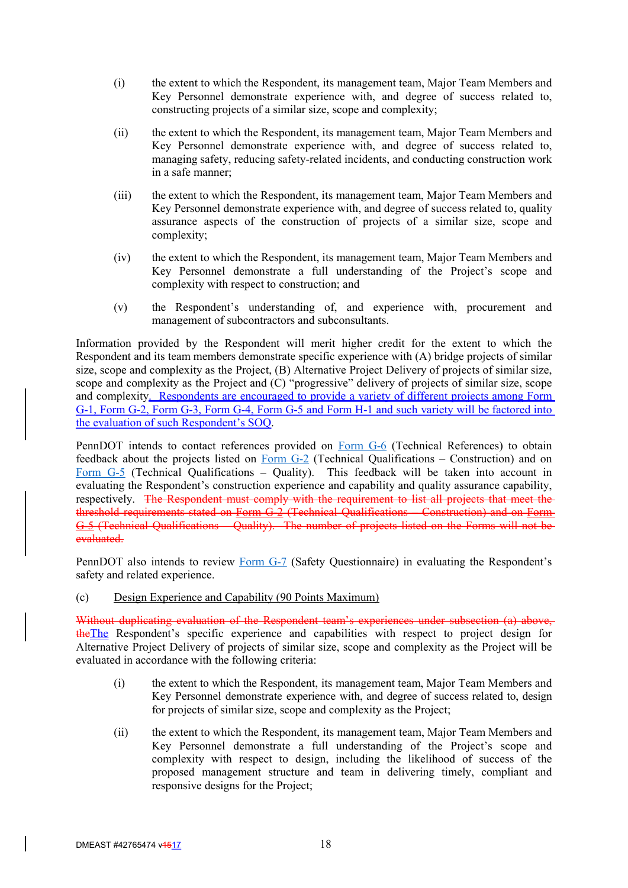(i) the extent to which the Respondent, its management team, Major Team Members and Key Personnel demonstrate experience with, and degree of success related to, constructing projects of a similar size, scope and complexity;

(ii) the extent to which the Respondent, its management team, Major Team Members and Key Personnel demonstrate experience with, and degree of success related to, managing safety, reducing safety-related incidents, and conducting construction work in a safe manner;

(iii) the extent to which the Respondent, its management team, Major Team Members and Key Personnel demonstrate experience with, and degree of success related to, quality assurance aspects of the construction of projects of a similar size, scope and complexity;

(iv) the extent to which the Respondent, its management team, Major Team Members and Key Personnel demonstrate a full understanding of the Project's scope and complexity with respect to construction; and

(v) the Respondent's understanding of, and experience with, procurement and management of subcontractors and subconsultants.

Information provided by the Respondent will merit higher credit for the extent to which the Respondent and its team members demonstrate specific experience with (A) bridge projects of similar size, scope and complexity as the Project, (B) Alternative Project Delivery of projects of similar size, scope and complexity as the Project and (C) "progressive" delivery of projects of similar size, scope and complexity. Respondents are encouraged to provide a variety of different projects among Form G-1, Form G-2, Form G-3, Form G-4, Form G-5 and Form H-1 and such variety will be factored into the evaluation of such Respondent's SOQ.

PennDOT intends to contact references provided on Form G-6 (Technical References) to obtain feedback about the projects listed on Form G-2 (Technical Qualifications – Construction) and on Form G-5 (Technical Qualifications – Quality). This feedback will be taken into account in evaluating the Respondent's construction experience and capability and quality assurance capability, respectively. ~~The Respondent must comply with the requirement to list all projects that meet the threshold requirements stated on Form G-2 (Technical Qualifications – Construction) and on Form G-5 (Technical Qualifications – Quality). The number of projects listed on the Forms will not be evaluated.~~

PennDOT also intends to review Form G-7 (Safety Questionnaire) in evaluating the Respondent's safety and related experience.

(c) Design Experience and Capability (90 Points Maximum)

~~Without duplicating evaluation of the Respondent team's experiences under subsection (a) above, the~~The Respondent's specific experience and capabilities with respect to project design for Alternative Project Delivery of projects of similar size, scope and complexity as the Project will be evaluated in accordance with the following criteria:

(i) the extent to which the Respondent, its management team, Major Team Members and Key Personnel demonstrate experience with, and degree of success related to, design for projects of similar size, scope and complexity as the Project;

(ii) the extent to which the Respondent, its management team, Major Team Members and Key Personnel demonstrate a full understanding of the Project's scope and complexity with respect to design, including the likelihood of success of the proposed management structure and team in delivering timely, compliant and responsive designs for the Project;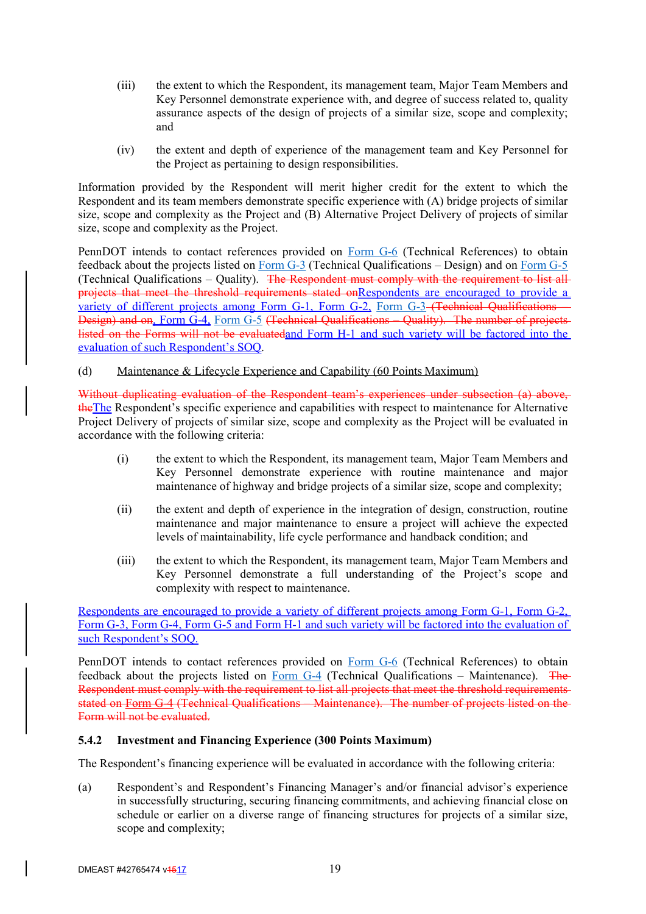(iii) the extent to which the Respondent, its management team, Major Team Members and Key Personnel demonstrate experience with, and degree of success related to, quality assurance aspects of the design of projects of a similar size, scope and complexity; and

(iv) the extent and depth of experience of the management team and Key Personnel for the Project as pertaining to design responsibilities.

Information provided by the Respondent will merit higher credit for the extent to which the Respondent and its team members demonstrate specific experience with (A) bridge projects of similar size, scope and complexity as the Project and (B) Alternative Project Delivery of projects of similar size, scope and complexity as the Project.

PennDOT intends to contact references provided on Form G-6 (Technical References) to obtain feedback about the projects listed on Form G-3 (Technical Qualifications – Design) and on Form G-5 (Technical Qualifications – Quality). ~~The Respondent must comply with the requirement to list all projects that meet the threshold requirements stated on~~Respondents are encouraged to provide a variety of different projects among Form G-1, Form G-2, Form G-3 ~~(Technical Qualifications – Design) and on~~, Form G-4, Form G-5 ~~(Technical Qualifications – Quality). The number of projects listed on the Forms will not be evaluated~~and Form H-1 and such variety will be factored into the evaluation of such Respondent's SOQ.

(d) Maintenance & Lifecycle Experience and Capability (60 Points Maximum)

~~Without duplicating evaluation of the Respondent team's experiences under subsection (a) above, the~~The Respondent's specific experience and capabilities with respect to maintenance for Alternative Project Delivery of projects of similar size, scope and complexity as the Project will be evaluated in accordance with the following criteria:

(i) the extent to which the Respondent, its management team, Major Team Members and Key Personnel demonstrate experience with routine maintenance and major maintenance of highway and bridge projects of a similar size, scope and complexity;

(ii) the extent and depth of experience in the integration of design, construction, routine maintenance and major maintenance to ensure a project will achieve the expected levels of maintainability, life cycle performance and handback condition; and

(iii) the extent to which the Respondent, its management team, Major Team Members and Key Personnel demonstrate a full understanding of the Project's scope and complexity with respect to maintenance.

Respondents are encouraged to provide a variety of different projects among Form G-1, Form G-2, Form G-3, Form G-4, Form G-5 and Form H-1 and such variety will be factored into the evaluation of such Respondent's SOQ.

PennDOT intends to contact references provided on Form G-6 (Technical References) to obtain feedback about the projects listed on Form G-4 (Technical Qualifications – Maintenance). ~~The Respondent must comply with the requirement to list all projects that meet the threshold requirements stated on Form G-4 (Technical Qualifications – Maintenance). The number of projects listed on the Form will not be evaluated.~~

### 5.4.2 Investment and Financing Experience (300 Points Maximum)

The Respondent's financing experience will be evaluated in accordance with the following criteria:

(a) Respondent's and Respondent's Financing Manager's and/or financial advisor's experience in successfully structuring, securing financing commitments, and achieving financial close on schedule or earlier on a diverse range of financing structures for projects of a similar size, scope and complexity;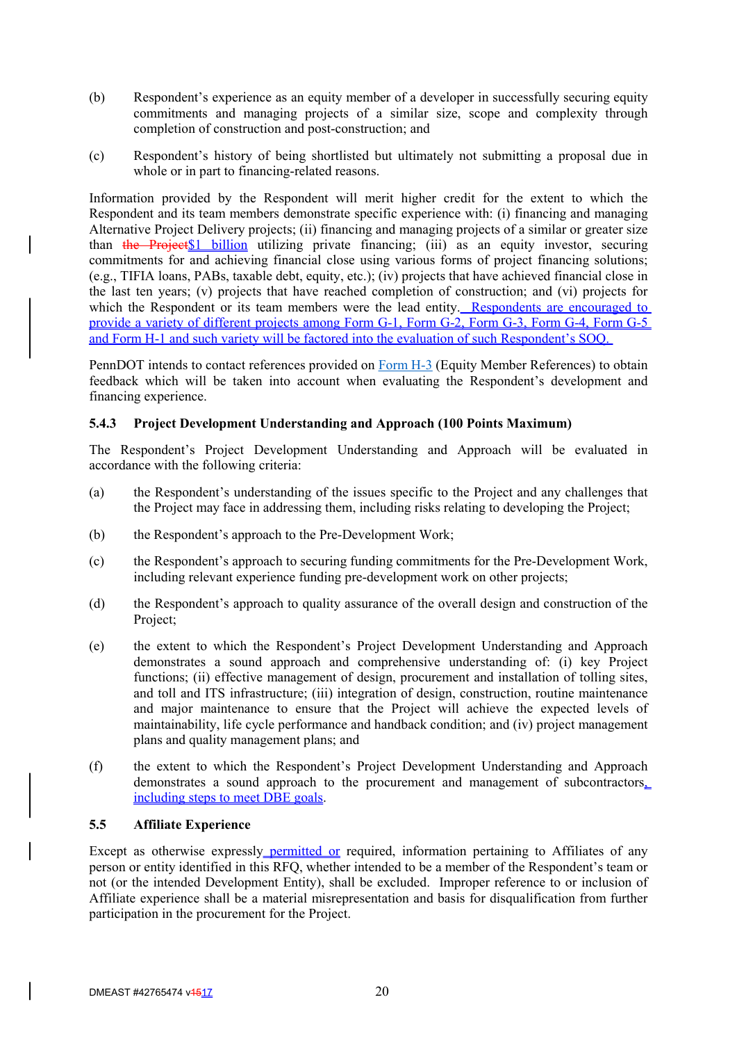(b) Respondent's experience as an equity member of a developer in successfully securing equity commitments and managing projects of a similar size, scope and complexity through completion of construction and post-construction; and

(c) Respondent's history of being shortlisted but ultimately not submitting a proposal due in whole or in part to financing-related reasons.

Information provided by the Respondent will merit higher credit for the extent to which the Respondent and its team members demonstrate specific experience with: (i) financing and managing Alternative Project Delivery projects; (ii) financing and managing projects of a similar or greater size than ~~the Project~~$1 billion utilizing private financing; (iii) as an equity investor, securing commitments for and achieving financial close using various forms of project financing solutions; (e.g., TIFIA loans, PABs, taxable debt, equity, etc.); (iv) projects that have achieved financial close in the last ten years; (v) projects that have reached completion of construction; and (vi) projects for which the Respondent or its team members were the lead entity. Respondents are encouraged to provide a variety of different projects among Form G-1, Form G-2, Form G-3, Form G-4, Form G-5 and Form H-1 and such variety will be factored into the evaluation of such Respondent's SOQ.

PennDOT intends to contact references provided on Form H-3 (Equity Member References) to obtain feedback which will be taken into account when evaluating the Respondent's development and financing experience.

### 5.4.3 Project Development Understanding and Approach (100 Points Maximum)

The Respondent's Project Development Understanding and Approach will be evaluated in accordance with the following criteria:

(a) the Respondent's understanding of the issues specific to the Project and any challenges that the Project may face in addressing them, including risks relating to developing the Project;

(b) the Respondent's approach to the Pre-Development Work;

(c) the Respondent's approach to securing funding commitments for the Pre-Development Work, including relevant experience funding pre-development work on other projects;

(d) the Respondent's approach to quality assurance of the overall design and construction of the Project;

(e) the extent to which the Respondent's Project Development Understanding and Approach demonstrates a sound approach and comprehensive understanding of: (i) key Project functions; (ii) effective management of design, procurement and installation of tolling sites, and toll and ITS infrastructure; (iii) integration of design, construction, routine maintenance and major maintenance to ensure that the Project will achieve the expected levels of maintainability, life cycle performance and handback condition; and (iv) project management plans and quality management plans; and

(f) the extent to which the Respondent's Project Development Understanding and Approach demonstrates a sound approach to the procurement and management of subcontractors, including steps to meet DBE goals.

### 5.5 Affiliate Experience

Except as otherwise expressly permitted or required, information pertaining to Affiliates of any person or entity identified in this RFQ, whether intended to be a member of the Respondent's team or not (or the intended Development Entity), shall be excluded. Improper reference to or inclusion of Affiliate experience shall be a material misrepresentation and basis for disqualification from further participation in the procurement for the Project.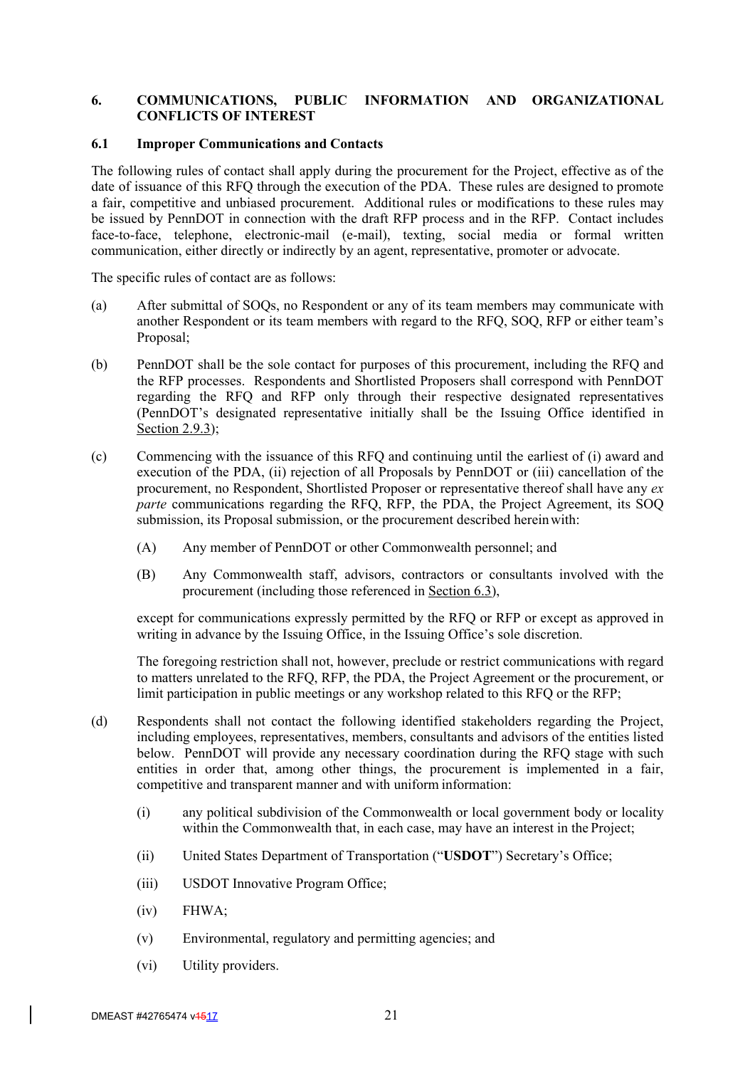## 6. COMMUNICATIONS, PUBLIC INFORMATION AND ORGANIZATIONAL CONFLICTS OF INTEREST

### 6.1 Improper Communications and Contacts

The following rules of contact shall apply during the procurement for the Project, effective as of the date of issuance of this RFQ through the execution of the PDA. These rules are designed to promote a fair, competitive and unbiased procurement. Additional rules or modifications to these rules may be issued by PennDOT in connection with the draft RFP process and in the RFP. Contact includes face-to-face, telephone, electronic-mail (e-mail), texting, social media or formal written communication, either directly or indirectly by an agent, representative, promoter or advocate.

The specific rules of contact are as follows:

(a) After submittal of SOQs, no Respondent or any of its team members may communicate with another Respondent or its team members with regard to the RFQ, SOQ, RFP or either team's Proposal;

(b) PennDOT shall be the sole contact for purposes of this procurement, including the RFQ and the RFP processes. Respondents and Shortlisted Proposers shall correspond with PennDOT regarding the RFQ and RFP only through their respective designated representatives (PennDOT's designated representative initially shall be the Issuing Office identified in Section 2.9.3);

(c) Commencing with the issuance of this RFQ and continuing until the earliest of (i) award and execution of the PDA, (ii) rejection of all Proposals by PennDOT or (iii) cancellation of the procurement, no Respondent, Shortlisted Proposer or representative thereof shall have any *ex parte* communications regarding the RFQ, RFP, the PDA, the Project Agreement, its SOQ submission, its Proposal submission, or the procurement described herein with:

   (A) Any member of PennDOT or other Commonwealth personnel; and

   (B) Any Commonwealth staff, advisors, contractors or consultants involved with the procurement (including those referenced in Section 6.3),

   except for communications expressly permitted by the RFQ or RFP or except as approved in writing in advance by the Issuing Office, in the Issuing Office's sole discretion.

   The foregoing restriction shall not, however, preclude or restrict communications with regard to matters unrelated to the RFQ, RFP, the PDA, the Project Agreement or the procurement, or limit participation in public meetings or any workshop related to this RFQ or the RFP;

(d) Respondents shall not contact the following identified stakeholders regarding the Project, including employees, representatives, members, consultants and advisors of the entities listed below. PennDOT will provide any necessary coordination during the RFQ stage with such entities in order that, among other things, the procurement is implemented in a fair, competitive and transparent manner and with uniform information:

   (i) any political subdivision of the Commonwealth or local government body or locality within the Commonwealth that, in each case, may have an interest in the Project;

   (ii) United States Department of Transportation ("**USDOT**") Secretary's Office;

   (iii) USDOT Innovative Program Office;

   (iv) FHWA;

   (v) Environmental, regulatory and permitting agencies; and

   (vi) Utility providers.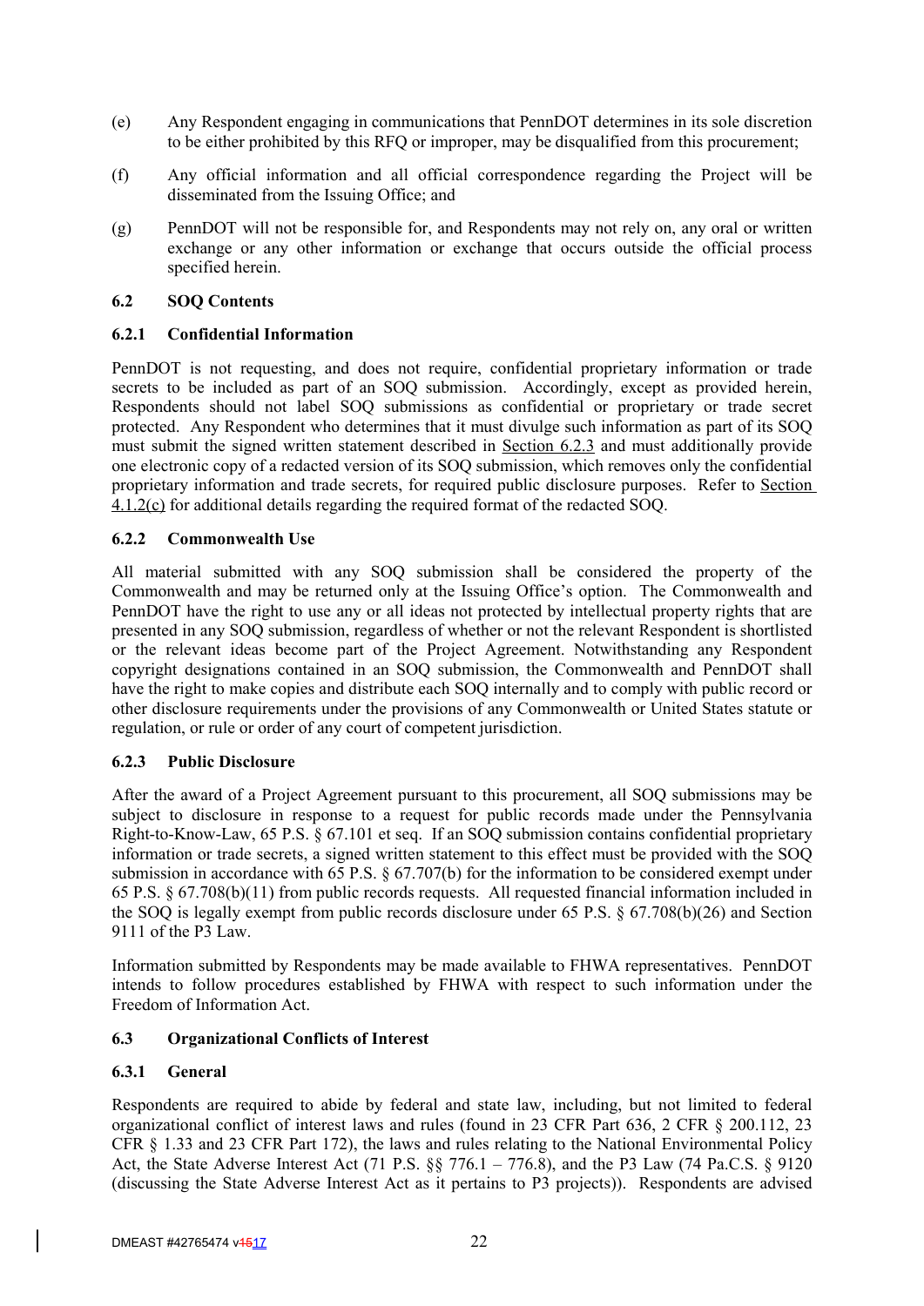(e) Any Respondent engaging in communications that PennDOT determines in its sole discretion to be either prohibited by this RFQ or improper, may be disqualified from this procurement;

(f) Any official information and all official correspondence regarding the Project will be disseminated from the Issuing Office; and

(g) PennDOT will not be responsible for, and Respondents may not rely on, any oral or written exchange or any other information or exchange that occurs outside the official process specified herein.

### 6.2 SOQ Contents

#### 6.2.1 Confidential Information

PennDOT is not requesting, and does not require, confidential proprietary information or trade secrets to be included as part of an SOQ submission. Accordingly, except as provided herein, Respondents should not label SOQ submissions as confidential or proprietary or trade secret protected. Any Respondent who determines that it must divulge such information as part of its SOQ must submit the signed written statement described in Section 6.2.3 and must additionally provide one electronic copy of a redacted version of its SOQ submission, which removes only the confidential proprietary information and trade secrets, for required public disclosure purposes. Refer to Section 4.1.2(c) for additional details regarding the required format of the redacted SOQ.

#### 6.2.2 Commonwealth Use

All material submitted with any SOQ submission shall be considered the property of the Commonwealth and may be returned only at the Issuing Office's option. The Commonwealth and PennDOT have the right to use any or all ideas not protected by intellectual property rights that are presented in any SOQ submission, regardless of whether or not the relevant Respondent is shortlisted or the relevant ideas become part of the Project Agreement. Notwithstanding any Respondent copyright designations contained in an SOQ submission, the Commonwealth and PennDOT shall have the right to make copies and distribute each SOQ internally and to comply with public record or other disclosure requirements under the provisions of any Commonwealth or United States statute or regulation, or rule or order of any court of competent jurisdiction.

#### 6.2.3 Public Disclosure

After the award of a Project Agreement pursuant to this procurement, all SOQ submissions may be subject to disclosure in response to a request for public records made under the Pennsylvania Right-to-Know-Law, 65 P.S. § 67.101 et seq. If an SOQ submission contains confidential proprietary information or trade secrets, a signed written statement to this effect must be provided with the SOQ submission in accordance with 65 P.S. § 67.707(b) for the information to be considered exempt under 65 P.S. § 67.708(b)(11) from public records requests. All requested financial information included in the SOQ is legally exempt from public records disclosure under 65 P.S. § 67.708(b)(26) and Section 9111 of the P3 Law.

Information submitted by Respondents may be made available to FHWA representatives. PennDOT intends to follow procedures established by FHWA with respect to such information under the Freedom of Information Act.

### 6.3 Organizational Conflicts of Interest

#### 6.3.1 General

Respondents are required to abide by federal and state law, including, but not limited to federal organizational conflict of interest laws and rules (found in 23 CFR Part 636, 2 CFR § 200.112, 23 CFR § 1.33 and 23 CFR Part 172), the laws and rules relating to the National Environmental Policy Act, the State Adverse Interest Act (71 P.S. §§ 776.1 – 776.8), and the P3 Law (74 Pa.C.S. § 9120 (discussing the State Adverse Interest Act as it pertains to P3 projects)). Respondents are advised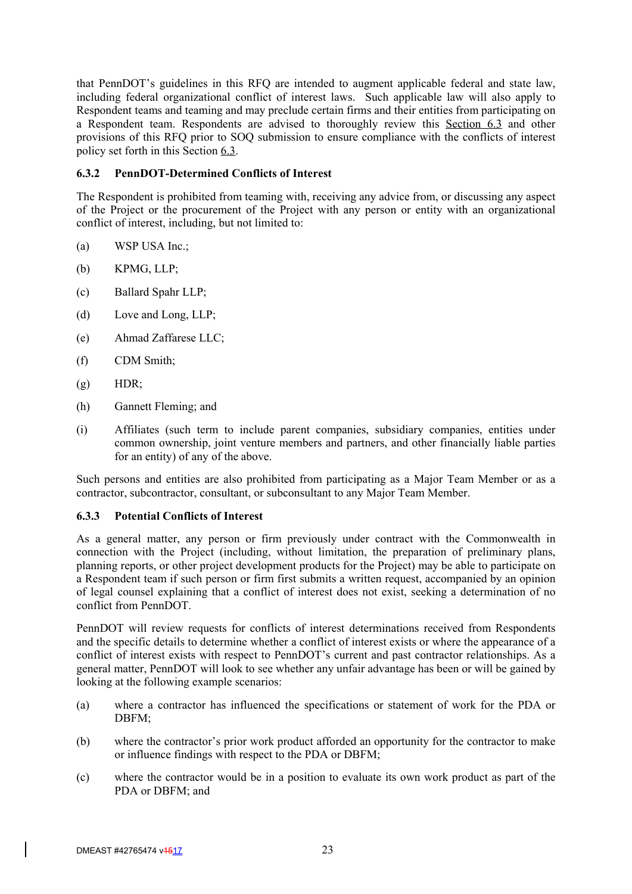that PennDOT's guidelines in this RFQ are intended to augment applicable federal and state law, including federal organizational conflict of interest laws. Such applicable law will also apply to Respondent teams and teaming and may preclude certain firms and their entities from participating on a Respondent team. Respondents are advised to thoroughly review this Section 6.3 and other provisions of this RFQ prior to SOQ submission to ensure compliance with the conflicts of interest policy set forth in this Section 6.3.

### 6.3.2 PennDOT-Determined Conflicts of Interest

The Respondent is prohibited from teaming with, receiving any advice from, or discussing any aspect of the Project or the procurement of the Project with any person or entity with an organizational conflict of interest, including, but not limited to:

(a) WSP USA Inc.;

(b) KPMG, LLP;

(c) Ballard Spahr LLP;

(d) Love and Long, LLP;

(e) Ahmad Zaffarese LLC;

(f) CDM Smith;

(g) HDR;

(h) Gannett Fleming; and

(i) Affiliates (such term to include parent companies, subsidiary companies, entities under common ownership, joint venture members and partners, and other financially liable parties for an entity) of any of the above.

Such persons and entities are also prohibited from participating as a Major Team Member or as a contractor, subcontractor, consultant, or subconsultant to any Major Team Member.

### 6.3.3 Potential Conflicts of Interest

As a general matter, any person or firm previously under contract with the Commonwealth in connection with the Project (including, without limitation, the preparation of preliminary plans, planning reports, or other project development products for the Project) may be able to participate on a Respondent team if such person or firm first submits a written request, accompanied by an opinion of legal counsel explaining that a conflict of interest does not exist, seeking a determination of no conflict from PennDOT.

PennDOT will review requests for conflicts of interest determinations received from Respondents and the specific details to determine whether a conflict of interest exists or where the appearance of a conflict of interest exists with respect to PennDOT's current and past contractor relationships. As a general matter, PennDOT will look to see whether any unfair advantage has been or will be gained by looking at the following example scenarios:

(a) where a contractor has influenced the specifications or statement of work for the PDA or DBFM;

(b) where the contractor's prior work product afforded an opportunity for the contractor to make or influence findings with respect to the PDA or DBFM;

(c) where the contractor would be in a position to evaluate its own work product as part of the PDA or DBFM; and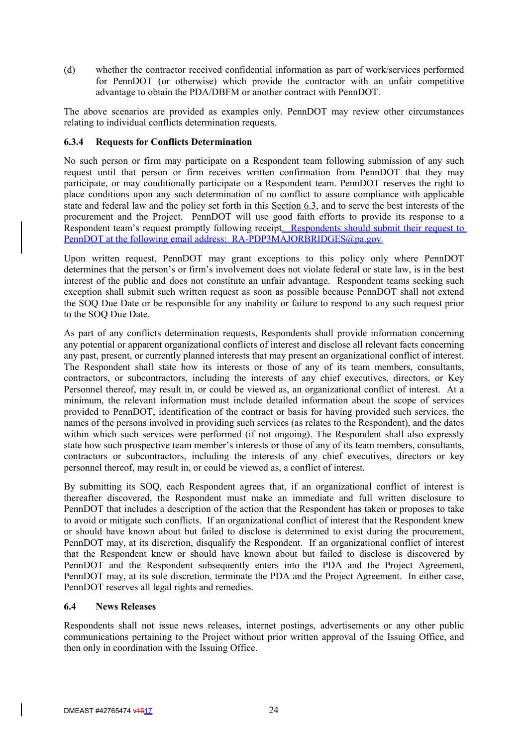(d) whether the contractor received confidential information as part of work/services performed for PennDOT (or otherwise) which provide the contractor with an unfair competitive advantage to obtain the PDA/DBFM or another contract with PennDOT.

The above scenarios are provided as examples only. PennDOT may review other circumstances relating to individual conflicts determination requests.

### 6.3.4 Requests for Conflicts Determination

No such person or firm may participate on a Respondent team following submission of any such request until that person or firm receives written confirmation from PennDOT that they may participate, or may conditionally participate on a Respondent team. PennDOT reserves the right to place conditions upon any such determination of no conflict to assure compliance with applicable state and federal law and the policy set forth in this Section 6.3, and to serve the best interests of the procurement and the Project. PennDOT will use good faith efforts to provide its response to a Respondent team's request promptly following receipt. Respondents should submit their request to PennDOT at the following email address: RA-PDP3MAJORBRIDGES@pa.gov.

Upon written request, PennDOT may grant exceptions to this policy only where PennDOT determines that the person's or firm's involvement does not violate federal or state law, is in the best interest of the public and does not constitute an unfair advantage. Respondent teams seeking such exception shall submit such written request as soon as possible because PennDOT shall not extend the SOQ Due Date or be responsible for any inability or failure to respond to any such request prior to the SOQ Due Date.

As part of any conflicts determination requests, Respondents shall provide information concerning any potential or apparent organizational conflicts of interest and disclose all relevant facts concerning any past, present, or currently planned interests that may present an organizational conflict of interest. The Respondent shall state how its interests or those of any of its team members, consultants, contractors, or subcontractors, including the interests of any chief executives, directors, or Key Personnel thereof, may result in, or could be viewed as, an organizational conflict of interest. At a minimum, the relevant information must include detailed information about the scope of services provided to PennDOT, identification of the contract or basis for having provided such services, the names of the persons involved in providing such services (as relates to the Respondent), and the dates within which such services were performed (if not ongoing). The Respondent shall also expressly state how such prospective team member's interests or those of any of its team members, consultants, contractors or subcontractors, including the interests of any chief executives, directors or key personnel thereof, may result in, or could be viewed as, a conflict of interest.

By submitting its SOQ, each Respondent agrees that, if an organizational conflict of interest is thereafter discovered, the Respondent must make an immediate and full written disclosure to PennDOT that includes a description of the action that the Respondent has taken or proposes to take to avoid or mitigate such conflicts. If an organizational conflict of interest that the Respondent knew or should have known about but failed to disclose is determined to exist during the procurement, PennDOT may, at its discretion, disqualify the Respondent. If an organizational conflict of interest that the Respondent knew or should have known about but failed to disclose is discovered by PennDOT and the Respondent subsequently enters into the PDA and the Project Agreement, PennDOT may, at its sole discretion, terminate the PDA and the Project Agreement. In either case, PennDOT reserves all legal rights and remedies.

### 6.4 News Releases

Respondents shall not issue news releases, internet postings, advertisements or any other public communications pertaining to the Project without prior written approval of the Issuing Office, and then only in coordination with the Issuing Office.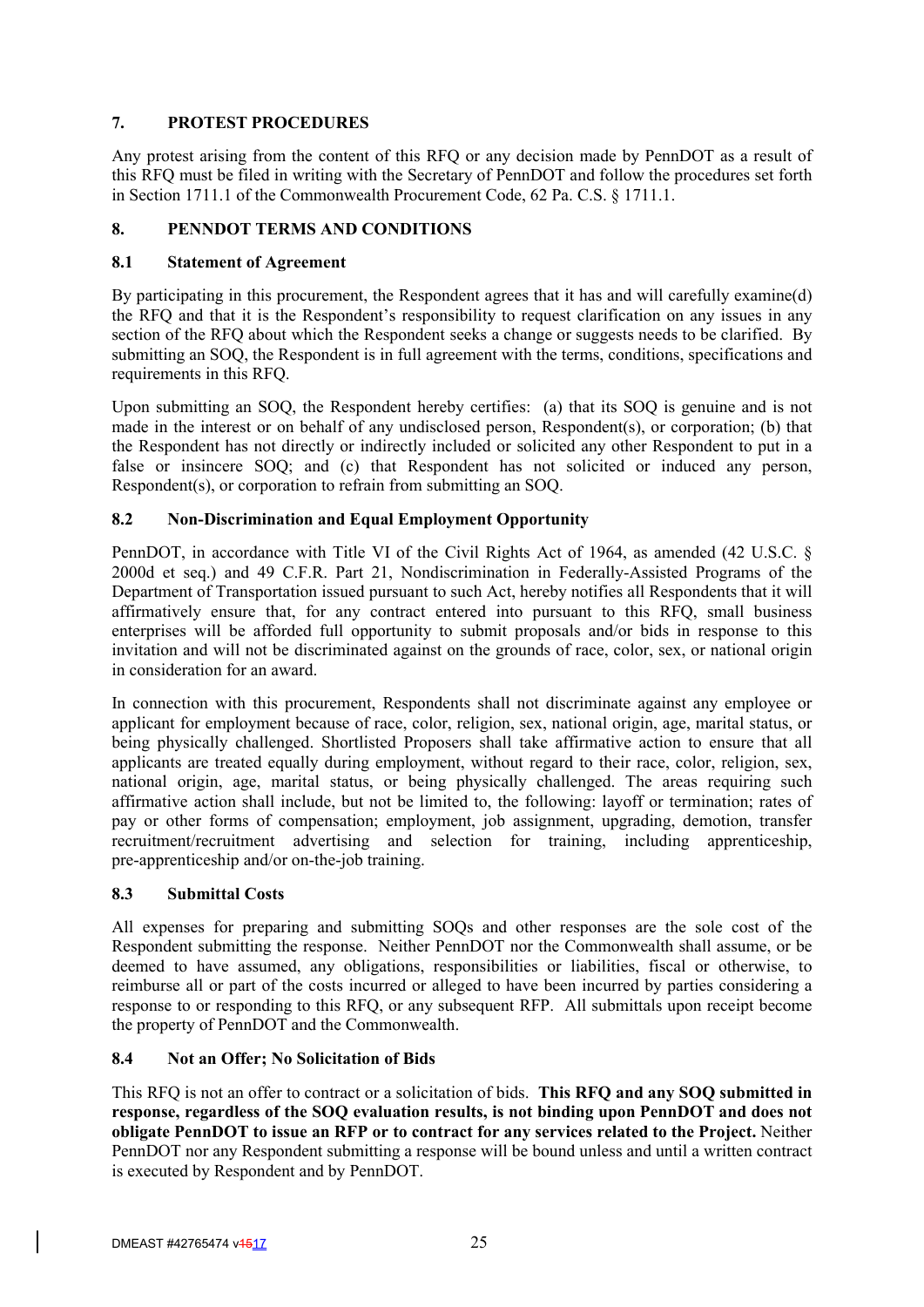## 7. PROTEST PROCEDURES

Any protest arising from the content of this RFQ or any decision made by PennDOT as a result of this RFQ must be filed in writing with the Secretary of PennDOT and follow the procedures set forth in Section 1711.1 of the Commonwealth Procurement Code, 62 Pa. C.S. § 1711.1.

## 8. PENNDOT TERMS AND CONDITIONS

### 8.1 Statement of Agreement

By participating in this procurement, the Respondent agrees that it has and will carefully examine(d) the RFQ and that it is the Respondent's responsibility to request clarification on any issues in any section of the RFQ about which the Respondent seeks a change or suggests needs to be clarified. By submitting an SOQ, the Respondent is in full agreement with the terms, conditions, specifications and requirements in this RFQ.

Upon submitting an SOQ, the Respondent hereby certifies: (a) that its SOQ is genuine and is not made in the interest or on behalf of any undisclosed person, Respondent(s), or corporation; (b) that the Respondent has not directly or indirectly included or solicited any other Respondent to put in a false or insincere SOQ; and (c) that Respondent has not solicited or induced any person, Respondent(s), or corporation to refrain from submitting an SOQ.

### 8.2 Non-Discrimination and Equal Employment Opportunity

PennDOT, in accordance with Title VI of the Civil Rights Act of 1964, as amended (42 U.S.C. § 2000d et seq.) and 49 C.F.R. Part 21, Nondiscrimination in Federally-Assisted Programs of the Department of Transportation issued pursuant to such Act, hereby notifies all Respondents that it will affirmatively ensure that, for any contract entered into pursuant to this RFQ, small business enterprises will be afforded full opportunity to submit proposals and/or bids in response to this invitation and will not be discriminated against on the grounds of race, color, sex, or national origin in consideration for an award.

In connection with this procurement, Respondents shall not discriminate against any employee or applicant for employment because of race, color, religion, sex, national origin, age, marital status, or being physically challenged. Shortlisted Proposers shall take affirmative action to ensure that all applicants are treated equally during employment, without regard to their race, color, religion, sex, national origin, age, marital status, or being physically challenged. The areas requiring such affirmative action shall include, but not be limited to, the following: layoff or termination; rates of pay or other forms of compensation; employment, job assignment, upgrading, demotion, transfer recruitment/recruitment advertising and selection for training, including apprenticeship, pre-apprenticeship and/or on-the-job training.

### 8.3 Submittal Costs

All expenses for preparing and submitting SOQs and other responses are the sole cost of the Respondent submitting the response. Neither PennDOT nor the Commonwealth shall assume, or be deemed to have assumed, any obligations, responsibilities or liabilities, fiscal or otherwise, to reimburse all or part of the costs incurred or alleged to have been incurred by parties considering a response to or responding to this RFQ, or any subsequent RFP. All submittals upon receipt become the property of PennDOT and the Commonwealth.

### 8.4 Not an Offer; No Solicitation of Bids

This RFQ is not an offer to contract or a solicitation of bids. **This RFQ and any SOQ submitted in response, regardless of the SOQ evaluation results, is not binding upon PennDOT and does not obligate PennDOT to issue an RFP or to contract for any services related to the Project.** Neither PennDOT nor any Respondent submitting a response will be bound unless and until a written contract is executed by Respondent and by PennDOT.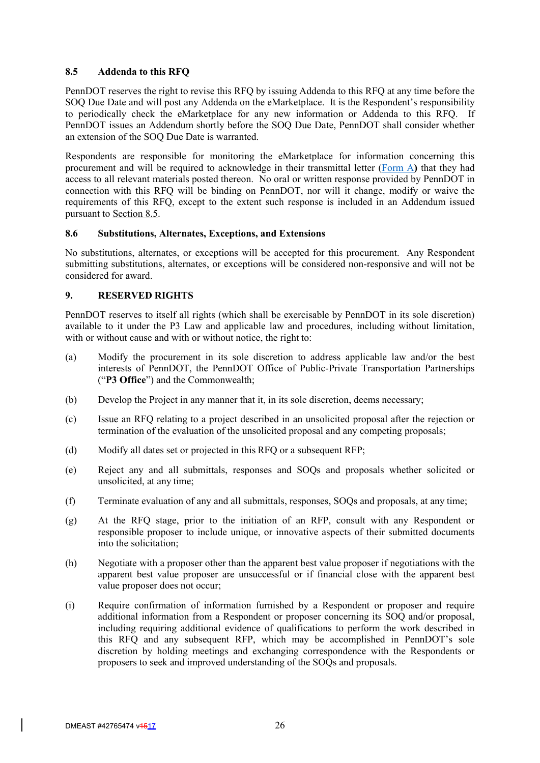### 8.5 Addenda to this RFQ

PennDOT reserves the right to revise this RFQ by issuing Addenda to this RFQ at any time before the SOQ Due Date and will post any Addenda on the eMarketplace. It is the Respondent's responsibility to periodically check the eMarketplace for any new information or Addenda to this RFQ. If PennDOT issues an Addendum shortly before the SOQ Due Date, PennDOT shall consider whether an extension of the SOQ Due Date is warranted.

Respondents are responsible for monitoring the eMarketplace for information concerning this procurement and will be required to acknowledge in their transmittal letter (Form A**)** that they had access to all relevant materials posted thereon. No oral or written response provided by PennDOT in connection with this RFQ will be binding on PennDOT, nor will it change, modify or waive the requirements of this RFQ, except to the extent such response is included in an Addendum issued pursuant to Section 8.5.

### 8.6 Substitutions, Alternates, Exceptions, and Extensions

No substitutions, alternates, or exceptions will be accepted for this procurement. Any Respondent submitting substitutions, alternates, or exceptions will be considered non-responsive and will not be considered for award.

## 9. RESERVED RIGHTS

PennDOT reserves to itself all rights (which shall be exercisable by PennDOT in its sole discretion) available to it under the P3 Law and applicable law and procedures, including without limitation, with or without cause and with or without notice, the right to:

(a) Modify the procurement in its sole discretion to address applicable law and/or the best interests of PennDOT, the PennDOT Office of Public-Private Transportation Partnerships ("**P3 Office**") and the Commonwealth;

(b) Develop the Project in any manner that it, in its sole discretion, deems necessary;

(c) Issue an RFQ relating to a project described in an unsolicited proposal after the rejection or termination of the evaluation of the unsolicited proposal and any competing proposals;

(d) Modify all dates set or projected in this RFQ or a subsequent RFP;

(e) Reject any and all submittals, responses and SOQs and proposals whether solicited or unsolicited, at any time;

(f) Terminate evaluation of any and all submittals, responses, SOQs and proposals, at any time;

(g) At the RFQ stage, prior to the initiation of an RFP, consult with any Respondent or responsible proposer to include unique, or innovative aspects of their submitted documents into the solicitation;

(h) Negotiate with a proposer other than the apparent best value proposer if negotiations with the apparent best value proposer are unsuccessful or if financial close with the apparent best value proposer does not occur;

(i) Require confirmation of information furnished by a Respondent or proposer and require additional information from a Respondent or proposer concerning its SOQ and/or proposal, including requiring additional evidence of qualifications to perform the work described in this RFQ and any subsequent RFP, which may be accomplished in PennDOT's sole discretion by holding meetings and exchanging correspondence with the Respondents or proposers to seek and improved understanding of the SOQs and proposals.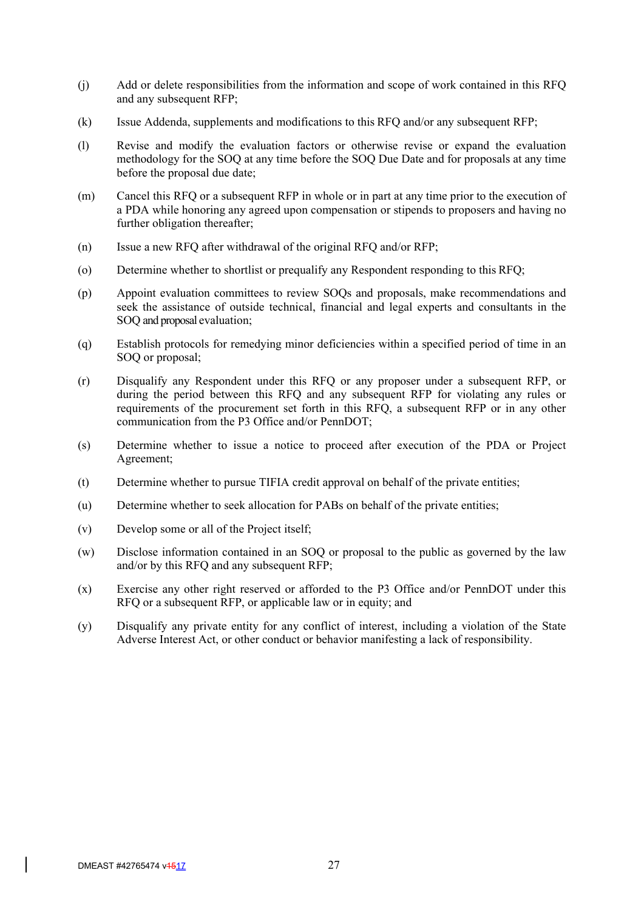(j) Add or delete responsibilities from the information and scope of work contained in this RFQ and any subsequent RFP;

(k) Issue Addenda, supplements and modifications to this RFQ and/or any subsequent RFP;

(l) Revise and modify the evaluation factors or otherwise revise or expand the evaluation methodology for the SOQ at any time before the SOQ Due Date and for proposals at any time before the proposal due date;

(m) Cancel this RFQ or a subsequent RFP in whole or in part at any time prior to the execution of a PDA while honoring any agreed upon compensation or stipends to proposers and having no further obligation thereafter;

(n) Issue a new RFQ after withdrawal of the original RFQ and/or RFP;

(o) Determine whether to shortlist or prequalify any Respondent responding to this RFQ;

(p) Appoint evaluation committees to review SOQs and proposals, make recommendations and seek the assistance of outside technical, financial and legal experts and consultants in the SOQ and proposal evaluation;

(q) Establish protocols for remedying minor deficiencies within a specified period of time in an SOQ or proposal;

(r) Disqualify any Respondent under this RFQ or any proposer under a subsequent RFP, or during the period between this RFQ and any subsequent RFP for violating any rules or requirements of the procurement set forth in this RFQ, a subsequent RFP or in any other communication from the P3 Office and/or PennDOT;

(s) Determine whether to issue a notice to proceed after execution of the PDA or Project Agreement;

(t) Determine whether to pursue TIFIA credit approval on behalf of the private entities;

(u) Determine whether to seek allocation for PABs on behalf of the private entities;

(v) Develop some or all of the Project itself;

(w) Disclose information contained in an SOQ or proposal to the public as governed by the law and/or by this RFQ and any subsequent RFP;

(x) Exercise any other right reserved or afforded to the P3 Office and/or PennDOT under this RFQ or a subsequent RFP, or applicable law or in equity; and

(y) Disqualify any private entity for any conflict of interest, including a violation of the State Adverse Interest Act, or other conduct or behavior manifesting a lack of responsibility.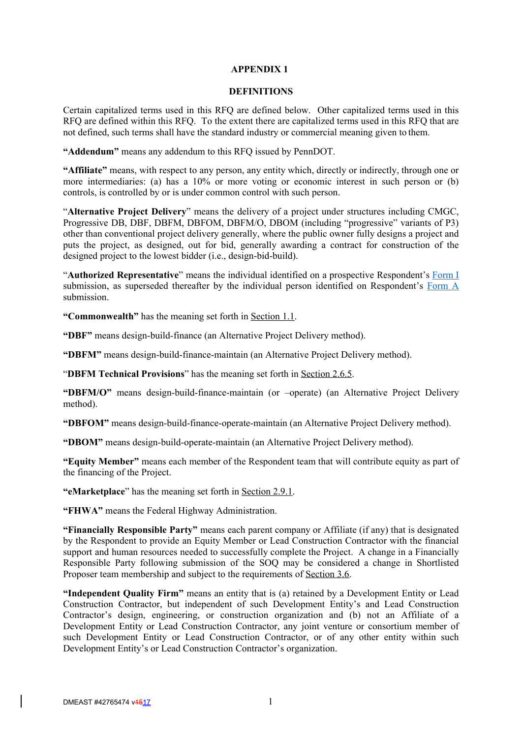# APPENDIX 1

## DEFINITIONS

Certain capitalized terms used in this RFQ are defined below. Other capitalized terms used in this RFQ are defined within this RFQ. To the extent there are capitalized terms used in this RFQ that are not defined, such terms shall have the standard industry or commercial meaning given to them.

**"Addendum"** means any addendum to this RFQ issued by PennDOT.

**"Affiliate"** means, with respect to any person, any entity which, directly or indirectly, through one or more intermediaries: (a) has a 10% or more voting or economic interest in such person or (b) controls, is controlled by or is under common control with such person.

"**Alternative Project Delivery**" means the delivery of a project under structures including CMGC, Progressive DB, DBF, DBFM, DBFOM, DBFM/O, DBOM (including "progressive" variants of P3) other than conventional project delivery generally, where the public owner fully designs a project and puts the project, as designed, out for bid, generally awarding a contract for construction of the designed project to the lowest bidder (i.e., design-bid-build).

"**Authorized Representative**" means the individual identified on a prospective Respondent's Form I submission, as superseded thereafter by the individual person identified on Respondent's Form A submission.

**"Commonwealth"** has the meaning set forth in Section 1.1.

**"DBF"** means design-build-finance (an Alternative Project Delivery method).

**"DBFM"** means design-build-finance-maintain (an Alternative Project Delivery method).

"**DBFM Technical Provisions**" has the meaning set forth in Section 2.6.5.

**"DBFM/O"** means design-build-finance-maintain (or –operate) (an Alternative Project Delivery method).

**"DBFOM"** means design-build-finance-operate-maintain (an Alternative Project Delivery method).

**"DBOM"** means design-build-operate-maintain (an Alternative Project Delivery method).

**"Equity Member"** means each member of the Respondent team that will contribute equity as part of the financing of the Project.

**"eMarketplace**" has the meaning set forth in Section 2.9.1.

**"FHWA"** means the Federal Highway Administration.

**"Financially Responsible Party"** means each parent company or Affiliate (if any) that is designated by the Respondent to provide an Equity Member or Lead Construction Contractor with the financial support and human resources needed to successfully complete the Project. A change in a Financially Responsible Party following submission of the SOQ may be considered a change in Shortlisted Proposer team membership and subject to the requirements of Section 3.6.

**"Independent Quality Firm"** means an entity that is (a) retained by a Development Entity or Lead Construction Contractor, but independent of such Development Entity's and Lead Construction Contractor's design, engineering, or construction organization and (b) not an Affiliate of a Development Entity or Lead Construction Contractor, any joint venture or consortium member of such Development Entity or Lead Construction Contractor, or of any other entity within such Development Entity's or Lead Construction Contractor's organization.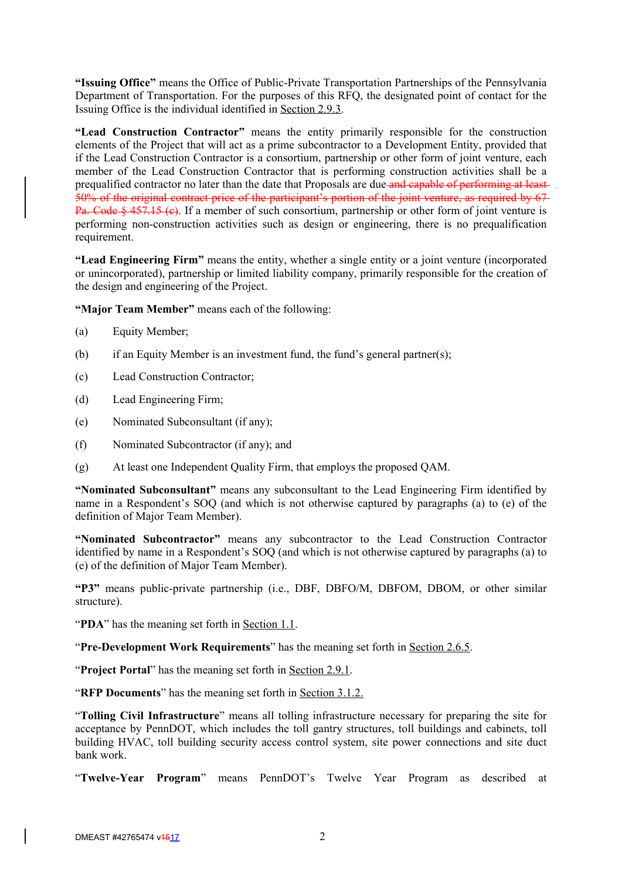**"Issuing Office"** means the Office of Public-Private Transportation Partnerships of the Pennsylvania Department of Transportation. For the purposes of this RFQ, the designated point of contact for the Issuing Office is the individual identified in Section 2.9.3.

**"Lead Construction Contractor"** means the entity primarily responsible for the construction elements of the Project that will act as a prime subcontractor to a Development Entity, provided that if the Lead Construction Contractor is a consortium, partnership or other form of joint venture, each member of the Lead Construction Contractor that is performing construction activities shall be a prequalified contractor no later than the date that Proposals are due ~~and capable of performing at least 50% of the original contract price of the participant's portion of the joint venture, as required by 67 Pa. Code § 457.15 (e)~~. If a member of such consortium, partnership or other form of joint venture is performing non-construction activities such as design or engineering, there is no prequalification requirement.

**"Lead Engineering Firm"** means the entity, whether a single entity or a joint venture (incorporated or unincorporated), partnership or limited liability company, primarily responsible for the creation of the design and engineering of the Project.

**"Major Team Member"** means each of the following:

(a) Equity Member;

(b) if an Equity Member is an investment fund, the fund's general partner(s);

(c) Lead Construction Contractor;

(d) Lead Engineering Firm;

(e) Nominated Subconsultant (if any);

(f) Nominated Subcontractor (if any); and

(g) At least one Independent Quality Firm, that employs the proposed QAM.

**"Nominated Subconsultant"** means any subconsultant to the Lead Engineering Firm identified by name in a Respondent's SOQ (and which is not otherwise captured by paragraphs (a) to (e) of the definition of Major Team Member).

**"Nominated Subcontractor"** means any subcontractor to the Lead Construction Contractor identified by name in a Respondent's SOQ (and which is not otherwise captured by paragraphs (a) to (e) of the definition of Major Team Member).

**"P3"** means public-private partnership (i.e., DBF, DBFO/M, DBFOM, DBOM, or other similar structure).

"**PDA**" has the meaning set forth in Section 1.1.

"**Pre-Development Work Requirements**" has the meaning set forth in Section 2.6.5.

"**Project Portal**" has the meaning set forth in Section 2.9.1.

"**RFP Documents**" has the meaning set forth in Section 3.1.2.

"**Tolling Civil Infrastructure**" means all tolling infrastructure necessary for preparing the site for acceptance by PennDOT, which includes the toll gantry structures, toll buildings and cabinets, toll building HVAC, toll building security access control system, site power connections and site duct bank work.

"**Twelve-Year Program**" means PennDOT's Twelve Year Program as described at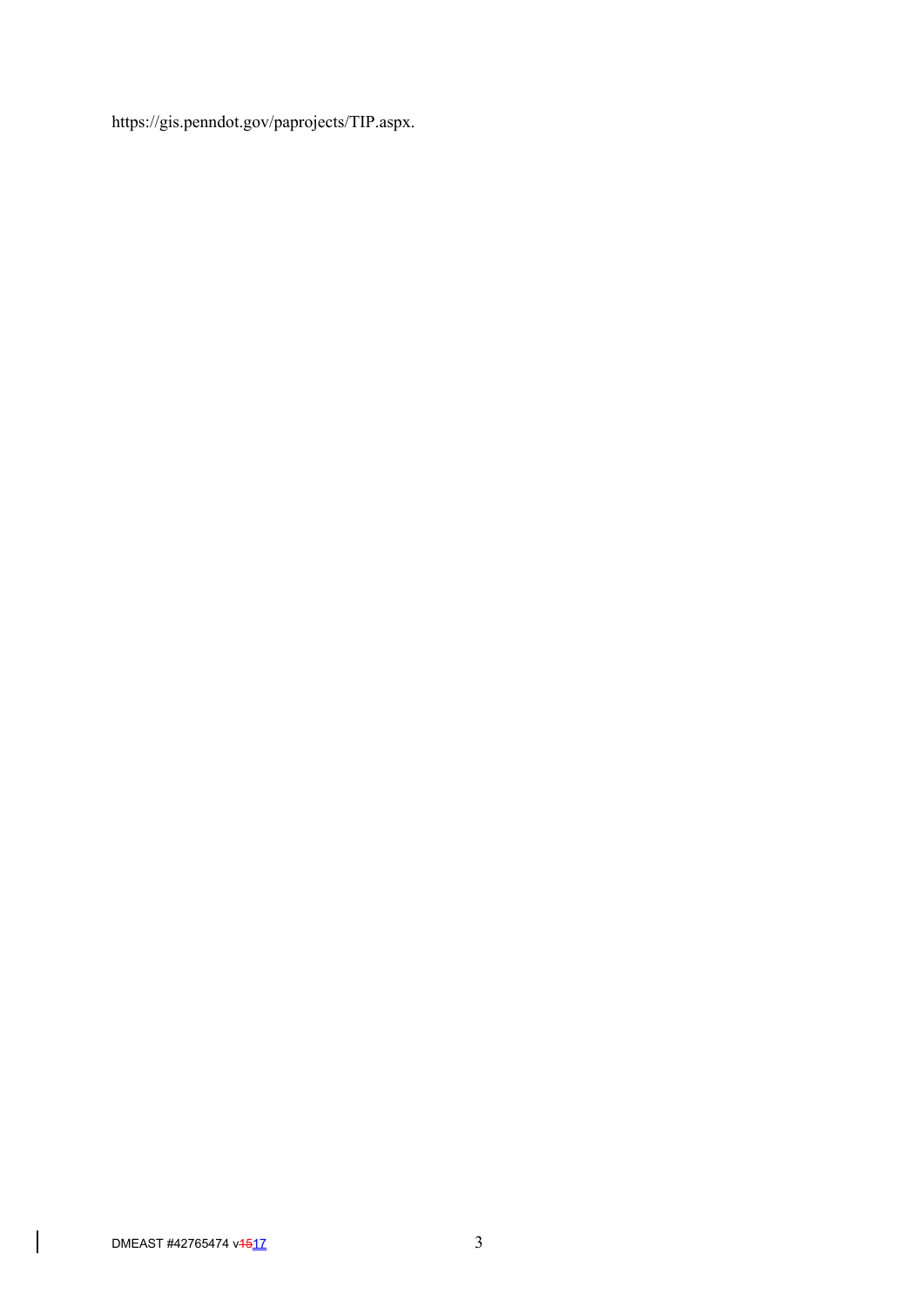https://gis.penndot.gov/paprojects/TIP.aspx.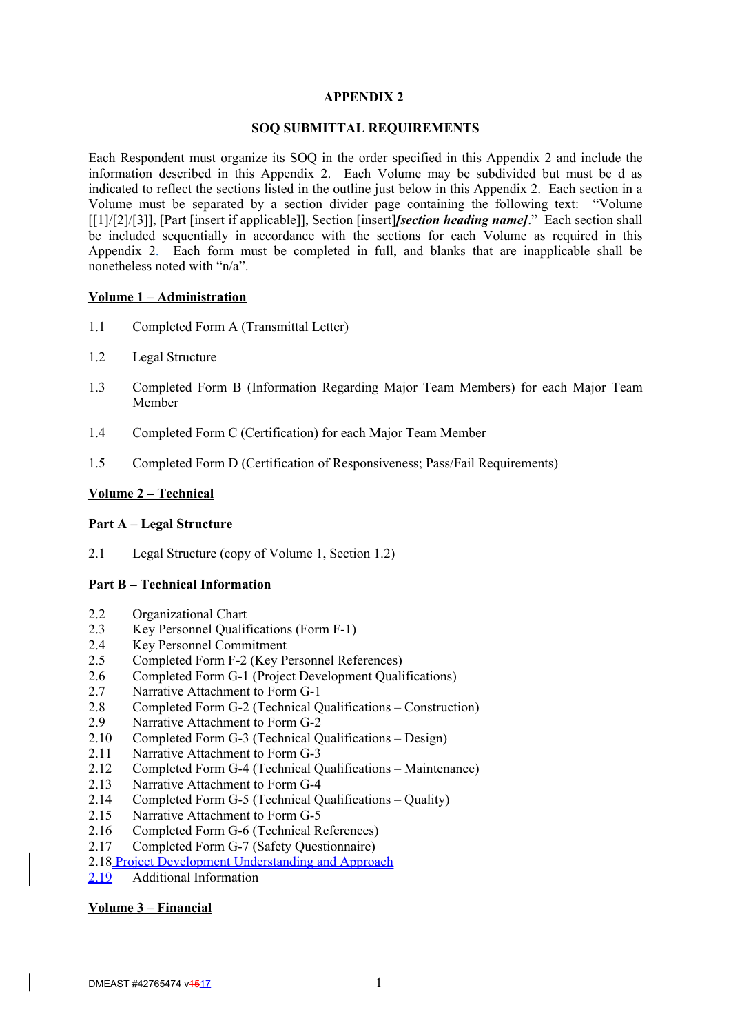# APPENDIX 2

## SOQ SUBMITTAL REQUIREMENTS

Each Respondent must organize its SOQ in the order specified in this Appendix 2 and include the information described in this Appendix 2. Each Volume may be subdivided but must be d as indicated to reflect the sections listed in the outline just below in this Appendix 2. Each section in a Volume must be separated by a section divider page containing the following text: "Volume [[1]/[2]/[3]], [Part [insert if applicable]], Section [insert]***[section heading name]***." Each section shall be included sequentially in accordance with the sections for each Volume as required in this Appendix 2. Each form must be completed in full, and blanks that are inapplicable shall be nonetheless noted with "n/a".

**<u>Volume 1 – Administration</u>**

1.1 Completed Form A (Transmittal Letter)

1.2 Legal Structure

1.3 Completed Form B (Information Regarding Major Team Members) for each Major Team Member

1.4 Completed Form C (Certification) for each Major Team Member

1.5 Completed Form D (Certification of Responsiveness; Pass/Fail Requirements)

**<u>Volume 2 – Technical</u>**

**Part A – Legal Structure**

2.1 Legal Structure (copy of Volume 1, Section 1.2)

**Part B – Technical Information**

2.2 Organizational Chart
2.3 Key Personnel Qualifications (Form F-1)
2.4 Key Personnel Commitment
2.5 Completed Form F-2 (Key Personnel References)
2.6 Completed Form G-1 (Project Development Qualifications)
2.7 Narrative Attachment to Form G-1
2.8 Completed Form G-2 (Technical Qualifications – Construction)
2.9 Narrative Attachment to Form G-2
2.10 Completed Form G-3 (Technical Qualifications – Design)
2.11 Narrative Attachment to Form G-3
2.12 Completed Form G-4 (Technical Qualifications – Maintenance)
2.13 Narrative Attachment to Form G-4
2.14 Completed Form G-5 (Technical Qualifications – Quality)
2.15 Narrative Attachment to Form G-5
2.16 Completed Form G-6 (Technical References)
2.17 Completed Form G-7 (Safety Questionnaire)
2.18 Project Development Understanding and Approach
2.19 Additional Information

**<u>Volume 3 – Financial</u>**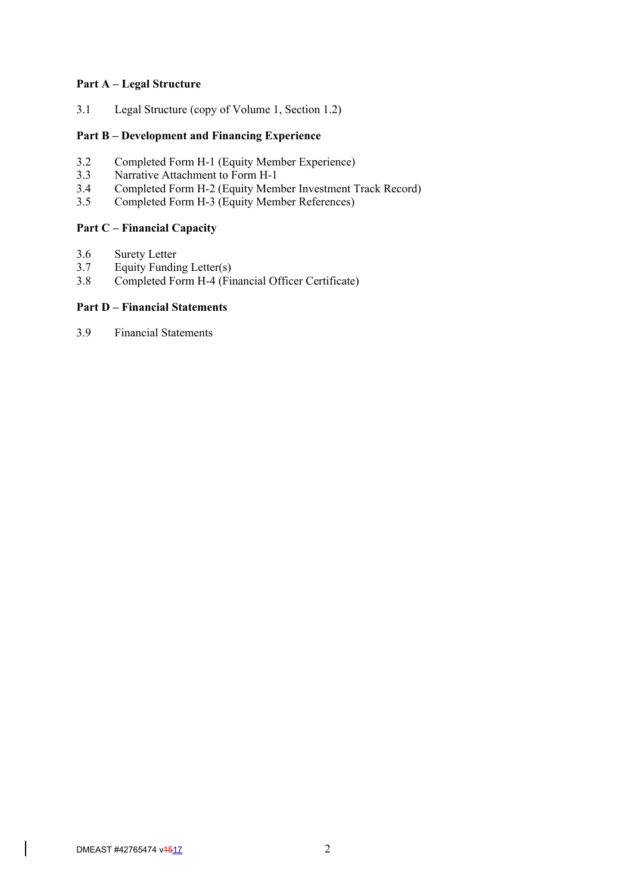**Part A – Legal Structure**

3.1 Legal Structure (copy of Volume 1, Section 1.2)

**Part B – Development and Financing Experience**

3.2 Completed Form H-1 (Equity Member Experience)
3.3 Narrative Attachment to Form H-1
3.4 Completed Form H-2 (Equity Member Investment Track Record)
3.5 Completed Form H-3 (Equity Member References)

**Part C – Financial Capacity**

3.6 Surety Letter
3.7 Equity Funding Letter(s)
3.8 Completed Form H-4 (Financial Officer Certificate)

**Part D – Financial Statements**

3.9 Financial Statements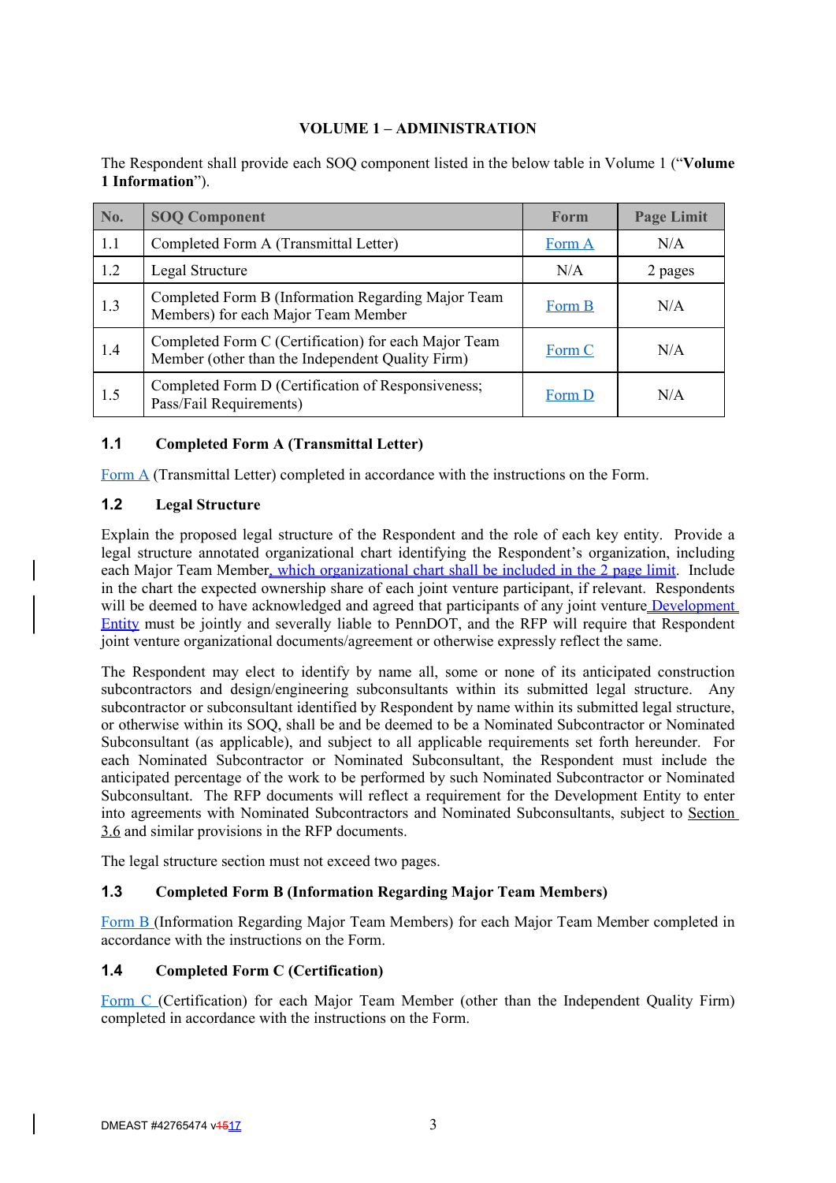**VOLUME 1 – ADMINISTRATION**

The Respondent shall provide each SOQ component listed in the below table in Volume 1 ("**Volume 1 Information**").

| No. | SOQ Component | Form | Page Limit |
|---|---|---|---|
| 1.1 | Completed Form A (Transmittal Letter) | Form A | N/A |
| 1.2 | Legal Structure | N/A | 2 pages |
| 1.3 | Completed Form B (Information Regarding Major Team Members) for each Major Team Member | Form B | N/A |
| 1.4 | Completed Form C (Certification) for each Major Team Member (other than the Independent Quality Firm) | Form C | N/A |
| 1.5 | Completed Form D (Certification of Responsiveness; Pass/Fail Requirements) | Form D | N/A |

## 1.1 Completed Form A (Transmittal Letter)

Form A (Transmittal Letter) completed in accordance with the instructions on the Form.

## 1.2 Legal Structure

Explain the proposed legal structure of the Respondent and the role of each key entity. Provide a legal structure annotated organizational chart identifying the Respondent's organization, including each Major Team Member, which organizational chart shall be included in the 2 page limit. Include in the chart the expected ownership share of each joint venture participant, if relevant. Respondents will be deemed to have acknowledged and agreed that participants of any joint venture Development Entity must be jointly and severally liable to PennDOT, and the RFP will require that Respondent joint venture organizational documents/agreement or otherwise expressly reflect the same.

The Respondent may elect to identify by name all, some or none of its anticipated construction subcontractors and design/engineering subconsultants within its submitted legal structure. Any subcontractor or subconsultant identified by Respondent by name within its submitted legal structure, or otherwise within its SOQ, shall be and be deemed to be a Nominated Subcontractor or Nominated Subconsultant (as applicable), and subject to all applicable requirements set forth hereunder. For each Nominated Subcontractor or Nominated Subconsultant, the Respondent must include the anticipated percentage of the work to be performed by such Nominated Subcontractor or Nominated Subconsultant. The RFP documents will reflect a requirement for the Development Entity to enter into agreements with Nominated Subcontractors and Nominated Subconsultants, subject to Section 3.6 and similar provisions in the RFP documents.

The legal structure section must not exceed two pages.

## 1.3 Completed Form B (Information Regarding Major Team Members)

Form B (Information Regarding Major Team Members) for each Major Team Member completed in accordance with the instructions on the Form.

## 1.4 Completed Form C (Certification)

Form C (Certification) for each Major Team Member (other than the Independent Quality Firm) completed in accordance with the instructions on the Form.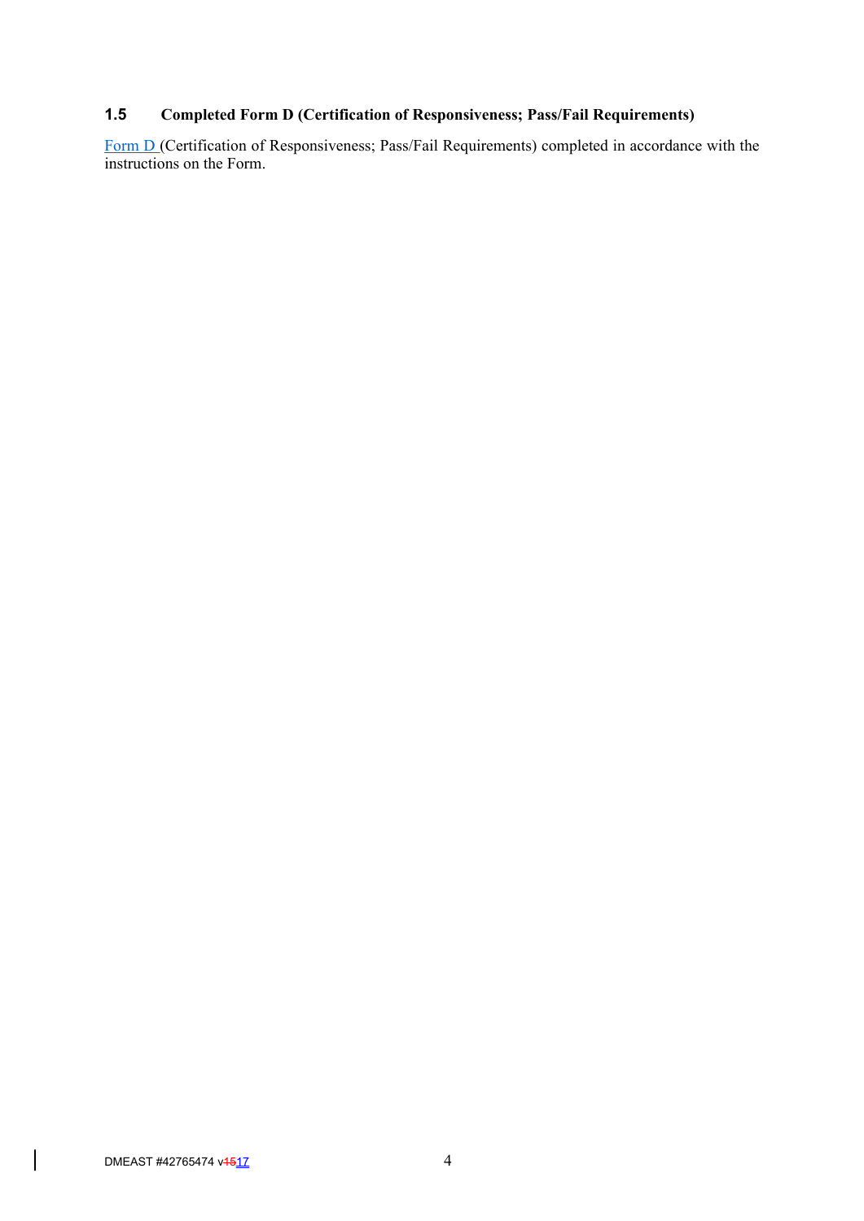### 1.5 Completed Form D (Certification of Responsiveness; Pass/Fail Requirements)

Form D (Certification of Responsiveness; Pass/Fail Requirements) completed in accordance with the instructions on the Form.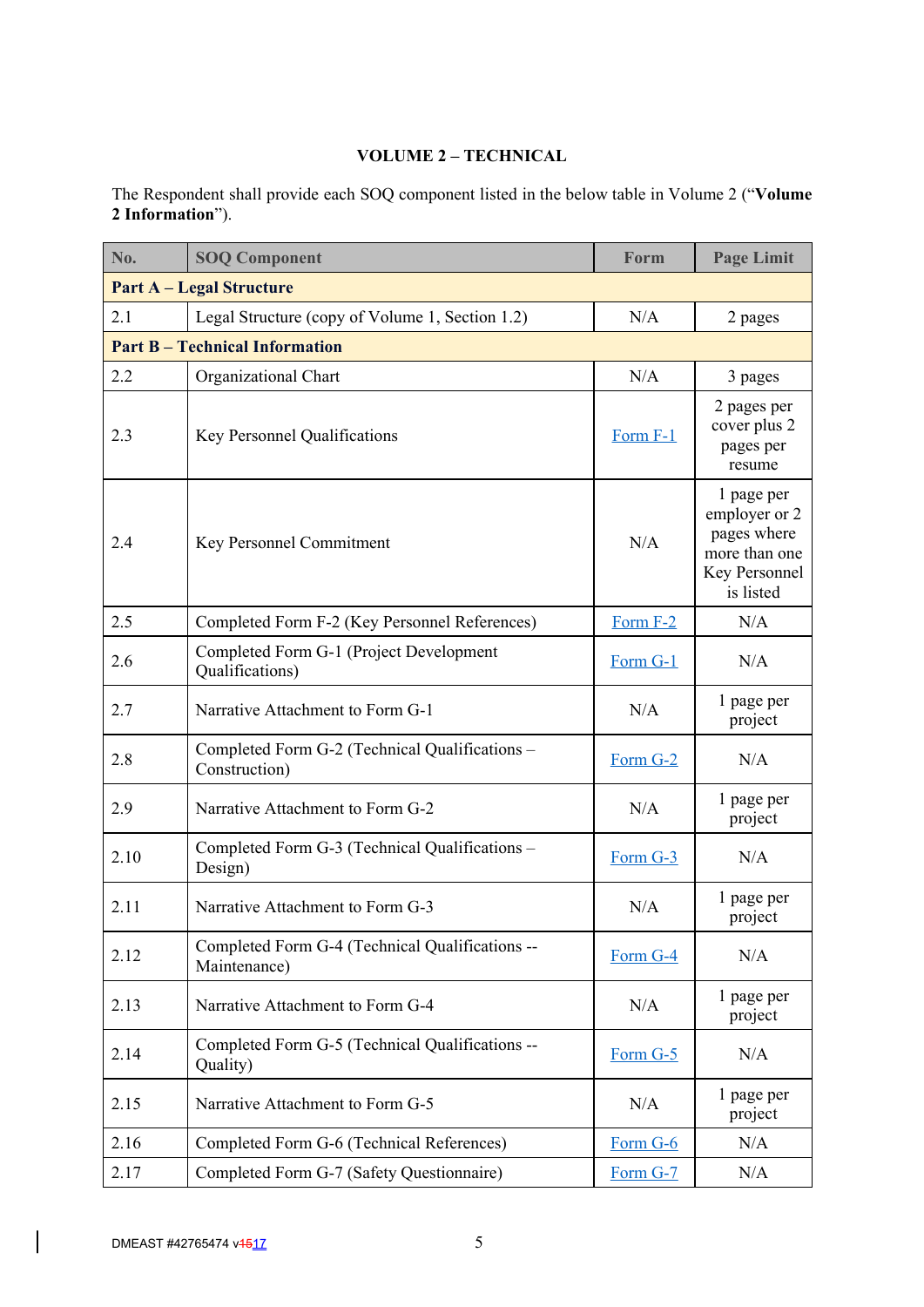## VOLUME 2 – TECHNICAL

The Respondent shall provide each SOQ component listed in the below table in Volume 2 ("**Volume 2 Information**").

| No. | SOQ Component | Form | Page Limit |
|---|---|---|---|
| **Part A – Legal Structure** | | | |
| 2.1 | Legal Structure (copy of Volume 1, Section 1.2) | N/A | 2 pages |
| **Part B – Technical Information** | | | |
| 2.2 | Organizational Chart | N/A | 3 pages |
| 2.3 | Key Personnel Qualifications | Form F-1 | 2 pages per cover plus 2 pages per resume |
| 2.4 | Key Personnel Commitment | N/A | 1 page per employer or 2 pages where more than one Key Personnel is listed |
| 2.5 | Completed Form F-2 (Key Personnel References) | Form F-2 | N/A |
| 2.6 | Completed Form G-1 (Project Development Qualifications) | Form G-1 | N/A |
| 2.7 | Narrative Attachment to Form G-1 | N/A | 1 page per project |
| 2.8 | Completed Form G-2 (Technical Qualifications – Construction) | Form G-2 | N/A |
| 2.9 | Narrative Attachment to Form G-2 | N/A | 1 page per project |
| 2.10 | Completed Form G-3 (Technical Qualifications – Design) | Form G-3 | N/A |
| 2.11 | Narrative Attachment to Form G-3 | N/A | 1 page per project |
| 2.12 | Completed Form G-4 (Technical Qualifications -- Maintenance) | Form G-4 | N/A |
| 2.13 | Narrative Attachment to Form G-4 | N/A | 1 page per project |
| 2.14 | Completed Form G-5 (Technical Qualifications -- Quality) | Form G-5 | N/A |
| 2.15 | Narrative Attachment to Form G-5 | N/A | 1 page per project |
| 2.16 | Completed Form G-6 (Technical References) | Form G-6 | N/A |
| 2.17 | Completed Form G-7 (Safety Questionnaire) | Form G-7 | N/A |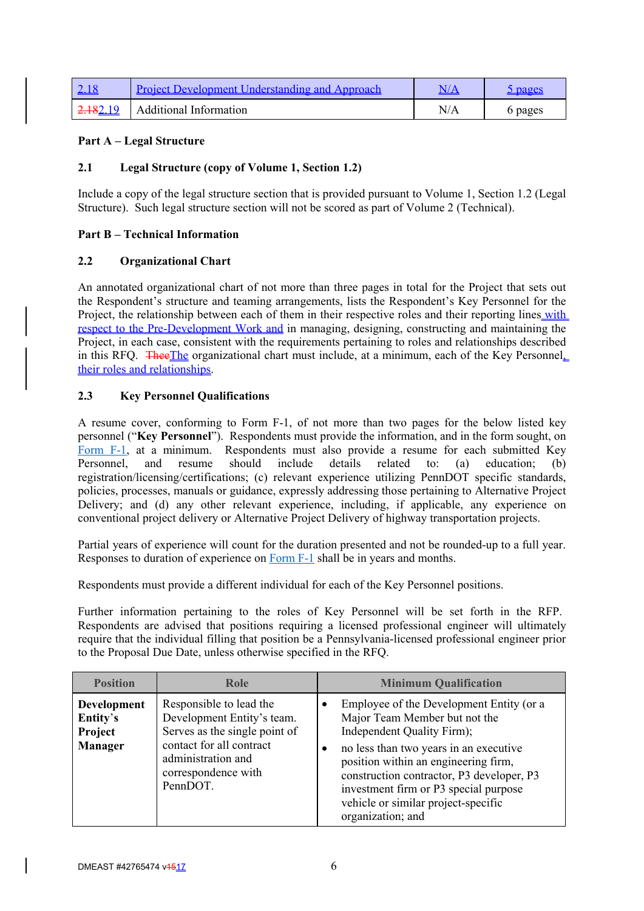| 2.18 | Project Development Understanding and Approach | N/A | 5 pages |
|---|---|---|---|
| ~~2.18~~2.19 | Additional Information | N/A | 6 pages |

**Part A – Legal Structure**

**2.1 Legal Structure (copy of Volume 1, Section 1.2)**

Include a copy of the legal structure section that is provided pursuant to Volume 1, Section 1.2 (Legal Structure). Such legal structure section will not be scored as part of Volume 2 (Technical).

**Part B – Technical Information**

**2.2 Organizational Chart**

An annotated organizational chart of not more than three pages in total for the Project that sets out the Respondent's structure and teaming arrangements, lists the Respondent's Key Personnel for the Project, the relationship between each of them in their respective roles and their reporting lines with respect to the Pre-Development Work and in managing, designing, constructing and maintaining the Project, in each case, consistent with the requirements pertaining to roles and relationships described in this RFQ. ~~Thee~~The organizational chart must include, at a minimum, each of the Key Personnel, their roles and relationships.

**2.3 Key Personnel Qualifications**

A resume cover, conforming to Form F-1, of not more than two pages for the below listed key personnel ("**Key Personnel**"). Respondents must provide the information, and in the form sought, on Form F-1, at a minimum. Respondents must also provide a resume for each submitted Key Personnel, and resume should include details related to: (a) education; (b) registration/licensing/certifications; (c) relevant experience utilizing PennDOT specific standards, policies, processes, manuals or guidance, expressly addressing those pertaining to Alternative Project Delivery; and (d) any other relevant experience, including, if applicable, any experience on conventional project delivery or Alternative Project Delivery of highway transportation projects.

Partial years of experience will count for the duration presented and not be rounded-up to a full year. Responses to duration of experience on Form F-1 shall be in years and months.

Respondents must provide a different individual for each of the Key Personnel positions.

Further information pertaining to the roles of Key Personnel will be set forth in the RFP. Respondents are advised that positions requiring a licensed professional engineer will ultimately require that the individual filling that position be a Pennsylvania-licensed professional engineer prior to the Proposal Due Date, unless otherwise specified in the RFQ.

| Position | Role | Minimum Qualification |
|---|---|---|
| **Development Entity's Project Manager** | Responsible to lead the Development Entity's team. Serves as the single point of contact for all contract administration and correspondence with PennDOT. | • Employee of the Development Entity (or a Major Team Member but not the Independent Quality Firm);<br>• no less than two years in an executive position within an engineering firm, construction contractor, P3 developer, P3 investment firm or P3 special purpose vehicle or similar project-specific organization; and |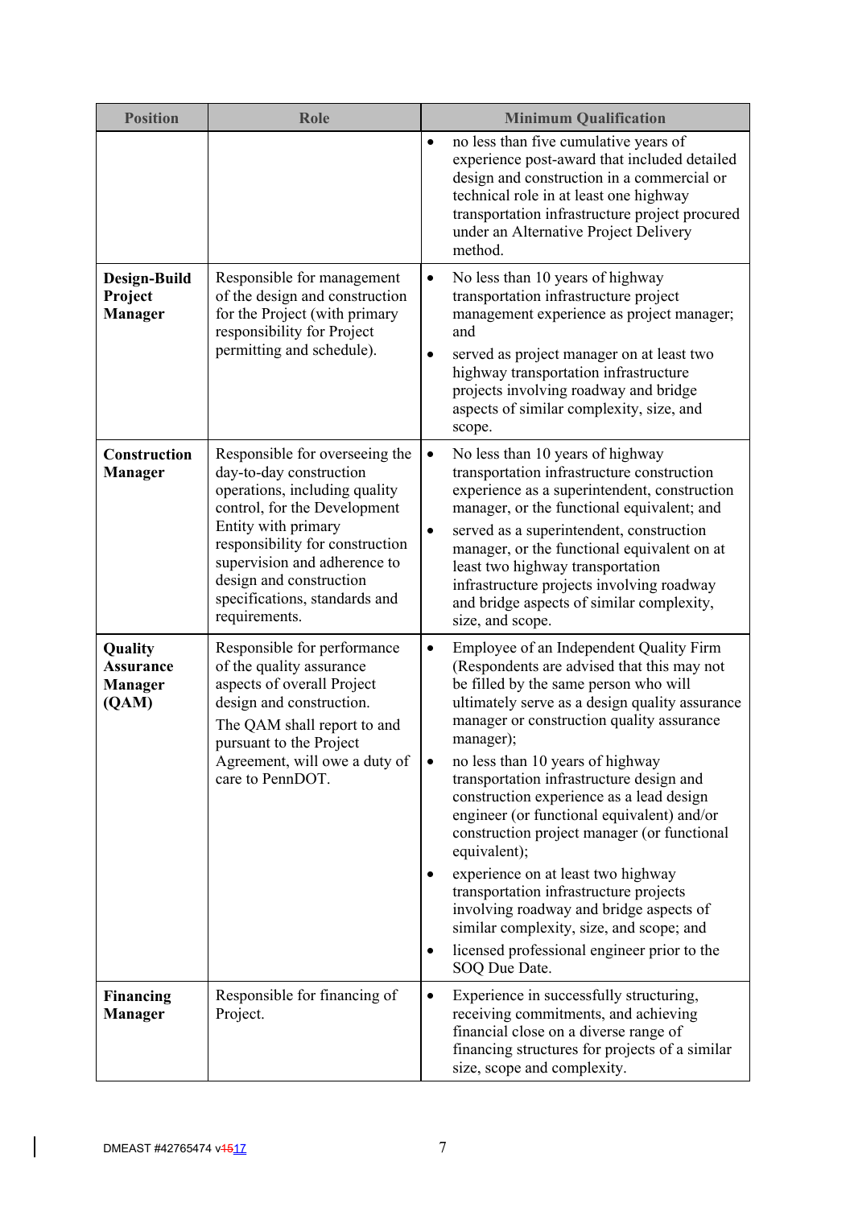| Position | Role | Minimum Qualification |
|---|---|---|
| | | • no less than five cumulative years of experience post-award that included detailed design and construction in a commercial or technical role in at least one highway transportation infrastructure project procured under an Alternative Project Delivery method. |
| **Design-Build Project Manager** | Responsible for management of the design and construction for the Project (with primary responsibility for Project permitting and schedule). | • No less than 10 years of highway transportation infrastructure project management experience as project manager; and<br>• served as project manager on at least two highway transportation infrastructure projects involving roadway and bridge aspects of similar complexity, size, and scope. |
| **Construction Manager** | Responsible for overseeing the day-to-day construction operations, including quality control, for the Development Entity with primary responsibility for construction supervision and adherence to design and construction specifications, standards and requirements. | • No less than 10 years of highway transportation infrastructure construction experience as a superintendent, construction manager, or the functional equivalent; and<br>• served as a superintendent, construction manager, or the functional equivalent on at least two highway transportation infrastructure projects involving roadway and bridge aspects of similar complexity, size, and scope. |
| **Quality Assurance Manager (QAM)** | Responsible for performance of the quality assurance aspects of overall Project design and construction.<br>The QAM shall report to and pursuant to the Project Agreement, will owe a duty of care to PennDOT. | • Employee of an Independent Quality Firm (Respondents are advised that this may not be filled by the same person who will ultimately serve as a design quality assurance manager or construction quality assurance manager);<br>• no less than 10 years of highway transportation infrastructure design and construction experience as a lead design engineer (or functional equivalent) and/or construction project manager (or functional equivalent);<br>• experience on at least two highway transportation infrastructure projects involving roadway and bridge aspects of similar complexity, size, and scope; and<br>• licensed professional engineer prior to the SOQ Due Date. |
| **Financing Manager** | Responsible for financing of Project. | • Experience in successfully structuring, receiving commitments, and achieving financial close on a diverse range of financing structures for projects of a similar size, scope and complexity. |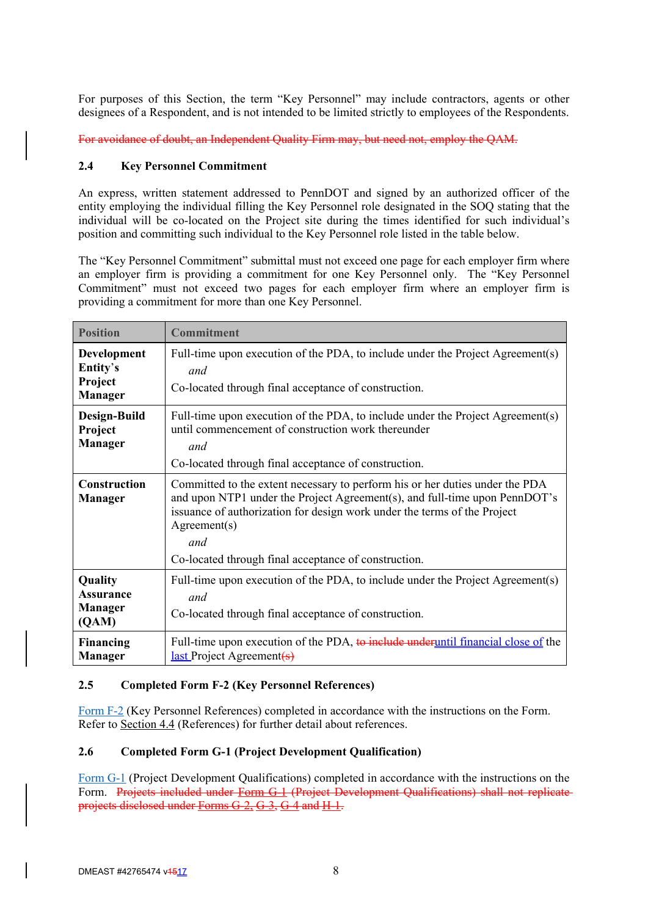For purposes of this Section, the term "Key Personnel" may include contractors, agents or other designees of a Respondent, and is not intended to be limited strictly to employees of the Respondents.

~~For avoidance of doubt, an Independent Quality Firm may, but need not, employ the QAM.~~

### 2.4 Key Personnel Commitment

An express, written statement addressed to PennDOT and signed by an authorized officer of the entity employing the individual filling the Key Personnel role designated in the SOQ stating that the individual will be co-located on the Project site during the times identified for such individual's position and committing such individual to the Key Personnel role listed in the table below.

The "Key Personnel Commitment" submittal must not exceed one page for each employer firm where an employer firm is providing a commitment for one Key Personnel only. The "Key Personnel Commitment" must not exceed two pages for each employer firm where an employer firm is providing a commitment for more than one Key Personnel.

| Position | Commitment |
|---|---|
| **Development Entity's Project Manager** | Full-time upon execution of the PDA, to include under the Project Agreement(s) *and* Co-located through final acceptance of construction. |
| **Design-Build Project Manager** | Full-time upon execution of the PDA, to include under the Project Agreement(s) until commencement of construction work thereunder *and* Co-located through final acceptance of construction. |
| **Construction Manager** | Committed to the extent necessary to perform his or her duties under the PDA and upon NTP1 under the Project Agreement(s), and full-time upon PennDOT's issuance of authorization for design work under the terms of the Project Agreement(s) *and* Co-located through final acceptance of construction. |
| **Quality Assurance Manager (QAM)** | Full-time upon execution of the PDA, to include under the Project Agreement(s) *and* Co-located through final acceptance of construction. |
| **Financing Manager** | Full-time upon execution of the PDA, ~~to include under~~until financial close of the last Project Agreement~~(s)~~ |

### 2.5 Completed Form F-2 (Key Personnel References)

Form F-2 (Key Personnel References) completed in accordance with the instructions on the Form. Refer to Section 4.4 (References) for further detail about references.

### 2.6 Completed Form G-1 (Project Development Qualification)

Form G-1 (Project Development Qualifications) completed in accordance with the instructions on the Form. ~~Projects included under Form G-1 (Project Development Qualifications) shall not replicate projects disclosed under Forms G-2, G-3, G-4 and H-1.~~

DMEAST #42765474 v~~15~~17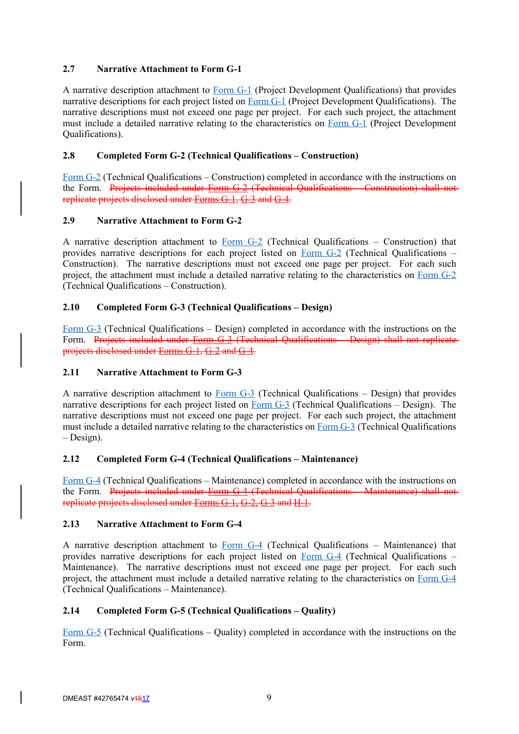### 2.7 Narrative Attachment to Form G-1

A narrative description attachment to Form G-1 (Project Development Qualifications) that provides narrative descriptions for each project listed on Form G-1 (Project Development Qualifications). The narrative descriptions must not exceed one page per project. For each such project, the attachment must include a detailed narrative relating to the characteristics on Form G-1 (Project Development Qualifications).

### 2.8 Completed Form G-2 (Technical Qualifications – Construction)

Form G-2 (Technical Qualifications – Construction) completed in accordance with the instructions on the Form. ~~Projects included under Form G-2 (Technical Qualifications – Construction) shall not replicate projects disclosed under Forms G-1, G-3 and G-4.~~

### 2.9 Narrative Attachment to Form G-2

A narrative description attachment to Form G-2 (Technical Qualifications – Construction) that provides narrative descriptions for each project listed on Form G-2 (Technical Qualifications – Construction). The narrative descriptions must not exceed one page per project. For each such project, the attachment must include a detailed narrative relating to the characteristics on Form G-2 (Technical Qualifications – Construction).

### 2.10 Completed Form G-3 (Technical Qualifications – Design)

Form G-3 (Technical Qualifications – Design) completed in accordance with the instructions on the Form. ~~Projects included under Form G-3 (Technical Qualifications – Design) shall not replicate projects disclosed under Forms G-1, G-2 and G-4.~~

### 2.11 Narrative Attachment to Form G-3

A narrative description attachment to Form G-3 (Technical Qualifications – Design) that provides narrative descriptions for each project listed on Form G-3 (Technical Qualifications – Design). The narrative descriptions must not exceed one page per project. For each such project, the attachment must include a detailed narrative relating to the characteristics on Form G-3 (Technical Qualifications – Design).

### 2.12 Completed Form G-4 (Technical Qualifications – Maintenance)

Form G-4 (Technical Qualifications – Maintenance) completed in accordance with the instructions on the Form. ~~Projects included under Form G-4 (Technical Qualifications – Maintenance) shall not replicate projects disclosed under Forms G-1, G-2, G-3 and H-1.~~

### 2.13 Narrative Attachment to Form G-4

A narrative description attachment to Form G-4 (Technical Qualifications – Maintenance) that provides narrative descriptions for each project listed on Form G-4 (Technical Qualifications – Maintenance). The narrative descriptions must not exceed one page per project. For each such project, the attachment must include a detailed narrative relating to the characteristics on Form G-4 (Technical Qualifications – Maintenance).

### 2.14 Completed Form G-5 (Technical Qualifications – Quality)

Form G-5 (Technical Qualifications – Quality) completed in accordance with the instructions on the Form.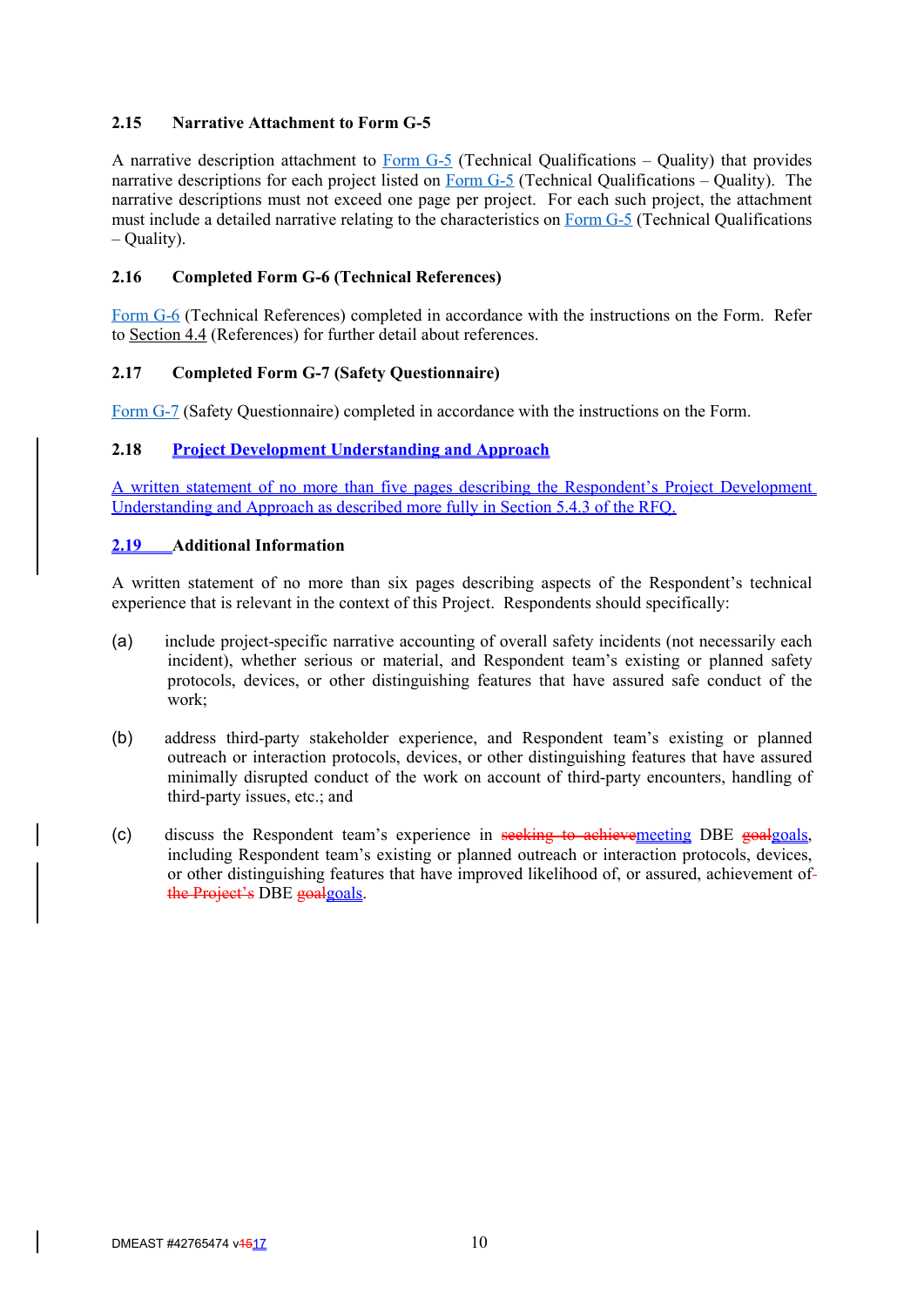### 2.15 Narrative Attachment to Form G-5

A narrative description attachment to Form G-5 (Technical Qualifications – Quality) that provides narrative descriptions for each project listed on Form G-5 (Technical Qualifications – Quality). The narrative descriptions must not exceed one page per project. For each such project, the attachment must include a detailed narrative relating to the characteristics on Form G-5 (Technical Qualifications – Quality).

### 2.16 Completed Form G-6 (Technical References)

Form G-6 (Technical References) completed in accordance with the instructions on the Form. Refer to Section 4.4 (References) for further detail about references.

### 2.17 Completed Form G-7 (Safety Questionnaire)

Form G-7 (Safety Questionnaire) completed in accordance with the instructions on the Form.

### 2.18 Project Development Understanding and Approach

A written statement of no more than five pages describing the Respondent's Project Development Understanding and Approach as described more fully in Section 5.4.3 of the RFQ.

### 2.19 Additional Information

A written statement of no more than six pages describing aspects of the Respondent's technical experience that is relevant in the context of this Project. Respondents should specifically:

(a) include project-specific narrative accounting of overall safety incidents (not necessarily each incident), whether serious or material, and Respondent team's existing or planned safety protocols, devices, or other distinguishing features that have assured safe conduct of the work;

(b) address third-party stakeholder experience, and Respondent team's existing or planned outreach or interaction protocols, devices, or other distinguishing features that have assured minimally disrupted conduct of the work on account of third-party encounters, handling of third-party issues, etc.; and

(c) discuss the Respondent team's experience in ~~seeking to achieve~~meeting DBE ~~goal~~goals, including Respondent team's existing or planned outreach or interaction protocols, devices, or other distinguishing features that have improved likelihood of, or assured, achievement of ~~the Project's~~ DBE ~~goal~~goals.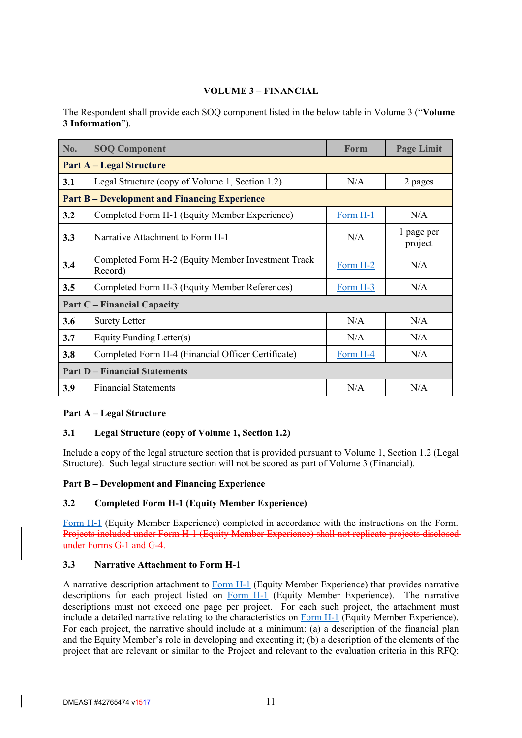## VOLUME 3 – FINANCIAL

The Respondent shall provide each SOQ component listed in the below table in Volume 3 ("**Volume 3 Information**").

| No. | SOQ Component | Form | Page Limit |
|---|---|---|---|
| **Part A – Legal Structure** | | | |
| **3.1** | Legal Structure (copy of Volume 1, Section 1.2) | N/A | 2 pages |
| **Part B – Development and Financing Experience** | | | |
| **3.2** | Completed Form H-1 (Equity Member Experience) | Form H-1 | N/A |
| **3.3** | Narrative Attachment to Form H-1 | N/A | 1 page per project |
| **3.4** | Completed Form H-2 (Equity Member Investment Track Record) | Form H-2 | N/A |
| **3.5** | Completed Form H-3 (Equity Member References) | Form H-3 | N/A |
| **Part C – Financial Capacity** | | | |
| **3.6** | Surety Letter | N/A | N/A |
| **3.7** | Equity Funding Letter(s) | N/A | N/A |
| **3.8** | Completed Form H-4 (Financial Officer Certificate) | Form H-4 | N/A |
| **Part D – Financial Statements** | | | |
| **3.9** | Financial Statements | N/A | N/A |

**Part A – Legal Structure**

**3.1 Legal Structure (copy of Volume 1, Section 1.2)**

Include a copy of the legal structure section that is provided pursuant to Volume 1, Section 1.2 (Legal Structure). Such legal structure section will not be scored as part of Volume 3 (Financial).

**Part B – Development and Financing Experience**

**3.2 Completed Form H-1 (Equity Member Experience)**

Form H-1 (Equity Member Experience) completed in accordance with the instructions on the Form. ~~Projects included under Form H-1 (Equity Member Experience) shall not replicate projects disclosed under Forms G-1 and G-4.~~

**3.3 Narrative Attachment to Form H-1**

A narrative description attachment to Form H-1 (Equity Member Experience) that provides narrative descriptions for each project listed on Form H-1 (Equity Member Experience). The narrative descriptions must not exceed one page per project. For each such project, the attachment must include a detailed narrative relating to the characteristics on Form H-1 (Equity Member Experience). For each project, the narrative should include at a minimum: (a) a description of the financial plan and the Equity Member's role in developing and executing it; (b) a description of the elements of the project that are relevant or similar to the Project and relevant to the evaluation criteria in this RFQ;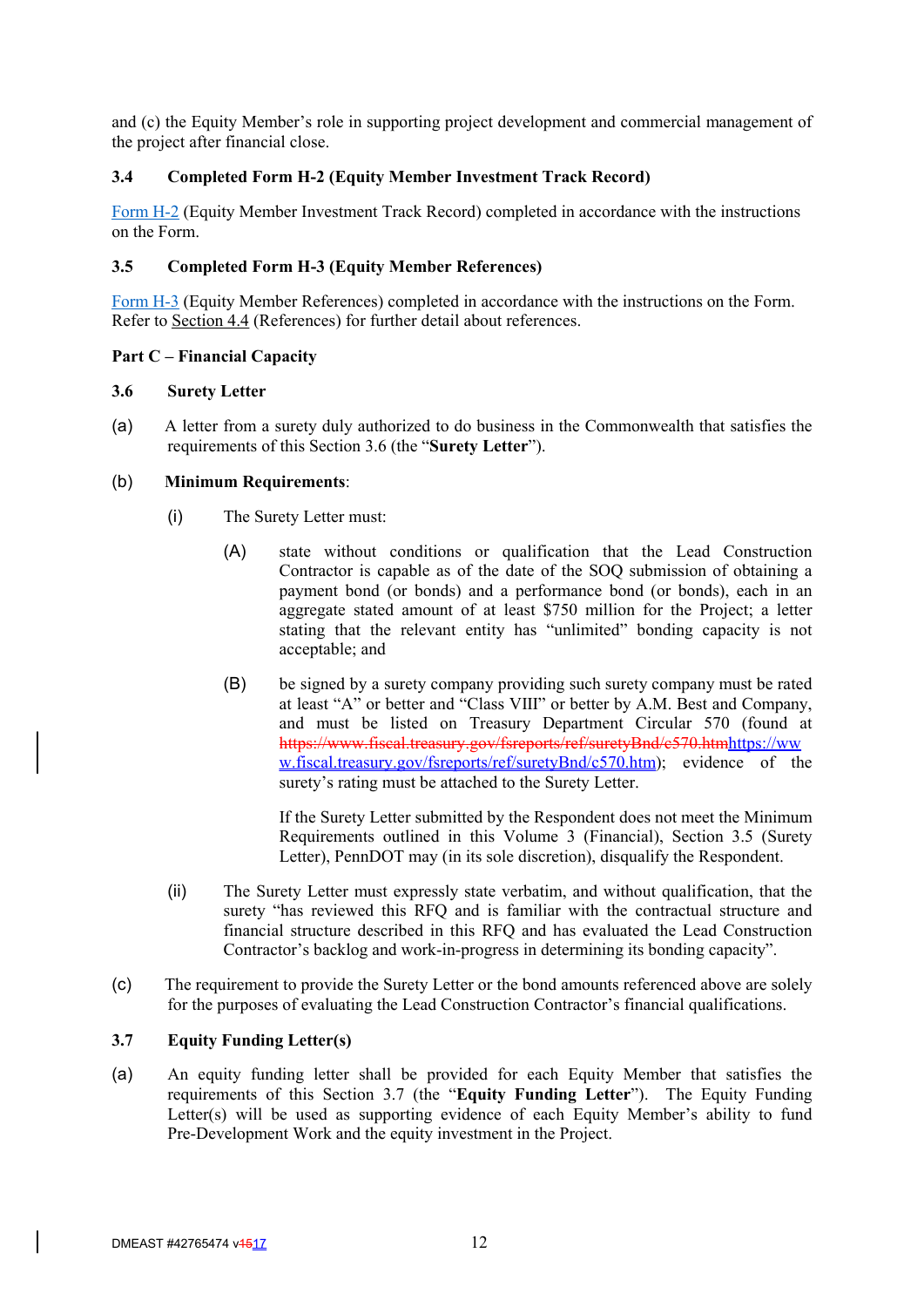and (c) the Equity Member's role in supporting project development and commercial management of the project after financial close.

### 3.4 Completed Form H-2 (Equity Member Investment Track Record)

Form H-2 (Equity Member Investment Track Record) completed in accordance with the instructions on the Form.

### 3.5 Completed Form H-3 (Equity Member References)

Form H-3 (Equity Member References) completed in accordance with the instructions on the Form. Refer to Section 4.4 (References) for further detail about references.

**Part C – Financial Capacity**

### 3.6 Surety Letter

(a) A letter from a surety duly authorized to do business in the Commonwealth that satisfies the requirements of this Section 3.6 (the "**Surety Letter**").

(b) **Minimum Requirements**:

(i) The Surety Letter must:

(A) state without conditions or qualification that the Lead Construction Contractor is capable as of the date of the SOQ submission of obtaining a payment bond (or bonds) and a performance bond (or bonds), each in an aggregate stated amount of at least $750 million for the Project; a letter stating that the relevant entity has "unlimited" bonding capacity is not acceptable; and

(B) be signed by a surety company providing such surety company must be rated at least "A" or better and "Class VIII" or better by A.M. Best and Company, and must be listed on Treasury Department Circular 570 (found at ~~https://www.fiscal.treasury.gov/fsreports/ref/suretyBnd/c570.htm~~https://www.fiscal.treasury.gov/fsreports/ref/suretyBnd/c570.htm); evidence of the surety's rating must be attached to the Surety Letter.

If the Surety Letter submitted by the Respondent does not meet the Minimum Requirements outlined in this Volume 3 (Financial), Section 3.5 (Surety Letter), PennDOT may (in its sole discretion), disqualify the Respondent.

(ii) The Surety Letter must expressly state verbatim, and without qualification, that the surety "has reviewed this RFQ and is familiar with the contractual structure and financial structure described in this RFQ and has evaluated the Lead Construction Contractor's backlog and work-in-progress in determining its bonding capacity".

(c) The requirement to provide the Surety Letter or the bond amounts referenced above are solely for the purposes of evaluating the Lead Construction Contractor's financial qualifications.

### 3.7 Equity Funding Letter(s)

(a) An equity funding letter shall be provided for each Equity Member that satisfies the requirements of this Section 3.7 (the "**Equity Funding Letter**"). The Equity Funding Letter(s) will be used as supporting evidence of each Equity Member's ability to fund Pre-Development Work and the equity investment in the Project.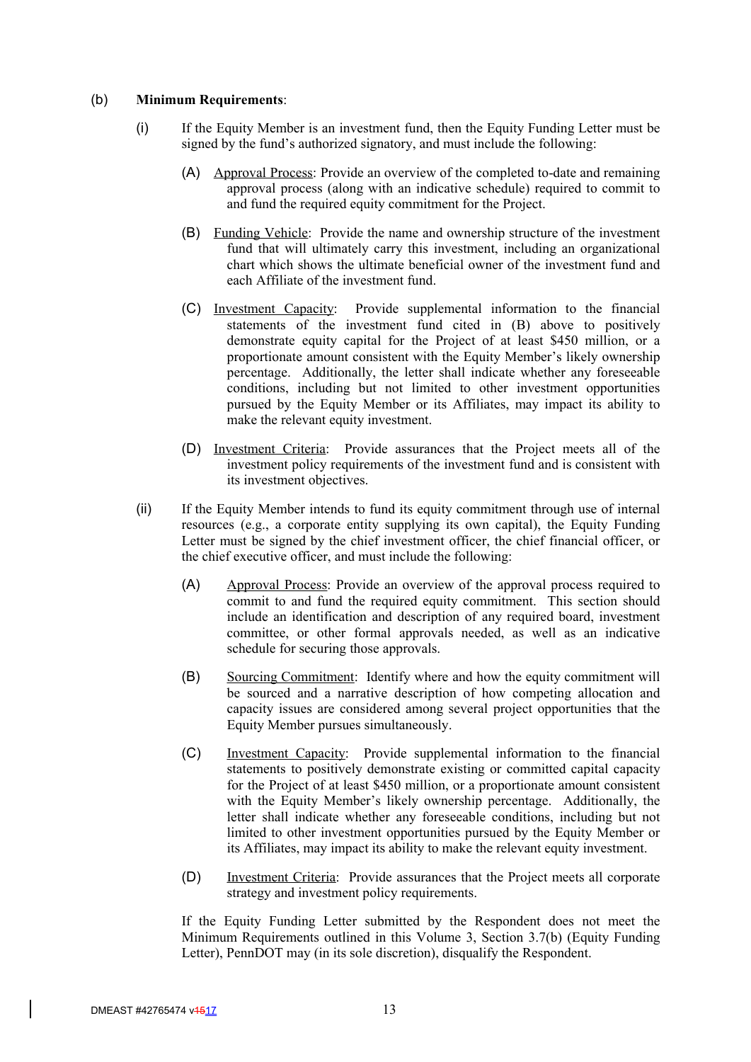(b) **Minimum Requirements**:

(i) If the Equity Member is an investment fund, then the Equity Funding Letter must be signed by the fund's authorized signatory, and must include the following:

(A) Approval Process: Provide an overview of the completed to-date and remaining approval process (along with an indicative schedule) required to commit to and fund the required equity commitment for the Project.

(B) Funding Vehicle: Provide the name and ownership structure of the investment fund that will ultimately carry this investment, including an organizational chart which shows the ultimate beneficial owner of the investment fund and each Affiliate of the investment fund.

(C) Investment Capacity: Provide supplemental information to the financial statements of the investment fund cited in (B) above to positively demonstrate equity capital for the Project of at least $450 million, or a proportionate amount consistent with the Equity Member's likely ownership percentage. Additionally, the letter shall indicate whether any foreseeable conditions, including but not limited to other investment opportunities pursued by the Equity Member or its Affiliates, may impact its ability to make the relevant equity investment.

(D) Investment Criteria: Provide assurances that the Project meets all of the investment policy requirements of the investment fund and is consistent with its investment objectives.

(ii) If the Equity Member intends to fund its equity commitment through use of internal resources (e.g., a corporate entity supplying its own capital), the Equity Funding Letter must be signed by the chief investment officer, the chief financial officer, or the chief executive officer, and must include the following:

(A) Approval Process: Provide an overview of the approval process required to commit to and fund the required equity commitment. This section should include an identification and description of any required board, investment committee, or other formal approvals needed, as well as an indicative schedule for securing those approvals.

(B) Sourcing Commitment: Identify where and how the equity commitment will be sourced and a narrative description of how competing allocation and capacity issues are considered among several project opportunities that the Equity Member pursues simultaneously.

(C) Investment Capacity: Provide supplemental information to the financial statements to positively demonstrate existing or committed capital capacity for the Project of at least $450 million, or a proportionate amount consistent with the Equity Member's likely ownership percentage. Additionally, the letter shall indicate whether any foreseeable conditions, including but not limited to other investment opportunities pursued by the Equity Member or its Affiliates, may impact its ability to make the relevant equity investment.

(D) Investment Criteria: Provide assurances that the Project meets all corporate strategy and investment policy requirements.

If the Equity Funding Letter submitted by the Respondent does not meet the Minimum Requirements outlined in this Volume 3, Section 3.7(b) (Equity Funding Letter), PennDOT may (in its sole discretion), disqualify the Respondent.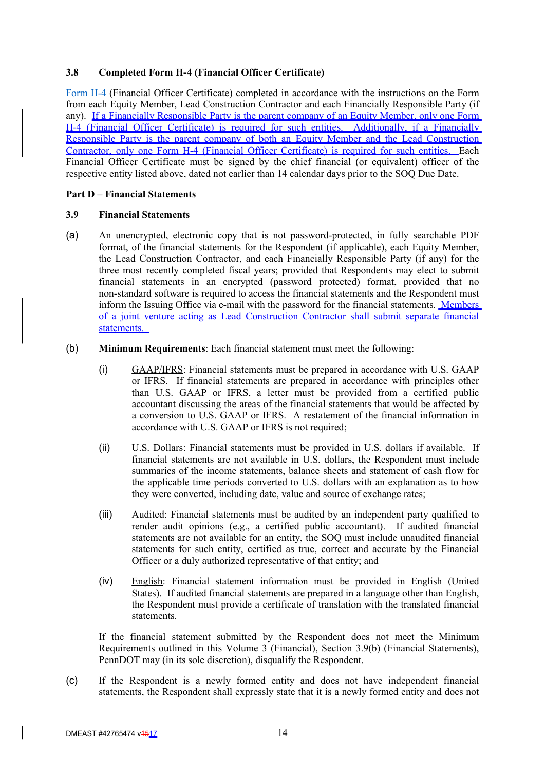### 3.8 Completed Form H-4 (Financial Officer Certificate)

Form H-4 (Financial Officer Certificate) completed in accordance with the instructions on the Form from each Equity Member, Lead Construction Contractor and each Financially Responsible Party (if any). If a Financially Responsible Party is the parent company of an Equity Member, only one Form H-4 (Financial Officer Certificate) is required for such entities. Additionally, if a Financially Responsible Party is the parent company of both an Equity Member and the Lead Construction Contractor, only one Form H-4 (Financial Officer Certificate) is required for such entities. Each Financial Officer Certificate must be signed by the chief financial (or equivalent) officer of the respective entity listed above, dated not earlier than 14 calendar days prior to the SOQ Due Date.

## Part D – Financial Statements

### 3.9 Financial Statements

(a) An unencrypted, electronic copy that is not password-protected, in fully searchable PDF format, of the financial statements for the Respondent (if applicable), each Equity Member, the Lead Construction Contractor, and each Financially Responsible Party (if any) for the three most recently completed fiscal years; provided that Respondents may elect to submit financial statements in an encrypted (password protected) format, provided that no non-standard software is required to access the financial statements and the Respondent must inform the Issuing Office via e-mail with the password for the financial statements. Members of a joint venture acting as Lead Construction Contractor shall submit separate financial statements.

(b) **Minimum Requirements**: Each financial statement must meet the following:

(i) GAAP/IFRS: Financial statements must be prepared in accordance with U.S. GAAP or IFRS. If financial statements are prepared in accordance with principles other than U.S. GAAP or IFRS, a letter must be provided from a certified public accountant discussing the areas of the financial statements that would be affected by a conversion to U.S. GAAP or IFRS. A restatement of the financial information in accordance with U.S. GAAP or IFRS is not required;

(ii) U.S. Dollars: Financial statements must be provided in U.S. dollars if available. If financial statements are not available in U.S. dollars, the Respondent must include summaries of the income statements, balance sheets and statement of cash flow for the applicable time periods converted to U.S. dollars with an explanation as to how they were converted, including date, value and source of exchange rates;

(iii) Audited: Financial statements must be audited by an independent party qualified to render audit opinions (e.g., a certified public accountant). If audited financial statements are not available for an entity, the SOQ must include unaudited financial statements for such entity, certified as true, correct and accurate by the Financial Officer or a duly authorized representative of that entity; and

(iv) English: Financial statement information must be provided in English (United States). If audited financial statements are prepared in a language other than English, the Respondent must provide a certificate of translation with the translated financial statements.

If the financial statement submitted by the Respondent does not meet the Minimum Requirements outlined in this Volume 3 (Financial), Section 3.9(b) (Financial Statements), PennDOT may (in its sole discretion), disqualify the Respondent.

(c) If the Respondent is a newly formed entity and does not have independent financial statements, the Respondent shall expressly state that it is a newly formed entity and does not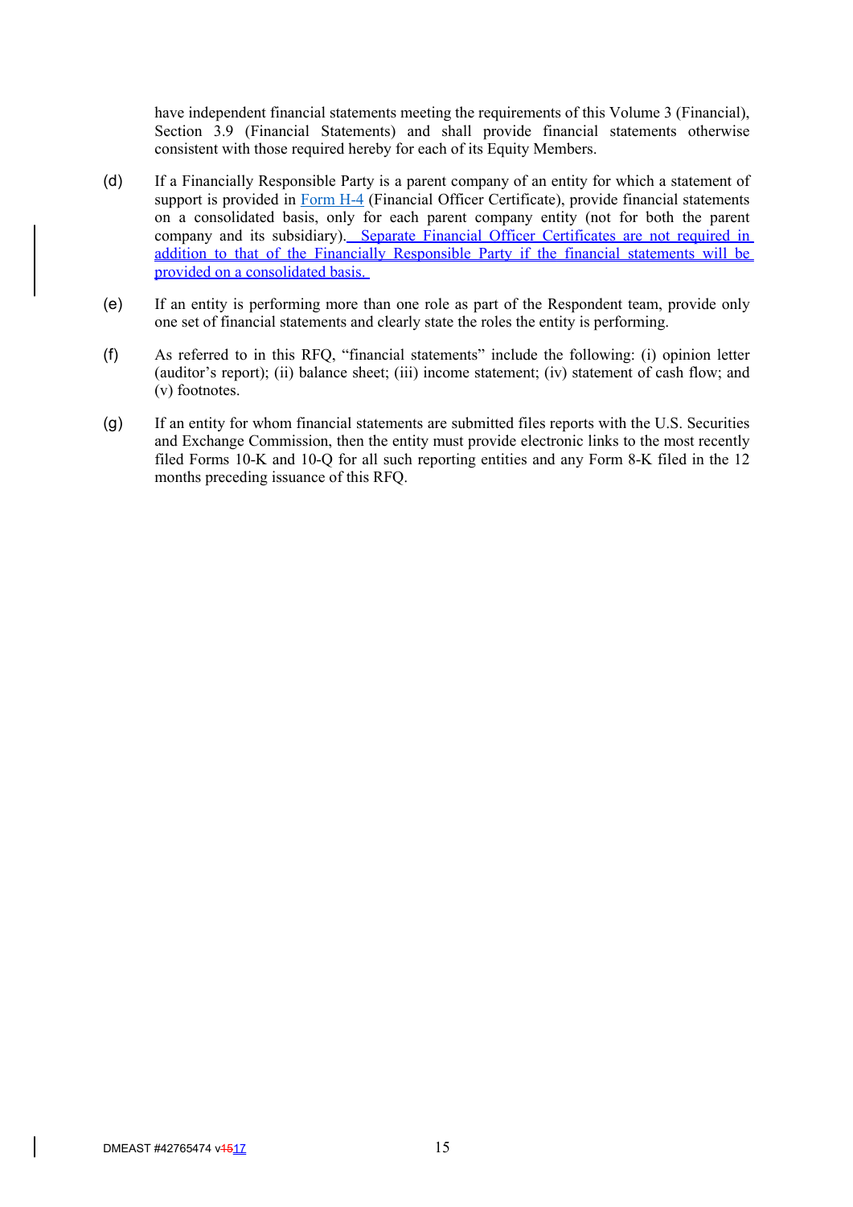have independent financial statements meeting the requirements of this Volume 3 (Financial), Section 3.9 (Financial Statements) and shall provide financial statements otherwise consistent with those required hereby for each of its Equity Members.

(d) If a Financially Responsible Party is a parent company of an entity for which a statement of support is provided in Form H-4 (Financial Officer Certificate), provide financial statements on a consolidated basis, only for each parent company entity (not for both the parent company and its subsidiary). Separate Financial Officer Certificates are not required in addition to that of the Financially Responsible Party if the financial statements will be provided on a consolidated basis.

(e) If an entity is performing more than one role as part of the Respondent team, provide only one set of financial statements and clearly state the roles the entity is performing.

(f) As referred to in this RFQ, "financial statements" include the following: (i) opinion letter (auditor's report); (ii) balance sheet; (iii) income statement; (iv) statement of cash flow; and (v) footnotes.

(g) If an entity for whom financial statements are submitted files reports with the U.S. Securities and Exchange Commission, then the entity must provide electronic links to the most recently filed Forms 10-K and 10-Q for all such reporting entities and any Form 8-K filed in the 12 months preceding issuance of this RFQ.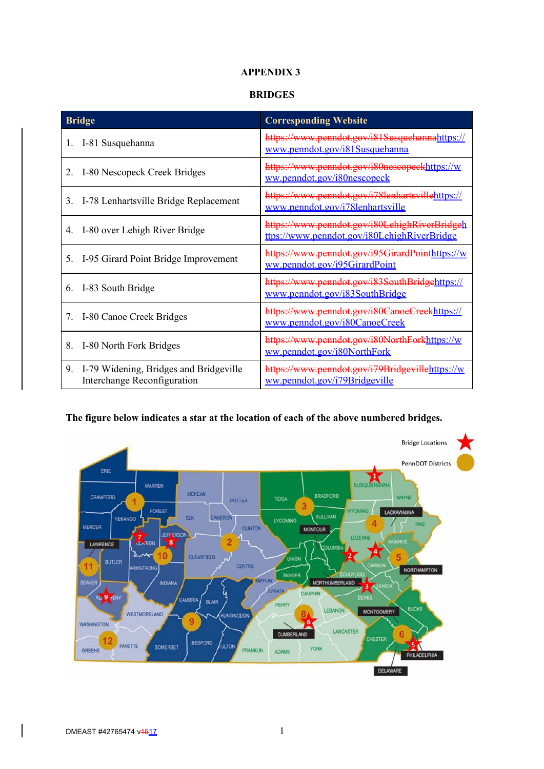# APPENDIX 3

## BRIDGES

| Bridge | Corresponding Website |
|---|---|
| 1. I-81 Susquehanna | ~~https://www.penndot.gov/i81Susquehanna~~ https://www.penndot.gov/i81Susquehanna |
| 2. I-80 Nescopeck Creek Bridges | ~~https://www.penndot.gov/i80nescopeck~~ https://www.penndot.gov/i80nescopeck |
| 3. I-78 Lenhartsville Bridge Replacement | ~~https://www.penndot.gov/i78lenhartsville~~ https://www.penndot.gov/i78lenhartsville |
| 4. I-80 over Lehigh River Bridge | ~~https://www.penndot.gov/i80LehighRiverBridge~~ https://www.penndot.gov/i80LehighRiverBridge |
| 5. I-95 Girard Point Bridge Improvement | ~~https://www.penndot.gov/i95GirardPoint~~ https://www.penndot.gov/i95GirardPoint |
| 6. I-83 South Bridge | ~~https://www.penndot.gov/i83SouthBridge~~ https://www.penndot.gov/i83SouthBridge |
| 7. I-80 Canoe Creek Bridges | ~~https://www.penndot.gov/i80CanoeCreek~~ https://www.penndot.gov/i80CanoeCreek |
| 8. I-80 North Fork Bridges | ~~https://www.penndot.gov/i80NorthFork~~ https://www.penndot.gov/i80NorthFork |
| 9. I-79 Widening, Bridges and Bridgeville Interchange Reconfiguration | ~~https://www.penndot.gov/i79Bridgeville~~ https://www.penndot.gov/i79Bridgeville |

**The figure below indicates a star at the location of each of the above numbered bridges.**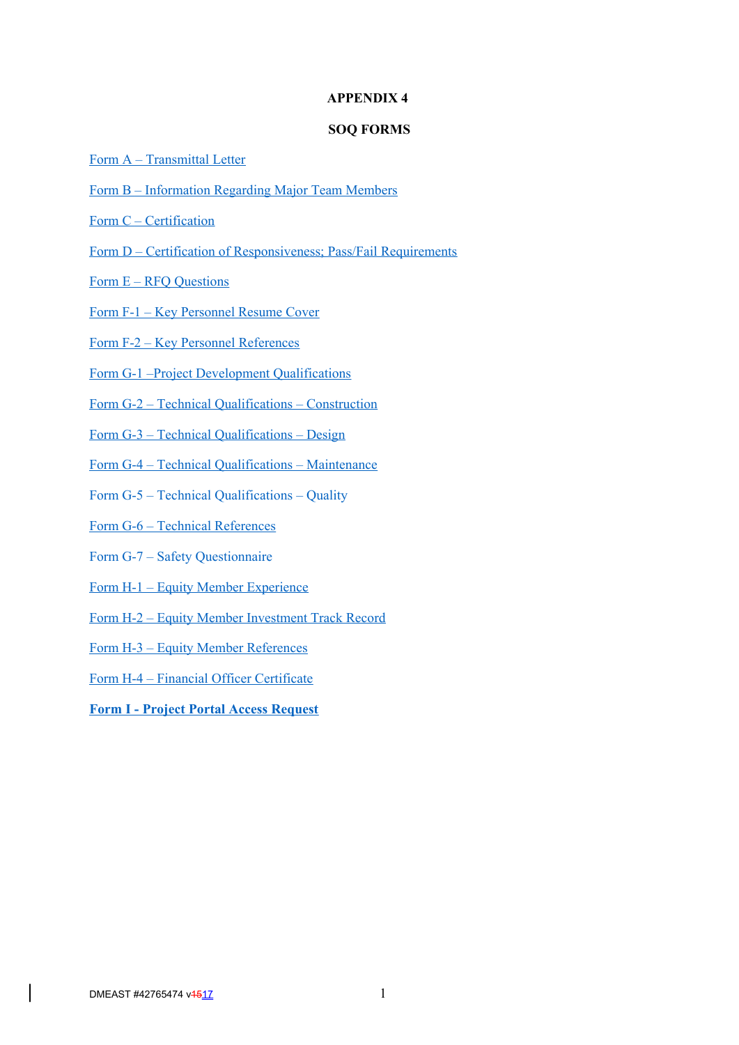# APPENDIX 4

## SOQ FORMS

Form A – Transmittal Letter

Form B – Information Regarding Major Team Members

Form C – Certification

Form D – Certification of Responsiveness; Pass/Fail Requirements

Form E – RFQ Questions

Form F-1 – Key Personnel Resume Cover

Form F-2 – Key Personnel References

Form G-1 –Project Development Qualifications

Form G-2 – Technical Qualifications – Construction

Form G-3 – Technical Qualifications – Design

Form G-4 – Technical Qualifications – Maintenance

Form G-5 – Technical Qualifications – Quality

Form G-6 – Technical References

Form G-7 – Safety Questionnaire

Form H-1 – Equity Member Experience

Form H-2 – Equity Member Investment Track Record

Form H-3 – Equity Member References

Form H-4 – Financial Officer Certificate

**Form I - Project Portal Access Request**

DMEAST #42765474 v~~15~~17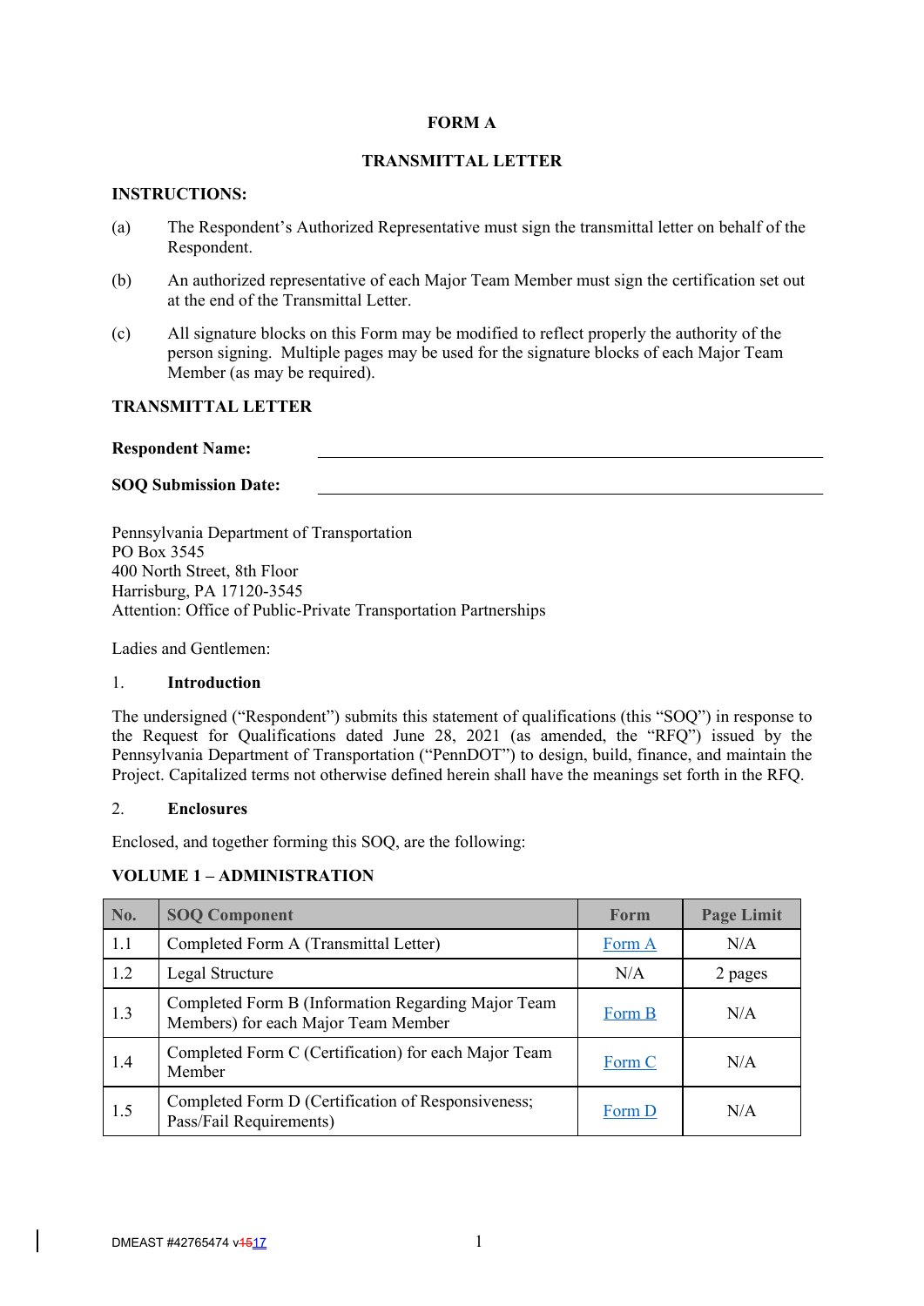**FORM A**

**TRANSMITTAL LETTER**

**INSTRUCTIONS:**

(a) The Respondent's Authorized Representative must sign the transmittal letter on behalf of the Respondent.

(b) An authorized representative of each Major Team Member must sign the certification set out at the end of the Transmittal Letter.

(c) All signature blocks on this Form may be modified to reflect properly the authority of the person signing. Multiple pages may be used for the signature blocks of each Major Team Member (as may be required).

**TRANSMITTAL LETTER**

**Respondent Name:** ______________________________

**SOQ Submission Date:** ______________________________

Pennsylvania Department of Transportation
PO Box 3545
400 North Street, 8th Floor
Harrisburg, PA 17120-3545
Attention: Office of Public-Private Transportation Partnerships

Ladies and Gentlemen:

1. **Introduction**

The undersigned ("Respondent") submits this statement of qualifications (this "SOQ") in response to the Request for Qualifications dated June 28, 2021 (as amended, the "RFQ") issued by the Pennsylvania Department of Transportation ("PennDOT") to design, build, finance, and maintain the Project. Capitalized terms not otherwise defined herein shall have the meanings set forth in the RFQ.

2. **Enclosures**

Enclosed, and together forming this SOQ, are the following:

**VOLUME 1 – ADMINISTRATION**

| No. | SOQ Component | Form | Page Limit |
|---|---|---|---|
| 1.1 | Completed Form A (Transmittal Letter) | Form A | N/A |
| 1.2 | Legal Structure | N/A | 2 pages |
| 1.3 | Completed Form B (Information Regarding Major Team Members) for each Major Team Member | Form B | N/A |
| 1.4 | Completed Form C (Certification) for each Major Team Member | Form C | N/A |
| 1.5 | Completed Form D (Certification of Responsiveness; Pass/Fail Requirements) | Form D | N/A |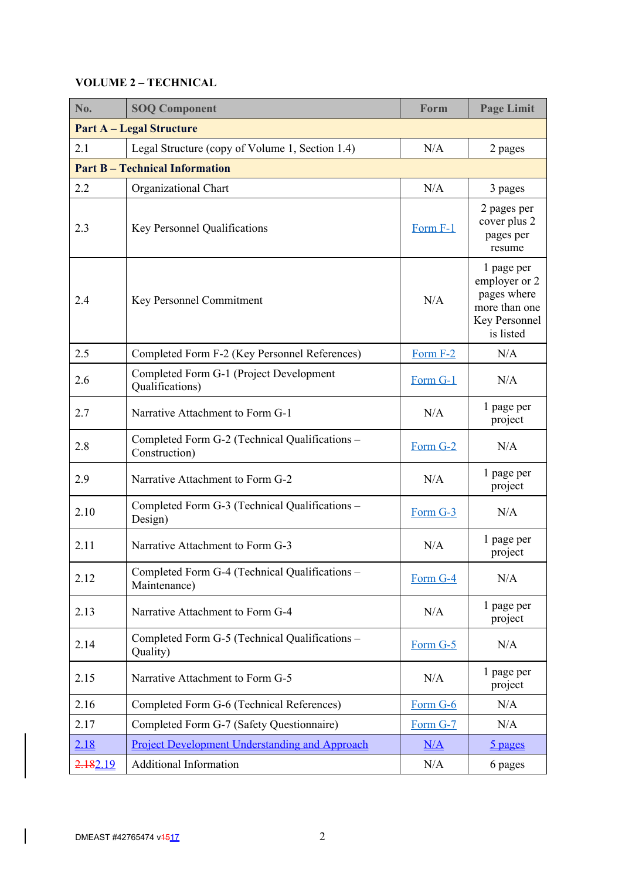**VOLUME 2 – TECHNICAL**

| No. | SOQ Component | Form | Page Limit |
|---|---|---|---|
| **Part A – Legal Structure** | | | |
| 2.1 | Legal Structure (copy of Volume 1, Section 1.4) | N/A | 2 pages |
| **Part B – Technical Information** | | | |
| 2.2 | Organizational Chart | N/A | 3 pages |
| 2.3 | Key Personnel Qualifications | Form F-1 | 2 pages per cover plus 2 pages per resume |
| 2.4 | Key Personnel Commitment | N/A | 1 page per employer or 2 pages where more than one Key Personnel is listed |
| 2.5 | Completed Form F-2 (Key Personnel References) | Form F-2 | N/A |
| 2.6 | Completed Form G-1 (Project Development Qualifications) | Form G-1 | N/A |
| 2.7 | Narrative Attachment to Form G-1 | N/A | 1 page per project |
| 2.8 | Completed Form G-2 (Technical Qualifications – Construction) | Form G-2 | N/A |
| 2.9 | Narrative Attachment to Form G-2 | N/A | 1 page per project |
| 2.10 | Completed Form G-3 (Technical Qualifications – Design) | Form G-3 | N/A |
| 2.11 | Narrative Attachment to Form G-3 | N/A | 1 page per project |
| 2.12 | Completed Form G-4 (Technical Qualifications – Maintenance) | Form G-4 | N/A |
| 2.13 | Narrative Attachment to Form G-4 | N/A | 1 page per project |
| 2.14 | Completed Form G-5 (Technical Qualifications – Quality) | Form G-5 | N/A |
| 2.15 | Narrative Attachment to Form G-5 | N/A | 1 page per project |
| 2.16 | Completed Form G-6 (Technical References) | Form G-6 | N/A |
| 2.17 | Completed Form G-7 (Safety Questionnaire) | Form G-7 | N/A |
| 2.18 | Project Development Understanding and Approach | N/A | 5 pages |
| ~~2.18~~2.19 | Additional Information | N/A | 6 pages |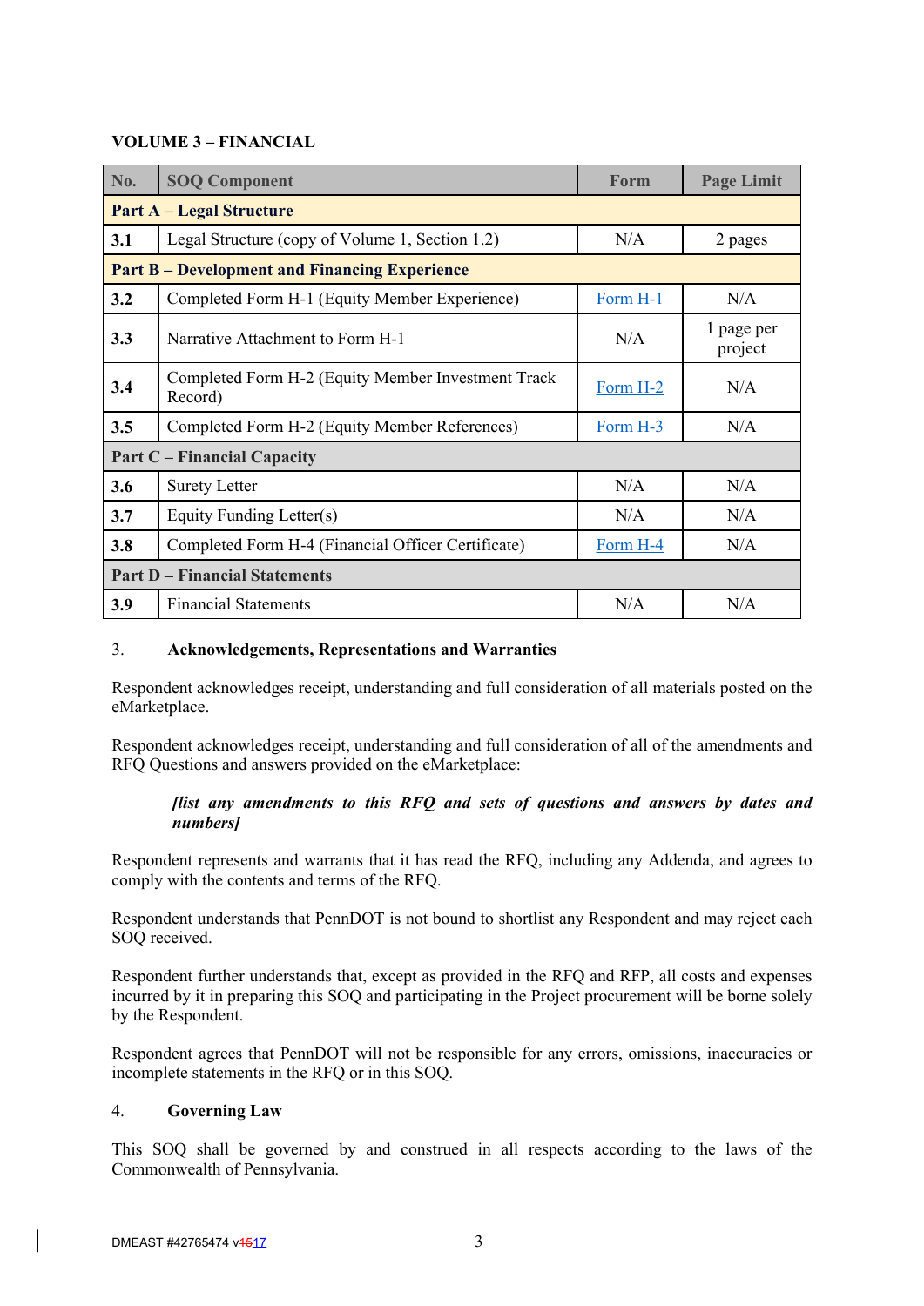**VOLUME 3 – FINANCIAL**

| No. | SOQ Component | Form | Page Limit |
|---|---|---|---|
| **Part A – Legal Structure** | | | |
| **3.1** | Legal Structure (copy of Volume 1, Section 1.2) | N/A | 2 pages |
| **Part B – Development and Financing Experience** | | | |
| **3.2** | Completed Form H-1 (Equity Member Experience) | Form H-1 | N/A |
| **3.3** | Narrative Attachment to Form H-1 | N/A | 1 page per project |
| **3.4** | Completed Form H-2 (Equity Member Investment Track Record) | Form H-2 | N/A |
| **3.5** | Completed Form H-2 (Equity Member References) | Form H-3 | N/A |
| **Part C – Financial Capacity** | | | |
| **3.6** | Surety Letter | N/A | N/A |
| **3.7** | Equity Funding Letter(s) | N/A | N/A |
| **3.8** | Completed Form H-4 (Financial Officer Certificate) | Form H-4 | N/A |
| **Part D – Financial Statements** | | | |
| **3.9** | Financial Statements | N/A | N/A |

3. **Acknowledgements, Representations and Warranties**

Respondent acknowledges receipt, understanding and full consideration of all materials posted on the eMarketplace.

Respondent acknowledges receipt, understanding and full consideration of all of the amendments and RFQ Questions and answers provided on the eMarketplace:

> ***[list any amendments to this RFQ and sets of questions and answers by dates and numbers]***

Respondent represents and warrants that it has read the RFQ, including any Addenda, and agrees to comply with the contents and terms of the RFQ.

Respondent understands that PennDOT is not bound to shortlist any Respondent and may reject each SOQ received.

Respondent further understands that, except as provided in the RFQ and RFP, all costs and expenses incurred by it in preparing this SOQ and participating in the Project procurement will be borne solely by the Respondent.

Respondent agrees that PennDOT will not be responsible for any errors, omissions, inaccuracies or incomplete statements in the RFQ or in this SOQ.

4. **Governing Law**

This SOQ shall be governed by and construed in all respects according to the laws of the Commonwealth of Pennsylvania.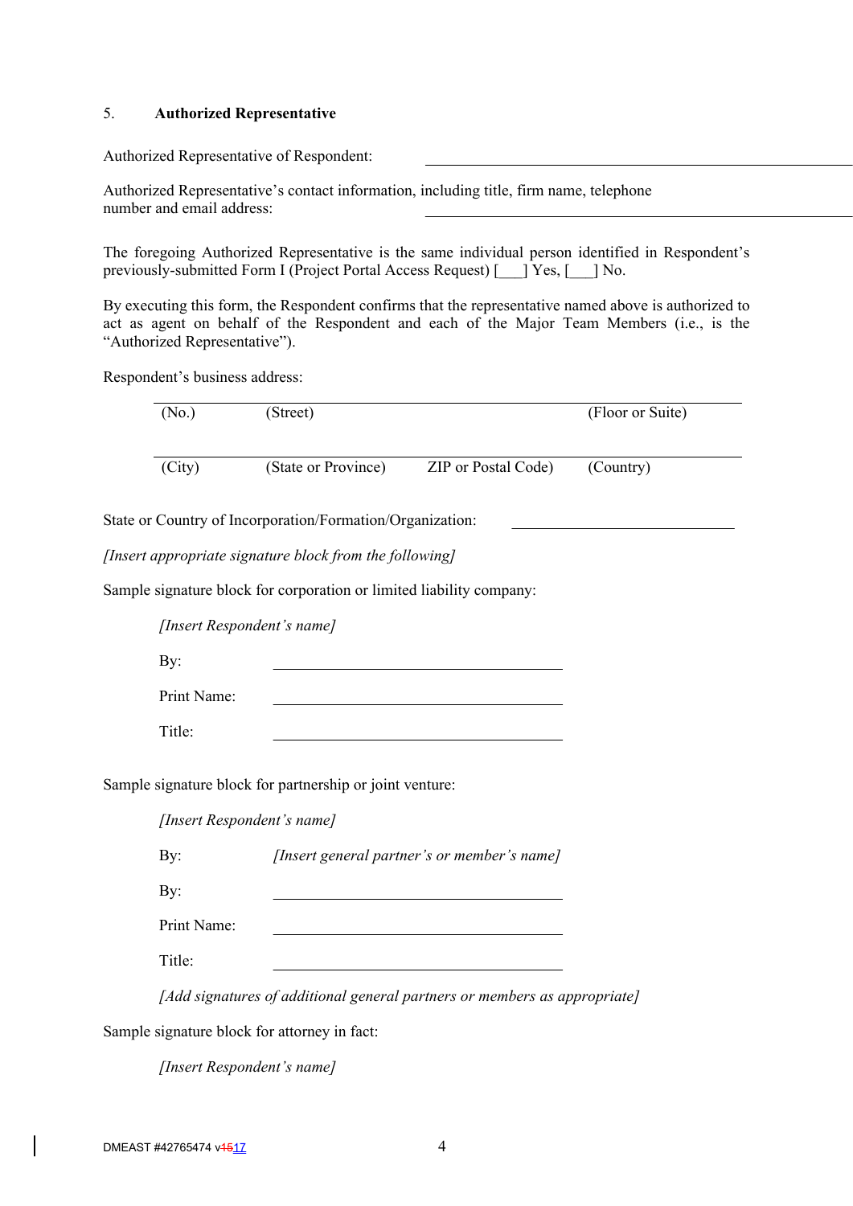5. **Authorized Representative**

Authorized Representative of Respondent: \_\_\_\_\_\_\_\_\_\_\_\_\_\_\_\_\_\_\_\_\_\_\_\_\_\_\_\_\_\_\_\_\_\_\_\_

Authorized Representative's contact information, including title, firm name, telephone number and email address: \_\_\_\_\_\_\_\_\_\_\_\_\_\_\_\_\_\_\_\_\_\_\_\_\_\_\_\_\_\_\_\_\_\_\_\_

The foregoing Authorized Representative is the same individual person identified in Respondent's previously-submitted Form I (Project Portal Access Request) [\_\_\_] Yes, [\_\_\_] No.

By executing this form, the Respondent confirms that the representative named above is authorized to act as agent on behalf of the Respondent and each of the Major Team Members (i.e., is the "Authorized Representative").

Respondent's business address:

| (No.) | (Street) | | (Floor or Suite) |
|---|---|---|---|
| (City) | (State or Province) | ZIP or Postal Code) | (Country) |

State or Country of Incorporation/Formation/Organization: \_\_\_\_\_\_\_\_\_\_\_\_\_\_\_\_\_\_\_\_\_\_\_\_\_\_\_\_

*[Insert appropriate signature block from the following]*

Sample signature block for corporation or limited liability company:

*[Insert Respondent's name]*

By: \_\_\_\_\_\_\_\_\_\_\_\_\_\_\_\_\_\_\_\_\_\_\_\_\_\_\_\_\_\_\_\_\_\_\_\_

Print Name: \_\_\_\_\_\_\_\_\_\_\_\_\_\_\_\_\_\_\_\_\_\_\_\_\_\_\_\_\_\_\_\_\_\_\_\_

Title: \_\_\_\_\_\_\_\_\_\_\_\_\_\_\_\_\_\_\_\_\_\_\_\_\_\_\_\_\_\_\_\_\_\_\_\_

Sample signature block for partnership or joint venture:

*[Insert Respondent's name]*

By: *[Insert general partner's or member's name]*

By: \_\_\_\_\_\_\_\_\_\_\_\_\_\_\_\_\_\_\_\_\_\_\_\_\_\_\_\_\_\_\_\_\_\_\_\_

Print Name: \_\_\_\_\_\_\_\_\_\_\_\_\_\_\_\_\_\_\_\_\_\_\_\_\_\_\_\_\_\_\_\_\_\_\_\_

Title: \_\_\_\_\_\_\_\_\_\_\_\_\_\_\_\_\_\_\_\_\_\_\_\_\_\_\_\_\_\_\_\_\_\_\_\_

*[Add signatures of additional general partners or members as appropriate]*

Sample signature block for attorney in fact:

*[Insert Respondent's name]*

DMEAST #42765474 v~~15~~17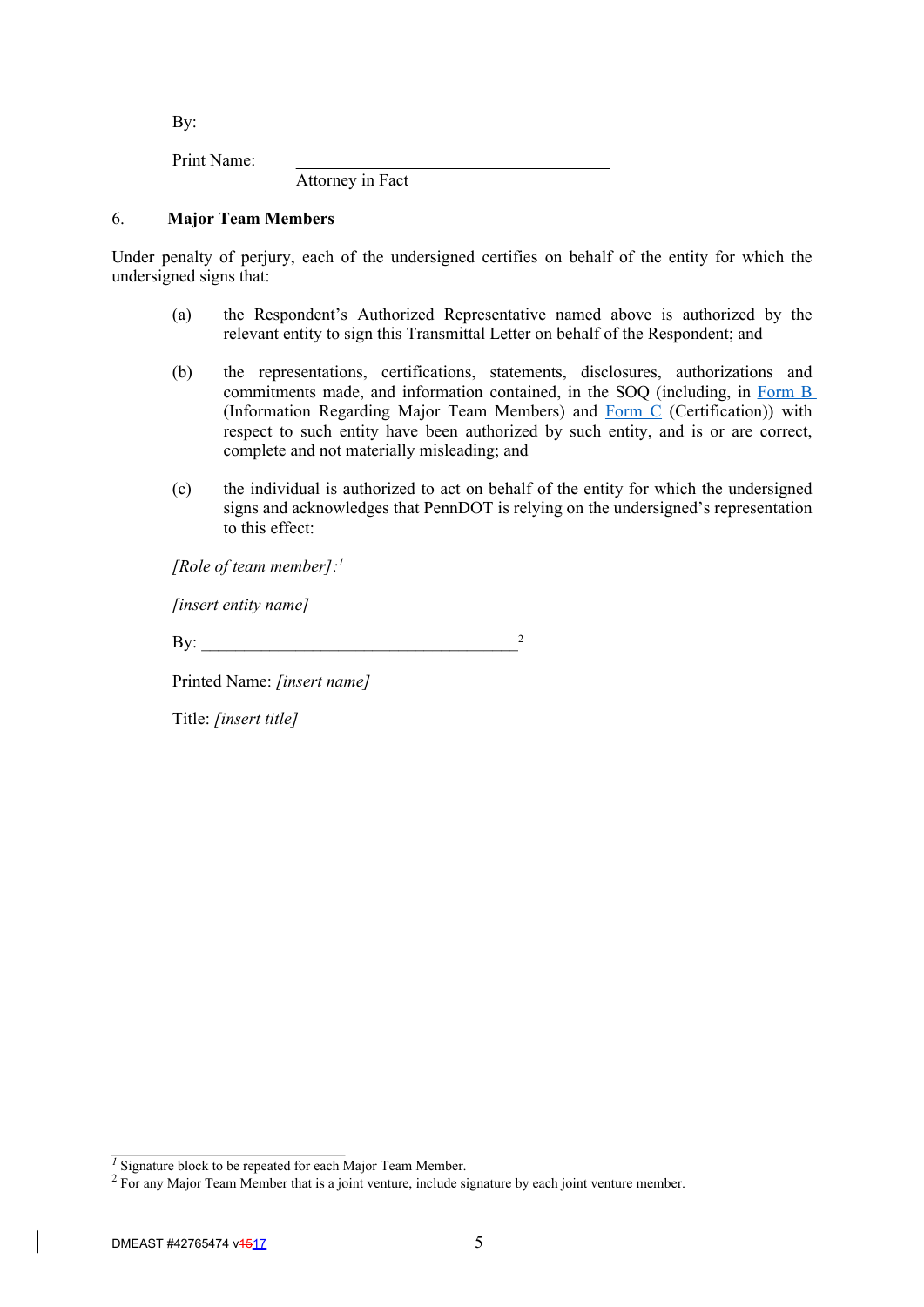By: \_\_\_\_\_\_\_\_\_\_\_\_\_\_\_\_\_\_\_\_\_\_\_\_\_\_\_\_\_\_\_\_\_\_\_\_

Print Name: \_\_\_\_\_\_\_\_\_\_\_\_\_\_\_\_\_\_\_\_\_\_\_\_\_\_\_\_\_\_\_\_\_\_\_\_
Attorney in Fact

6. **Major Team Members**

Under penalty of perjury, each of the undersigned certifies on behalf of the entity for which the undersigned signs that:

(a) the Respondent's Authorized Representative named above is authorized by the relevant entity to sign this Transmittal Letter on behalf of the Respondent; and

(b) the representations, certifications, statements, disclosures, authorizations and commitments made, and information contained, in the SOQ (including, in Form B (Information Regarding Major Team Members) and Form C (Certification)) with respect to such entity have been authorized by such entity, and is or are correct, complete and not materially misleading; and

(c) the individual is authorized to act on behalf of the entity for which the undersigned signs and acknowledges that PennDOT is relying on the undersigned's representation to this effect:

*[Role of team member]:*[1]

*[insert entity name]*

By: \_\_\_\_\_\_\_\_\_\_\_\_\_\_\_\_\_\_\_\_\_\_\_\_\_\_\_\_\_\_\_\_\_\_\_\_[2]

Printed Name: *[insert name]*

Title: *[insert title]*

[1] Signature block to be repeated for each Major Team Member.
[2] For any Major Team Member that is a joint venture, include signature by each joint venture member.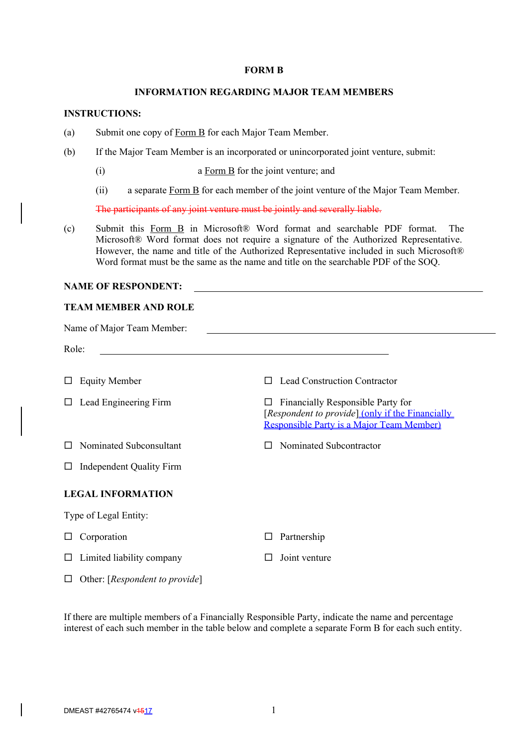**FORM B**

**INFORMATION REGARDING MAJOR TEAM MEMBERS**

**INSTRUCTIONS:**

(a) Submit one copy of Form B for each Major Team Member.

(b) If the Major Team Member is an incorporated or unincorporated joint venture, submit:

(i) a Form B for the joint venture; and

(ii) a separate Form B for each member of the joint venture of the Major Team Member.

~~The participants of any joint venture must be jointly and severally liable.~~

(c) Submit this Form B in Microsoft® Word format and searchable PDF format. The Microsoft® Word format does not require a signature of the Authorized Representative. However, the name and title of the Authorized Representative included in such Microsoft® Word format must be the same as the name and title on the searchable PDF of the SOQ.

**NAME OF RESPONDENT:** \_\_\_\_\_\_\_\_\_\_\_\_\_\_\_\_\_\_\_\_\_\_\_\_\_\_\_\_\_\_\_\_\_\_\_\_\_\_\_\_

**TEAM MEMBER AND ROLE**

Name of Major Team Member: \_\_\_\_\_\_\_\_\_\_\_\_\_\_\_\_\_\_\_\_\_\_\_\_\_\_\_\_\_\_\_\_\_\_\_\_\_\_\_\_

Role: \_\_\_\_\_\_\_\_\_\_\_\_\_\_\_\_\_\_\_\_\_\_\_\_\_\_\_\_\_\_\_\_\_\_\_\_\_\_\_\_

☐ Equity Member

☐ Lead Construction Contractor

☐ Lead Engineering Firm

☐ Financially Responsible Party for [*Respondent to provide*] (only if the Financially Responsible Party is a Major Team Member)

☐ Nominated Subconsultant

☐ Nominated Subcontractor

☐ Independent Quality Firm

**LEGAL INFORMATION**

Type of Legal Entity:

☐ Corporation

☐ Partnership

☐ Limited liability company

☐ Joint venture

☐ Other: [*Respondent to provide*]

If there are multiple members of a Financially Responsible Party, indicate the name and percentage interest of each such member in the table below and complete a separate Form B for each such entity.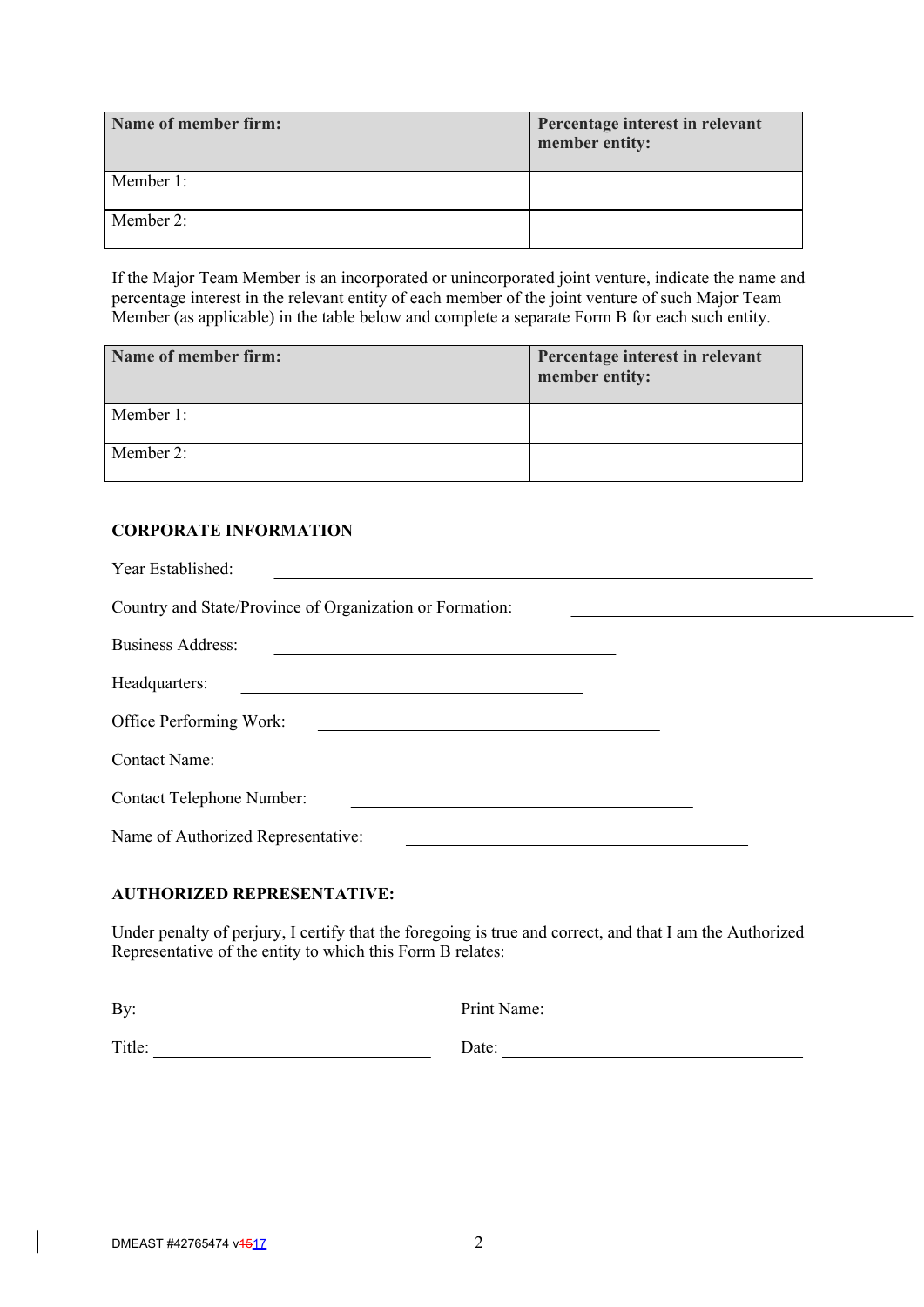| Name of member firm: | Percentage interest in relevant member entity: |
| --- | --- |
| Member 1: | |
| Member 2: | |

If the Major Team Member is an incorporated or unincorporated joint venture, indicate the name and percentage interest in the relevant entity of each member of the joint venture of such Major Team Member (as applicable) in the table below and complete a separate Form B for each such entity.

| Name of member firm: | Percentage interest in relevant member entity: |
| --- | --- |
| Member 1: | |
| Member 2: | |

**CORPORATE INFORMATION**

Year Established: \_\_\_\_\_\_\_\_\_\_\_\_\_\_\_\_\_\_\_\_\_\_\_\_\_\_\_\_\_\_\_\_\_\_\_\_\_\_\_\_

Country and State/Province of Organization or Formation: \_\_\_\_\_\_\_\_\_\_\_\_\_\_\_\_\_\_\_\_\_\_\_\_\_\_\_\_\_\_

Business Address: \_\_\_\_\_\_\_\_\_\_\_\_\_\_\_\_\_\_\_\_\_\_\_\_\_\_\_\_\_\_\_\_\_\_\_\_\_\_\_\_

Headquarters: \_\_\_\_\_\_\_\_\_\_\_\_\_\_\_\_\_\_\_\_\_\_\_\_\_\_\_\_\_\_\_\_\_\_\_\_\_\_\_\_

Office Performing Work: \_\_\_\_\_\_\_\_\_\_\_\_\_\_\_\_\_\_\_\_\_\_\_\_\_\_\_\_\_\_\_\_\_\_\_\_\_\_\_\_

Contact Name: \_\_\_\_\_\_\_\_\_\_\_\_\_\_\_\_\_\_\_\_\_\_\_\_\_\_\_\_\_\_\_\_\_\_\_\_\_\_\_\_

Contact Telephone Number: \_\_\_\_\_\_\_\_\_\_\_\_\_\_\_\_\_\_\_\_\_\_\_\_\_\_\_\_\_\_\_\_\_\_\_\_\_\_\_\_

Name of Authorized Representative: \_\_\_\_\_\_\_\_\_\_\_\_\_\_\_\_\_\_\_\_\_\_\_\_\_\_\_\_\_\_\_\_\_\_\_\_\_\_\_\_

**AUTHORIZED REPRESENTATIVE:**

Under penalty of perjury, I certify that the foregoing is true and correct, and that I am the Authorized Representative of the entity to which this Form B relates:

By: \_\_\_\_\_\_\_\_\_\_\_\_\_\_\_\_\_\_\_\_\_\_\_\_\_\_\_\_\_\_\_\_ Print Name: \_\_\_\_\_\_\_\_\_\_\_\_\_\_\_\_\_\_\_\_\_\_\_\_\_\_\_\_\_\_\_\_

Title: \_\_\_\_\_\_\_\_\_\_\_\_\_\_\_\_\_\_\_\_\_\_\_\_\_\_\_\_\_\_\_\_ Date: \_\_\_\_\_\_\_\_\_\_\_\_\_\_\_\_\_\_\_\_\_\_\_\_\_\_\_\_\_\_\_\_

DMEAST #42765474 v~~15~~17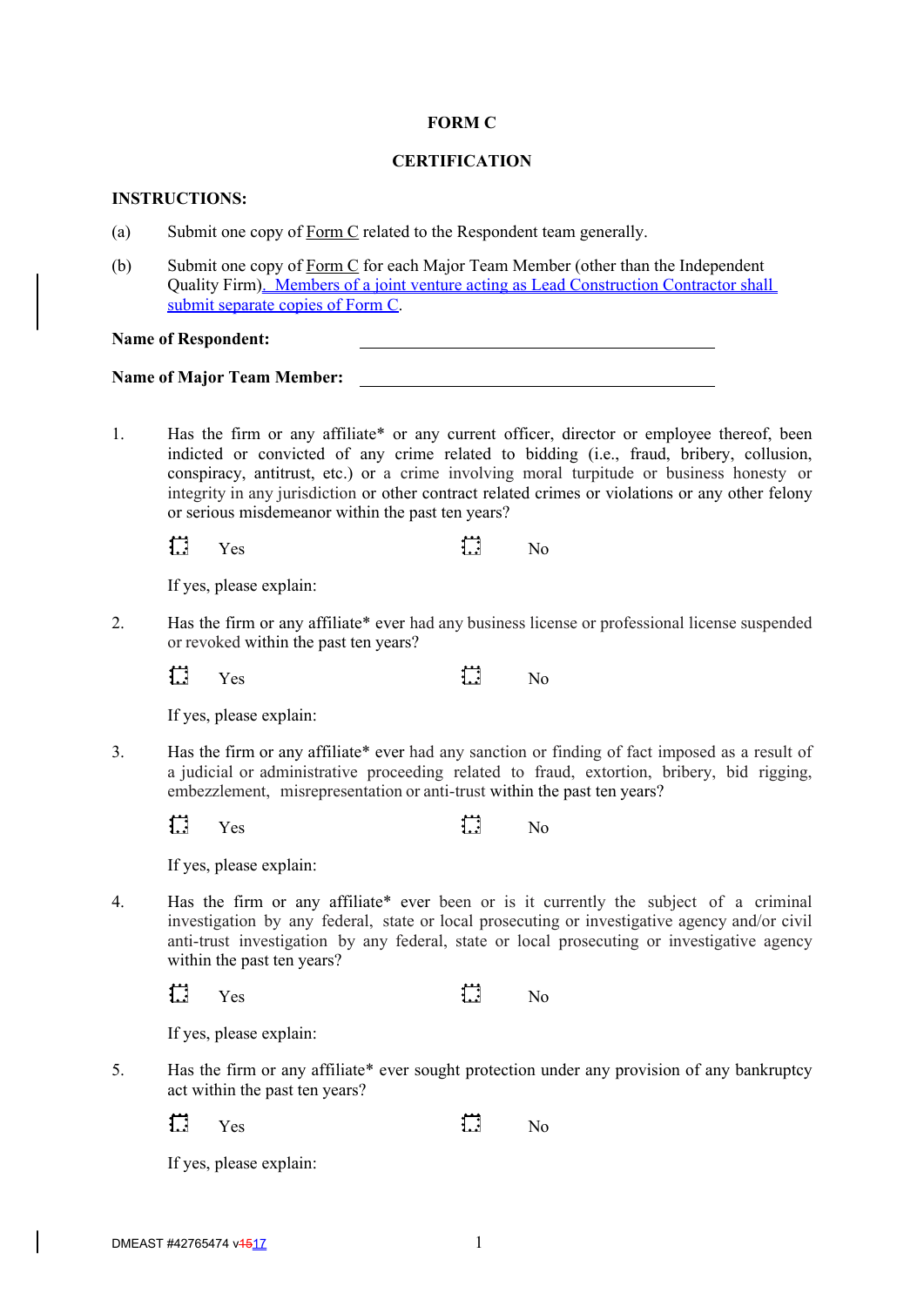**FORM C**

**CERTIFICATION**

**INSTRUCTIONS:**

(a) Submit one copy of Form C related to the Respondent team generally.

(b) Submit one copy of Form C for each Major Team Member (other than the Independent Quality Firm). Members of a joint venture acting as Lead Construction Contractor shall submit separate copies of Form C.

**Name of Respondent:** \_\_\_\_\_\_\_\_\_\_\_\_\_\_\_\_\_\_\_\_\_\_\_\_\_\_\_\_\_\_\_\_

**Name of Major Team Member:** \_\_\_\_\_\_\_\_\_\_\_\_\_\_\_\_\_\_\_\_\_\_\_\_\_\_\_\_\_\_\_\_

1. Has the firm or any affiliate* or any current officer, director or employee thereof, been indicted or convicted of any crime related to bidding (i.e., fraud, bribery, collusion, conspiracy, antitrust, etc.) or a crime involving moral turpitude or business honesty or integrity in any jurisdiction or other contract related crimes or violations or any other felony or serious misdemeanor within the past ten years?

   ☐ Yes ☐ No

   If yes, please explain:

2. Has the firm or any affiliate* ever had any business license or professional license suspended or revoked within the past ten years?

   ☐ Yes ☐ No

   If yes, please explain:

3. Has the firm or any affiliate* ever had any sanction or finding of fact imposed as a result of a judicial or administrative proceeding related to fraud, extortion, bribery, bid rigging, embezzlement, misrepresentation or anti-trust within the past ten years?

   ☐ Yes ☐ No

   If yes, please explain:

4. Has the firm or any affiliate* ever been or is it currently the subject of a criminal investigation by any federal, state or local prosecuting or investigative agency and/or civil anti-trust investigation by any federal, state or local prosecuting or investigative agency within the past ten years?

   ☐ Yes ☐ No

   If yes, please explain:

5. Has the firm or any affiliate* ever sought protection under any provision of any bankruptcy act within the past ten years?

   ☐ Yes ☐ No

   If yes, please explain:

DMEAST #42765474 v~~15~~17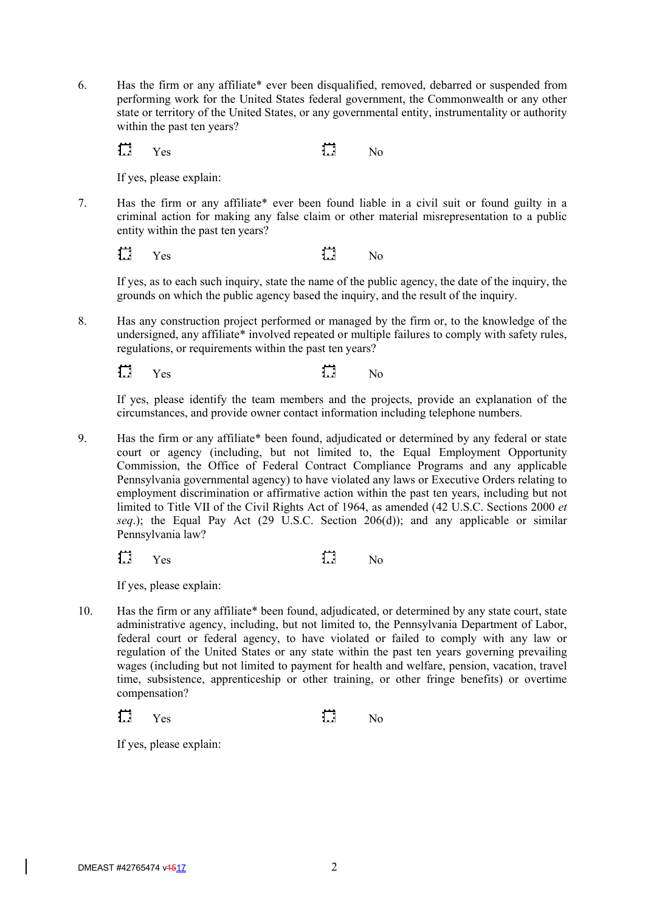6. Has the firm or any affiliate* ever been disqualified, removed, debarred or suspended from performing work for the United States federal government, the Commonwealth or any other state or territory of the United States, or any governmental entity, instrumentality or authority within the past ten years?

   ☐ Yes ☐ No

   If yes, please explain:

7. Has the firm or any affiliate* ever been found liable in a civil suit or found guilty in a criminal action for making any false claim or other material misrepresentation to a public entity within the past ten years?

   ☐ Yes ☐ No

   If yes, as to each such inquiry, state the name of the public agency, the date of the inquiry, the grounds on which the public agency based the inquiry, and the result of the inquiry.

8. Has any construction project performed or managed by the firm or, to the knowledge of the undersigned, any affiliate* involved repeated or multiple failures to comply with safety rules, regulations, or requirements within the past ten years?

   ☐ Yes ☐ No

   If yes, please identify the team members and the projects, provide an explanation of the circumstances, and provide owner contact information including telephone numbers.

9. Has the firm or any affiliate* been found, adjudicated or determined by any federal or state court or agency (including, but not limited to, the Equal Employment Opportunity Commission, the Office of Federal Contract Compliance Programs and any applicable Pennsylvania governmental agency) to have violated any laws or Executive Orders relating to employment discrimination or affirmative action within the past ten years, including but not limited to Title VII of the Civil Rights Act of 1964, as amended (42 U.S.C. Sections 2000 *et seq*.); the Equal Pay Act (29 U.S.C. Section 206(d)); and any applicable or similar Pennsylvania law?

   ☐ Yes ☐ No

   If yes, please explain:

10. Has the firm or any affiliate* been found, adjudicated, or determined by any state court, state administrative agency, including, but not limited to, the Pennsylvania Department of Labor, federal court or federal agency, to have violated or failed to comply with any law or regulation of the United States or any state within the past ten years governing prevailing wages (including but not limited to payment for health and welfare, pension, vacation, travel time, subsistence, apprenticeship or other training, or other fringe benefits) or overtime compensation?

    ☐ Yes ☐ No

    If yes, please explain: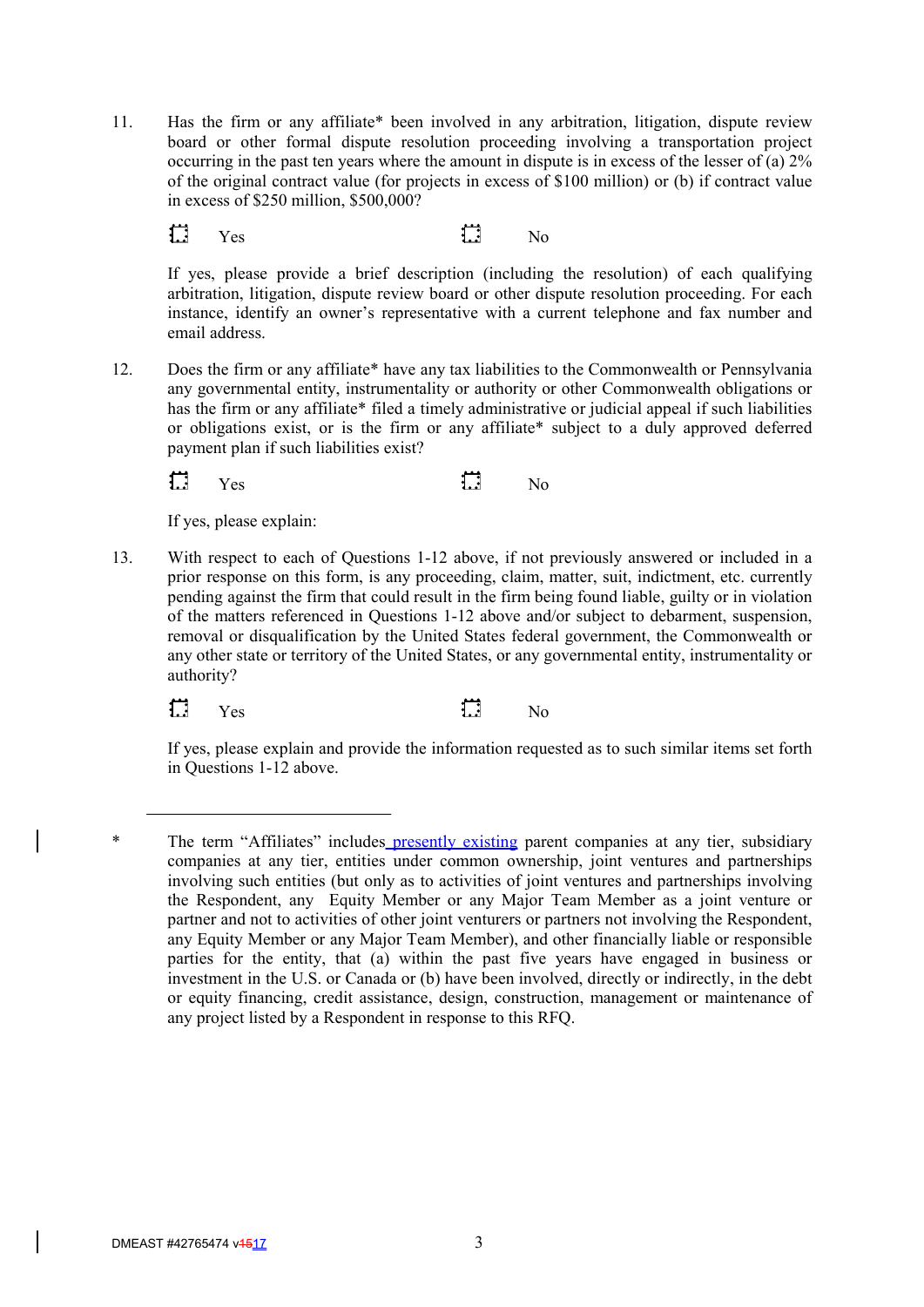11. Has the firm or any affiliate* been involved in any arbitration, litigation, dispute review board or other formal dispute resolution proceeding involving a transportation project occurring in the past ten years where the amount in dispute is in excess of the lesser of (a) 2% of the original contract value (for projects in excess of $100 million) or (b) if contract value in excess of $250 million, $500,000?

   ☐ Yes ☐ No

   If yes, please provide a brief description (including the resolution) of each qualifying arbitration, litigation, dispute review board or other dispute resolution proceeding. For each instance, identify an owner's representative with a current telephone and fax number and email address.

12. Does the firm or any affiliate* have any tax liabilities to the Commonwealth or Pennsylvania any governmental entity, instrumentality or authority or other Commonwealth obligations or has the firm or any affiliate* filed a timely administrative or judicial appeal if such liabilities or obligations exist, or is the firm or any affiliate* subject to a duly approved deferred payment plan if such liabilities exist?

   ☐ Yes ☐ No

   If yes, please explain:

13. With respect to each of Questions 1-12 above, if not previously answered or included in a prior response on this form, is any proceeding, claim, matter, suit, indictment, etc. currently pending against the firm that could result in the firm being found liable, guilty or in violation of the matters referenced in Questions 1-12 above and/or subject to debarment, suspension, removal or disqualification by the United States federal government, the Commonwealth or any other state or territory of the United States, or any governmental entity, instrumentality or authority?

   ☐ Yes ☐ No

   If yes, please explain and provide the information requested as to such similar items set forth in Questions 1-12 above.

---

\* The term "Affiliates" includes presently existing parent companies at any tier, subsidiary companies at any tier, entities under common ownership, joint ventures and partnerships involving such entities (but only as to activities of joint ventures and partnerships involving the Respondent, any Equity Member or any Major Team Member as a joint venture or partner and not to activities of other joint venturers or partners not involving the Respondent, any Equity Member or any Major Team Member), and other financially liable or responsible parties for the entity, that (a) within the past five years have engaged in business or investment in the U.S. or Canada or (b) have been involved, directly or indirectly, in the debt or equity financing, credit assistance, design, construction, management or maintenance of any project listed by a Respondent in response to this RFQ.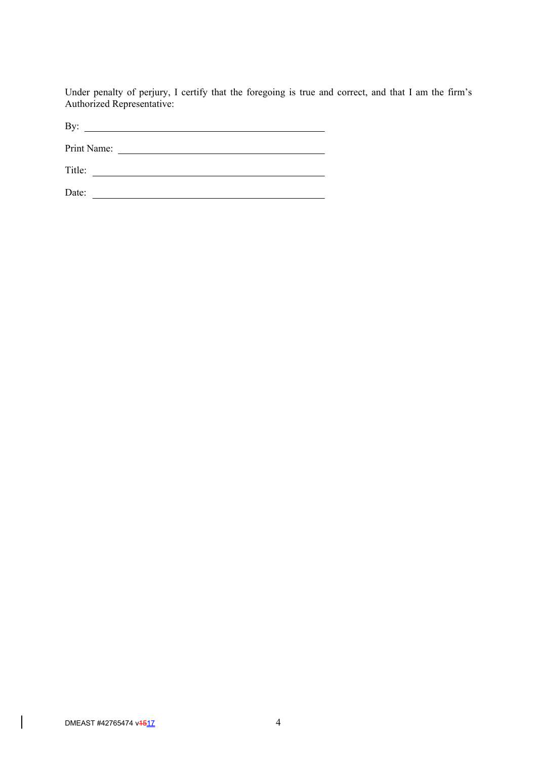Under penalty of perjury, I certify that the foregoing is true and correct, and that I am the firm's Authorized Representative:

By: \_\_\_\_\_\_\_\_\_\_\_\_\_\_\_\_\_\_\_\_\_\_\_\_\_\_\_\_\_\_\_\_\_\_\_\_\_\_\_\_\_\_

Print Name: \_\_\_\_\_\_\_\_\_\_\_\_\_\_\_\_\_\_\_\_\_\_\_\_\_\_\_\_\_\_\_\_\_\_\_\_

Title: \_\_\_\_\_\_\_\_\_\_\_\_\_\_\_\_\_\_\_\_\_\_\_\_\_\_\_\_\_\_\_\_\_\_\_\_\_\_\_\_

Date: \_\_\_\_\_\_\_\_\_\_\_\_\_\_\_\_\_\_\_\_\_\_\_\_\_\_\_\_\_\_\_\_\_\_\_\_\_\_\_\_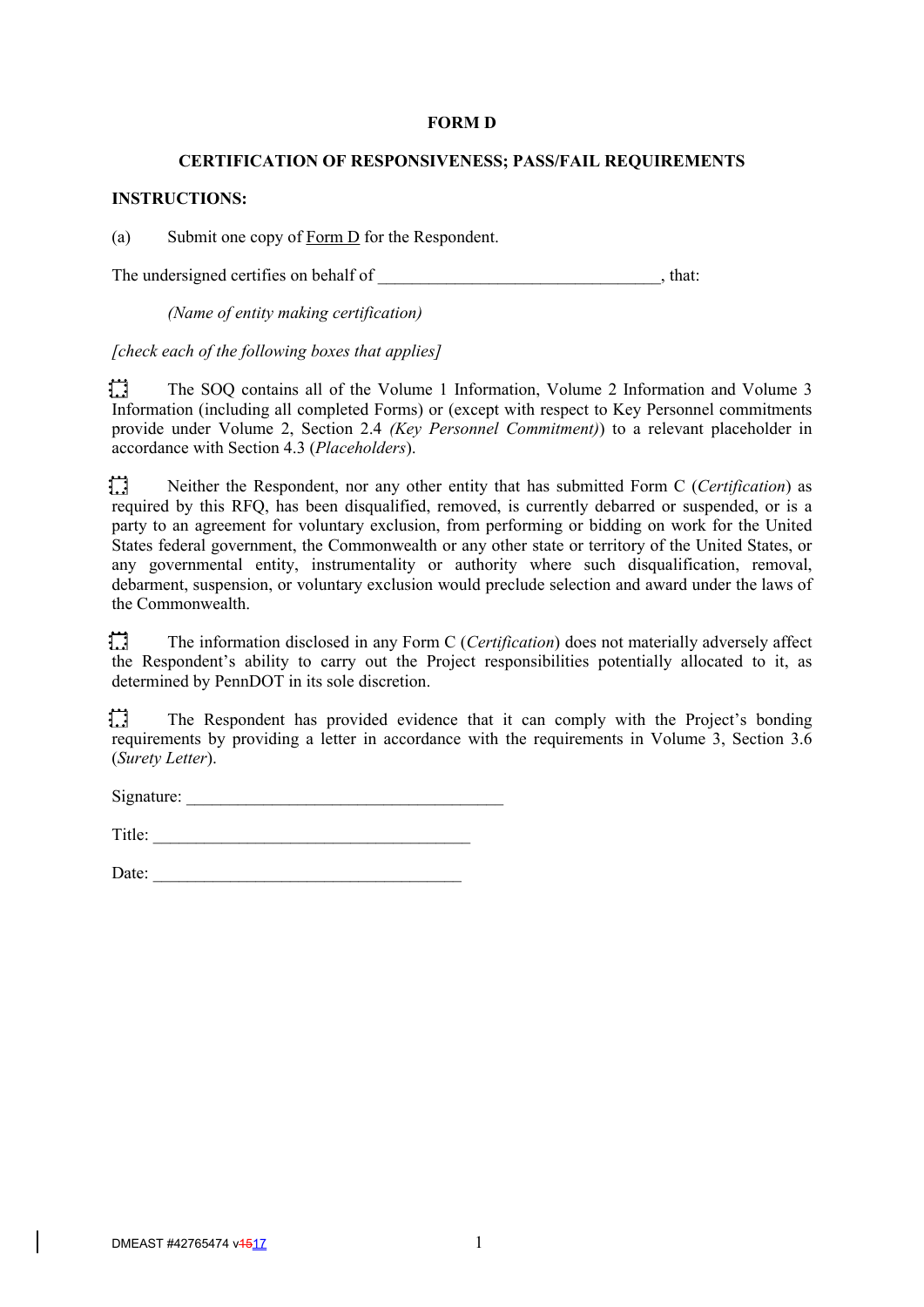**FORM D**

**CERTIFICATION OF RESPONSIVENESS; PASS/FAIL REQUIREMENTS**

**INSTRUCTIONS:**

(a) Submit one copy of Form D for the Respondent.

The undersigned certifies on behalf of _________________________________, that:

*(Name of entity making certification)*

*[check each of the following boxes that applies]*

☐ The SOQ contains all of the Volume 1 Information, Volume 2 Information and Volume 3 Information (including all completed Forms) or (except with respect to Key Personnel commitments provide under Volume 2, Section 2.4 *(Key Personnel Commitment)*) to a relevant placeholder in accordance with Section 4.3 (*Placeholders*).

☐ Neither the Respondent, nor any other entity that has submitted Form C (*Certification*) as required by this RFQ, has been disqualified, removed, is currently debarred or suspended, or is a party to an agreement for voluntary exclusion, from performing or bidding on work for the United States federal government, the Commonwealth or any other state or territory of the United States, or any governmental entity, instrumentality or authority where such disqualification, removal, debarment, suspension, or voluntary exclusion would preclude selection and award under the laws of the Commonwealth.

☐ The information disclosed in any Form C (*Certification*) does not materially adversely affect the Respondent's ability to carry out the Project responsibilities potentially allocated to it, as determined by PennDOT in its sole discretion.

☐ The Respondent has provided evidence that it can comply with the Project's bonding requirements by providing a letter in accordance with the requirements in Volume 3, Section 3.6 (*Surety Letter*).

Signature: ______________________________________

Title: ______________________________________

Date: ____________________________________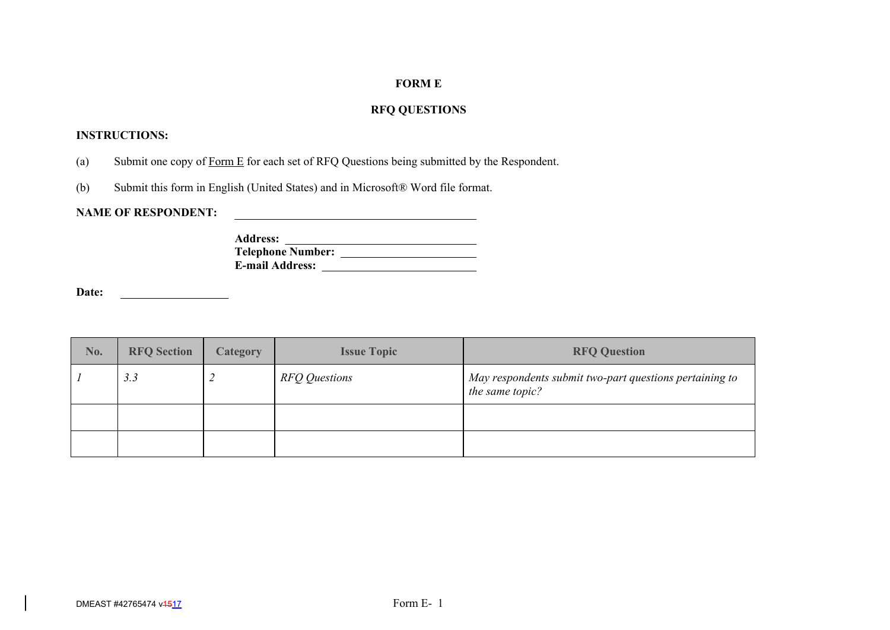# FORM E

## RFQ QUESTIONS

**INSTRUCTIONS:**

(a) Submit one copy of Form E for each set of RFQ Questions being submitted by the Respondent.

(b) Submit this form in English (United States) and in Microsoft® Word file format.

**NAME OF RESPONDENT:** ________________________________

**Address:** ____________________________
**Telephone Number:** ____________________
**E-mail Address:** ______________________

**Date:** ________________

| No. | RFQ Section | Category | Issue Topic | RFQ Question |
|---|---|---|---|---|
| *1* | *3.3* | *2* | *RFQ Questions* | *May respondents submit two-part questions pertaining to the same topic?* |
| | | | | |
| | | | | |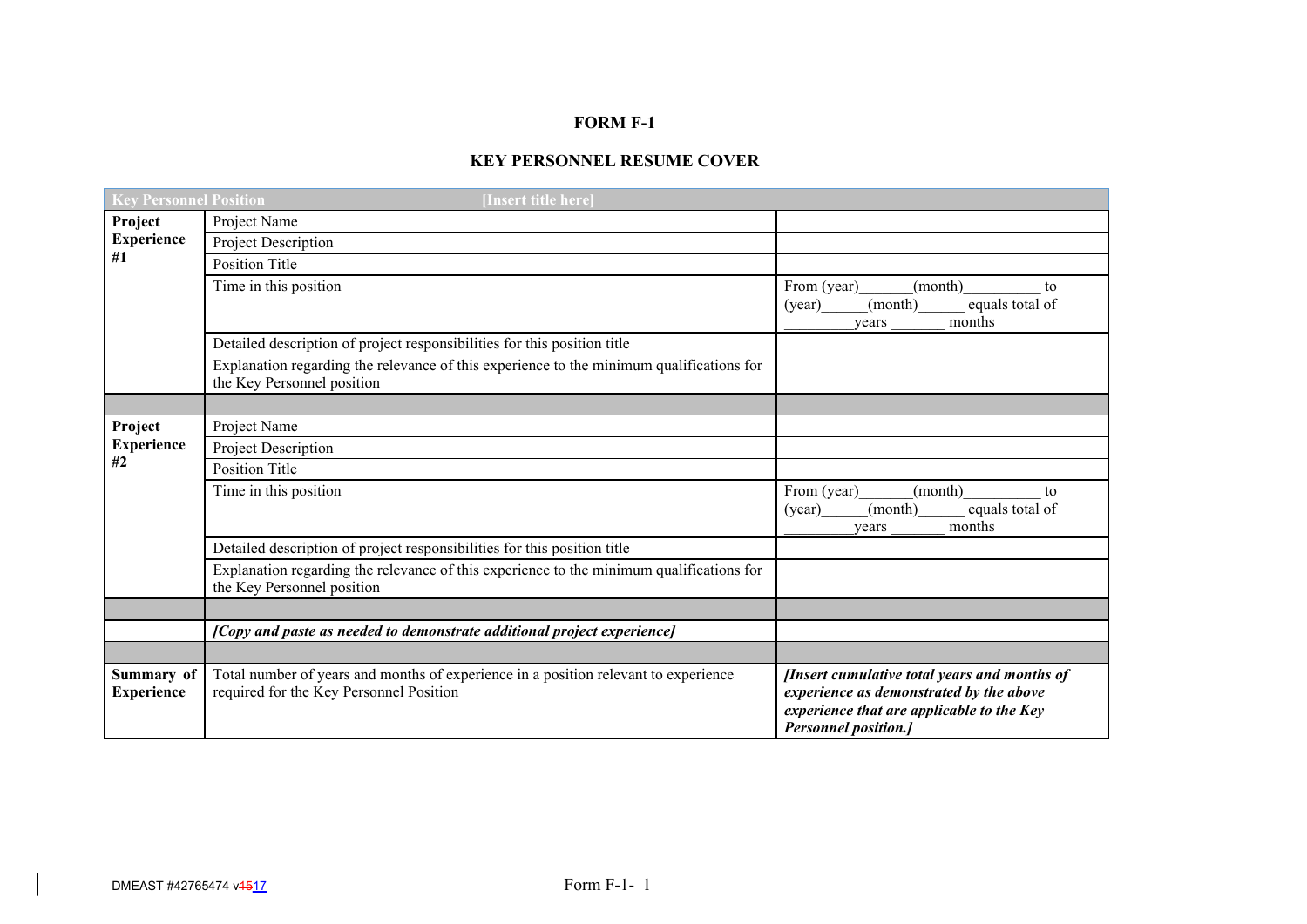**FORM F-1**

**KEY PERSONNEL RESUME COVER**

| **Key Personnel Position** | **[Insert title here]** | |
|---|---|---|
| **Project Experience #1** | Project Name | |
| | Project Description | |
| | Position Title | |
| | Time in this position | From (year)______(month)_________ to (year)_____(month)_____ equals total of ________years _______ months |
| | Detailed description of project responsibilities for this position title | |
| | Explanation regarding the relevance of this experience to the minimum qualifications for the Key Personnel position | |
| | | |
| **Project Experience #2** | Project Name | |
| | Project Description | |
| | Position Title | |
| | Time in this position | From (year)______(month)_________ to (year)_____(month)_____ equals total of ________years _______ months |
| | Detailed description of project responsibilities for this position title | |
| | Explanation regarding the relevance of this experience to the minimum qualifications for the Key Personnel position | |
| | | |
| | ***[Copy and paste as needed to demonstrate additional project experience]*** | |
| | | |
| **Summary of Experience** | Total number of years and months of experience in a position relevant to experience required for the Key Personnel Position | ***[Insert cumulative total years and months of experience as demonstrated by the above experience that are applicable to the Key Personnel position.]*** |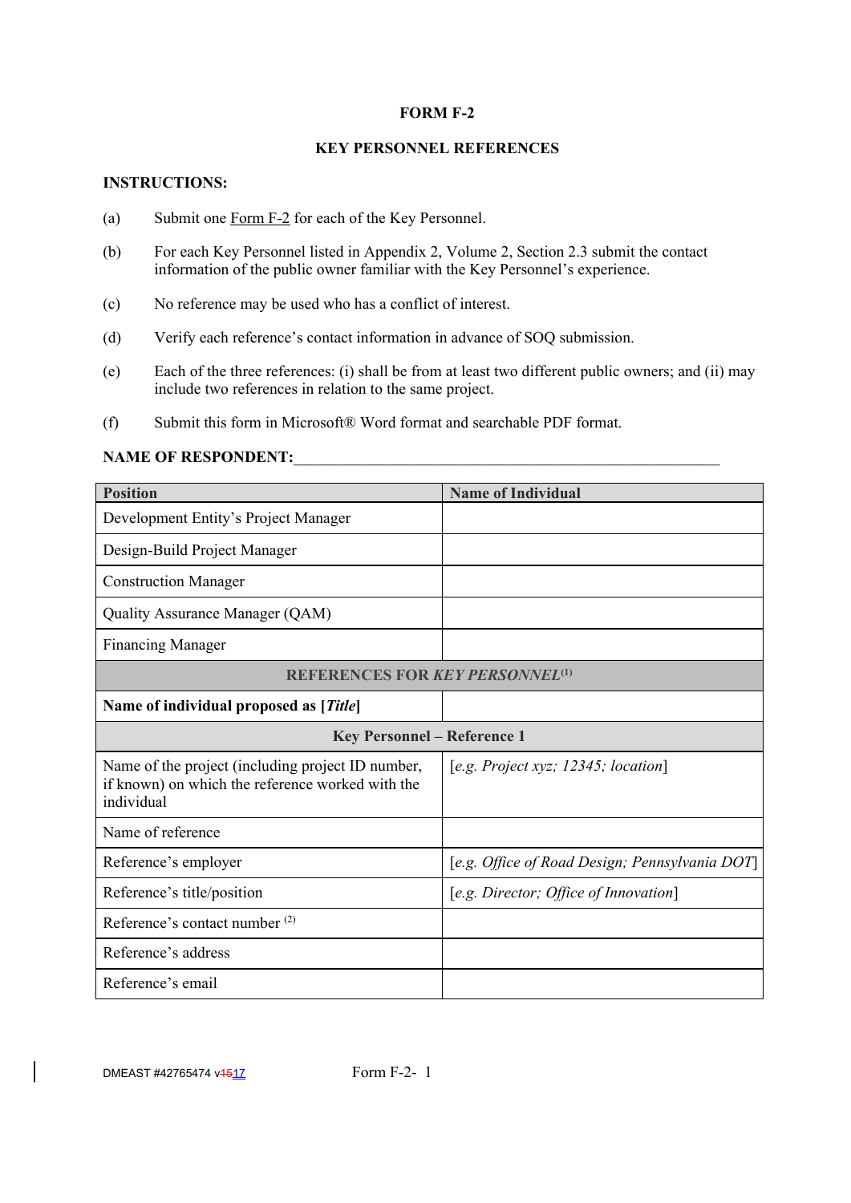**FORM F-2**

**KEY PERSONNEL REFERENCES**

**INSTRUCTIONS:**

(a) Submit one Form F-2 for each of the Key Personnel.

(b) For each Key Personnel listed in Appendix 2, Volume 2, Section 2.3 submit the contact information of the public owner familiar with the Key Personnel's experience.

(c) No reference may be used who has a conflict of interest.

(d) Verify each reference's contact information in advance of SOQ submission.

(e) Each of the three references: (i) shall be from at least two different public owners; and (ii) may include two references in relation to the same project.

(f) Submit this form in Microsoft® Word format and searchable PDF format.

**NAME OF RESPONDENT:**\_\_\_\_\_\_\_\_\_\_\_\_\_\_\_\_\_\_\_\_\_\_\_\_\_\_\_\_\_\_\_\_\_\_\_\_\_\_\_\_\_\_\_\_\_\_\_\_\_\_\_\_\_\_

| Position | Name of Individual |
|---|---|
| Development Entity's Project Manager | |
| Design-Build Project Manager | |
| Construction Manager | |
| Quality Assurance Manager (QAM) | |
| Financing Manager | |
| **REFERENCES FOR *KEY PERSONNEL*[(1)]** | |
| **Name of individual proposed as [*Title*]** | |
| **Key Personnel – Reference 1** | |
| Name of the project (including project ID number, if known) on which the reference worked with the individual | [*e.g. Project xyz; 12345; location*] |
| Name of reference | |
| Reference's employer | [*e.g. Office of Road Design; Pennsylvania DOT*] |
| Reference's title/position | [*e.g. Director; Office of Innovation*] |
| Reference's contact number [(2)] | |
| Reference's address | |
| Reference's email | |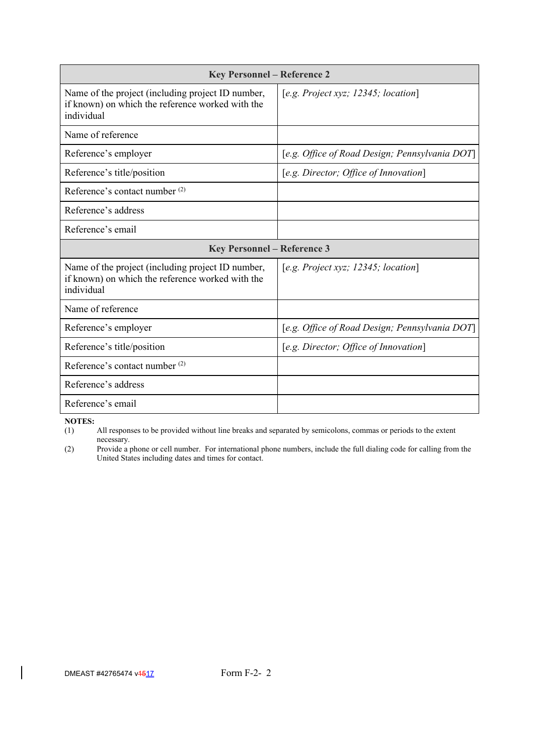| Key Personnel – Reference 2 | |
|---|---|
| Name of the project (including project ID number, if known) on which the reference worked with the individual | [*e.g. Project xyz; 12345; location*] |
| Name of reference | |
| Reference's employer | [*e.g. Office of Road Design; Pennsylvania DOT*] |
| Reference's title/position | [*e.g. Director; Office of Innovation*] |
| Reference's contact number (2) | |
| Reference's address | |
| Reference's email | |
| **Key Personnel – Reference 3** | |
| Name of the project (including project ID number, if known) on which the reference worked with the individual | [*e.g. Project xyz; 12345; location*] |
| Name of reference | |
| Reference's employer | [*e.g. Office of Road Design; Pennsylvania DOT*] |
| Reference's title/position | [*e.g. Director; Office of Innovation*] |
| Reference's contact number (2) | |
| Reference's address | |
| Reference's email | |

**NOTES:**

(1) All responses to be provided without line breaks and separated by semicolons, commas or periods to the extent necessary.

(2) Provide a phone or cell number. For international phone numbers, include the full dialing code for calling from the United States including dates and times for contact.

DMEAST #42765474 v1517 Form F-2- 2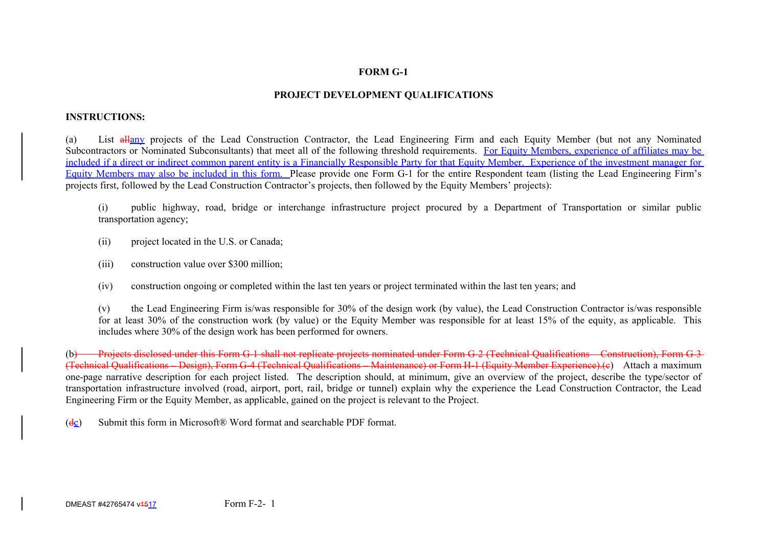**FORM G-1**

**PROJECT DEVELOPMENT QUALIFICATIONS**

**INSTRUCTIONS:**

(a) List ~~all~~any projects of the Lead Construction Contractor, the Lead Engineering Firm and each Equity Member (but not any Nominated Subcontractors or Nominated Subconsultants) that meet all of the following threshold requirements. For Equity Members, experience of affiliates may be included if a direct or indirect common parent entity is a Financially Responsible Party for that Equity Member. Experience of the investment manager for Equity Members may also be included in this form. Please provide one Form G-1 for the entire Respondent team (listing the Lead Engineering Firm's projects first, followed by the Lead Construction Contractor's projects, then followed by the Equity Members' projects):

(i) public highway, road, bridge or interchange infrastructure project procured by a Department of Transportation or similar public transportation agency;

(ii) project located in the U.S. or Canada;

(iii) construction value over $300 million;

(iv) construction ongoing or completed within the last ten years or project terminated within the last ten years; and

(v) the Lead Engineering Firm is/was responsible for 30% of the design work (by value), the Lead Construction Contractor is/was responsible for at least 30% of the construction work (by value) or the Equity Member was responsible for at least 15% of the equity, as applicable. This includes where 30% of the design work has been performed for owners.

(b~~) Projects disclosed under this Form G-1 shall not replicate projects nominated under Form G-2 (Technical Qualifications – Construction), Form G-3 (Technical Qualifications – Design), Form G-4 (Technical Qualifications – Maintenance) or Form H-1 (Equity Member Experience).(c~~) Attach a maximum one-page narrative description for each project listed. The description should, at minimum, give an overview of the project, describe the type/sector of transportation infrastructure involved (road, airport, port, rail, bridge or tunnel) explain why the experience the Lead Construction Contractor, the Lead Engineering Firm or the Equity Member, as applicable, gained on the project is relevant to the Project.

(~~d~~c) Submit this form in Microsoft® Word format and searchable PDF format.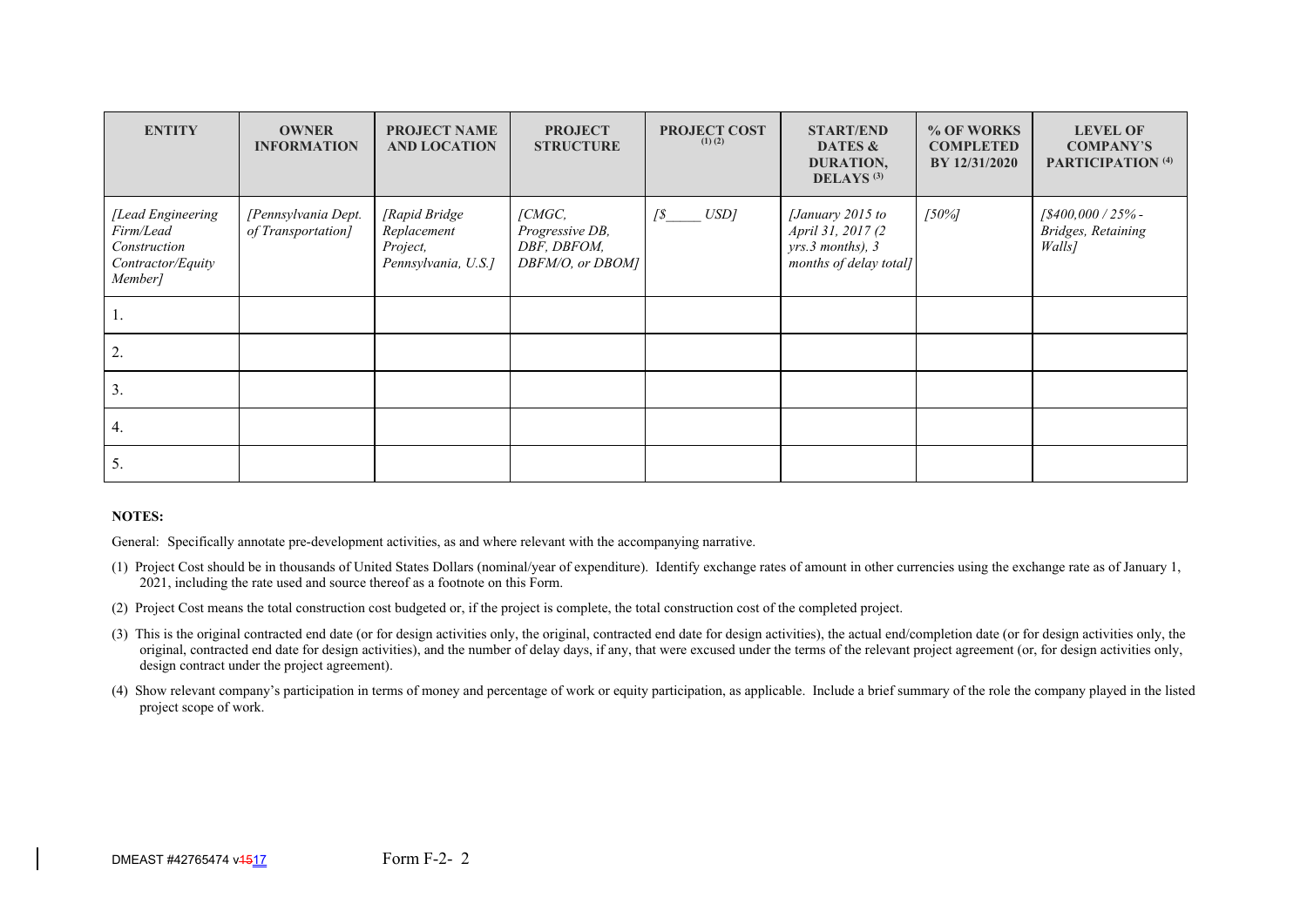| ENTITY | OWNER INFORMATION | PROJECT NAME AND LOCATION | PROJECT STRUCTURE | PROJECT COST (1) (2) | START/END DATES & DURATION, DELAYS (3) | % OF WORKS COMPLETED BY 12/31/2020 | LEVEL OF COMPANY'S PARTICIPATION (4) |
|---|---|---|---|---|---|---|---|
| *[Lead Engineering Firm/Lead Construction Contractor/Equity Member]* | *[Pennsylvania Dept. of Transportation]* | *[Rapid Bridge Replacement Project, Pennsylvania, U.S.]* | *[CMGC, Progressive DB, DBF, DBFOM, DBFM/O, or DBOM]* | *[$\_\_\_\_\_ USD]* | *[January 2015 to April 31, 2017 (2 yrs.3 months), 3 months of delay total]* | *[50%]* | *[$400,000 / 25% - Bridges, Retaining Walls]* |
| 1. | | | | | | | |
| 2. | | | | | | | |
| 3. | | | | | | | |
| 4. | | | | | | | |
| 5. | | | | | | | |

**NOTES:**

General: Specifically annotate pre-development activities, as and where relevant with the accompanying narrative.

(1) Project Cost should be in thousands of United States Dollars (nominal/year of expenditure). Identify exchange rates of amount in other currencies using the exchange rate as of January 1, 2021, including the rate used and source thereof as a footnote on this Form.

(2) Project Cost means the total construction cost budgeted or, if the project is complete, the total construction cost of the completed project.

(3) This is the original contracted end date (or for design activities only, the original, contracted end date for design activities), the actual end/completion date (or for design activities only, the original, contracted end date for design activities), and the number of delay days, if any, that were excused under the terms of the relevant project agreement (or, for design activities only, design contract under the project agreement).

(4) Show relevant company's participation in terms of money and percentage of work or equity participation, as applicable. Include a brief summary of the role the company played in the listed project scope of work.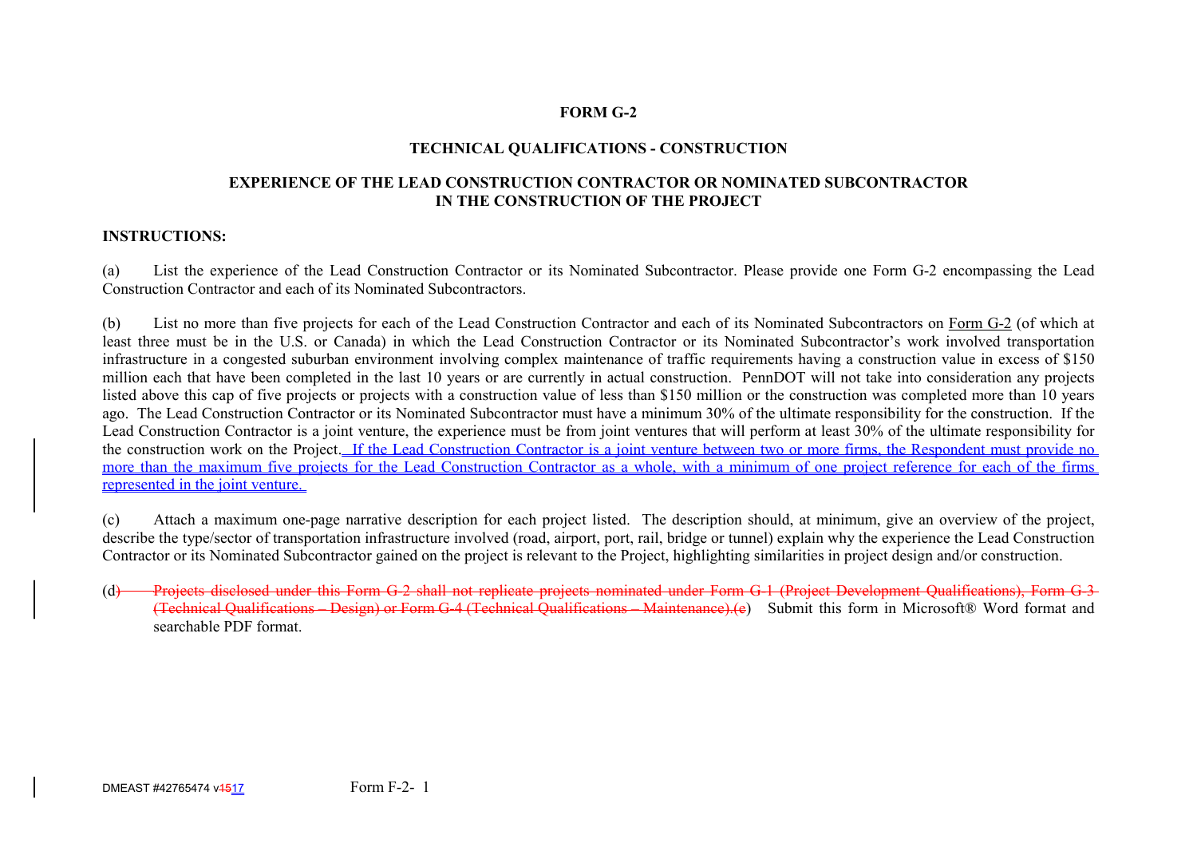**FORM G-2**

**TECHNICAL QUALIFICATIONS - CONSTRUCTION**

**EXPERIENCE OF THE LEAD CONSTRUCTION CONTRACTOR OR NOMINATED SUBCONTRACTOR IN THE CONSTRUCTION OF THE PROJECT**

**INSTRUCTIONS:**

(a) List the experience of the Lead Construction Contractor or its Nominated Subcontractor. Please provide one Form G-2 encompassing the Lead Construction Contractor and each of its Nominated Subcontractors.

(b) List no more than five projects for each of the Lead Construction Contractor and each of its Nominated Subcontractors on Form G-2 (of which at least three must be in the U.S. or Canada) in which the Lead Construction Contractor or its Nominated Subcontractor's work involved transportation infrastructure in a congested suburban environment involving complex maintenance of traffic requirements having a construction value in excess of $150 million each that have been completed in the last 10 years or are currently in actual construction. PennDOT will not take into consideration any projects listed above this cap of five projects or projects with a construction value of less than $150 million or the construction was completed more than 10 years ago. The Lead Construction Contractor or its Nominated Subcontractor must have a minimum 30% of the ultimate responsibility for the construction. If the Lead Construction Contractor is a joint venture, the experience must be from joint ventures that will perform at least 30% of the ultimate responsibility for the construction work on the Project. If the Lead Construction Contractor is a joint venture between two or more firms, the Respondent must provide no more than the maximum five projects for the Lead Construction Contractor as a whole, with a minimum of one project reference for each of the firms represented in the joint venture.

(c) Attach a maximum one-page narrative description for each project listed. The description should, at minimum, give an overview of the project, describe the type/sector of transportation infrastructure involved (road, airport, port, rail, bridge or tunnel) explain why the experience the Lead Construction Contractor or its Nominated Subcontractor gained on the project is relevant to the Project, highlighting similarities in project design and/or construction.

(d) ~~Projects disclosed under this Form G-2 shall not replicate projects nominated under Form G-1 (Project Development Qualifications), Form G-3 (Technical Qualifications – Design) or Form G-4 (Technical Qualifications – Maintenance).(e~~) Submit this form in Microsoft® Word format and searchable PDF format.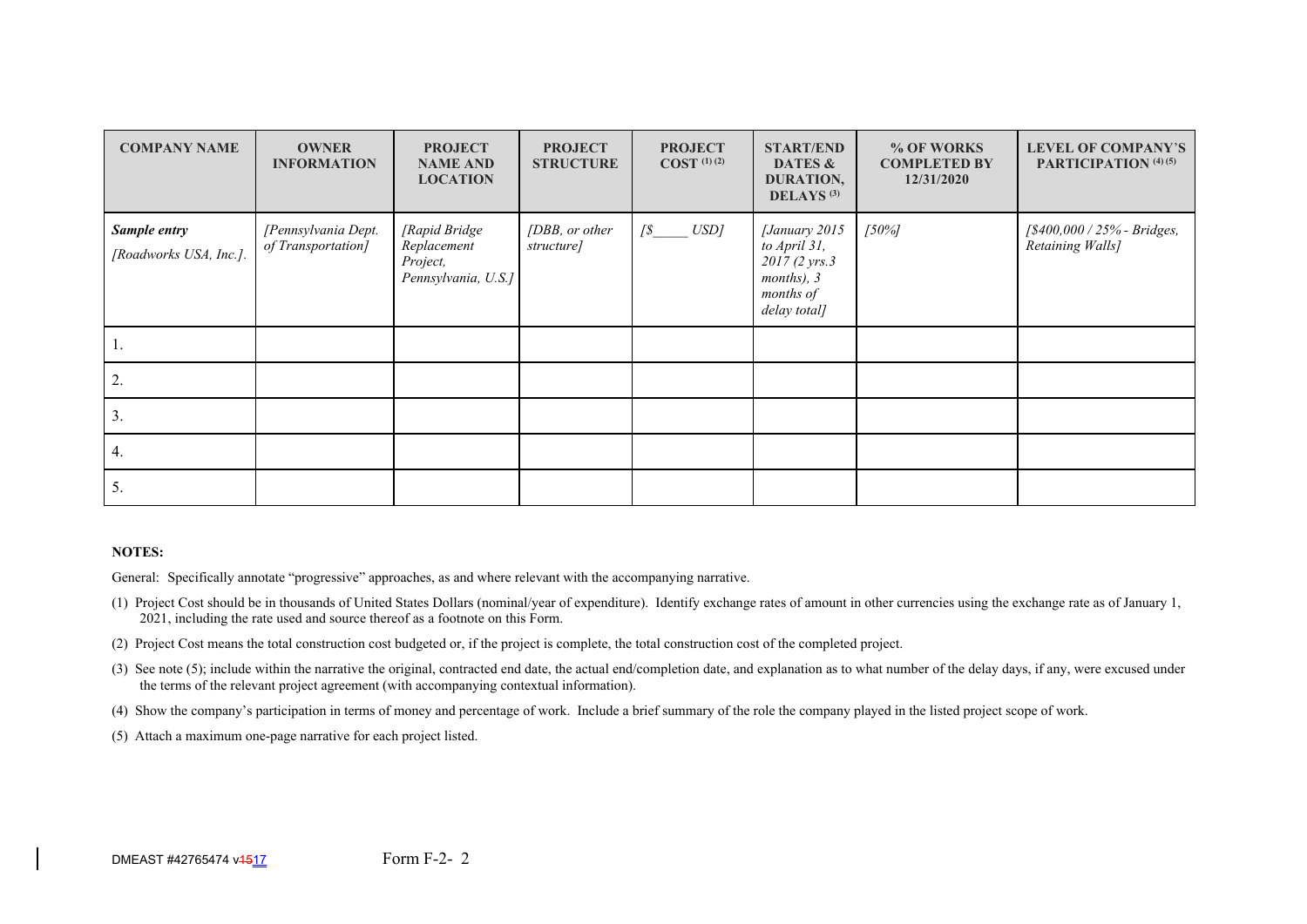| COMPANY NAME | OWNER INFORMATION | PROJECT NAME AND LOCATION | PROJECT STRUCTURE | PROJECT COST (1) (2) | START/END DATES & DURATION, DELAYS (3) | % OF WORKS COMPLETED BY 12/31/2020 | LEVEL OF COMPANY'S PARTICIPATION (4) (5) |
|---|---|---|---|---|---|---|---|
| ***Sample entry*** *[Roadworks USA, Inc.].* | *[Pennsylvania Dept. of Transportation]* | *[Rapid Bridge Replacement Project, Pennsylvania, U.S.]* | *[DBB, or other structure]* | *[$_____ USD]* | *[January 2015 to April 31, 2017 (2 yrs.3 months), 3 months of delay total]* | *[50%]* | *[$400,000 / 25% - Bridges, Retaining Walls]* |
| 1. | | | | | | | |
| 2. | | | | | | | |
| 3. | | | | | | | |
| 4. | | | | | | | |
| 5. | | | | | | | |

**NOTES:**

General: Specifically annotate "progressive" approaches, as and where relevant with the accompanying narrative.

(1) Project Cost should be in thousands of United States Dollars (nominal/year of expenditure). Identify exchange rates of amount in other currencies using the exchange rate as of January 1, 2021, including the rate used and source thereof as a footnote on this Form.

(2) Project Cost means the total construction cost budgeted or, if the project is complete, the total construction cost of the completed project.

(3) See note (5); include within the narrative the original, contracted end date, the actual end/completion date, and explanation as to what number of the delay days, if any, were excused under the terms of the relevant project agreement (with accompanying contextual information).

(4) Show the company's participation in terms of money and percentage of work. Include a brief summary of the role the company played in the listed project scope of work.

(5) Attach a maximum one-page narrative for each project listed.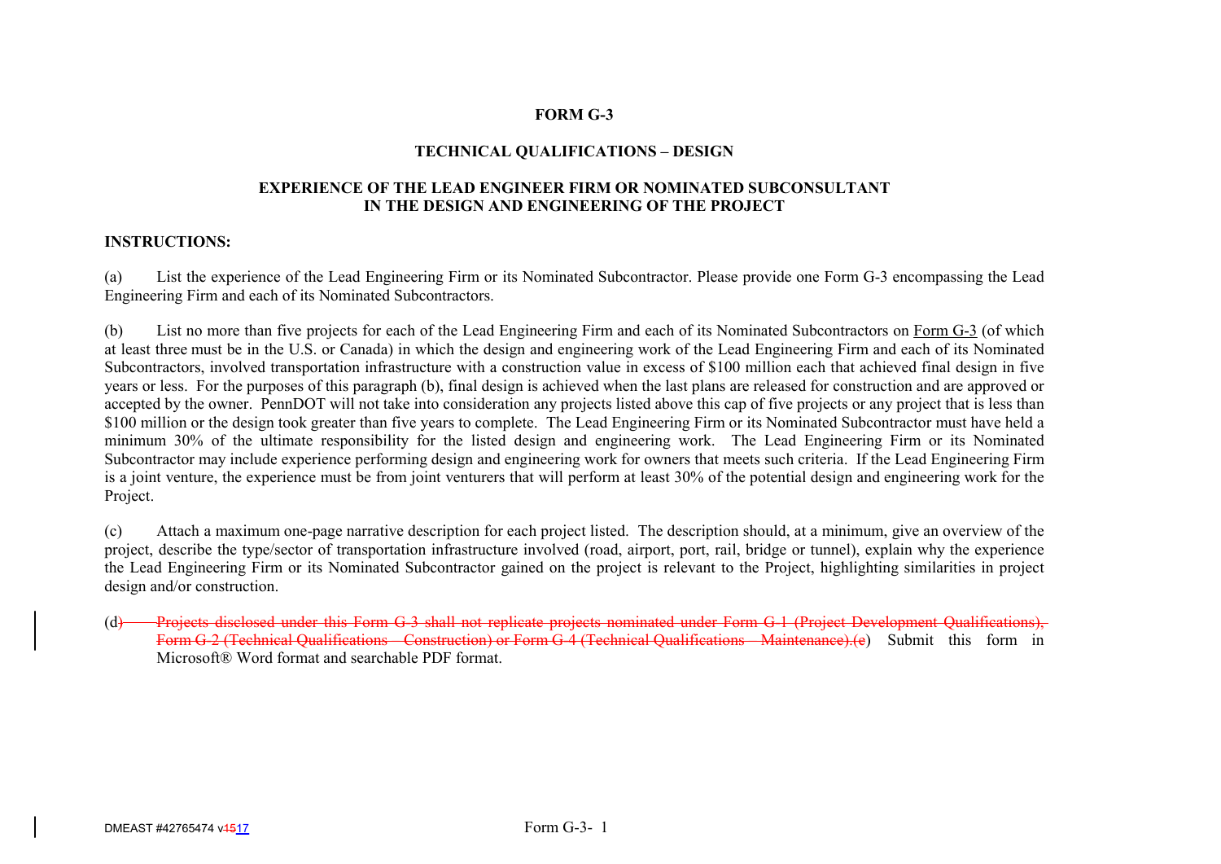**FORM G-3**

**TECHNICAL QUALIFICATIONS – DESIGN**

**EXPERIENCE OF THE LEAD ENGINEER FIRM OR NOMINATED SUBCONSULTANT IN THE DESIGN AND ENGINEERING OF THE PROJECT**

**INSTRUCTIONS:**

(a) List the experience of the Lead Engineering Firm or its Nominated Subcontractor. Please provide one Form G-3 encompassing the Lead Engineering Firm and each of its Nominated Subcontractors.

(b) List no more than five projects for each of the Lead Engineering Firm and each of its Nominated Subcontractors on Form G-3 (of which at least three must be in the U.S. or Canada) in which the design and engineering work of the Lead Engineering Firm and each of its Nominated Subcontractors, involved transportation infrastructure with a construction value in excess of $100 million each that achieved final design in five years or less. For the purposes of this paragraph (b), final design is achieved when the last plans are released for construction and are approved or accepted by the owner. PennDOT will not take into consideration any projects listed above this cap of five projects or any project that is less than $100 million or the design took greater than five years to complete. The Lead Engineering Firm or its Nominated Subcontractor must have held a minimum 30% of the ultimate responsibility for the listed design and engineering work. The Lead Engineering Firm or its Nominated Subcontractor may include experience performing design and engineering work for owners that meets such criteria. If the Lead Engineering Firm is a joint venture, the experience must be from joint venturers that will perform at least 30% of the potential design and engineering work for the Project.

(c) Attach a maximum one-page narrative description for each project listed. The description should, at a minimum, give an overview of the project, describe the type/sector of transportation infrastructure involved (road, airport, port, rail, bridge or tunnel), explain why the experience the Lead Engineering Firm or its Nominated Subcontractor gained on the project is relevant to the Project, highlighting similarities in project design and/or construction.

(d~~) Projects disclosed under this Form G-3 shall not replicate projects nominated under Form G-1 (Project Development Qualifications), Form G-2 (Technical Qualifications – Construction) or Form G-4 (Technical Qualifications – Maintenance).(e~~) Submit this form in Microsoft® Word format and searchable PDF format.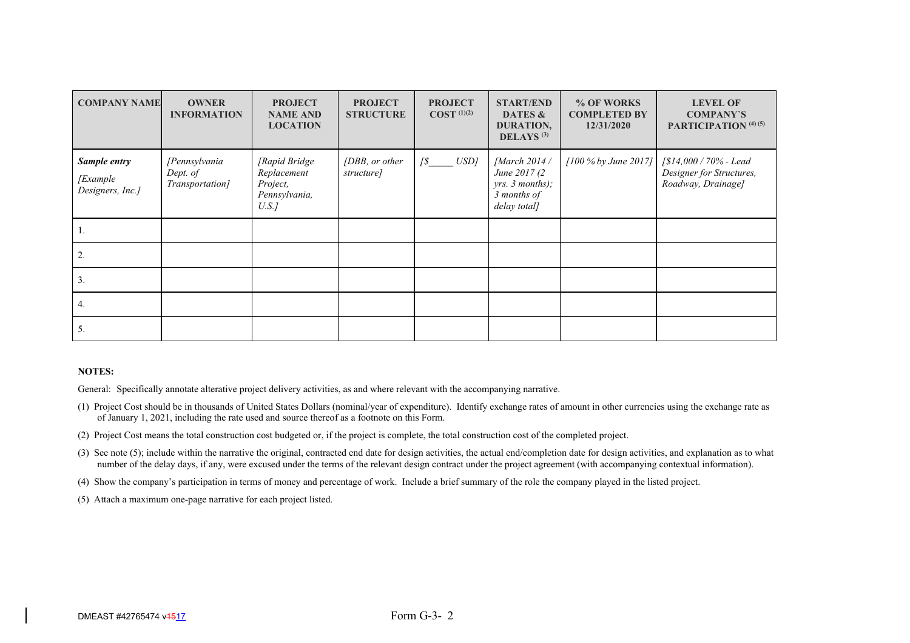| COMPANY NAME | OWNER INFORMATION | PROJECT NAME AND LOCATION | PROJECT STRUCTURE | PROJECT COST [(1)(2)] | START/END DATES & DURATION, DELAYS [(3)] | % OF WORKS COMPLETED BY 12/31/2020 | LEVEL OF COMPANY'S PARTICIPATION [(4) (5)] |
|---|---|---|---|---|---|---|---|
| ***Sample entry*** *[Example Designers, Inc.]* | *[Pennsylvania Dept. of Transportation]* | *[Rapid Bridge Replacement Project, Pennsylvania, U.S.]* | *[DBB, or other structure]* | *[$_____ USD]* | *[March 2014 / June 2017 (2 yrs. 3 months); 3 months of delay total]* | *[100 % by June 2017]* | *[$14,000 / 70% - Lead Designer for Structures, Roadway, Drainage]* |
| 1. | | | | | | | |
| 2. | | | | | | | |
| 3. | | | | | | | |
| 4. | | | | | | | |
| 5. | | | | | | | |

**NOTES:**

General: Specifically annotate alterative project delivery activities, as and where relevant with the accompanying narrative.

(1) Project Cost should be in thousands of United States Dollars (nominal/year of expenditure). Identify exchange rates of amount in other currencies using the exchange rate as of January 1, 2021, including the rate used and source thereof as a footnote on this Form.

(2) Project Cost means the total construction cost budgeted or, if the project is complete, the total construction cost of the completed project.

(3) See note (5); include within the narrative the original, contracted end date for design activities, the actual end/completion date for design activities, and explanation as to what number of the delay days, if any, were excused under the terms of the relevant design contract under the project agreement (with accompanying contextual information).

(4) Show the company's participation in terms of money and percentage of work. Include a brief summary of the role the company played in the listed project.

(5) Attach a maximum one-page narrative for each project listed.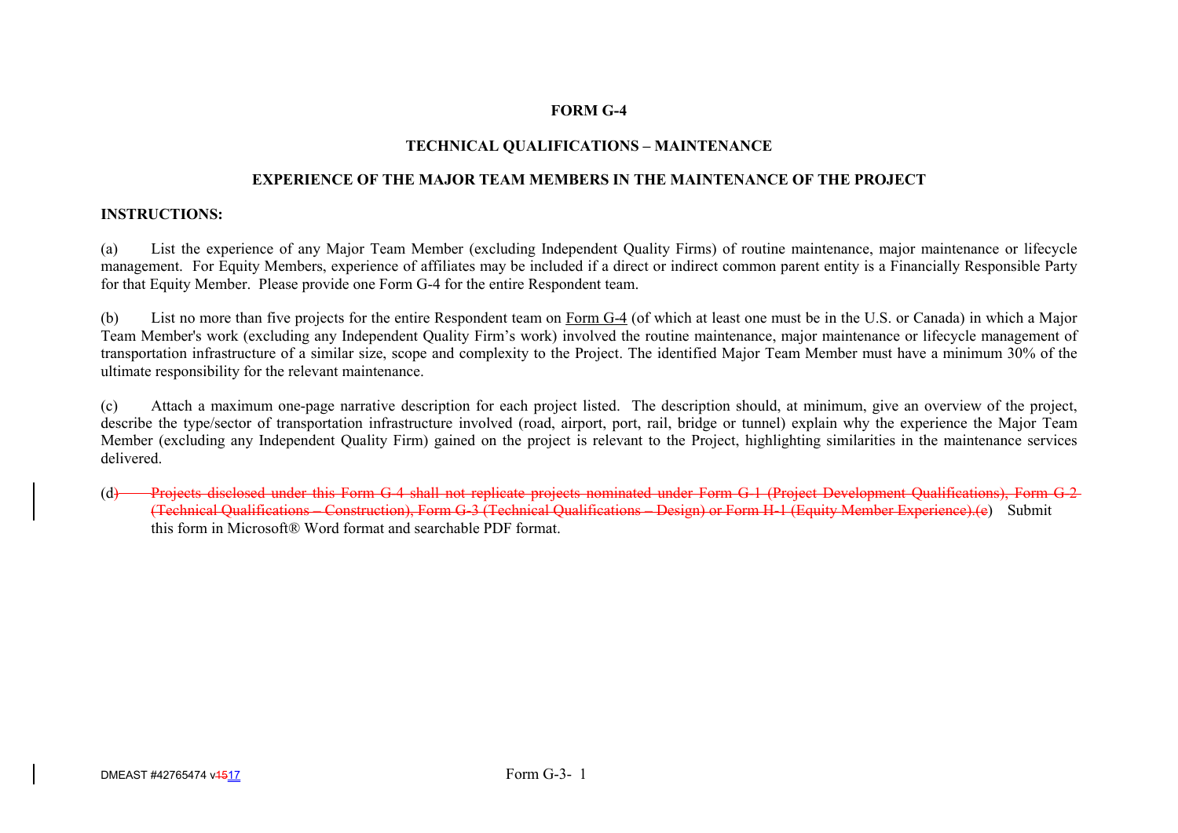**FORM G-4**

**TECHNICAL QUALIFICATIONS – MAINTENANCE**

**EXPERIENCE OF THE MAJOR TEAM MEMBERS IN THE MAINTENANCE OF THE PROJECT**

**INSTRUCTIONS:**

(a) List the experience of any Major Team Member (excluding Independent Quality Firms) of routine maintenance, major maintenance or lifecycle management. For Equity Members, experience of affiliates may be included if a direct or indirect common parent entity is a Financially Responsible Party for that Equity Member. Please provide one Form G-4 for the entire Respondent team.

(b) List no more than five projects for the entire Respondent team on Form G-4 (of which at least one must be in the U.S. or Canada) in which a Major Team Member's work (excluding any Independent Quality Firm's work) involved the routine maintenance, major maintenance or lifecycle management of transportation infrastructure of a similar size, scope and complexity to the Project. The identified Major Team Member must have a minimum 30% of the ultimate responsibility for the relevant maintenance.

(c) Attach a maximum one-page narrative description for each project listed. The description should, at minimum, give an overview of the project, describe the type/sector of transportation infrastructure involved (road, airport, port, rail, bridge or tunnel) explain why the experience the Major Team Member (excluding any Independent Quality Firm) gained on the project is relevant to the Project, highlighting similarities in the maintenance services delivered.

(d~~) Projects disclosed under this Form G-4 shall not replicate projects nominated under Form G-1 (Project Development Qualifications), Form G-2 (Technical Qualifications – Construction), Form G-3 (Technical Qualifications – Design) or Form H-1 (Equity Member Experience).(e~~) Submit this form in Microsoft® Word format and searchable PDF format.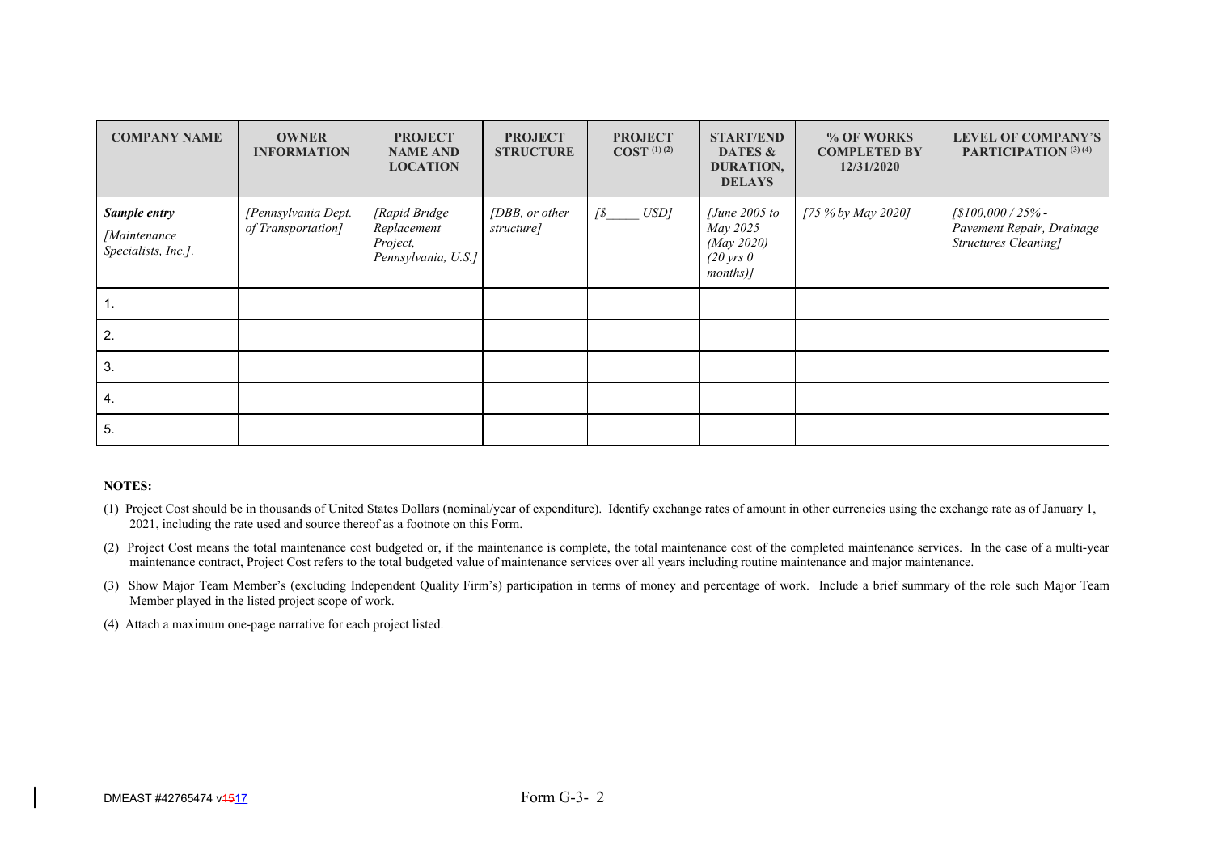| COMPANY NAME | OWNER INFORMATION | PROJECT NAME AND LOCATION | PROJECT STRUCTURE | PROJECT COST [(1) (2)] | START/END DATES & DURATION, DELAYS | % OF WORKS COMPLETED BY 12/31/2020 | LEVEL OF COMPANY'S PARTICIPATION [(3) (4)] |
|---|---|---|---|---|---|---|---|
| ***Sample entry*** *[Maintenance Specialists, Inc.].* | *[Pennsylvania Dept. of Transportation]* | *[Rapid Bridge Replacement Project, Pennsylvania, U.S.]* | *[DBB, or other structure]* | *[$_____ USD]* | *[June 2005 to May 2025 (May 2020) (20 yrs 0 months)]* | *[75 % by May 2020]* | *[$100,000 / 25% - Pavement Repair, Drainage Structures Cleaning]* |
| 1. | | | | | | | |
| 2. | | | | | | | |
| 3. | | | | | | | |
| 4. | | | | | | | |
| 5. | | | | | | | |

**NOTES:**

(1) Project Cost should be in thousands of United States Dollars (nominal/year of expenditure). Identify exchange rates of amount in other currencies using the exchange rate as of January 1, 2021, including the rate used and source thereof as a footnote on this Form.

(2) Project Cost means the total maintenance cost budgeted or, if the maintenance is complete, the total maintenance cost of the completed maintenance services. In the case of a multi-year maintenance contract, Project Cost refers to the total budgeted value of maintenance services over all years including routine maintenance and major maintenance.

(3) Show Major Team Member's (excluding Independent Quality Firm's) participation in terms of money and percentage of work. Include a brief summary of the role such Major Team Member played in the listed project scope of work.

(4) Attach a maximum one-page narrative for each project listed.

DMEAST #42765474 v~~15~~17 Form G-3- 2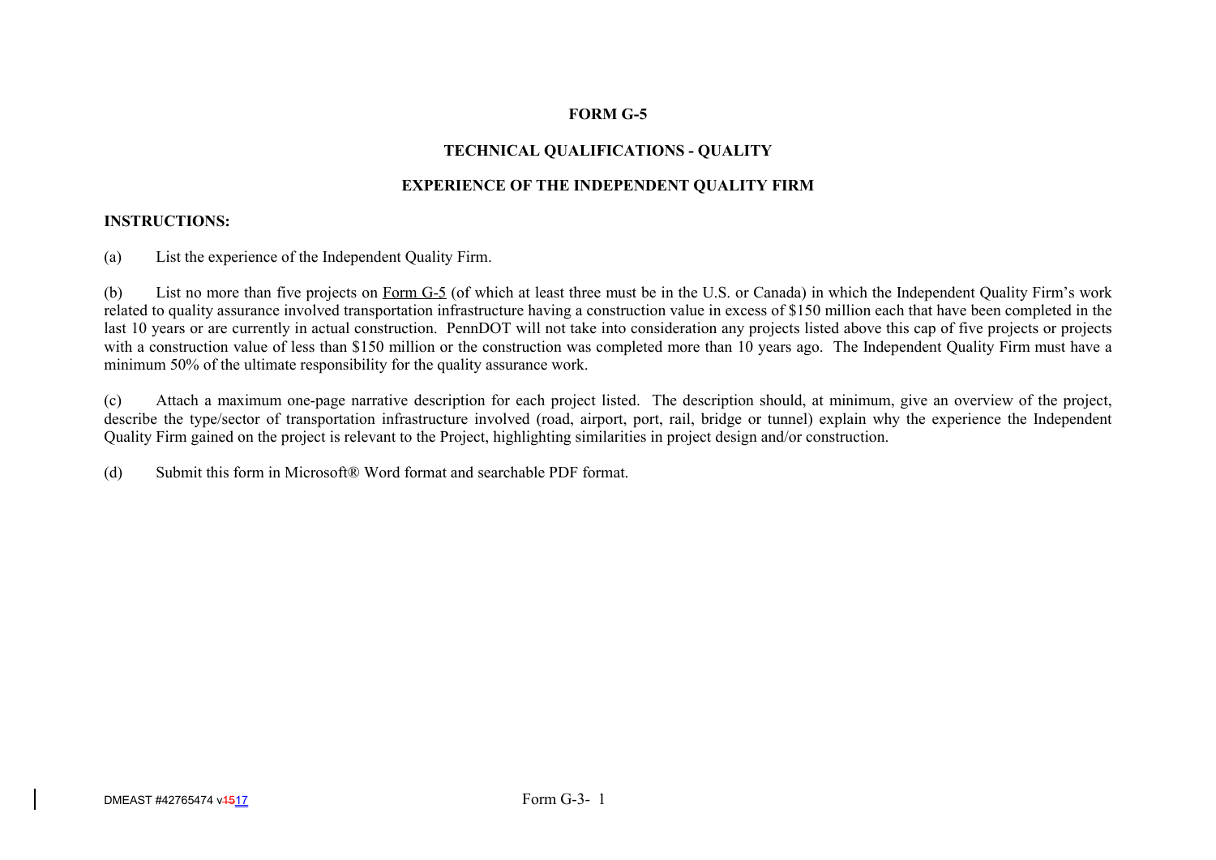**FORM G-5**

**TECHNICAL QUALIFICATIONS - QUALITY**

**EXPERIENCE OF THE INDEPENDENT QUALITY FIRM**

**INSTRUCTIONS:**

(a) List the experience of the Independent Quality Firm.

(b) List no more than five projects on Form G-5 (of which at least three must be in the U.S. or Canada) in which the Independent Quality Firm's work related to quality assurance involved transportation infrastructure having a construction value in excess of $150 million each that have been completed in the last 10 years or are currently in actual construction. PennDOT will not take into consideration any projects listed above this cap of five projects or projects with a construction value of less than $150 million or the construction was completed more than 10 years ago. The Independent Quality Firm must have a minimum 50% of the ultimate responsibility for the quality assurance work.

(c) Attach a maximum one-page narrative description for each project listed. The description should, at minimum, give an overview of the project, describe the type/sector of transportation infrastructure involved (road, airport, port, rail, bridge or tunnel) explain why the experience the Independent Quality Firm gained on the project is relevant to the Project, highlighting similarities in project design and/or construction.

(d) Submit this form in Microsoft® Word format and searchable PDF format.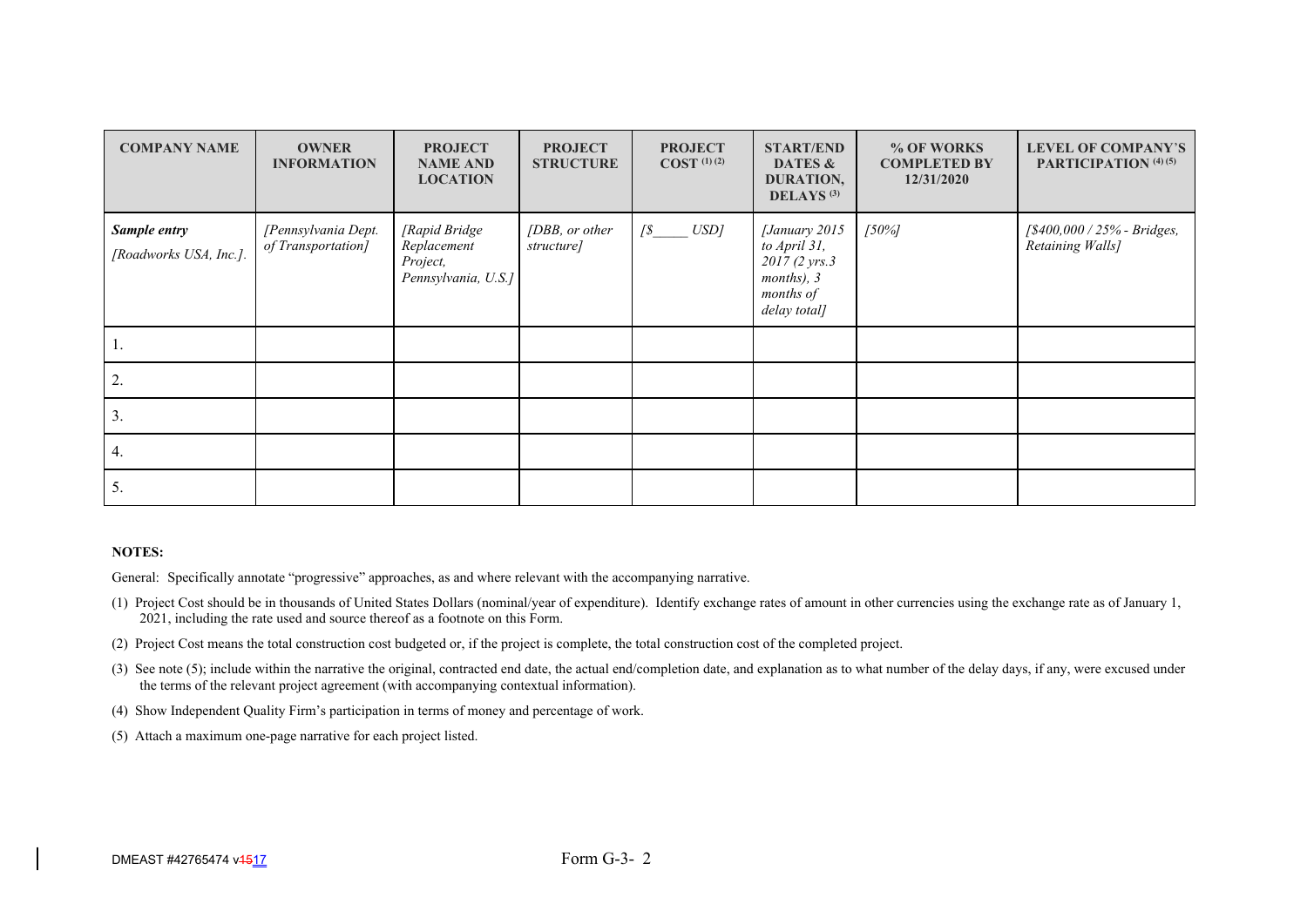| COMPANY NAME | OWNER INFORMATION | PROJECT NAME AND LOCATION | PROJECT STRUCTURE | PROJECT COST [(1) (2)] | START/END DATES & DURATION, DELAYS [(3)] | % OF WORKS COMPLETED BY 12/31/2020 | LEVEL OF COMPANY'S PARTICIPATION [(4) (5)] |
|---|---|---|---|---|---|---|---|
| ***Sample entry*** *[Roadworks USA, Inc.].* | *[Pennsylvania Dept. of Transportation]* | *[Rapid Bridge Replacement Project, Pennsylvania, U.S.]* | *[DBB, or other structure]* | *[$_____ USD]* | *[January 2015 to April 31, 2017 (2 yrs.3 months), 3 months of delay total]* | *[50%]* | *[$400,000 / 25% - Bridges, Retaining Walls]* |
| 1. | | | | | | | |
| 2. | | | | | | | |
| 3. | | | | | | | |
| 4. | | | | | | | |
| 5. | | | | | | | |

**NOTES:**

General: Specifically annotate "progressive" approaches, as and where relevant with the accompanying narrative.

(1) Project Cost should be in thousands of United States Dollars (nominal/year of expenditure). Identify exchange rates of amount in other currencies using the exchange rate as of January 1, 2021, including the rate used and source thereof as a footnote on this Form.

(2) Project Cost means the total construction cost budgeted or, if the project is complete, the total construction cost of the completed project.

(3) See note (5); include within the narrative the original, contracted end date, the actual end/completion date, and explanation as to what number of the delay days, if any, were excused under the terms of the relevant project agreement (with accompanying contextual information).

(4) Show Independent Quality Firm's participation in terms of money and percentage of work.

(5) Attach a maximum one-page narrative for each project listed.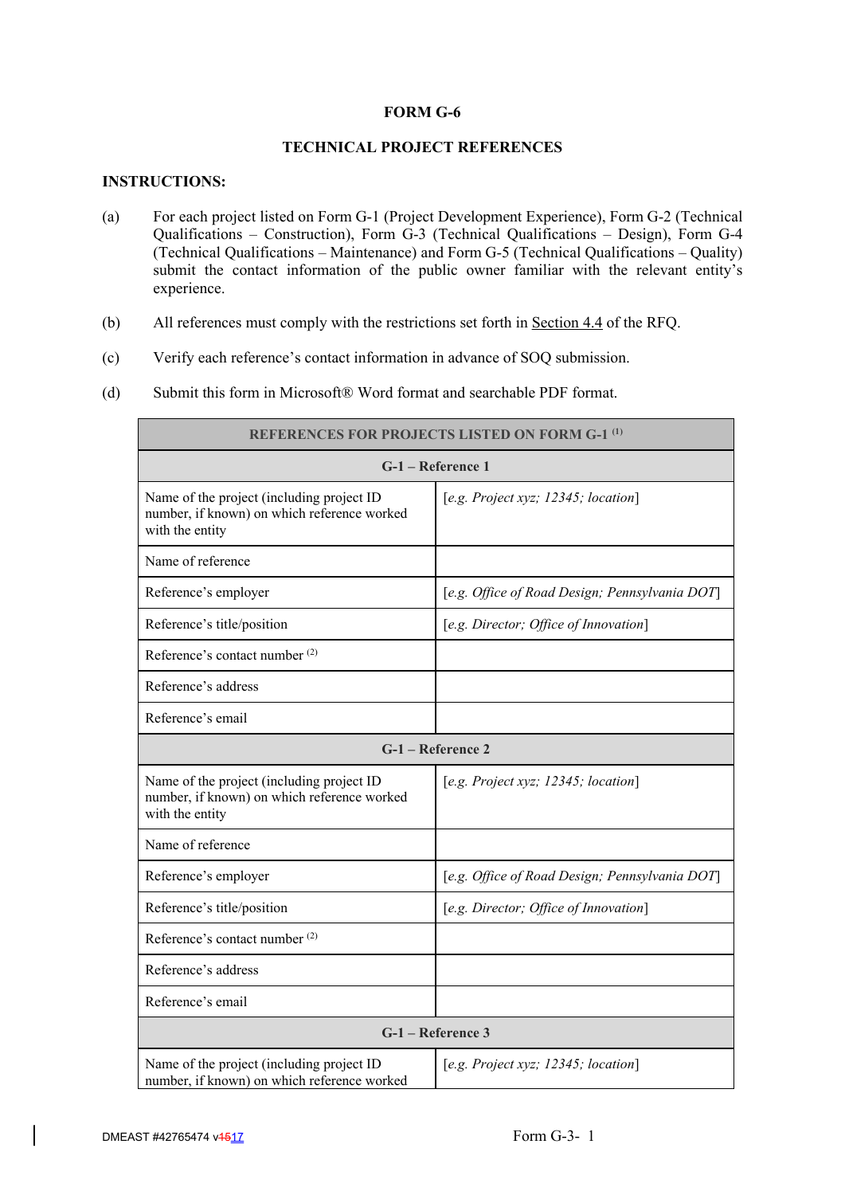**FORM G-6**

**TECHNICAL PROJECT REFERENCES**

**INSTRUCTIONS:**

(a) For each project listed on Form G-1 (Project Development Experience), Form G-2 (Technical Qualifications – Construction), Form G-3 (Technical Qualifications – Design), Form G-4 (Technical Qualifications – Maintenance) and Form G-5 (Technical Qualifications – Quality) submit the contact information of the public owner familiar with the relevant entity's experience.

(b) All references must comply with the restrictions set forth in Section 4.4 of the RFQ.

(c) Verify each reference's contact information in advance of SOQ submission.

(d) Submit this form in Microsoft® Word format and searchable PDF format.

| **REFERENCES FOR PROJECTS LISTED ON FORM G-1** [(1)] | |
|---|---|
| **G-1 – Reference 1** | |
| Name of the project (including project ID number, if known) on which reference worked with the entity | [*e.g. Project xyz; 12345; location*] |
| Name of reference | |
| Reference's employer | [*e.g. Office of Road Design; Pennsylvania DOT*] |
| Reference's title/position | [*e.g. Director; Office of Innovation*] |
| Reference's contact number [(2)] | |
| Reference's address | |
| Reference's email | |
| **G-1 – Reference 2** | |
| Name of the project (including project ID number, if known) on which reference worked with the entity | [*e.g. Project xyz; 12345; location*] |
| Name of reference | |
| Reference's employer | [*e.g. Office of Road Design; Pennsylvania DOT*] |
| Reference's title/position | [*e.g. Director; Office of Innovation*] |
| Reference's contact number [(2)] | |
| Reference's address | |
| Reference's email | |
| **G-1 – Reference 3** | |
| Name of the project (including project ID number, if known) on which reference worked | [*e.g. Project xyz; 12345; location*] |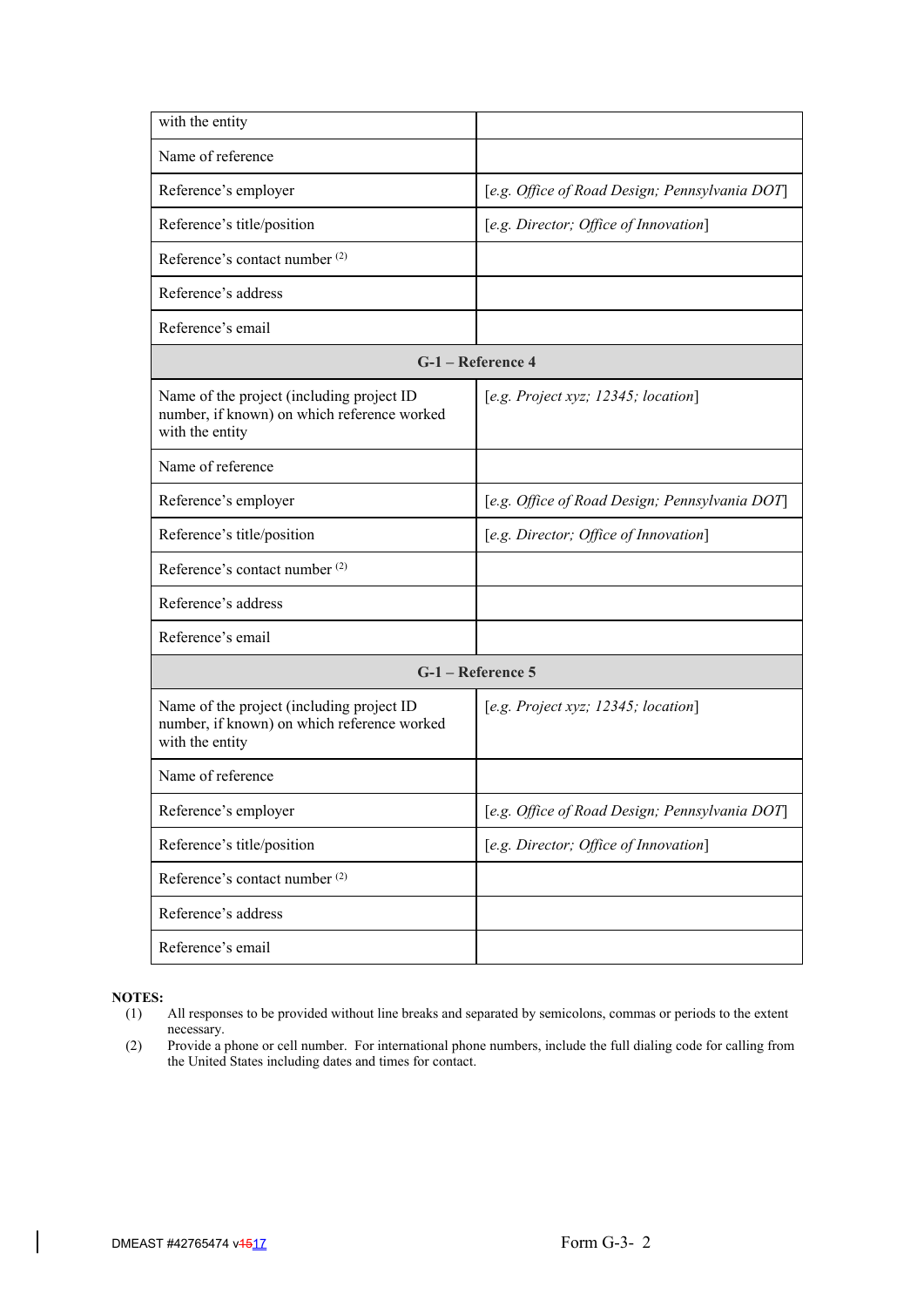| with the entity | |
|---|---|
| Name of reference | |
| Reference's employer | [*e.g. Office of Road Design; Pennsylvania DOT*] |
| Reference's title/position | [*e.g. Director; Office of Innovation*] |
| Reference's contact number (2) | |
| Reference's address | |
| Reference's email | |
| **G-1 – Reference 4** | |
| Name of the project (including project ID number, if known) on which reference worked with the entity | [*e.g. Project xyz; 12345; location*] |
| Name of reference | |
| Reference's employer | [*e.g. Office of Road Design; Pennsylvania DOT*] |
| Reference's title/position | [*e.g. Director; Office of Innovation*] |
| Reference's contact number (2) | |
| Reference's address | |
| Reference's email | |
| **G-1 – Reference 5** | |
| Name of the project (including project ID number, if known) on which reference worked with the entity | [*e.g. Project xyz; 12345; location*] |
| Name of reference | |
| Reference's employer | [*e.g. Office of Road Design; Pennsylvania DOT*] |
| Reference's title/position | [*e.g. Director; Office of Innovation*] |
| Reference's contact number (2) | |
| Reference's address | |
| Reference's email | |

**NOTES:**

(1) All responses to be provided without line breaks and separated by semicolons, commas or periods to the extent necessary.

(2) Provide a phone or cell number. For international phone numbers, include the full dialing code for calling from the United States including dates and times for contact.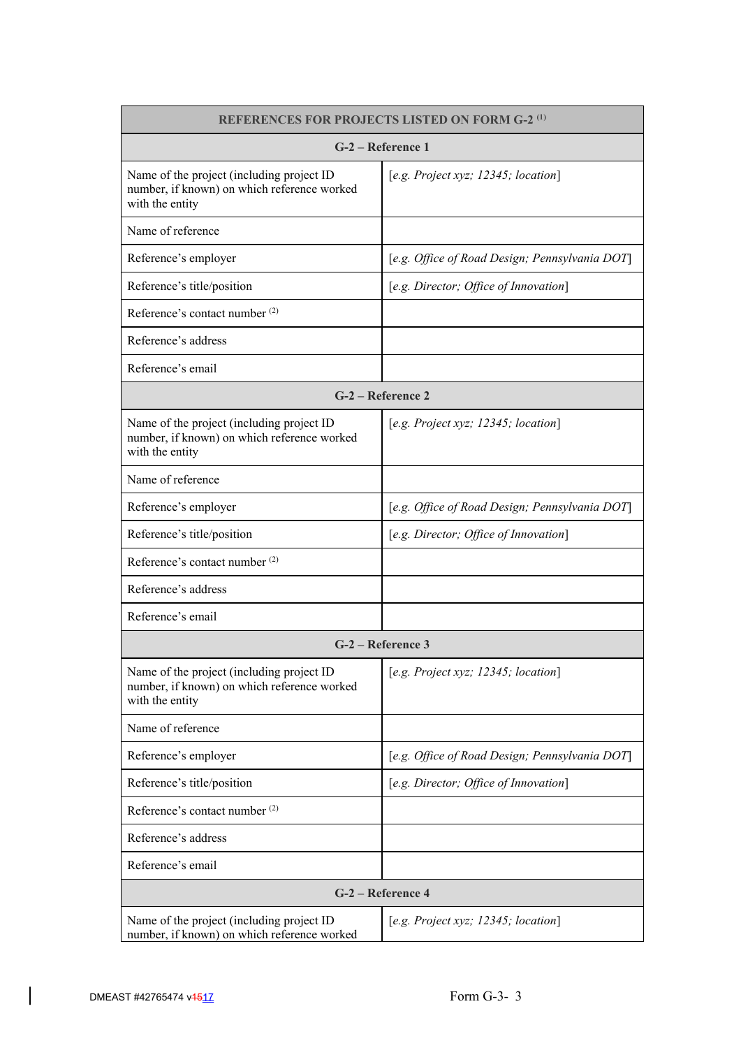| REFERENCES FOR PROJECTS LISTED ON FORM G-2 (1) | |
|---|---|
| **G-2 – Reference 1** | |
| Name of the project (including project ID number, if known) on which reference worked with the entity | [*e.g. Project xyz; 12345; location*] |
| Name of reference | |
| Reference's employer | [*e.g. Office of Road Design; Pennsylvania DOT*] |
| Reference's title/position | [*e.g. Director; Office of Innovation*] |
| Reference's contact number (2) | |
| Reference's address | |
| Reference's email | |
| **G-2 – Reference 2** | |
| Name of the project (including project ID number, if known) on which reference worked with the entity | [*e.g. Project xyz; 12345; location*] |
| Name of reference | |
| Reference's employer | [*e.g. Office of Road Design; Pennsylvania DOT*] |
| Reference's title/position | [*e.g. Director; Office of Innovation*] |
| Reference's contact number (2) | |
| Reference's address | |
| Reference's email | |
| **G-2 – Reference 3** | |
| Name of the project (including project ID number, if known) on which reference worked with the entity | [*e.g. Project xyz; 12345; location*] |
| Name of reference | |
| Reference's employer | [*e.g. Office of Road Design; Pennsylvania DOT*] |
| Reference's title/position | [*e.g. Director; Office of Innovation*] |
| Reference's contact number (2) | |
| Reference's address | |
| Reference's email | |
| **G-2 – Reference 4** | |
| Name of the project (including project ID number, if known) on which reference worked | [*e.g. Project xyz; 12345; location*] |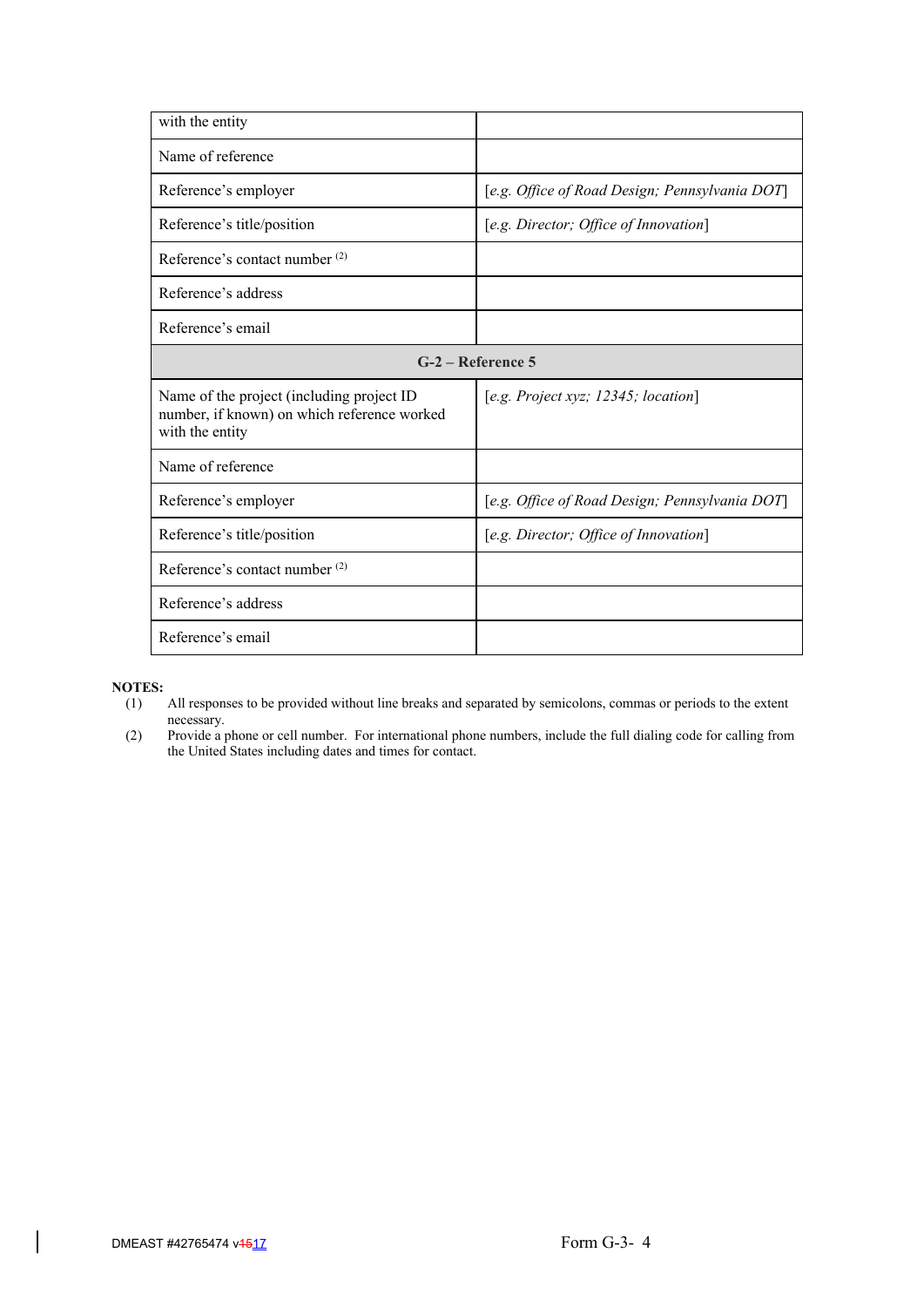| | |
|---|---|
| with the entity | |
| Name of reference | |
| Reference's employer | [*e.g. Office of Road Design; Pennsylvania DOT*] |
| Reference's title/position | [*e.g. Director; Office of Innovation*] |
| Reference's contact number [(2)] | |
| Reference's address | |
| Reference's email | |
| **G-2 – Reference 5** | |
| Name of the project (including project ID number, if known) on which reference worked with the entity | [*e.g. Project xyz; 12345; location*] |
| Name of reference | |
| Reference's employer | [*e.g. Office of Road Design; Pennsylvania DOT*] |
| Reference's title/position | [*e.g. Director; Office of Innovation*] |
| Reference's contact number [(2)] | |
| Reference's address | |
| Reference's email | |

**NOTES:**

(1) All responses to be provided without line breaks and separated by semicolons, commas or periods to the extent necessary.

(2) Provide a phone or cell number. For international phone numbers, include the full dialing code for calling from the United States including dates and times for contact.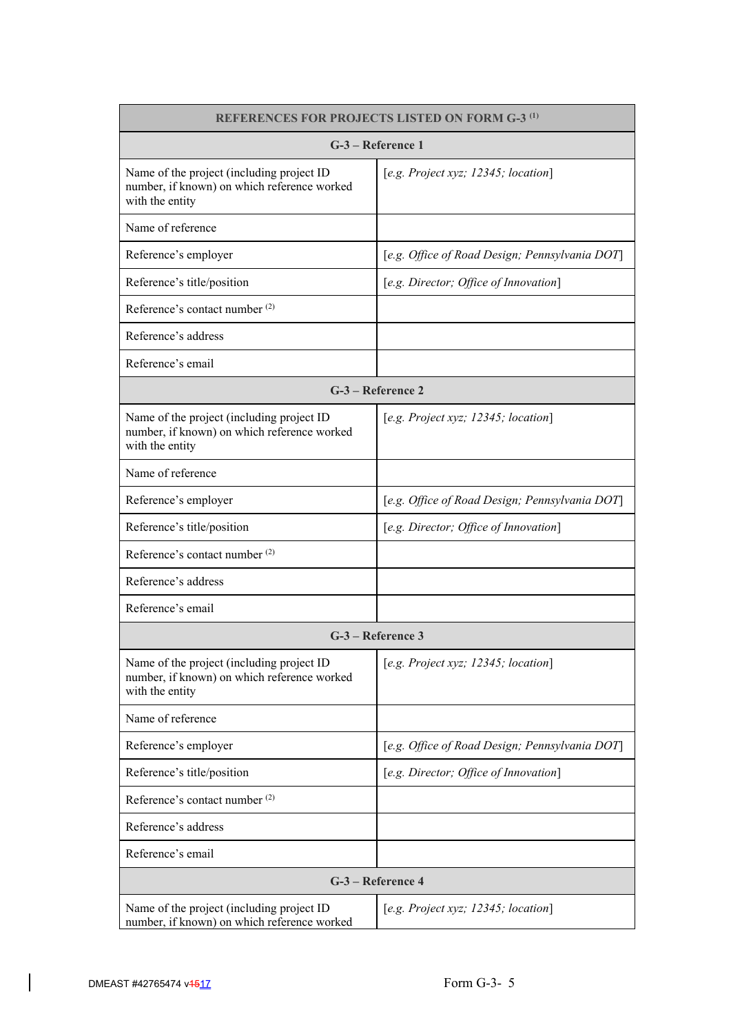| REFERENCES FOR PROJECTS LISTED ON FORM G-3 [(1)] | |
|---|---|
| **G-3 – Reference 1** | |
| Name of the project (including project ID number, if known) on which reference worked with the entity | [*e.g. Project xyz; 12345; location*] |
| Name of reference | |
| Reference's employer | [*e.g. Office of Road Design; Pennsylvania DOT*] |
| Reference's title/position | [*e.g. Director; Office of Innovation*] |
| Reference's contact number [(2)] | |
| Reference's address | |
| Reference's email | |
| **G-3 – Reference 2** | |
| Name of the project (including project ID number, if known) on which reference worked with the entity | [*e.g. Project xyz; 12345; location*] |
| Name of reference | |
| Reference's employer | [*e.g. Office of Road Design; Pennsylvania DOT*] |
| Reference's title/position | [*e.g. Director; Office of Innovation*] |
| Reference's contact number [(2)] | |
| Reference's address | |
| Reference's email | |
| **G-3 – Reference 3** | |
| Name of the project (including project ID number, if known) on which reference worked with the entity | [*e.g. Project xyz; 12345; location*] |
| Name of reference | |
| Reference's employer | [*e.g. Office of Road Design; Pennsylvania DOT*] |
| Reference's title/position | [*e.g. Director; Office of Innovation*] |
| Reference's contact number [(2)] | |
| Reference's address | |
| Reference's email | |
| **G-3 – Reference 4** | |
| Name of the project (including project ID number, if known) on which reference worked | [*e.g. Project xyz; 12345; location*] |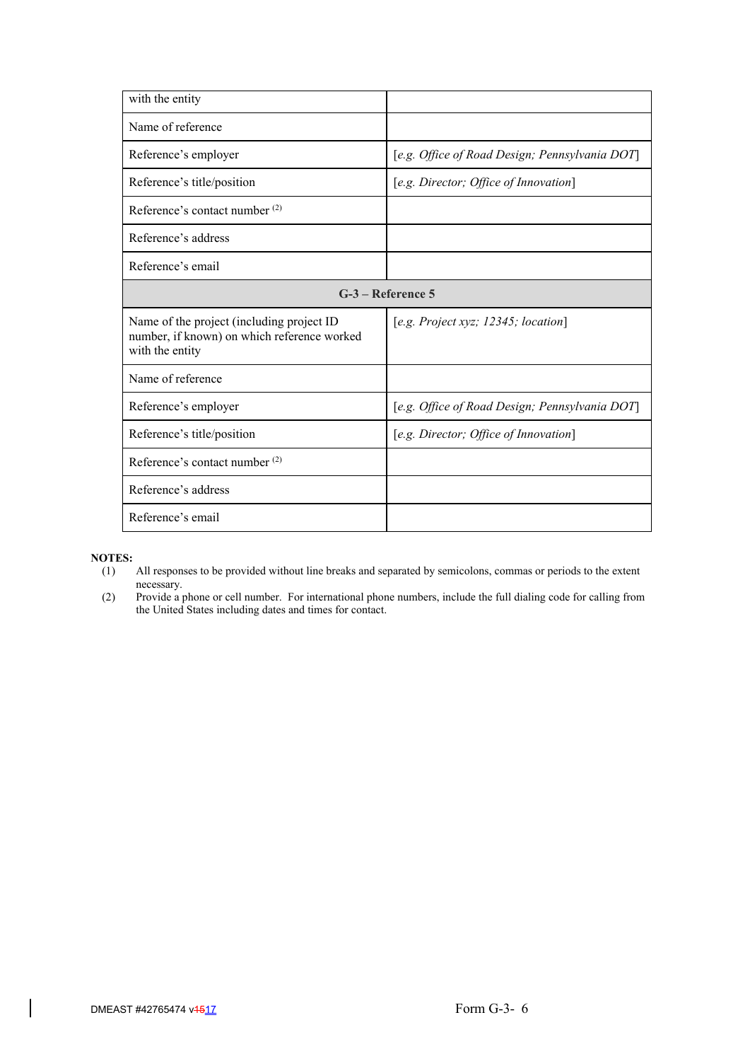| with the entity | |
|---|---|
| Name of reference | |
| Reference's employer | [*e.g. Office of Road Design; Pennsylvania DOT*] |
| Reference's title/position | [*e.g. Director; Office of Innovation*] |
| Reference's contact number (2) | |
| Reference's address | |
| Reference's email | |
| **G-3 – Reference 5** | |
| Name of the project (including project ID number, if known) on which reference worked with the entity | [*e.g. Project xyz; 12345; location*] |
| Name of reference | |
| Reference's employer | [*e.g. Office of Road Design; Pennsylvania DOT*] |
| Reference's title/position | [*e.g. Director; Office of Innovation*] |
| Reference's contact number (2) | |
| Reference's address | |
| Reference's email | |

**NOTES:**

(1) All responses to be provided without line breaks and separated by semicolons, commas or periods to the extent necessary.

(2) Provide a phone or cell number. For international phone numbers, include the full dialing code for calling from the United States including dates and times for contact.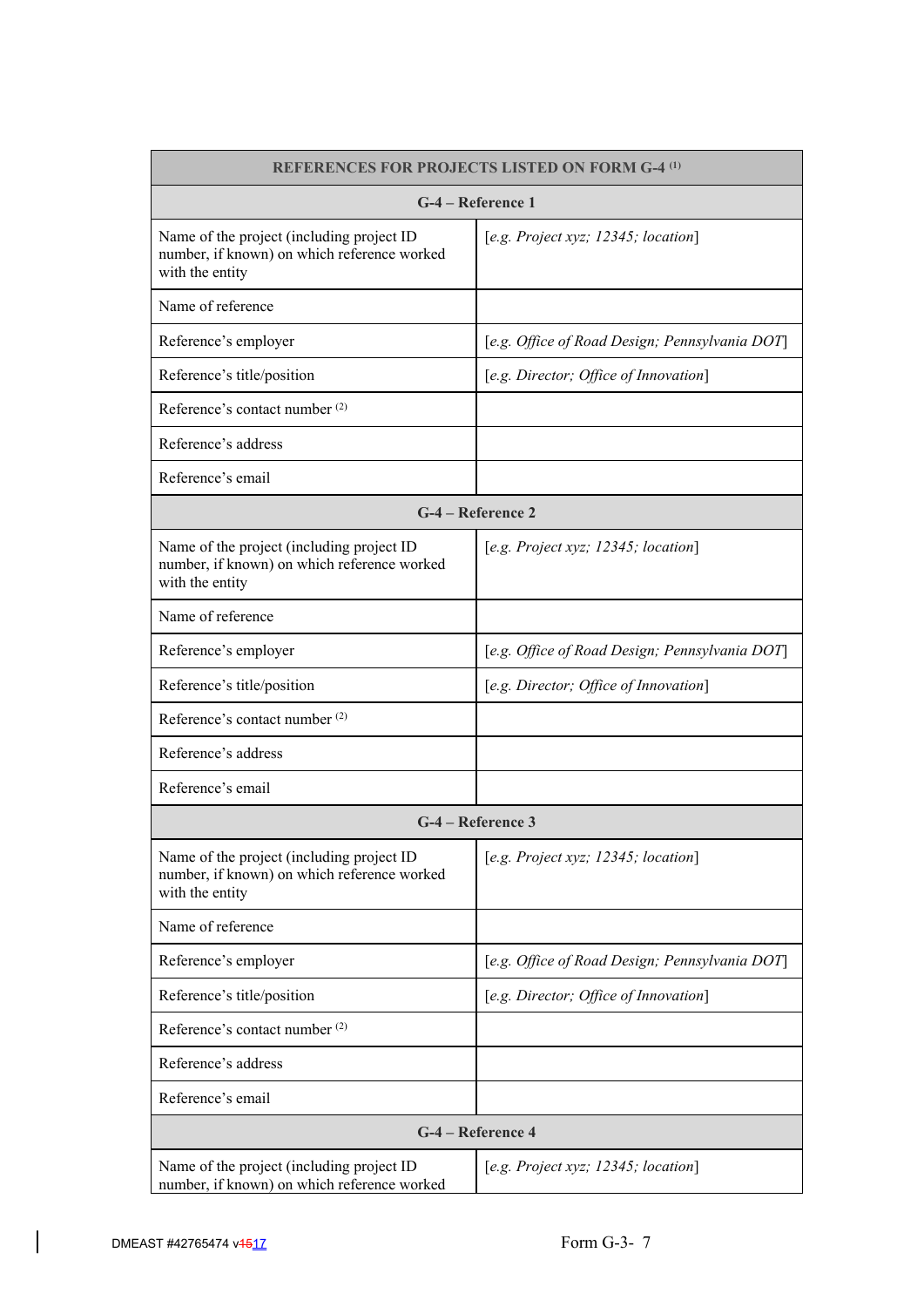| REFERENCES FOR PROJECTS LISTED ON FORM G-4 [(1)] | |
|---|---|
| **G-4 – Reference 1** | |
| Name of the project (including project ID number, if known) on which reference worked with the entity | [*e.g. Project xyz; 12345; location*] |
| Name of reference | |
| Reference's employer | [*e.g. Office of Road Design; Pennsylvania DOT*] |
| Reference's title/position | [*e.g. Director; Office of Innovation*] |
| Reference's contact number [(2)] | |
| Reference's address | |
| Reference's email | |
| **G-4 – Reference 2** | |
| Name of the project (including project ID number, if known) on which reference worked with the entity | [*e.g. Project xyz; 12345; location*] |
| Name of reference | |
| Reference's employer | [*e.g. Office of Road Design; Pennsylvania DOT*] |
| Reference's title/position | [*e.g. Director; Office of Innovation*] |
| Reference's contact number [(2)] | |
| Reference's address | |
| Reference's email | |
| **G-4 – Reference 3** | |
| Name of the project (including project ID number, if known) on which reference worked with the entity | [*e.g. Project xyz; 12345; location*] |
| Name of reference | |
| Reference's employer | [*e.g. Office of Road Design; Pennsylvania DOT*] |
| Reference's title/position | [*e.g. Director; Office of Innovation*] |
| Reference's contact number [(2)] | |
| Reference's address | |
| Reference's email | |
| **G-4 – Reference 4** | |
| Name of the project (including project ID number, if known) on which reference worked | [*e.g. Project xyz; 12345; location*] |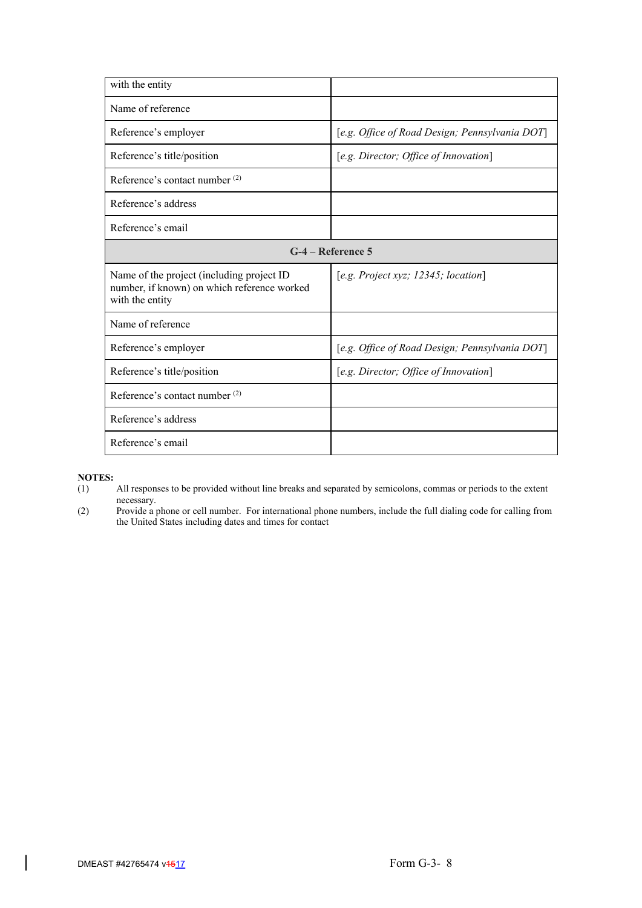| with the entity | |
|---|---|
| Name of reference | |
| Reference's employer | [*e.g. Office of Road Design; Pennsylvania DOT*] |
| Reference's title/position | [*e.g. Director; Office of Innovation*] |
| Reference's contact number [2] | |
| Reference's address | |
| Reference's email | |
| **G-4 – Reference 5** | |
| Name of the project (including project ID number, if known) on which reference worked with the entity | [*e.g. Project xyz; 12345; location*] |
| Name of reference | |
| Reference's employer | [*e.g. Office of Road Design; Pennsylvania DOT*] |
| Reference's title/position | [*e.g. Director; Office of Innovation*] |
| Reference's contact number [2] | |
| Reference's address | |
| Reference's email | |

**NOTES:**

(1) All responses to be provided without line breaks and separated by semicolons, commas or periods to the extent necessary.

(2) Provide a phone or cell number. For international phone numbers, include the full dialing code for calling from the United States including dates and times for contact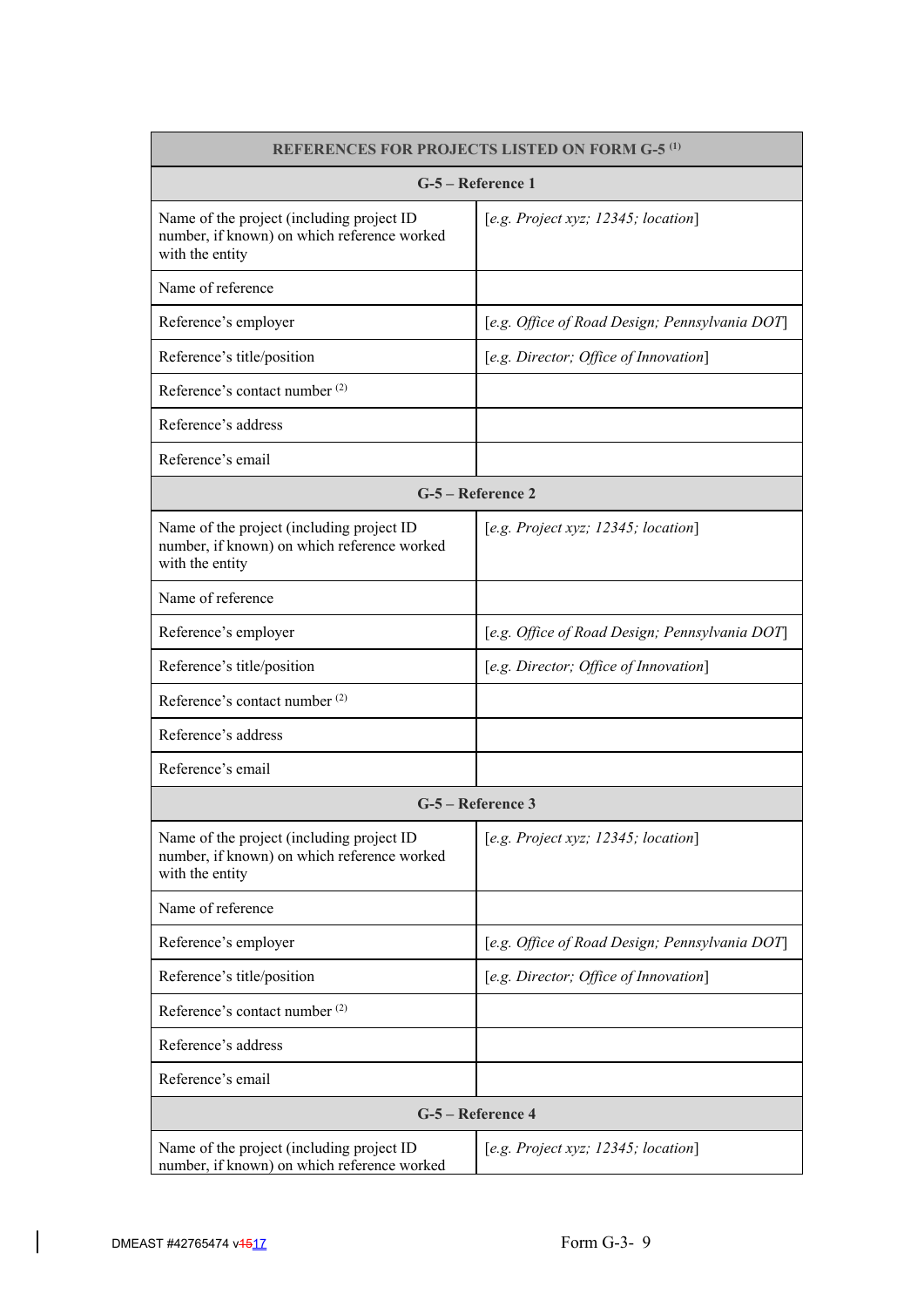| REFERENCES FOR PROJECTS LISTED ON FORM G-5 [(1)] | |
|---|---|
| **G-5 – Reference 1** | |
| Name of the project (including project ID number, if known) on which reference worked with the entity | [*e.g. Project xyz; 12345; location*] |
| Name of reference | |
| Reference's employer | [*e.g. Office of Road Design; Pennsylvania DOT*] |
| Reference's title/position | [*e.g. Director; Office of Innovation*] |
| Reference's contact number [(2)] | |
| Reference's address | |
| Reference's email | |
| **G-5 – Reference 2** | |
| Name of the project (including project ID number, if known) on which reference worked with the entity | [*e.g. Project xyz; 12345; location*] |
| Name of reference | |
| Reference's employer | [*e.g. Office of Road Design; Pennsylvania DOT*] |
| Reference's title/position | [*e.g. Director; Office of Innovation*] |
| Reference's contact number [(2)] | |
| Reference's address | |
| Reference's email | |
| **G-5 – Reference 3** | |
| Name of the project (including project ID number, if known) on which reference worked with the entity | [*e.g. Project xyz; 12345; location*] |
| Name of reference | |
| Reference's employer | [*e.g. Office of Road Design; Pennsylvania DOT*] |
| Reference's title/position | [*e.g. Director; Office of Innovation*] |
| Reference's contact number [(2)] | |
| Reference's address | |
| Reference's email | |
| **G-5 – Reference 4** | |
| Name of the project (including project ID number, if known) on which reference worked | [*e.g. Project xyz; 12345; location*] |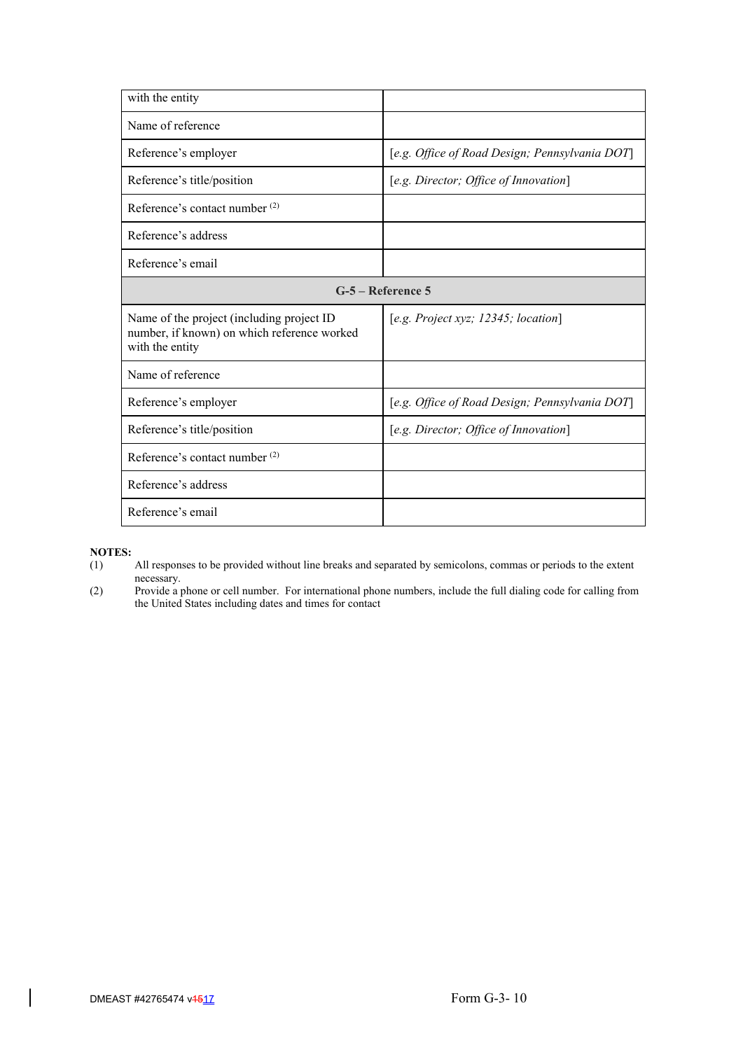| with the entity | |
|---|---|
| Name of reference | |
| Reference's employer | [*e.g. Office of Road Design; Pennsylvania DOT*] |
| Reference's title/position | [*e.g. Director; Office of Innovation*] |
| Reference's contact number [(2)] | |
| Reference's address | |
| Reference's email | |
| **G-5 – Reference 5** | |
| Name of the project (including project ID number, if known) on which reference worked with the entity | [*e.g. Project xyz; 12345; location*] |
| Name of reference | |
| Reference's employer | [*e.g. Office of Road Design; Pennsylvania DOT*] |
| Reference's title/position | [*e.g. Director; Office of Innovation*] |
| Reference's contact number [(2)] | |
| Reference's address | |
| Reference's email | |

**NOTES:**

(1) All responses to be provided without line breaks and separated by semicolons, commas or periods to the extent necessary.

(2) Provide a phone or cell number. For international phone numbers, include the full dialing code for calling from the United States including dates and times for contact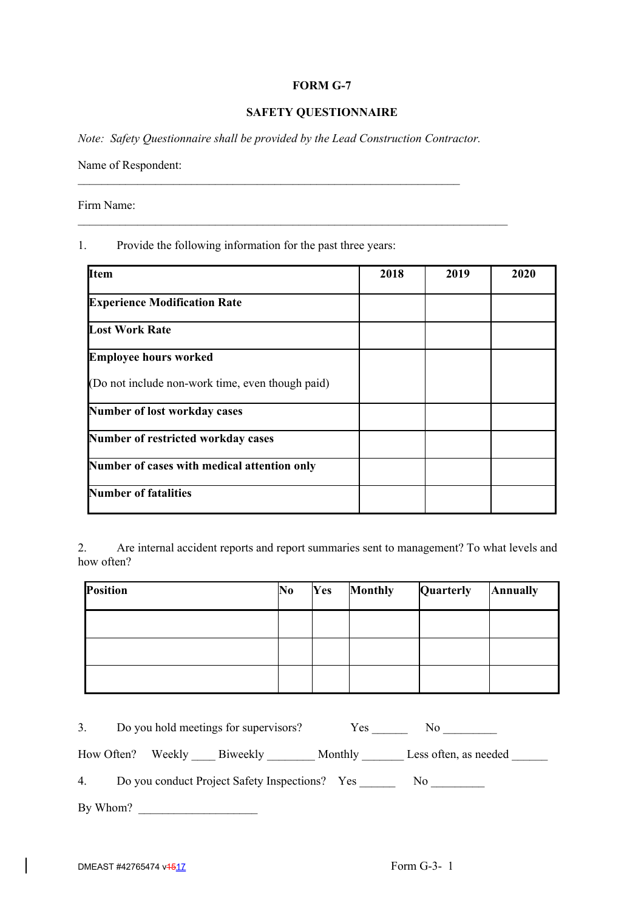**FORM G-7**

**SAFETY QUESTIONNAIRE**

*Note: Safety Questionnaire shall be provided by the Lead Construction Contractor.*

Name of Respondent: ________________________________________________________________

Firm Name: ________________________________________________________________________

1. Provide the following information for the past three years:

| Item | 2018 | 2019 | 2020 |
|---|---|---|---|
| **Experience Modification Rate** | | | |
| **Lost Work Rate** | | | |
| **Employee hours worked** (Do not include non-work time, even though paid) | | | |
| **Number of lost workday cases** | | | |
| **Number of restricted workday cases** | | | |
| **Number of cases with medical attention only** | | | |
| **Number of fatalities** | | | |

2. Are internal accident reports and report summaries sent to management? To what levels and how often?

| Position | No | Yes | Monthly | Quarterly | Annually |
|---|---|---|---|---|---|
| | | | | | |
| | | | | | |
| | | | | | |

3. Do you hold meetings for supervisors? Yes ______ No _________

How Often? Weekly ____ Biweekly ________ Monthly _______ Less often, as needed ______

4. Do you conduct Project Safety Inspections? Yes ______ No _________

By Whom? ____________________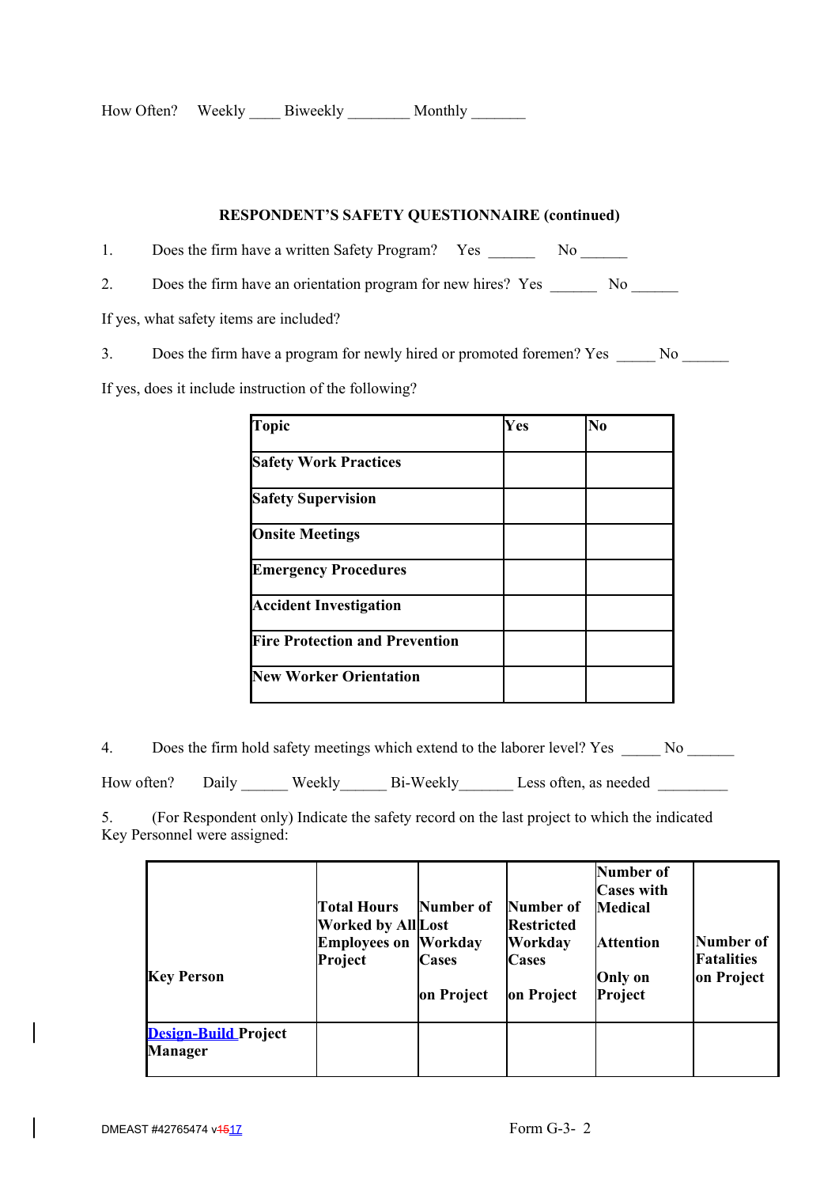How Often? Weekly ____ Biweekly ________ Monthly _______

**RESPONDENT'S SAFETY QUESTIONNAIRE (continued)**

1. Does the firm have a written Safety Program? Yes ______ No ______

2. Does the firm have an orientation program for new hires? Yes ______ No ______

If yes, what safety items are included?

3. Does the firm have a program for newly hired or promoted foremen? Yes _____ No ______

If yes, does it include instruction of the following?

| Topic | Yes | No |
|---|---|---|
| Safety Work Practices | | |
| Safety Supervision | | |
| Onsite Meetings | | |
| Emergency Procedures | | |
| Accident Investigation | | |
| Fire Protection and Prevention | | |
| New Worker Orientation | | |

4. Does the firm hold safety meetings which extend to the laborer level? Yes _____ No ______

How often? Daily ______ Weekly______ Bi-Weekly_______ Less often, as needed _________

5. (For Respondent only) Indicate the safety record on the last project to which the indicated Key Personnel were assigned:

| Key Person | Total Hours Worked by All Employees on Project | Number of Lost Workday Cases on Project | Number of Restricted Workday Cases on Project | Number of Cases with Medical Attention Only on Project | Number of Fatalities on Project |
|---|---|---|---|---|---|
| Design-Build Project Manager | | | | | |

DMEAST #42765474 v1517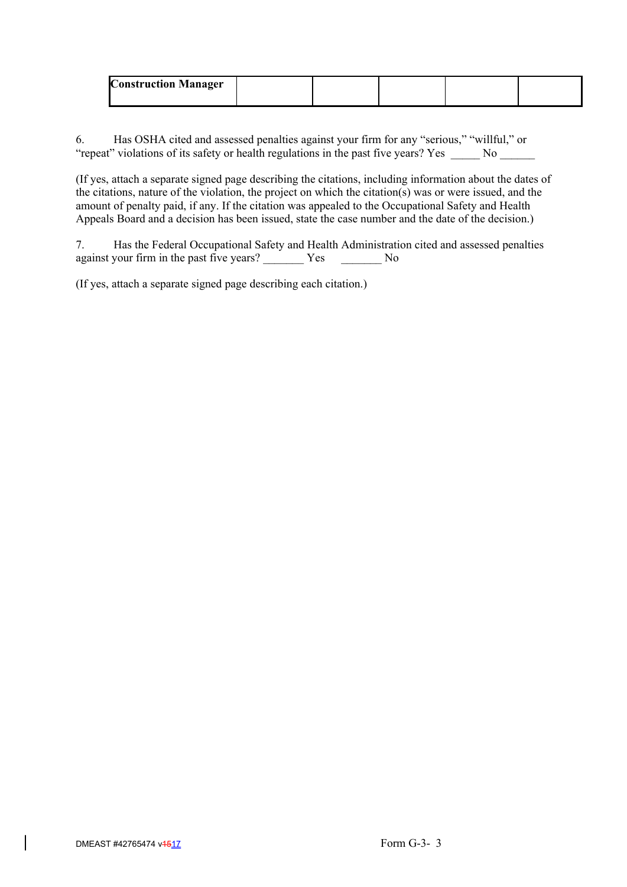| Construction Manager | | | | | |
|---|---|---|---|---|---|

6. Has OSHA cited and assessed penalties against your firm for any “serious,” “willful,” or “repeat” violations of its safety or health regulations in the past five years? Yes _____ No ______

(If yes, attach a separate signed page describing the citations, including information about the dates of the citations, nature of the violation, the project on which the citation(s) was or were issued, and the amount of penalty paid, if any. If the citation was appealed to the Occupational Safety and Health Appeals Board and a decision has been issued, state the case number and the date of the decision.)

7. Has the Federal Occupational Safety and Health Administration cited and assessed penalties against your firm in the past five years? _______ Yes _______ No

(If yes, attach a separate signed page describing each citation.)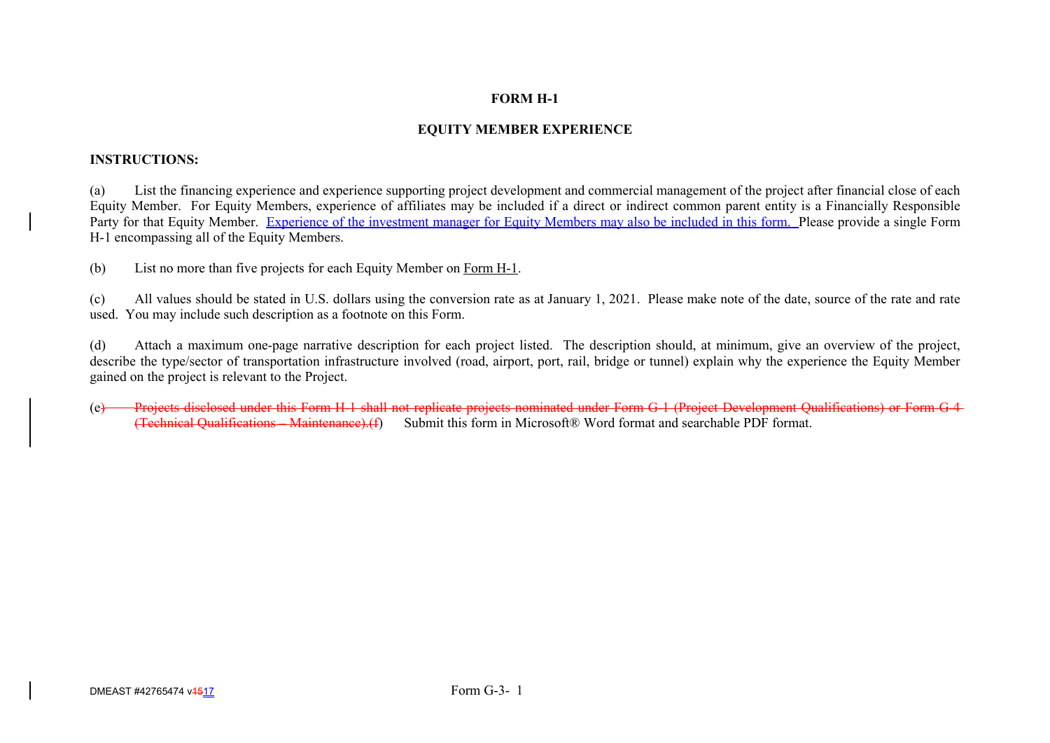**FORM H-1**

**EQUITY MEMBER EXPERIENCE**

**INSTRUCTIONS:**

(a) List the financing experience and experience supporting project development and commercial management of the project after financial close of each Equity Member. For Equity Members, experience of affiliates may be included if a direct or indirect common parent entity is a Financially Responsible Party for that Equity Member. Experience of the investment manager for Equity Members may also be included in this form. Please provide a single Form H-1 encompassing all of the Equity Members.

(b) List no more than five projects for each Equity Member on Form H-1.

(c) All values should be stated in U.S. dollars using the conversion rate as at January 1, 2021. Please make note of the date, source of the rate and rate used. You may include such description as a footnote on this Form.

(d) Attach a maximum one-page narrative description for each project listed. The description should, at minimum, give an overview of the project, describe the type/sector of transportation infrastructure involved (road, airport, port, rail, bridge or tunnel) explain why the experience the Equity Member gained on the project is relevant to the Project.

(e) ~~Projects disclosed under this Form H-1 shall not replicate projects nominated under Form G-1 (Project Development Qualifications) or Form G-4 (Technical Qualifications – Maintenance).(f)~~ Submit this form in Microsoft® Word format and searchable PDF format.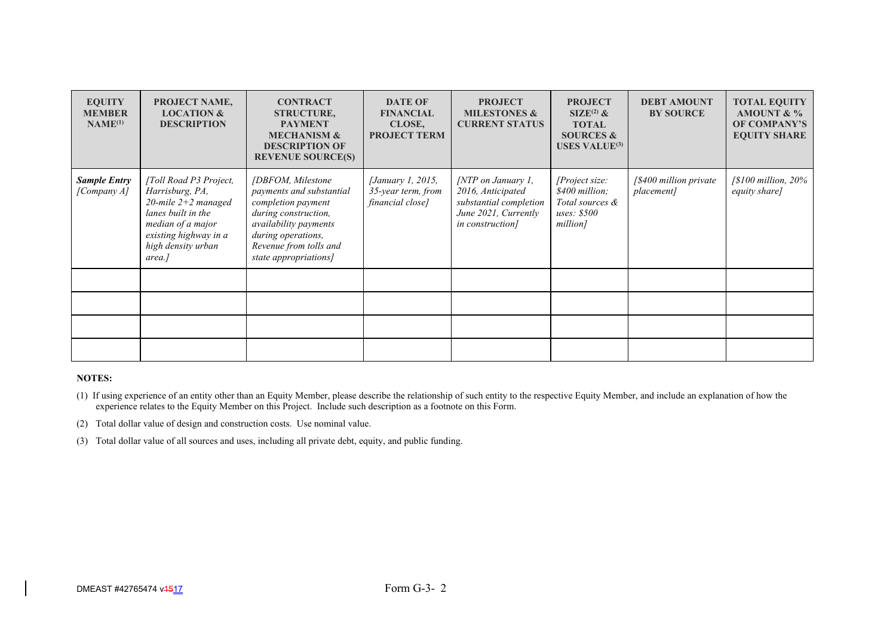| EQUITY MEMBER NAME[(1)] | PROJECT NAME, LOCATION & DESCRIPTION | CONTRACT STRUCTURE, PAYMENT MECHANISM & DESCRIPTION OF REVENUE SOURCE(S) | DATE OF FINANCIAL CLOSE, PROJECT TERM | PROJECT MILESTONES & CURRENT STATUS | PROJECT SIZE[(2)] & TOTAL SOURCES & USES VALUE[(3)] | DEBT AMOUNT BY SOURCE | TOTAL EQUITY AMOUNT & % OF COMPANY'S EQUITY SHARE |
|---|---|---|---|---|---|---|---|
| ***Sample Entry*** *[Company A]* | *[Toll Road P3 Project, Harrisburg, PA, 20-mile 2+2 managed lanes built in the median of a major existing highway in a high density urban area.]* | *[DBFOM, Milestone payments and substantial completion payment during construction, availability payments during operations, Revenue from tolls and state appropriations]* | *[January 1, 2015, 35-year term, from financial close]* | *[NTP on January 1, 2016, Anticipated substantial completion June 2021, Currently in construction]* | *[Project size: $400 million; Total sources & uses: $500 million]* | *[$400 million private placement]* | *[$100 million, 20% equity share]* |
| | | | | | | | |
| | | | | | | | |
| | | | | | | | |
| | | | | | | | |

**NOTES:**

(1) If using experience of an entity other than an Equity Member, please describe the relationship of such entity to the respective Equity Member, and include an explanation of how the experience relates to the Equity Member on this Project. Include such description as a footnote on this Form.

(2) Total dollar value of design and construction costs. Use nominal value.

(3) Total dollar value of all sources and uses, including all private debt, equity, and public funding.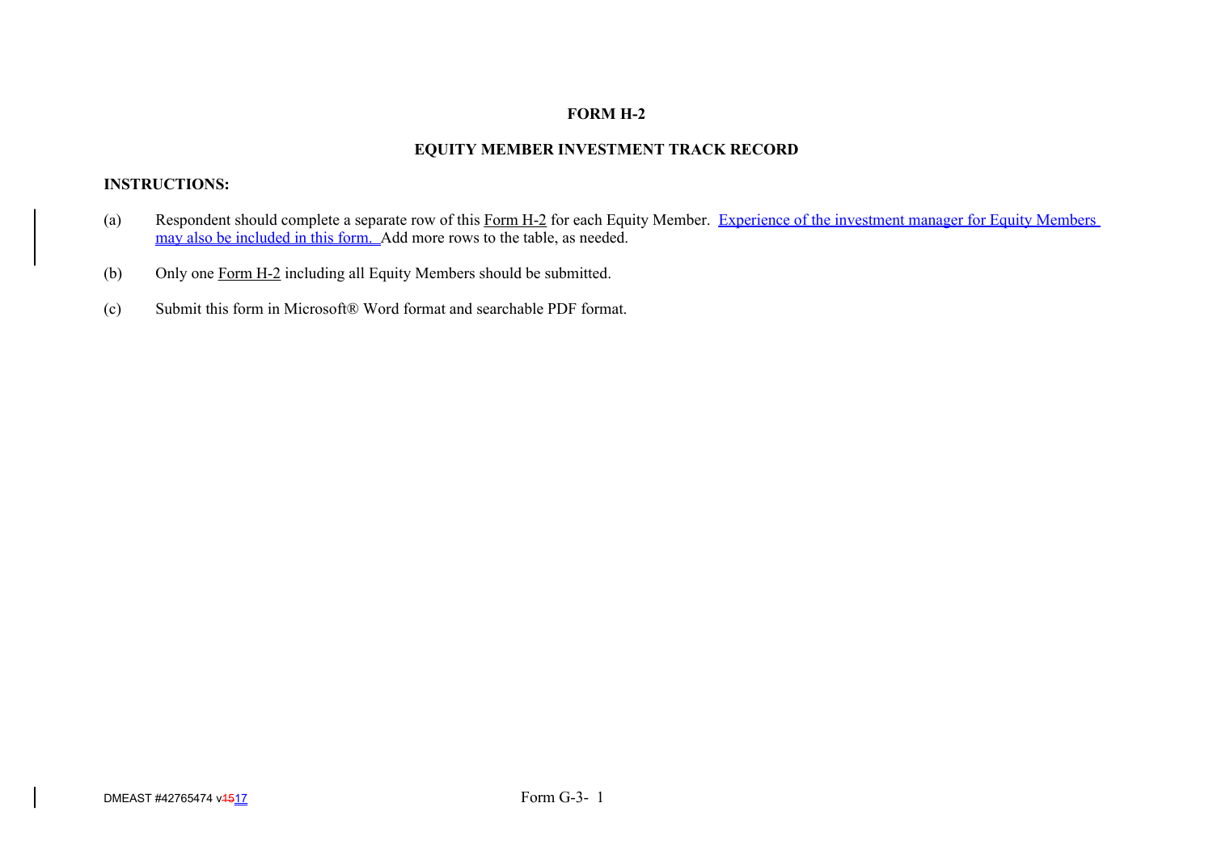**FORM H-2**

**EQUITY MEMBER INVESTMENT TRACK RECORD**

**INSTRUCTIONS:**

(a) Respondent should complete a separate row of this Form H-2 for each Equity Member. Experience of the investment manager for Equity Members may also be included in this form. Add more rows to the table, as needed.

(b) Only one Form H-2 including all Equity Members should be submitted.

(c) Submit this form in Microsoft® Word format and searchable PDF format.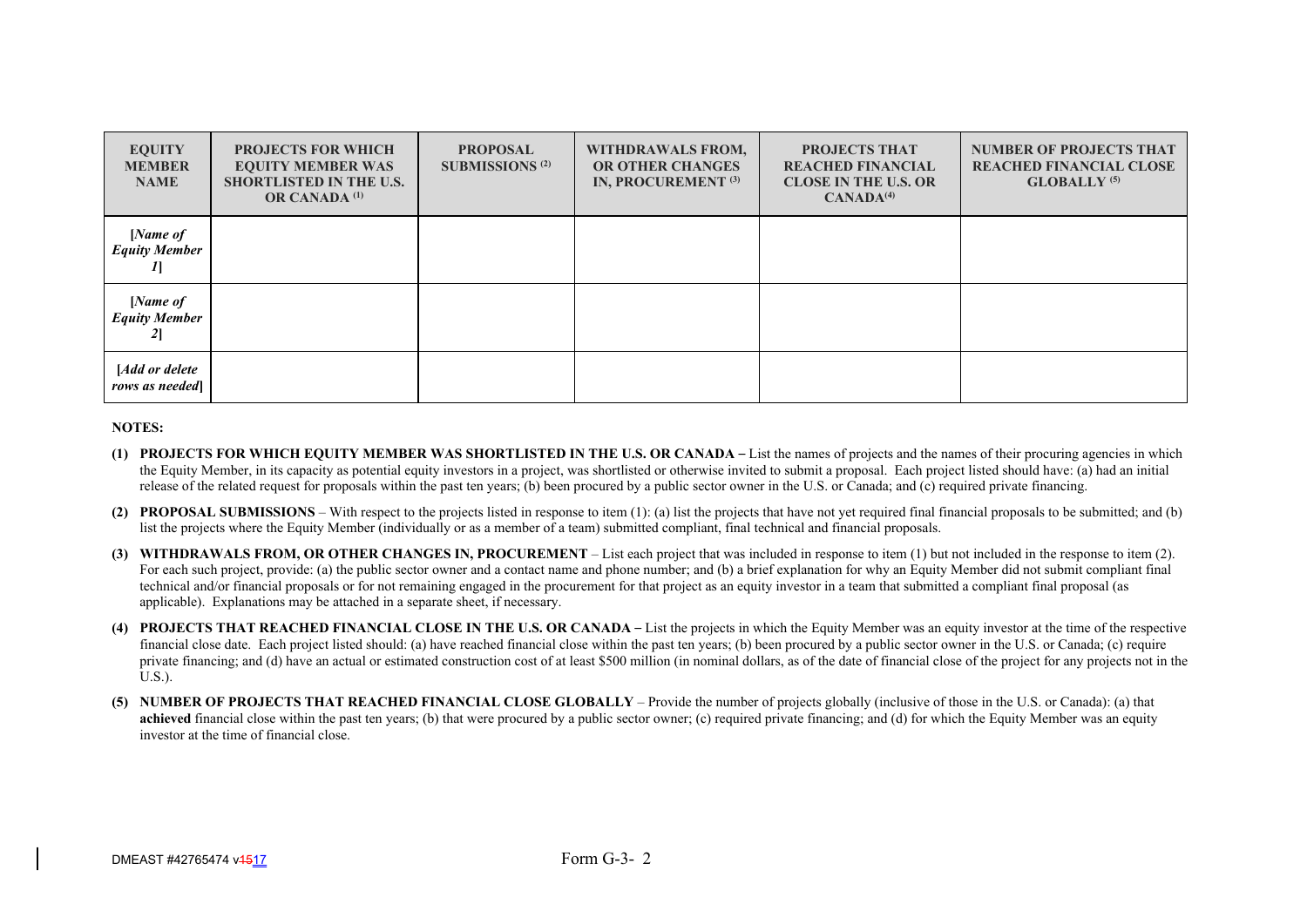| EQUITY MEMBER NAME | PROJECTS FOR WHICH EQUITY MEMBER WAS SHORTLISTED IN THE U.S. OR CANADA [(1)] | PROPOSAL SUBMISSIONS [(2)] | WITHDRAWALS FROM, OR OTHER CHANGES IN, PROCUREMENT [(3)] | PROJECTS THAT REACHED FINANCIAL CLOSE IN THE U.S. OR CANADA[(4)] | NUMBER OF PROJECTS THAT REACHED FINANCIAL CLOSE GLOBALLY [(5)] |
|---|---|---|---|---|---|
| [*Name of Equity Member 1*] | | | | | |
| [*Name of Equity Member 2*] | | | | | |
| [*Add or delete rows as needed*] | | | | | |

**NOTES:**

**(1) PROJECTS FOR WHICH EQUITY MEMBER WAS SHORTLISTED IN THE U.S. OR CANADA –** List the names of projects and the names of their procuring agencies in which the Equity Member, in its capacity as potential equity investors in a project, was shortlisted or otherwise invited to submit a proposal. Each project listed should have: (a) had an initial release of the related request for proposals within the past ten years; (b) been procured by a public sector owner in the U.S. or Canada; and (c) required private financing.

**(2) PROPOSAL SUBMISSIONS** – With respect to the projects listed in response to item (1): (a) list the projects that have not yet required final financial proposals to be submitted; and (b) list the projects where the Equity Member (individually or as a member of a team) submitted compliant, final technical and financial proposals.

**(3) WITHDRAWALS FROM, OR OTHER CHANGES IN, PROCUREMENT** – List each project that was included in response to item (1) but not included in the response to item (2). For each such project, provide: (a) the public sector owner and a contact name and phone number; and (b) a brief explanation for why an Equity Member did not submit compliant final technical and/or financial proposals or for not remaining engaged in the procurement for that project as an equity investor in a team that submitted a compliant final proposal (as applicable). Explanations may be attached in a separate sheet, if necessary.

**(4) PROJECTS THAT REACHED FINANCIAL CLOSE IN THE U.S. OR CANADA –** List the projects in which the Equity Member was an equity investor at the time of the respective financial close date. Each project listed should: (a) have reached financial close within the past ten years; (b) been procured by a public sector owner in the U.S. or Canada; (c) require private financing; and (d) have an actual or estimated construction cost of at least $500 million (in nominal dollars, as of the date of financial close of the project for any projects not in the U.S.).

**(5) NUMBER OF PROJECTS THAT REACHED FINANCIAL CLOSE GLOBALLY** – Provide the number of projects globally (inclusive of those in the U.S. or Canada): (a) that **achieved** financial close within the past ten years; (b) that were procured by a public sector owner; (c) required private financing; and (d) for which the Equity Member was an equity investor at the time of financial close.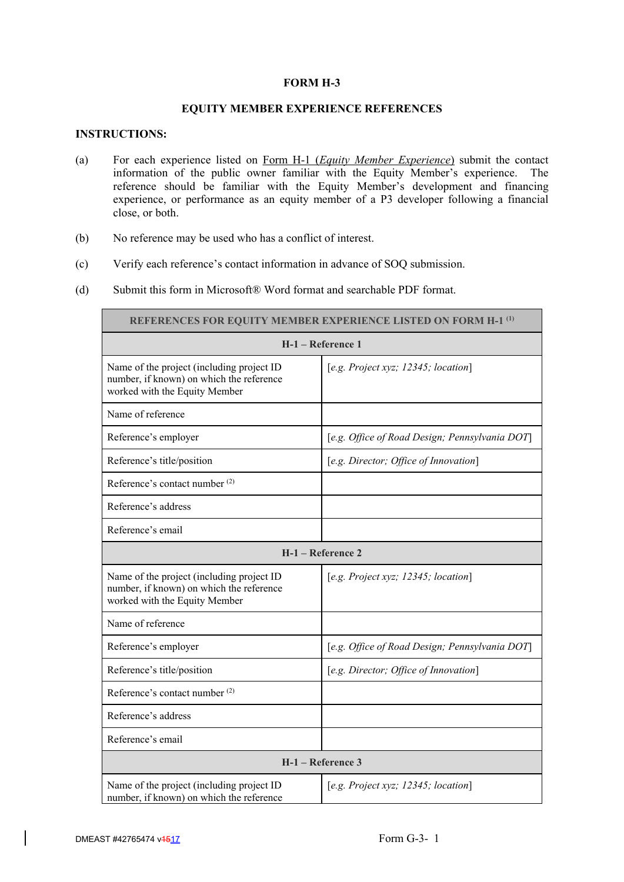**FORM H-3**

**EQUITY MEMBER EXPERIENCE REFERENCES**

**INSTRUCTIONS:**

(a) For each experience listed on Form H-1 (*Equity Member Experience*) submit the contact information of the public owner familiar with the Equity Member's experience. The reference should be familiar with the Equity Member's development and financing experience, or performance as an equity member of a P3 developer following a financial close, or both.

(b) No reference may be used who has a conflict of interest.

(c) Verify each reference's contact information in advance of SOQ submission.

(d) Submit this form in Microsoft® Word format and searchable PDF format.

| **REFERENCES FOR EQUITY MEMBER EXPERIENCE LISTED ON FORM H-1 (1)** | |
|---|---|
| **H-1 – Reference 1** | |
| Name of the project (including project ID number, if known) on which the reference worked with the Equity Member | [*e.g. Project xyz; 12345; location*] |
| Name of reference | |
| Reference's employer | [*e.g. Office of Road Design; Pennsylvania DOT*] |
| Reference's title/position | [*e.g. Director; Office of Innovation*] |
| Reference's contact number (2) | |
| Reference's address | |
| Reference's email | |
| **H-1 – Reference 2** | |
| Name of the project (including project ID number, if known) on which the reference worked with the Equity Member | [*e.g. Project xyz; 12345; location*] |
| Name of reference | |
| Reference's employer | [*e.g. Office of Road Design; Pennsylvania DOT*] |
| Reference's title/position | [*e.g. Director; Office of Innovation*] |
| Reference's contact number (2) | |
| Reference's address | |
| Reference's email | |
| **H-1 – Reference 3** | |
| Name of the project (including project ID number, if known) on which the reference | [*e.g. Project xyz; 12345; location*] |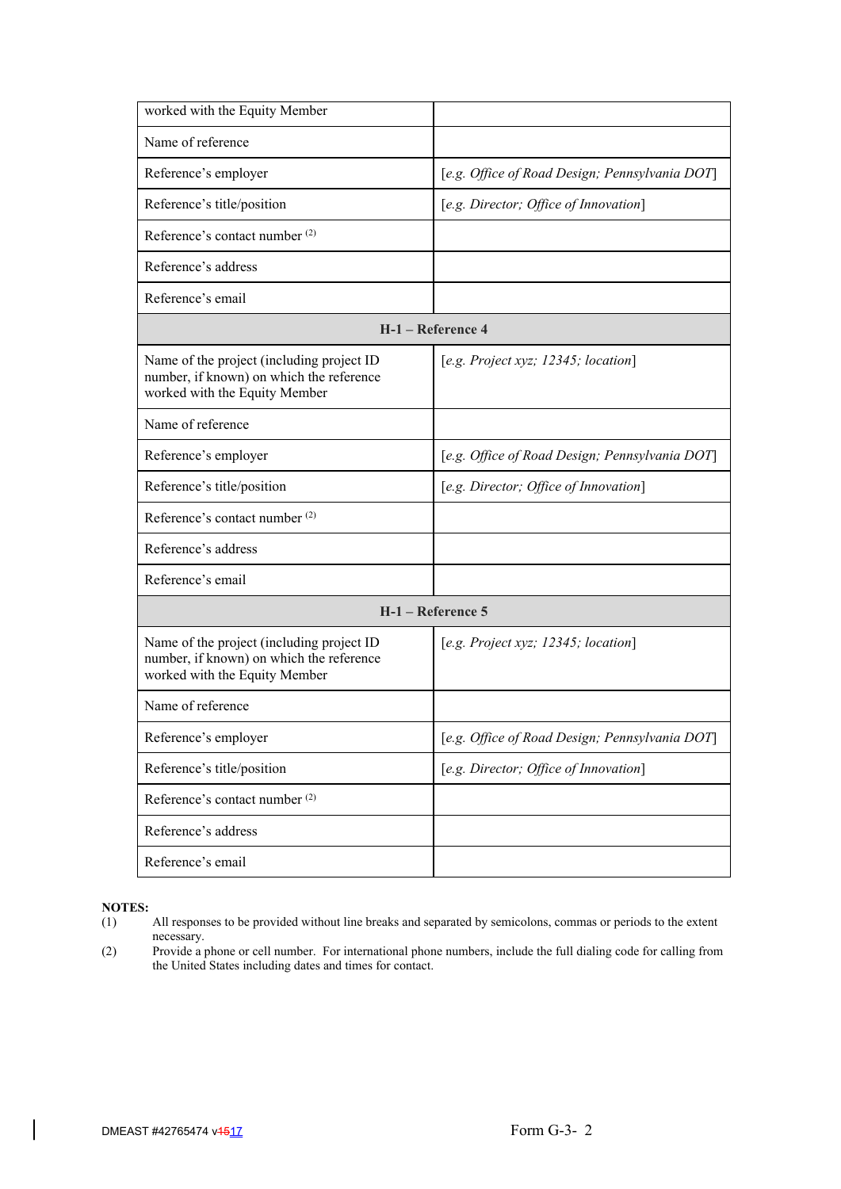| | |
|---|---|
| worked with the Equity Member | |
| Name of reference | |
| Reference's employer | [*e.g. Office of Road Design; Pennsylvania DOT*] |
| Reference's title/position | [*e.g. Director; Office of Innovation*] |
| Reference's contact number [(2)] | |
| Reference's address | |
| Reference's email | |
| **H-1 – Reference 4** | |
| Name of the project (including project ID number, if known) on which the reference worked with the Equity Member | [*e.g. Project xyz; 12345; location*] |
| Name of reference | |
| Reference's employer | [*e.g. Office of Road Design; Pennsylvania DOT*] |
| Reference's title/position | [*e.g. Director; Office of Innovation*] |
| Reference's contact number [(2)] | |
| Reference's address | |
| Reference's email | |
| **H-1 – Reference 5** | |
| Name of the project (including project ID number, if known) on which the reference worked with the Equity Member | [*e.g. Project xyz; 12345; location*] |
| Name of reference | |
| Reference's employer | [*e.g. Office of Road Design; Pennsylvania DOT*] |
| Reference's title/position | [*e.g. Director; Office of Innovation*] |
| Reference's contact number [(2)] | |
| Reference's address | |
| Reference's email | |

**NOTES:**

(1) All responses to be provided without line breaks and separated by semicolons, commas or periods to the extent necessary.

(2) Provide a phone or cell number. For international phone numbers, include the full dialing code for calling from the United States including dates and times for contact.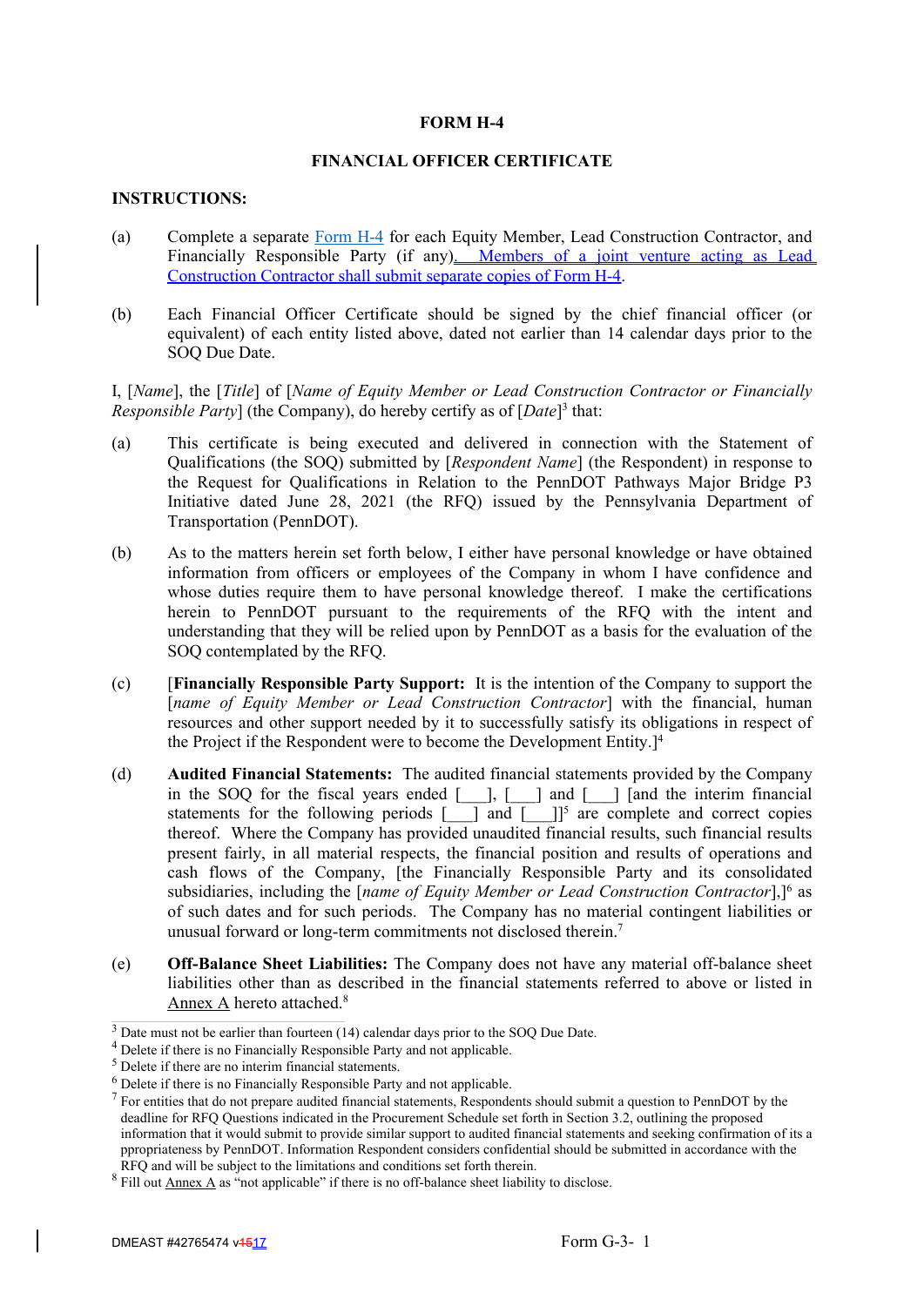**FORM H-4**

**FINANCIAL OFFICER CERTIFICATE**

**INSTRUCTIONS:**

(a) Complete a separate Form H-4 for each Equity Member, Lead Construction Contractor, and Financially Responsible Party (if any). Members of a joint venture acting as Lead Construction Contractor shall submit separate copies of Form H-4.

(b) Each Financial Officer Certificate should be signed by the chief financial officer (or equivalent) of each entity listed above, dated not earlier than 14 calendar days prior to the SOQ Due Date.

I, [*Name*], the [*Title*] of [*Name of Equity Member or Lead Construction Contractor or Financially Responsible Party*] (the Company), do hereby certify as of [*Date*][3] that:

(a) This certificate is being executed and delivered in connection with the Statement of Qualifications (the SOQ) submitted by [*Respondent Name*] (the Respondent) in response to the Request for Qualifications in Relation to the PennDOT Pathways Major Bridge P3 Initiative dated June 28, 2021 (the RFQ) issued by the Pennsylvania Department of Transportation (PennDOT).

(b) As to the matters herein set forth below, I either have personal knowledge or have obtained information from officers or employees of the Company in whom I have confidence and whose duties require them to have personal knowledge thereof. I make the certifications herein to PennDOT pursuant to the requirements of the RFQ with the intent and understanding that they will be relied upon by PennDOT as a basis for the evaluation of the SOQ contemplated by the RFQ.

(c) [**Financially Responsible Party Support:** It is the intention of the Company to support the [*name of Equity Member or Lead Construction Contractor*] with the financial, human resources and other support needed by it to successfully satisfy its obligations in respect of the Project if the Respondent were to become the Development Entity.][4]

(d) **Audited Financial Statements:** The audited financial statements provided by the Company in the SOQ for the fiscal years ended [___], [___] and [___] [and the interim financial statements for the following periods [___] and [___]][5] are complete and correct copies thereof. Where the Company has provided unaudited financial results, such financial results present fairly, in all material respects, the financial position and results of operations and cash flows of the Company, [the Financially Responsible Party and its consolidated subsidiaries, including the [*name of Equity Member or Lead Construction Contractor*],][6] as of such dates and for such periods. The Company has no material contingent liabilities or unusual forward or long-term commitments not disclosed therein.[7]

(e) **Off-Balance Sheet Liabilities:** The Company does not have any material off-balance sheet liabilities other than as described in the financial statements referred to above or listed in Annex A hereto attached.[8]

---

[3] Date must not be earlier than fourteen (14) calendar days prior to the SOQ Due Date.

[4] Delete if there is no Financially Responsible Party and not applicable.

[5] Delete if there are no interim financial statements.

[6] Delete if there is no Financially Responsible Party and not applicable.

[7] For entities that do not prepare audited financial statements, Respondents should submit a question to PennDOT by the deadline for RFQ Questions indicated in the Procurement Schedule set forth in Section 3.2, outlining the proposed information that it would submit to provide similar support to audited financial statements and seeking confirmation of its appropriateness by PennDOT. Information Respondent considers confidential should be submitted in accordance with the RFQ and will be subject to the limitations and conditions set forth therein.

[8] Fill out Annex A as "not applicable" if there is no off-balance sheet liability to disclose.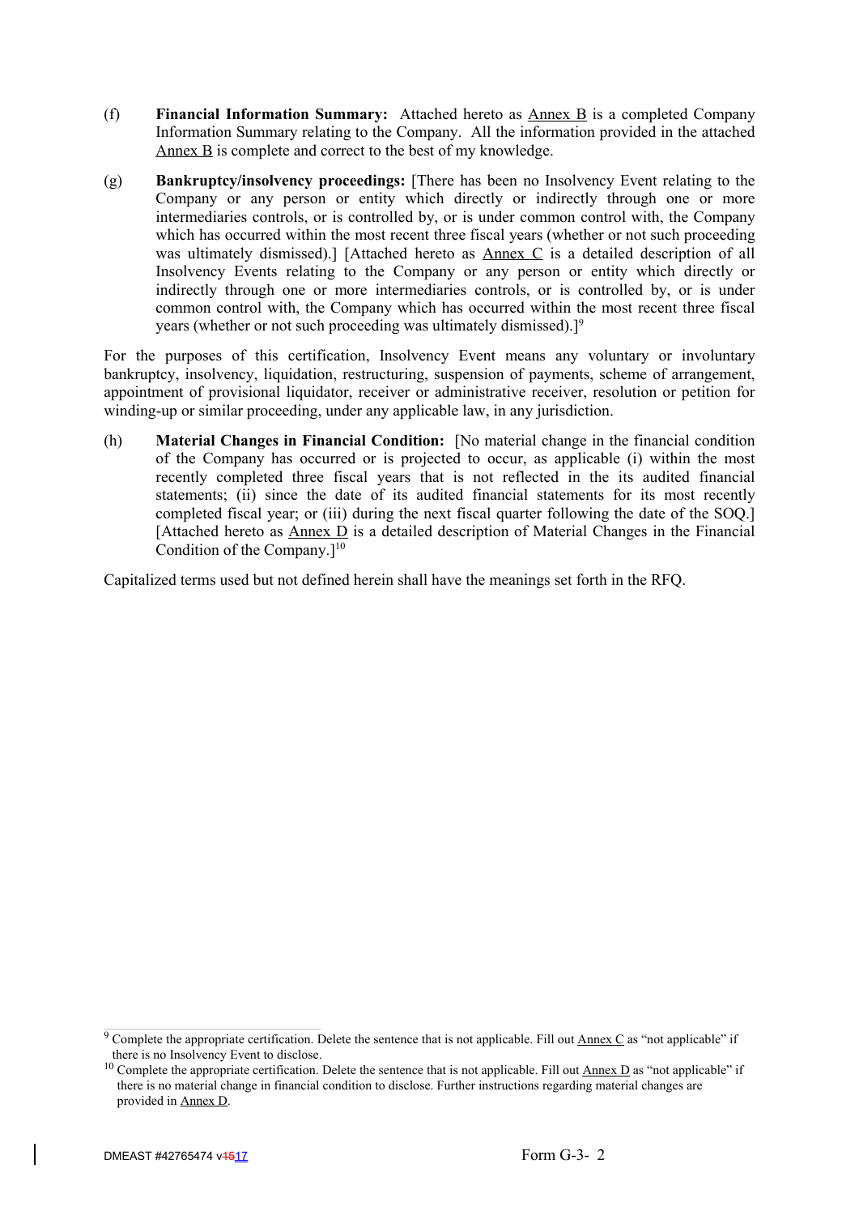(f) **Financial Information Summary:** Attached hereto as Annex B is a completed Company Information Summary relating to the Company. All the information provided in the attached Annex B is complete and correct to the best of my knowledge.

(g) **Bankruptcy/insolvency proceedings:** [There has been no Insolvency Event relating to the Company or any person or entity which directly or indirectly through one or more intermediaries controls, or is controlled by, or is under common control with, the Company which has occurred within the most recent three fiscal years (whether or not such proceeding was ultimately dismissed).] [Attached hereto as Annex C is a detailed description of all Insolvency Events relating to the Company or any person or entity which directly or indirectly through one or more intermediaries controls, or is controlled by, or is under common control with, the Company which has occurred within the most recent three fiscal years (whether or not such proceeding was ultimately dismissed).][9]

For the purposes of this certification, Insolvency Event means any voluntary or involuntary bankruptcy, insolvency, liquidation, restructuring, suspension of payments, scheme of arrangement, appointment of provisional liquidator, receiver or administrative receiver, resolution or petition for winding-up or similar proceeding, under any applicable law, in any jurisdiction.

(h) **Material Changes in Financial Condition:** [No material change in the financial condition of the Company has occurred or is projected to occur, as applicable (i) within the most recently completed three fiscal years that is not reflected in the its audited financial statements; (ii) since the date of its audited financial statements for its most recently completed fiscal year; or (iii) during the next fiscal quarter following the date of the SOQ.] [Attached hereto as Annex D is a detailed description of Material Changes in the Financial Condition of the Company.][10]

Capitalized terms used but not defined herein shall have the meanings set forth in the RFQ.

---

[9] Complete the appropriate certification. Delete the sentence that is not applicable. Fill out Annex C as "not applicable" if there is no Insolvency Event to disclose.

[10] Complete the appropriate certification. Delete the sentence that is not applicable. Fill out Annex D as "not applicable" if there is no material change in financial condition to disclose. Further instructions regarding material changes are provided in Annex D.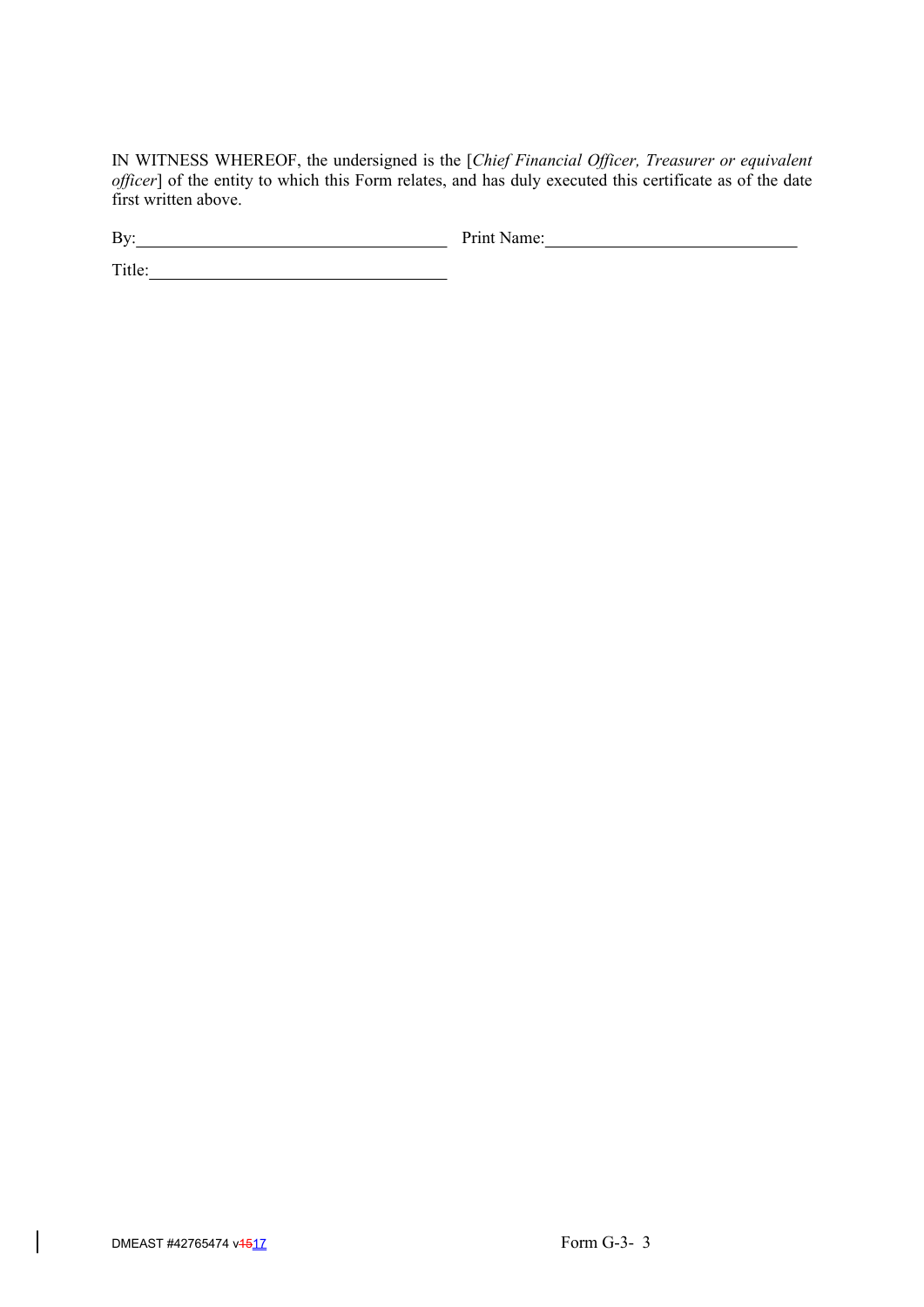IN WITNESS WHEREOF, the undersigned is the [*Chief Financial Officer, Treasurer or equivalent officer*] of the entity to which this Form relates, and has duly executed this certificate as of the date first written above.

By:\_\_\_\_\_\_\_\_\_\_\_\_\_\_\_\_\_\_\_\_\_\_\_\_\_\_\_\_\_\_\_\_\_\_\_ Print Name:\_\_\_\_\_\_\_\_\_\_\_\_\_\_\_\_\_\_\_\_\_\_\_\_\_\_\_\_\_\_

Title:\_\_\_\_\_\_\_\_\_\_\_\_\_\_\_\_\_\_\_\_\_\_\_\_\_\_\_\_\_\_\_\_\_\_\_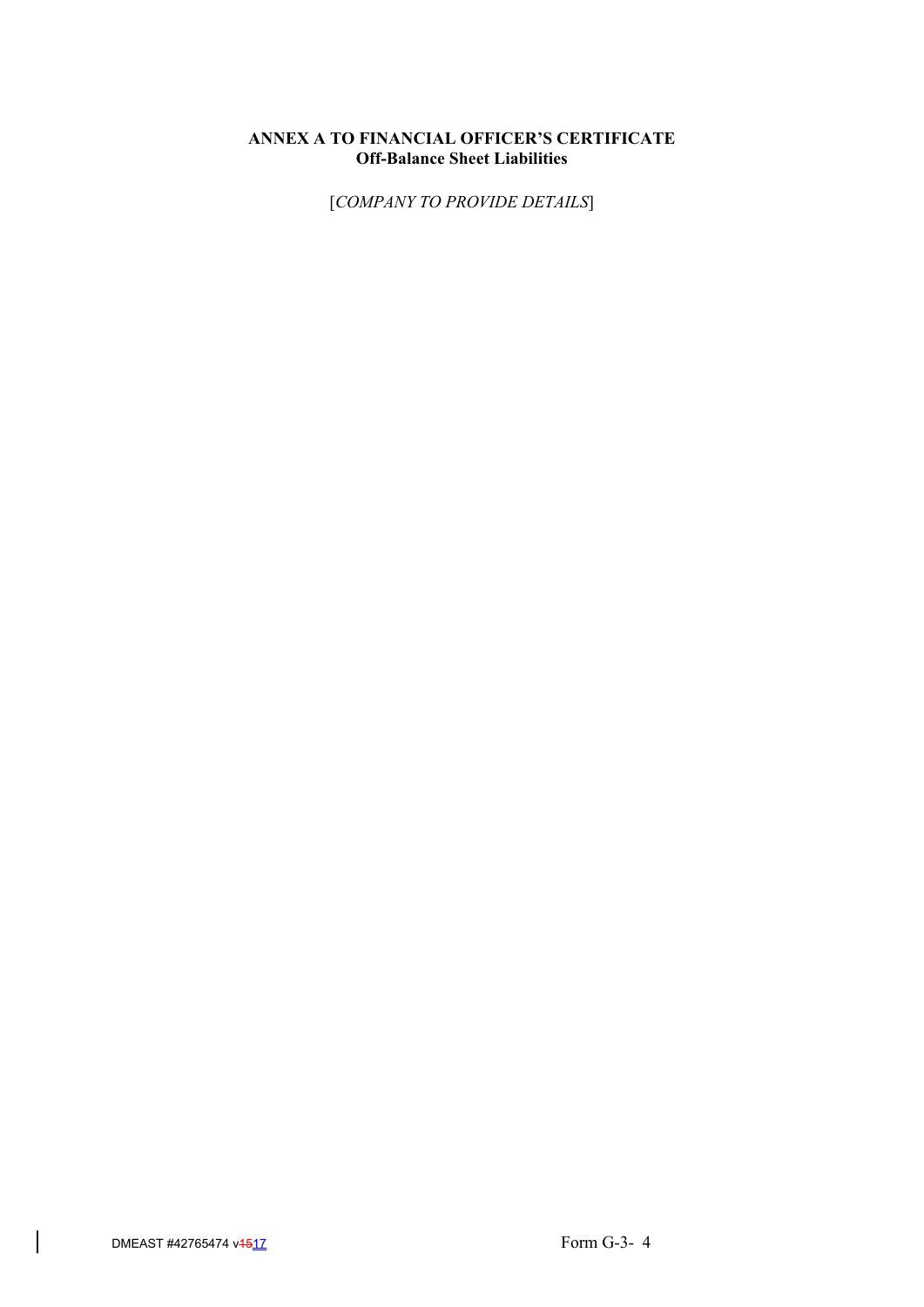**ANNEX A TO FINANCIAL OFFICER'S CERTIFICATE**
**Off-Balance Sheet Liabilities**

[*COMPANY TO PROVIDE DETAILS*]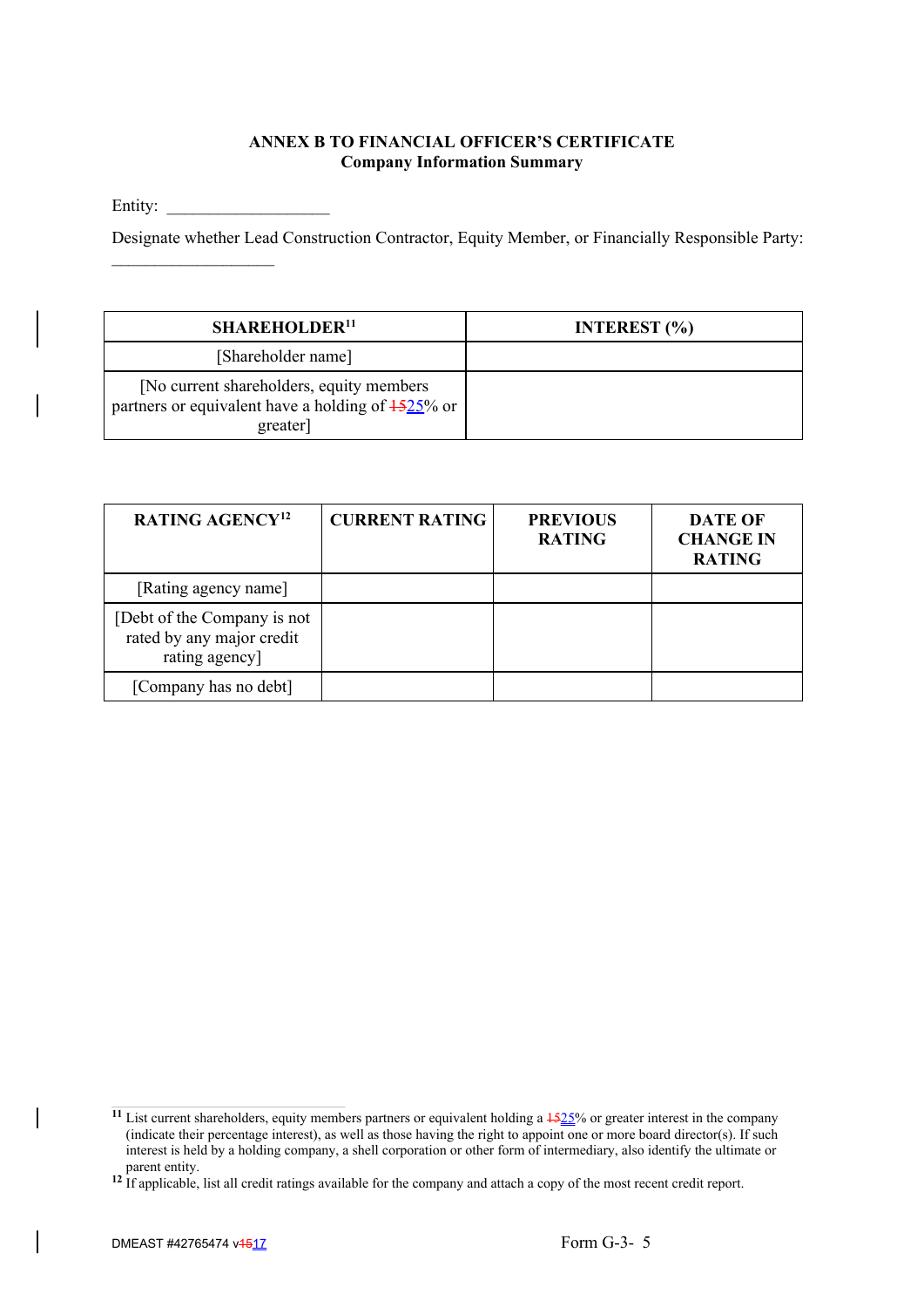**ANNEX B TO FINANCIAL OFFICER'S CERTIFICATE**
**Company Information Summary**

Entity: ___________________

Designate whether Lead Construction Contractor, Equity Member, or Financially Responsible Party: ___________________

| SHAREHOLDER[11] | INTEREST (%) |
|---|---|
| [Shareholder name] | |
| [No current shareholders, equity members partners or equivalent have a holding of ~~15~~25% or greater] | |

| RATING AGENCY[12] | CURRENT RATING | PREVIOUS RATING | DATE OF CHANGE IN RATING |
|---|---|---|---|
| [Rating agency name] | | | |
| [Debt of the Company is not rated by any major credit rating agency] | | | |
| [Company has no debt] | | | |

[11] List current shareholders, equity members partners or equivalent holding a ~~15~~25% or greater interest in the company (indicate their percentage interest), as well as those having the right to appoint one or more board director(s). If such interest is held by a holding company, a shell corporation or other form of intermediary, also identify the ultimate or parent entity.

[12] If applicable, list all credit ratings available for the company and attach a copy of the most recent credit report.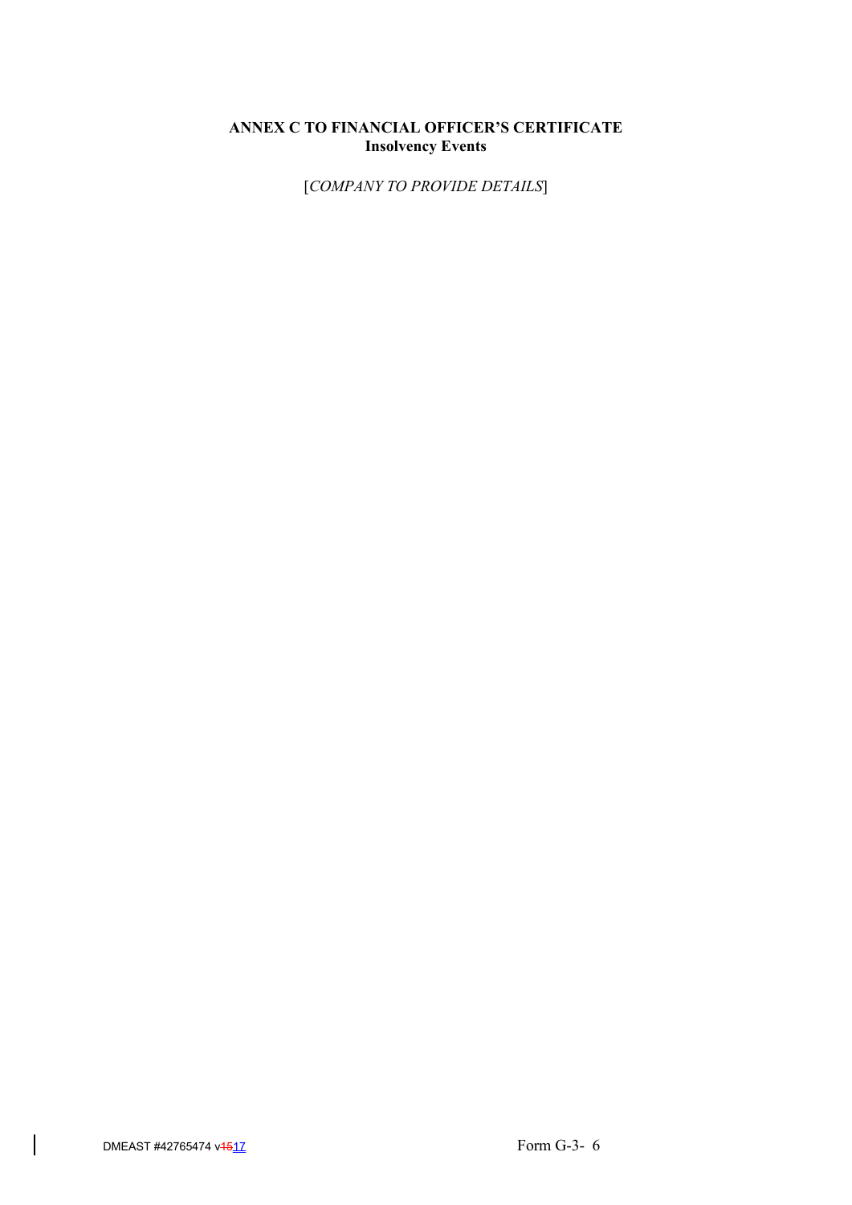**ANNEX C TO FINANCIAL OFFICER'S CERTIFICATE**
**Insolvency Events**

[*COMPANY TO PROVIDE DETAILS*]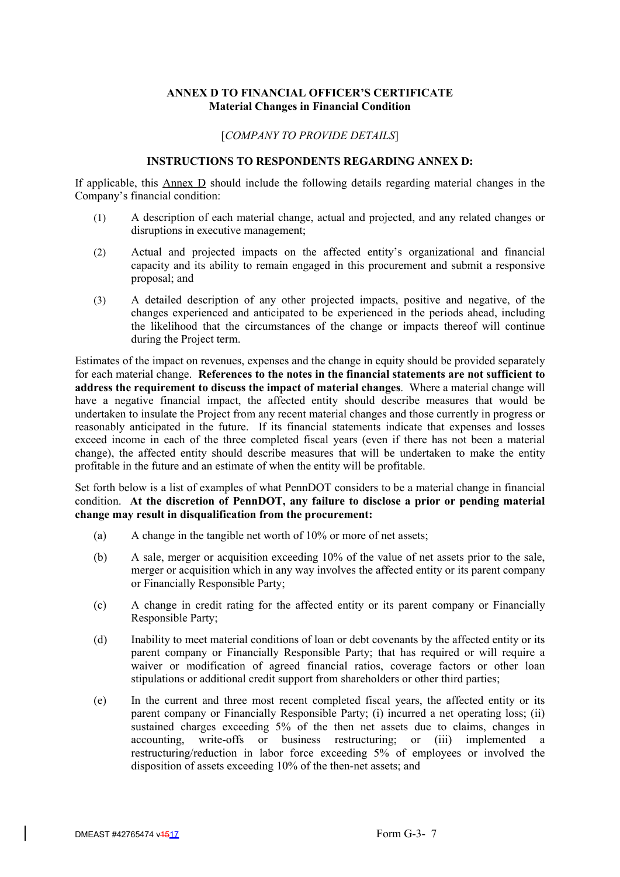**ANNEX D TO FINANCIAL OFFICER'S CERTIFICATE**
**Material Changes in Financial Condition**

[*COMPANY TO PROVIDE DETAILS*]

**INSTRUCTIONS TO RESPONDENTS REGARDING ANNEX D:**

If applicable, this Annex D should include the following details regarding material changes in the Company's financial condition:

(1) A description of each material change, actual and projected, and any related changes or disruptions in executive management;

(2) Actual and projected impacts on the affected entity's organizational and financial capacity and its ability to remain engaged in this procurement and submit a responsive proposal; and

(3) A detailed description of any other projected impacts, positive and negative, of the changes experienced and anticipated to be experienced in the periods ahead, including the likelihood that the circumstances of the change or impacts thereof will continue during the Project term.

Estimates of the impact on revenues, expenses and the change in equity should be provided separately for each material change. **References to the notes in the financial statements are not sufficient to address the requirement to discuss the impact of material changes**. Where a material change will have a negative financial impact, the affected entity should describe measures that would be undertaken to insulate the Project from any recent material changes and those currently in progress or reasonably anticipated in the future. If its financial statements indicate that expenses and losses exceed income in each of the three completed fiscal years (even if there has not been a material change), the affected entity should describe measures that will be undertaken to make the entity profitable in the future and an estimate of when the entity will be profitable.

Set forth below is a list of examples of what PennDOT considers to be a material change in financial condition. **At the discretion of PennDOT, any failure to disclose a prior or pending material change may result in disqualification from the procurement:**

(a) A change in the tangible net worth of 10% or more of net assets;

(b) A sale, merger or acquisition exceeding 10% of the value of net assets prior to the sale, merger or acquisition which in any way involves the affected entity or its parent company or Financially Responsible Party;

(c) A change in credit rating for the affected entity or its parent company or Financially Responsible Party;

(d) Inability to meet material conditions of loan or debt covenants by the affected entity or its parent company or Financially Responsible Party; that has required or will require a waiver or modification of agreed financial ratios, coverage factors or other loan stipulations or additional credit support from shareholders or other third parties;

(e) In the current and three most recent completed fiscal years, the affected entity or its parent company or Financially Responsible Party; (i) incurred a net operating loss; (ii) sustained charges exceeding 5% of the then net assets due to claims, changes in accounting, write-offs or business restructuring; or (iii) implemented a restructuring/reduction in labor force exceeding 5% of employees or involved the disposition of assets exceeding 10% of the then-net assets; and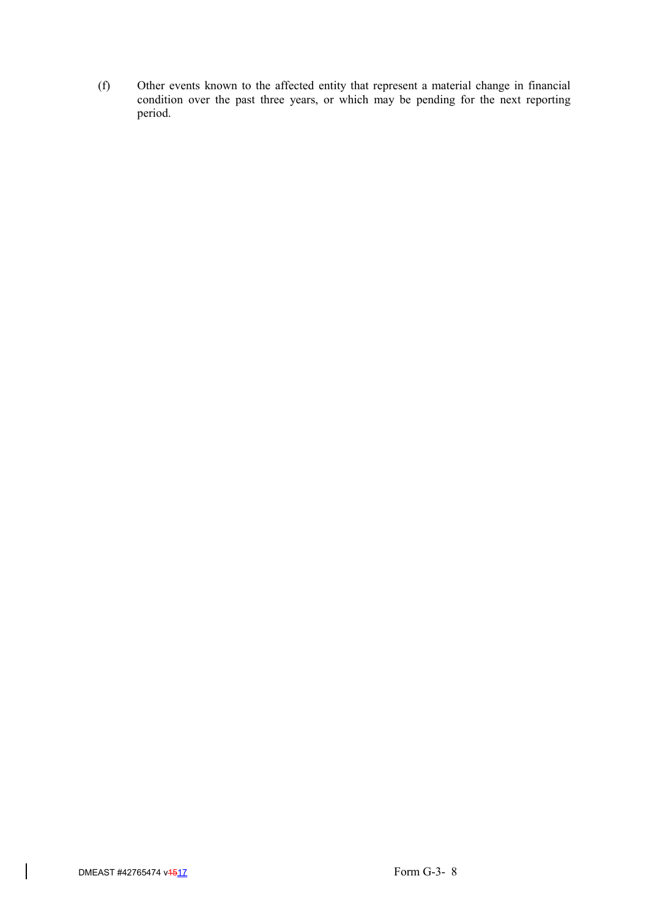(f) Other events known to the affected entity that represent a material change in financial condition over the past three years, or which may be pending for the next reporting period.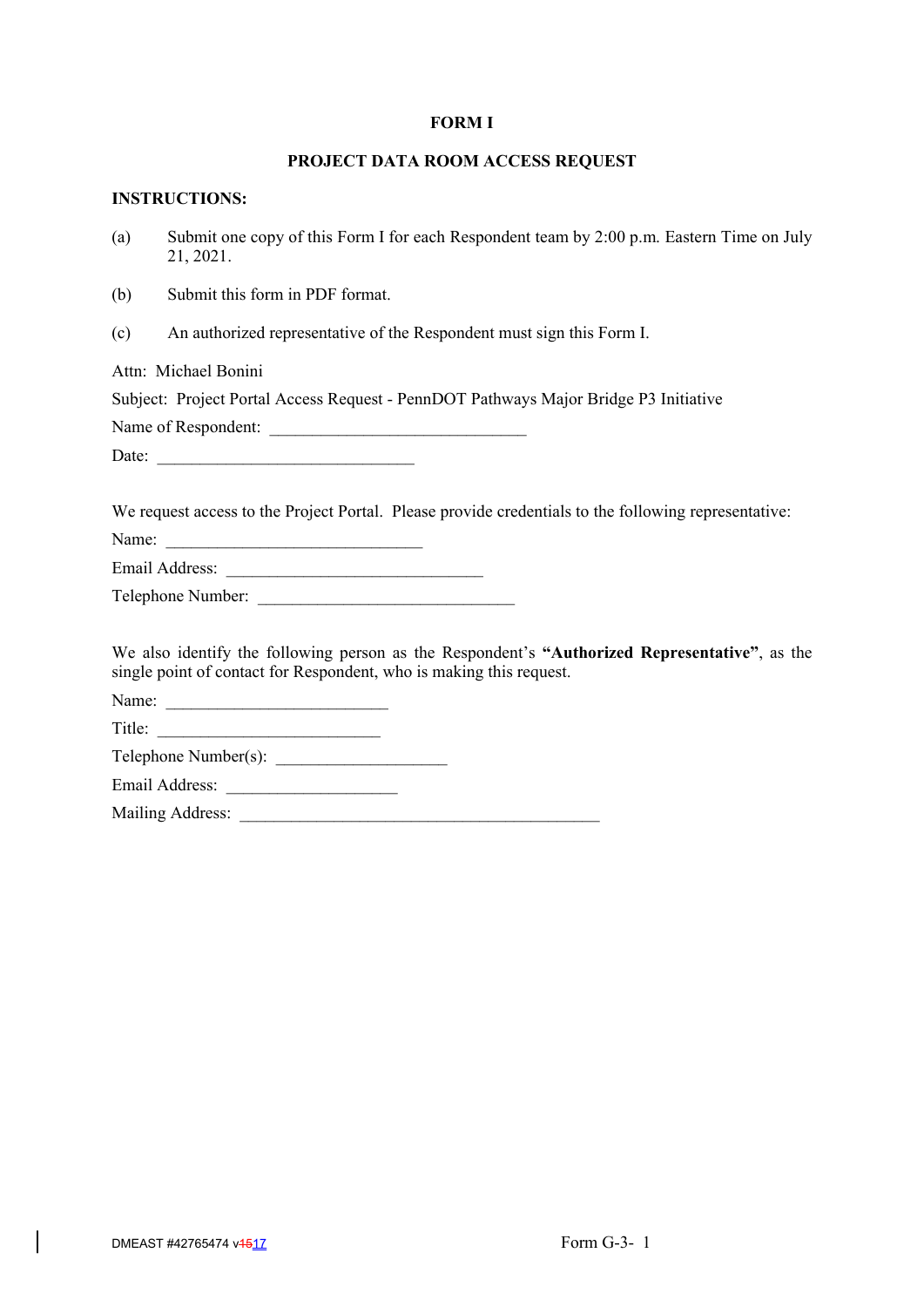**FORM I**

**PROJECT DATA ROOM ACCESS REQUEST**

**INSTRUCTIONS:**

(a) Submit one copy of this Form I for each Respondent team by 2:00 p.m. Eastern Time on July 21, 2021.

(b) Submit this form in PDF format.

(c) An authorized representative of the Respondent must sign this Form I.

Attn: Michael Bonini

Subject: Project Portal Access Request - PennDOT Pathways Major Bridge P3 Initiative

Name of Respondent: ______________________________

Date: ______________________________

We request access to the Project Portal. Please provide credentials to the following representative:

Name: ______________________________

Email Address: ______________________________

Telephone Number: ______________________________

We also identify the following person as the Respondent's **"Authorized Representative"**, as the single point of contact for Respondent, who is making this request.

Name: __________________________

Title: __________________________

Telephone Number(s): ____________________

Email Address: ____________________

Mailing Address: ___________________________________________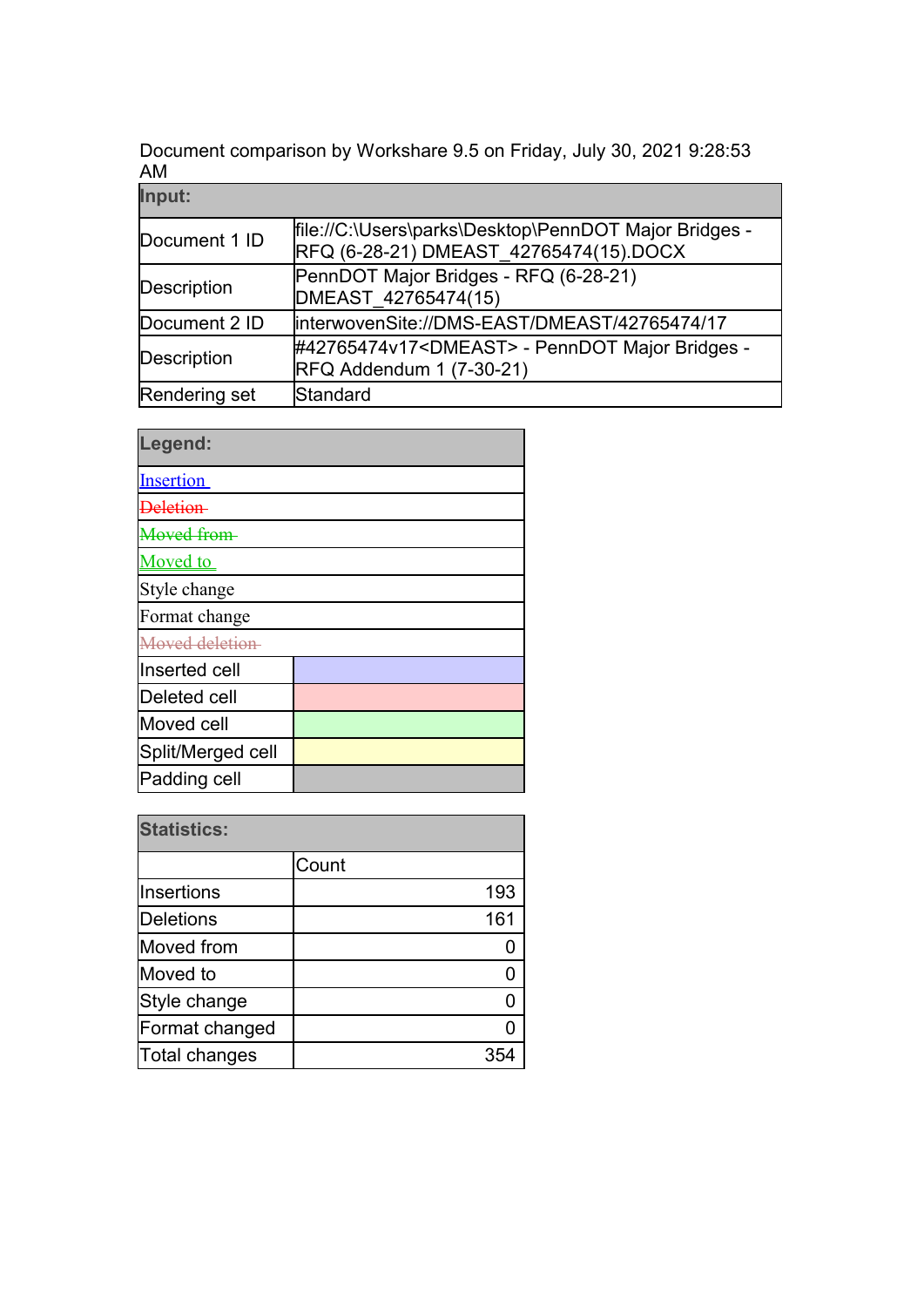Document comparison by Workshare 9.5 on Friday, July 30, 2021 9:28:53 AM

| Input: | |
|---|---|
| Document 1 ID | file://C:\Users\parks\Desktop\PennDOT Major Bridges - RFQ (6-28-21) DMEAST_42765474(15).DOCX |
| Description | PennDOT Major Bridges - RFQ (6-28-21) DMEAST_42765474(15) |
| Document 2 ID | interwovenSite://DMS-EAST/DMEAST/42765474/17 |
| Description | #42765474v17<DMEAST> - PennDOT Major Bridges - RFQ Addendum 1 (7-30-21) |
| Rendering set | Standard |

| Legend: | |
|---|---|
| Insertion | |
| ~~Deletion~~ | |
| ~~Moved from~~ | |
| Moved to | |
| Style change | |
| Format change | |
| ~~Moved deletion~~ | |
| Inserted cell | |
| Deleted cell | |
| Moved cell | |
| Split/Merged cell | |
| Padding cell | |

| Statistics: | |
|---|---|
| | Count |
| Insertions | 193 |
| Deletions | 161 |
| Moved from | 0 |
| Moved to | 0 |
| Style change | 0 |
| Format changed | 0 |
| Total changes | 354 |